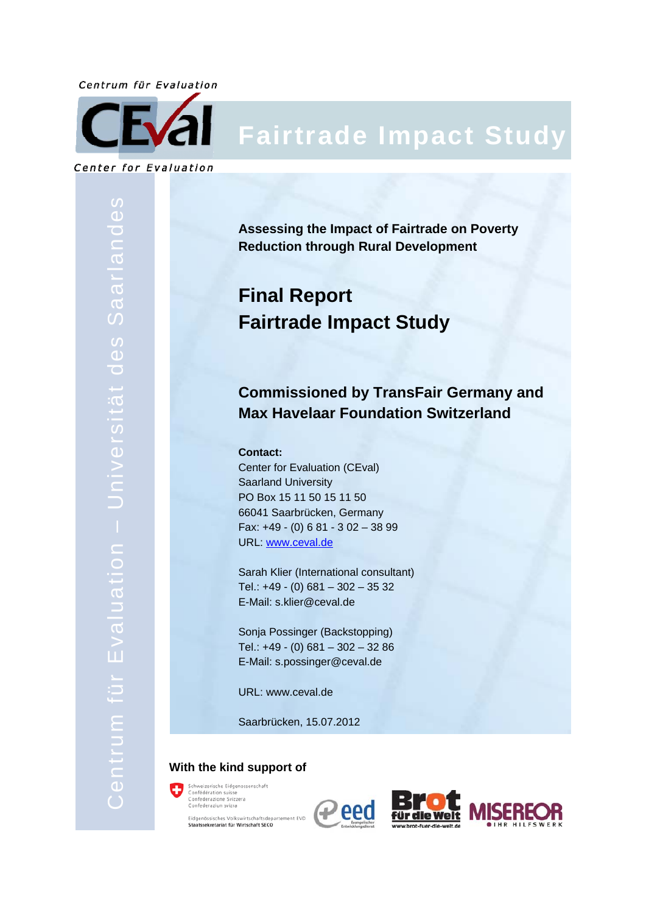Centrum für Evaluation

CEval

Center for Evaluation

# Fairtrade Impact Study

Centrum für Evaluation – Universität des Saarlandes

**Assessing the Impact of Fairtrade on Poverty Reduction through Rural Development**

## Final Report
## Fairtrade Impact Study

### Commissioned by TransFair Germany and Max Havelaar Foundation Switzerland

**Contact:**
Center for Evaluation (CEval)
Saarland University
PO Box 15 11 50 15 11 50
66041 Saarbrücken, Germany
Fax: +49 - (0) 6 81 - 3 02 – 38 99
URL: www.ceval.de

Sarah Klier (International consultant)
Tel.: +49 - (0) 681 – 302 – 35 32
E-Mail: s.klier@ceval.de

Sonja Possinger (Backstopping)
Tel.: +49 - (0) 681 – 302 – 32 86
E-Mail: s.possinger@ceval.de

URL: www.ceval.de

Saarbrücken, 15.07.2012

**With the kind support of**

Schweizerische Eidgenossenschaft
Confédération suisse
Confederazione Svizzera
Confederaziun svizra

Eidgenössisches Volkswirtschaftsdepartement EVD
Staatssekretariat für Wirtschaft SECO

eed Evangelischer Entwicklungsdienst

Brot für die Welt
www.brot-fuer-die-welt.de

MISEREOR
IHR HILFSWERK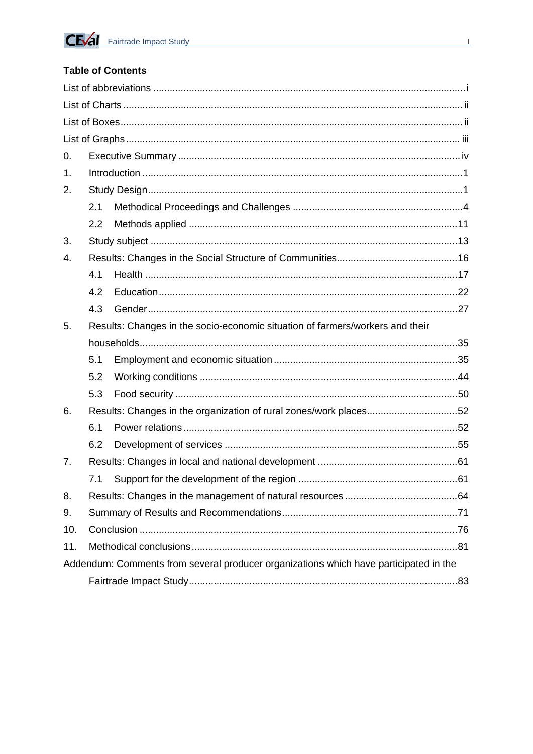## Table of Contents

List of abbreviations ........................................................................................................i

List of Charts .................................................................................................................ii

List of Boxes...................................................................................................................ii

List of Graphs ...............................................................................................................iii

0. Executive Summary ..................................................................................................iv

1. Introduction ..............................................................................................................1

2. Study Design.............................................................................................................1

   2.1 Methodical Proceedings and Challenges ..............................................................4

   2.2 Methods applied ..................................................................................................11

3. Study subject ............................................................................................................13

4. Results: Changes in the Social Structure of Communities............................................16

   4.1 Health ..................................................................................................................17

   4.2 Education.............................................................................................................22

   4.3 Gender .................................................................................................................27

5. Results: Changes in the socio-economic situation of farmers/workers and their households..................................................................................................................35

   5.1 Employment and economic situation ...................................................................35

   5.2 Working conditions ..............................................................................................44

   5.3 Food security .......................................................................................................50

6. Results: Changes in the organization of rural zones/work places.................................52

   6.1 Power relations ....................................................................................................52

   6.2 Development of services .....................................................................................55

7. Results: Changes in local and national development ....................................................61

   7.1 Support for the development of the region ..........................................................61

8. Results: Changes in the management of natural resources .........................................64

9. Summary of Results and Recommendations................................................................71

10. Conclusion ..............................................................................................................76

11. Methodical conclusions...........................................................................................81

Addendum: Comments from several producer organizations which have participated in the Fairtrade Impact Study..................................................................................................83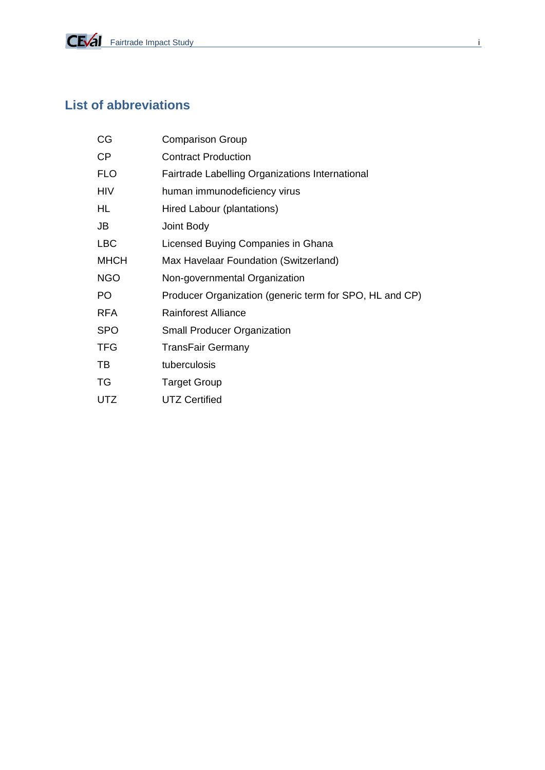## List of abbreviations

| | |
|---|---|
| CG | Comparison Group |
| CP | Contract Production |
| FLO | Fairtrade Labelling Organizations International |
| HIV | human immunodeficiency virus |
| HL | Hired Labour (plantations) |
| JB | Joint Body |
| LBC | Licensed Buying Companies in Ghana |
| MHCH | Max Havelaar Foundation (Switzerland) |
| NGO | Non-governmental Organization |
| PO | Producer Organization (generic term for SPO, HL and CP) |
| RFA | Rainforest Alliance |
| SPO | Small Producer Organization |
| TFG | TransFair Germany |
| TB | tuberculosis |
| TG | Target Group |
| UTZ | UTZ Certified |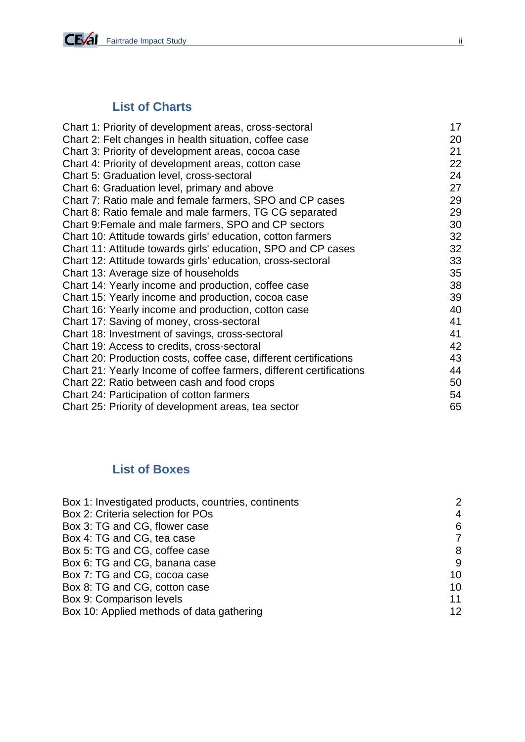## List of Charts

| | |
|---|---|
| Chart 1: Priority of development areas, cross-sectoral | 17 |
| Chart 2: Felt changes in health situation, coffee case | 20 |
| Chart 3: Priority of development areas, cocoa case | 21 |
| Chart 4: Priority of development areas, cotton case | 22 |
| Chart 5: Graduation level, cross-sectoral | 24 |
| Chart 6: Graduation level, primary and above | 27 |
| Chart 7: Ratio male and female farmers, SPO and CP cases | 29 |
| Chart 8: Ratio female and male farmers, TG CG separated | 29 |
| Chart 9:Female and male farmers, SPO and CP sectors | 30 |
| Chart 10: Attitude towards girls' education, cotton farmers | 32 |
| Chart 11: Attitude towards girls' education, SPO and CP cases | 32 |
| Chart 12: Attitude towards girls' education, cross-sectoral | 33 |
| Chart 13: Average size of households | 35 |
| Chart 14: Yearly income and production, coffee case | 38 |
| Chart 15: Yearly income and production, cocoa case | 39 |
| Chart 16: Yearly income and production, cotton case | 40 |
| Chart 17: Saving of money, cross-sectoral | 41 |
| Chart 18: Investment of savings, cross-sectoral | 41 |
| Chart 19: Access to credits, cross-sectoral | 42 |
| Chart 20: Production costs, coffee case, different certifications | 43 |
| Chart 21: Yearly Income of coffee farmers, different certifications | 44 |
| Chart 22: Ratio between cash and food crops | 50 |
| Chart 24: Participation of cotton farmers | 54 |
| Chart 25: Priority of development areas, tea sector | 65 |

## List of Boxes

| | |
|---|---|
| Box 1: Investigated products, countries, continents | 2 |
| Box 2: Criteria selection for POs | 4 |
| Box 3: TG and CG, flower case | 6 |
| Box 4: TG and CG, tea case | 7 |
| Box 5: TG and CG, coffee case | 8 |
| Box 6: TG and CG, banana case | 9 |
| Box 7: TG and CG, cocoa case | 10 |
| Box 8: TG and CG, cotton case | 10 |
| Box 9: Comparison levels | 11 |
| Box 10: Applied methods of data gathering | 12 |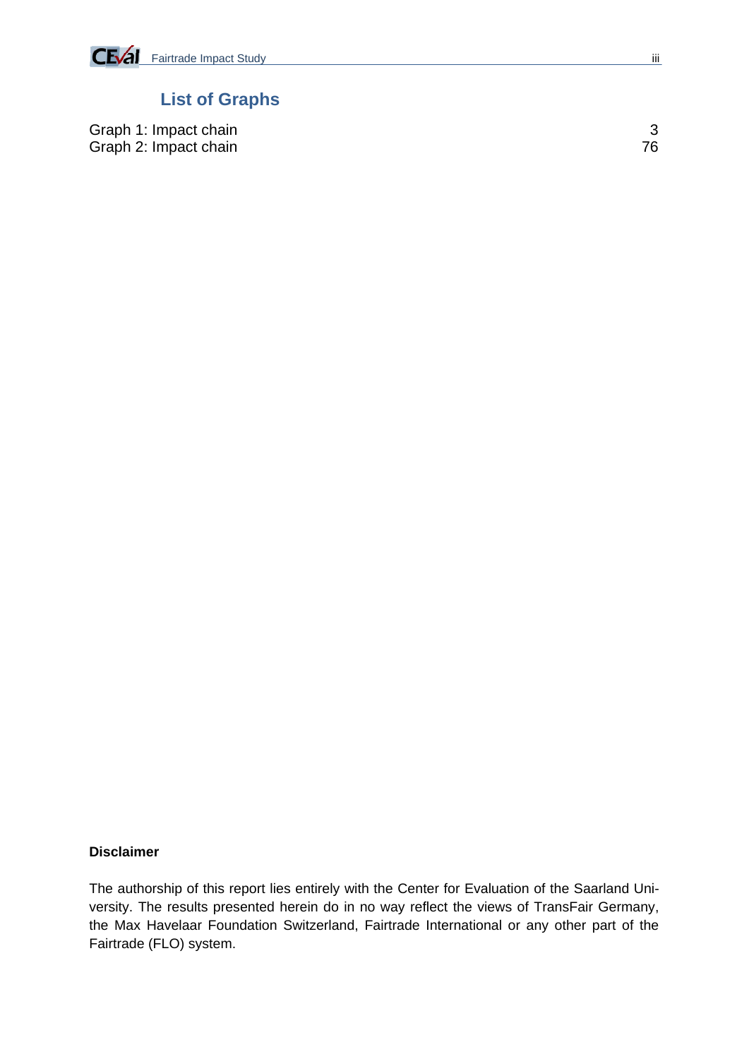## List of Graphs

Graph 1: Impact chain 3
Graph 2: Impact chain 76

**Disclaimer**

The authorship of this report lies entirely with the Center for Evaluation of the Saarland University. The results presented herein do in no way reflect the views of TransFair Germany, the Max Havelaar Foundation Switzerland, Fairtrade International or any other part of the Fairtrade (FLO) system.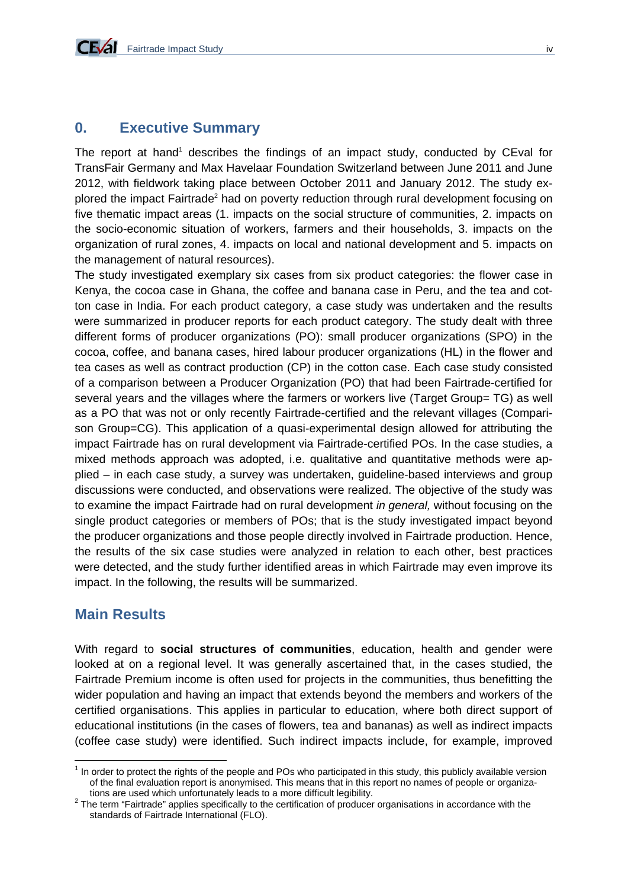# 0. Executive Summary

The report at hand[1] describes the findings of an impact study, conducted by CEval for TransFair Germany and Max Havelaar Foundation Switzerland between June 2011 and June 2012, with fieldwork taking place between October 2011 and January 2012. The study explored the impact Fairtrade[2] had on poverty reduction through rural development focusing on five thematic impact areas (1. impacts on the social structure of communities, 2. impacts on the socio-economic situation of workers, farmers and their households, 3. impacts on the organization of rural zones, 4. impacts on local and national development and 5. impacts on the management of natural resources).

The study investigated exemplary six cases from six product categories: the flower case in Kenya, the cocoa case in Ghana, the coffee and banana case in Peru, and the tea and cotton case in India. For each product category, a case study was undertaken and the results were summarized in producer reports for each product category. The study dealt with three different forms of producer organizations (PO): small producer organizations (SPO) in the cocoa, coffee, and banana cases, hired labour producer organizations (HL) in the flower and tea cases as well as contract production (CP) in the cotton case. Each case study consisted of a comparison between a Producer Organization (PO) that had been Fairtrade-certified for several years and the villages where the farmers or workers live (Target Group= TG) as well as a PO that was not or only recently Fairtrade-certified and the relevant villages (Comparison Group=CG). This application of a quasi-experimental design allowed for attributing the impact Fairtrade has on rural development via Fairtrade-certified POs. In the case studies, a mixed methods approach was adopted, i.e. qualitative and quantitative methods were applied – in each case study, a survey was undertaken, guideline-based interviews and group discussions were conducted, and observations were realized. The objective of the study was to examine the impact Fairtrade had on rural development *in general,* without focusing on the single product categories or members of POs; that is the study investigated impact beyond the producer organizations and those people directly involved in Fairtrade production. Hence, the results of the six case studies were analyzed in relation to each other, best practices were detected, and the study further identified areas in which Fairtrade may even improve its impact. In the following, the results will be summarized.

## Main Results

With regard to **social structures of communities**, education, health and gender were looked at on a regional level. It was generally ascertained that, in the cases studied, the Fairtrade Premium income is often used for projects in the communities, thus benefitting the wider population and having an impact that extends beyond the members and workers of the certified organisations. This applies in particular to education, where both direct support of educational institutions (in the cases of flowers, tea and bananas) as well as indirect impacts (coffee case study) were identified. Such indirect impacts include, for example, improved

---

[1] In order to protect the rights of the people and POs who participated in this study, this publicly available version of the final evaluation report is anonymised. This means that in this report no names of people or organizations are used which unfortunately leads to a more difficult legibility.

[2] The term "Fairtrade" applies specifically to the certification of producer organisations in accordance with the standards of Fairtrade International (FLO).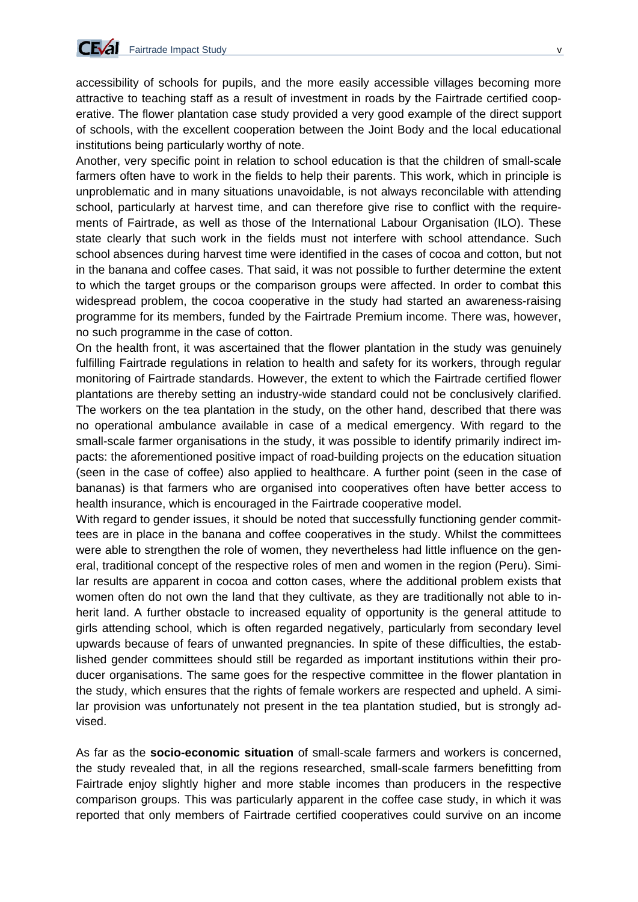accessibility of schools for pupils, and the more easily accessible villages becoming more attractive to teaching staff as a result of investment in roads by the Fairtrade certified cooperative. The flower plantation case study provided a very good example of the direct support of schools, with the excellent cooperation between the Joint Body and the local educational institutions being particularly worthy of note.

Another, very specific point in relation to school education is that the children of small-scale farmers often have to work in the fields to help their parents. This work, which in principle is unproblematic and in many situations unavoidable, is not always reconcilable with attending school, particularly at harvest time, and can therefore give rise to conflict with the requirements of Fairtrade, as well as those of the International Labour Organisation (ILO). These state clearly that such work in the fields must not interfere with school attendance. Such school absences during harvest time were identified in the cases of cocoa and cotton, but not in the banana and coffee cases. That said, it was not possible to further determine the extent to which the target groups or the comparison groups were affected. In order to combat this widespread problem, the cocoa cooperative in the study had started an awareness-raising programme for its members, funded by the Fairtrade Premium income. There was, however, no such programme in the case of cotton.

On the health front, it was ascertained that the flower plantation in the study was genuinely fulfilling Fairtrade regulations in relation to health and safety for its workers, through regular monitoring of Fairtrade standards. However, the extent to which the Fairtrade certified flower plantations are thereby setting an industry-wide standard could not be conclusively clarified. The workers on the tea plantation in the study, on the other hand, described that there was no operational ambulance available in case of a medical emergency. With regard to the small-scale farmer organisations in the study, it was possible to identify primarily indirect impacts: the aforementioned positive impact of road-building projects on the education situation (seen in the case of coffee) also applied to healthcare. A further point (seen in the case of bananas) is that farmers who are organised into cooperatives often have better access to health insurance, which is encouraged in the Fairtrade cooperative model.

With regard to gender issues, it should be noted that successfully functioning gender committees are in place in the banana and coffee cooperatives in the study. Whilst the committees were able to strengthen the role of women, they nevertheless had little influence on the general, traditional concept of the respective roles of men and women in the region (Peru). Similar results are apparent in cocoa and cotton cases, where the additional problem exists that women often do not own the land that they cultivate, as they are traditionally not able to inherit land. A further obstacle to increased equality of opportunity is the general attitude to girls attending school, which is often regarded negatively, particularly from secondary level upwards because of fears of unwanted pregnancies. In spite of these difficulties, the established gender committees should still be regarded as important institutions within their producer organisations. The same goes for the respective committee in the flower plantation in the study, which ensures that the rights of female workers are respected and upheld. A similar provision was unfortunately not present in the tea plantation studied, but is strongly advised.

As far as the **socio-economic situation** of small-scale farmers and workers is concerned, the study revealed that, in all the regions researched, small-scale farmers benefitting from Fairtrade enjoy slightly higher and more stable incomes than producers in the respective comparison groups. This was particularly apparent in the coffee case study, in which it was reported that only members of Fairtrade certified cooperatives could survive on an income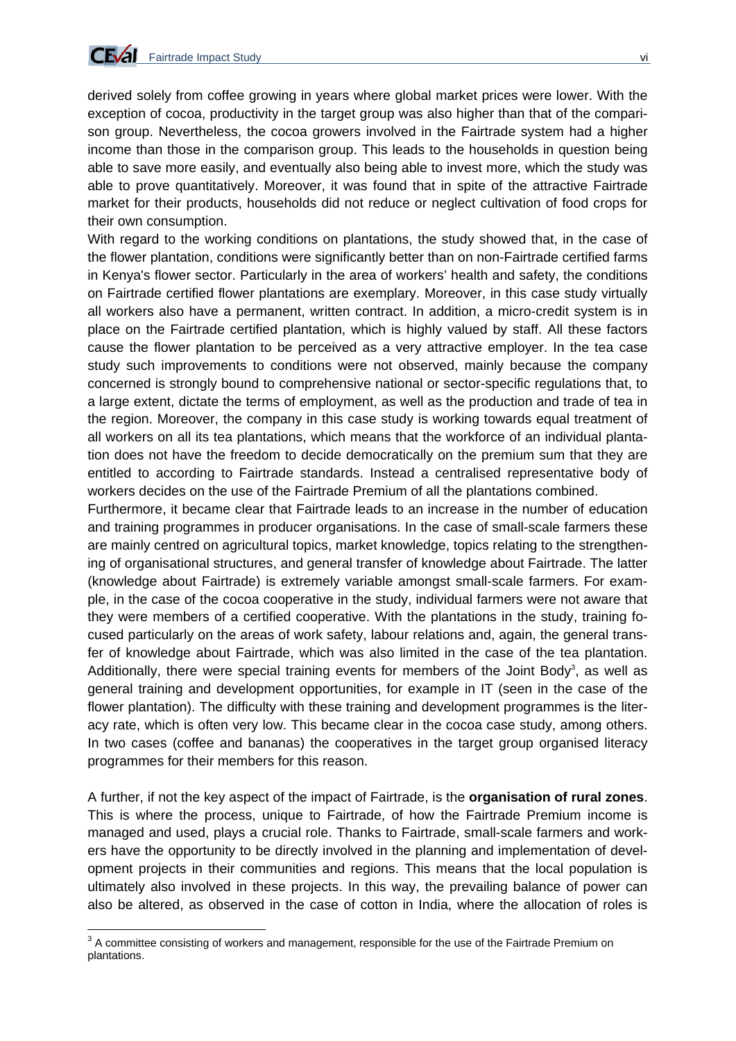derived solely from coffee growing in years where global market prices were lower. With the exception of cocoa, productivity in the target group was also higher than that of the comparison group. Nevertheless, the cocoa growers involved in the Fairtrade system had a higher income than those in the comparison group. This leads to the households in question being able to save more easily, and eventually also being able to invest more, which the study was able to prove quantitatively. Moreover, it was found that in spite of the attractive Fairtrade market for their products, households did not reduce or neglect cultivation of food crops for their own consumption.

With regard to the working conditions on plantations, the study showed that, in the case of the flower plantation, conditions were significantly better than on non-Fairtrade certified farms in Kenya's flower sector. Particularly in the area of workers' health and safety, the conditions on Fairtrade certified flower plantations are exemplary. Moreover, in this case study virtually all workers also have a permanent, written contract. In addition, a micro-credit system is in place on the Fairtrade certified plantation, which is highly valued by staff. All these factors cause the flower plantation to be perceived as a very attractive employer. In the tea case study such improvements to conditions were not observed, mainly because the company concerned is strongly bound to comprehensive national or sector-specific regulations that, to a large extent, dictate the terms of employment, as well as the production and trade of tea in the region. Moreover, the company in this case study is working towards equal treatment of all workers on all its tea plantations, which means that the workforce of an individual plantation does not have the freedom to decide democratically on the premium sum that they are entitled to according to Fairtrade standards. Instead a centralised representative body of workers decides on the use of the Fairtrade Premium of all the plantations combined.

Furthermore, it became clear that Fairtrade leads to an increase in the number of education and training programmes in producer organisations. In the case of small-scale farmers these are mainly centred on agricultural topics, market knowledge, topics relating to the strengthening of organisational structures, and general transfer of knowledge about Fairtrade. The latter (knowledge about Fairtrade) is extremely variable amongst small-scale farmers. For example, in the case of the cocoa cooperative in the study, individual farmers were not aware that they were members of a certified cooperative. With the plantations in the study, training focused particularly on the areas of work safety, labour relations and, again, the general transfer of knowledge about Fairtrade, which was also limited in the case of the tea plantation. Additionally, there were special training events for members of the Joint Body[3], as well as general training and development opportunities, for example in IT (seen in the case of the flower plantation). The difficulty with these training and development programmes is the literacy rate, which is often very low. This became clear in the cocoa case study, among others. In two cases (coffee and bananas) the cooperatives in the target group organised literacy programmes for their members for this reason.

A further, if not the key aspect of the impact of Fairtrade, is the **organisation of rural zones**. This is where the process, unique to Fairtrade, of how the Fairtrade Premium income is managed and used, plays a crucial role. Thanks to Fairtrade, small-scale farmers and workers have the opportunity to be directly involved in the planning and implementation of development projects in their communities and regions. This means that the local population is ultimately also involved in these projects. In this way, the prevailing balance of power can also be altered, as observed in the case of cotton in India, where the allocation of roles is

[3] A committee consisting of workers and management, responsible for the use of the Fairtrade Premium on plantations.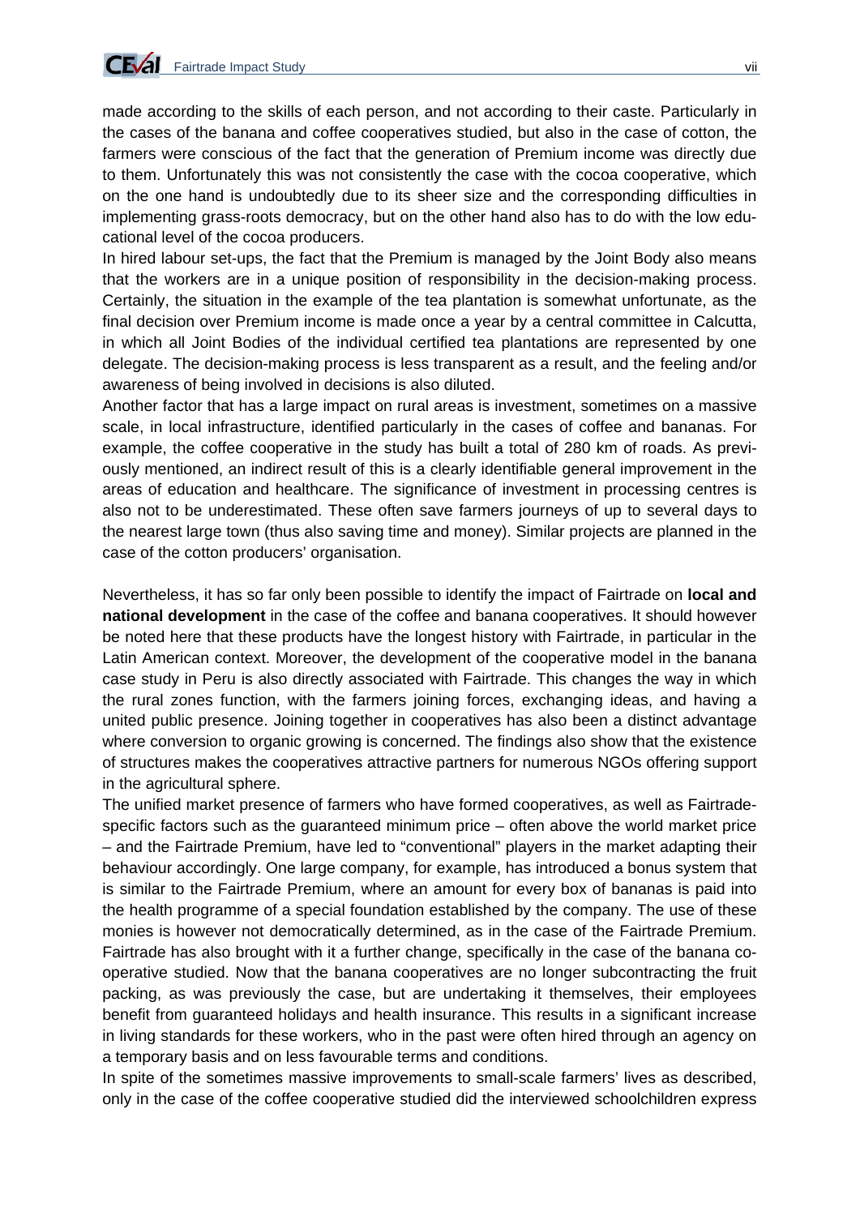made according to the skills of each person, and not according to their caste. Particularly in the cases of the banana and coffee cooperatives studied, but also in the case of cotton, the farmers were conscious of the fact that the generation of Premium income was directly due to them. Unfortunately this was not consistently the case with the cocoa cooperative, which on the one hand is undoubtedly due to its sheer size and the corresponding difficulties in implementing grass-roots democracy, but on the other hand also has to do with the low educational level of the cocoa producers.

In hired labour set-ups, the fact that the Premium is managed by the Joint Body also means that the workers are in a unique position of responsibility in the decision-making process. Certainly, the situation in the example of the tea plantation is somewhat unfortunate, as the final decision over Premium income is made once a year by a central committee in Calcutta, in which all Joint Bodies of the individual certified tea plantations are represented by one delegate. The decision-making process is less transparent as a result, and the feeling and/or awareness of being involved in decisions is also diluted.

Another factor that has a large impact on rural areas is investment, sometimes on a massive scale, in local infrastructure, identified particularly in the cases of coffee and bananas. For example, the coffee cooperative in the study has built a total of 280 km of roads. As previously mentioned, an indirect result of this is a clearly identifiable general improvement in the areas of education and healthcare. The significance of investment in processing centres is also not to be underestimated. These often save farmers journeys of up to several days to the nearest large town (thus also saving time and money). Similar projects are planned in the case of the cotton producers' organisation.

Nevertheless, it has so far only been possible to identify the impact of Fairtrade on **local and national development** in the case of the coffee and banana cooperatives. It should however be noted here that these products have the longest history with Fairtrade, in particular in the Latin American context. Moreover, the development of the cooperative model in the banana case study in Peru is also directly associated with Fairtrade. This changes the way in which the rural zones function, with the farmers joining forces, exchanging ideas, and having a united public presence. Joining together in cooperatives has also been a distinct advantage where conversion to organic growing is concerned. The findings also show that the existence of structures makes the cooperatives attractive partners for numerous NGOs offering support in the agricultural sphere.

The unified market presence of farmers who have formed cooperatives, as well as Fairtrade-specific factors such as the guaranteed minimum price – often above the world market price – and the Fairtrade Premium, have led to "conventional" players in the market adapting their behaviour accordingly. One large company, for example, has introduced a bonus system that is similar to the Fairtrade Premium, where an amount for every box of bananas is paid into the health programme of a special foundation established by the company. The use of these monies is however not democratically determined, as in the case of the Fairtrade Premium. Fairtrade has also brought with it a further change, specifically in the case of the banana cooperative studied. Now that the banana cooperatives are no longer subcontracting the fruit packing, as was previously the case, but are undertaking it themselves, their employees benefit from guaranteed holidays and health insurance. This results in a significant increase in living standards for these workers, who in the past were often hired through an agency on a temporary basis and on less favourable terms and conditions.

In spite of the sometimes massive improvements to small-scale farmers' lives as described, only in the case of the coffee cooperative studied did the interviewed schoolchildren express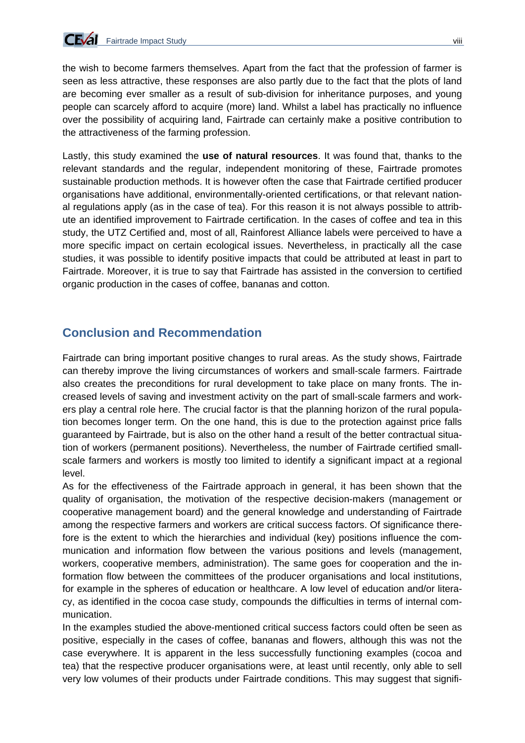the wish to become farmers themselves. Apart from the fact that the profession of farmer is seen as less attractive, these responses are also partly due to the fact that the plots of land are becoming ever smaller as a result of sub-division for inheritance purposes, and young people can scarcely afford to acquire (more) land. Whilst a label has practically no influence over the possibility of acquiring land, Fairtrade can certainly make a positive contribution to the attractiveness of the farming profession.

Lastly, this study examined the **use of natural resources**. It was found that, thanks to the relevant standards and the regular, independent monitoring of these, Fairtrade promotes sustainable production methods. It is however often the case that Fairtrade certified producer organisations have additional, environmentally-oriented certifications, or that relevant national regulations apply (as in the case of tea). For this reason it is not always possible to attribute an identified improvement to Fairtrade certification. In the cases of coffee and tea in this study, the UTZ Certified and, most of all, Rainforest Alliance labels were perceived to have a more specific impact on certain ecological issues. Nevertheless, in practically all the case studies, it was possible to identify positive impacts that could be attributed at least in part to Fairtrade. Moreover, it is true to say that Fairtrade has assisted in the conversion to certified organic production in the cases of coffee, bananas and cotton.

## Conclusion and Recommendation

Fairtrade can bring important positive changes to rural areas. As the study shows, Fairtrade can thereby improve the living circumstances of workers and small-scale farmers. Fairtrade also creates the preconditions for rural development to take place on many fronts. The increased levels of saving and investment activity on the part of small-scale farmers and workers play a central role here. The crucial factor is that the planning horizon of the rural population becomes longer term. On the one hand, this is due to the protection against price falls guaranteed by Fairtrade, but is also on the other hand a result of the better contractual situation of workers (permanent positions). Nevertheless, the number of Fairtrade certified small-scale farmers and workers is mostly too limited to identify a significant impact at a regional level.

As for the effectiveness of the Fairtrade approach in general, it has been shown that the quality of organisation, the motivation of the respective decision-makers (management or cooperative management board) and the general knowledge and understanding of Fairtrade among the respective farmers and workers are critical success factors. Of significance therefore is the extent to which the hierarchies and individual (key) positions influence the communication and information flow between the various positions and levels (management, workers, cooperative members, administration). The same goes for cooperation and the information flow between the committees of the producer organisations and local institutions, for example in the spheres of education or healthcare. A low level of education and/or literacy, as identified in the cocoa case study, compounds the difficulties in terms of internal communication.

In the examples studied the above-mentioned critical success factors could often be seen as positive, especially in the cases of coffee, bananas and flowers, although this was not the case everywhere. It is apparent in the less successfully functioning examples (cocoa and tea) that the respective producer organisations were, at least until recently, only able to sell very low volumes of their products under Fairtrade conditions. This may suggest that signifi-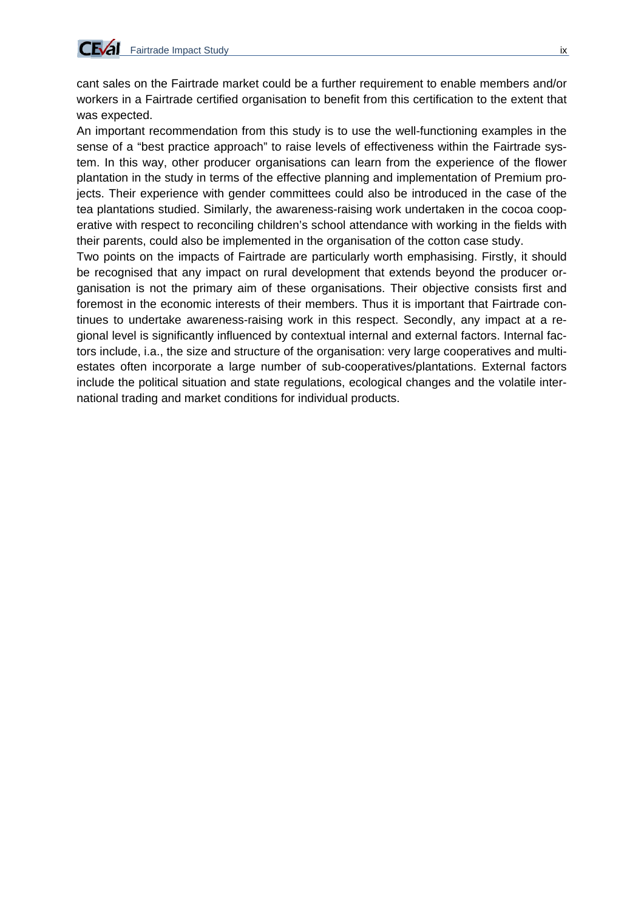cant sales on the Fairtrade market could be a further requirement to enable members and/or workers in a Fairtrade certified organisation to benefit from this certification to the extent that was expected.

An important recommendation from this study is to use the well-functioning examples in the sense of a "best practice approach" to raise levels of effectiveness within the Fairtrade system. In this way, other producer organisations can learn from the experience of the flower plantation in the study in terms of the effective planning and implementation of Premium projects. Their experience with gender committees could also be introduced in the case of the tea plantations studied. Similarly, the awareness-raising work undertaken in the cocoa cooperative with respect to reconciling children's school attendance with working in the fields with their parents, could also be implemented in the organisation of the cotton case study.

Two points on the impacts of Fairtrade are particularly worth emphasising. Firstly, it should be recognised that any impact on rural development that extends beyond the producer organisation is not the primary aim of these organisations. Their objective consists first and foremost in the economic interests of their members. Thus it is important that Fairtrade continues to undertake awareness-raising work in this respect. Secondly, any impact at a regional level is significantly influenced by contextual internal and external factors. Internal factors include, i.a., the size and structure of the organisation: very large cooperatives and multi-estates often incorporate a large number of sub-cooperatives/plantations. External factors include the political situation and state regulations, ecological changes and the volatile international trading and market conditions for individual products.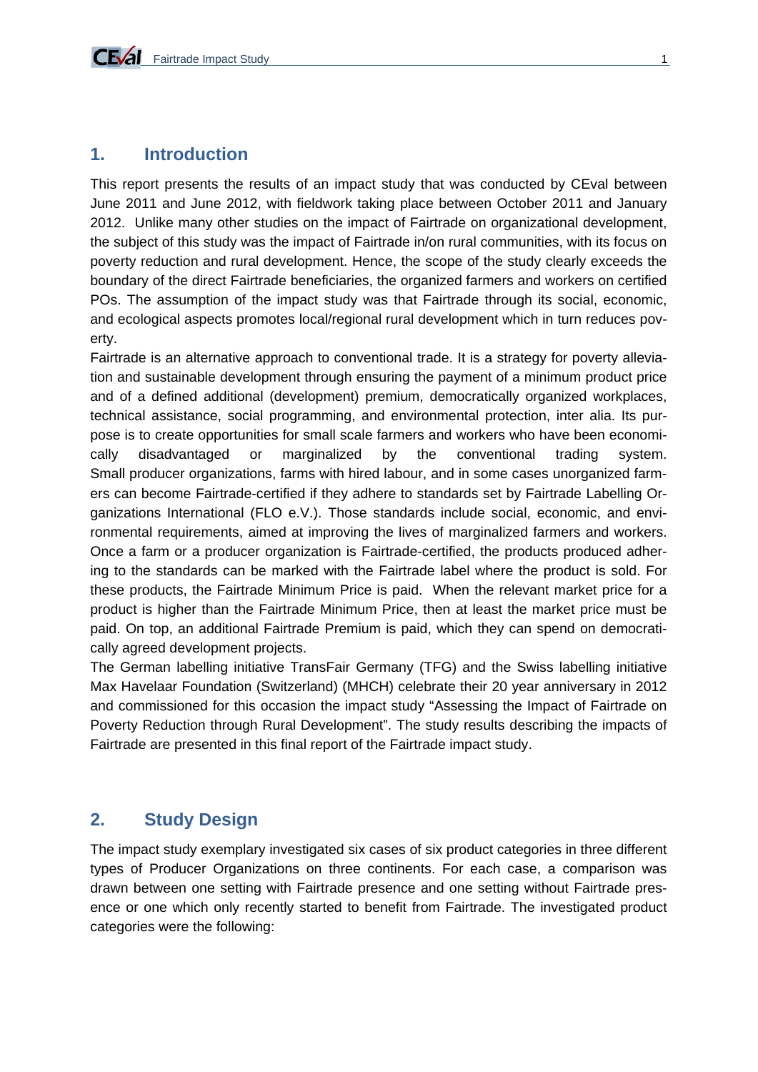# 1. Introduction

This report presents the results of an impact study that was conducted by CEval between June 2011 and June 2012, with fieldwork taking place between October 2011 and January 2012. Unlike many other studies on the impact of Fairtrade on organizational development, the subject of this study was the impact of Fairtrade in/on rural communities, with its focus on poverty reduction and rural development. Hence, the scope of the study clearly exceeds the boundary of the direct Fairtrade beneficiaries, the organized farmers and workers on certified POs. The assumption of the impact study was that Fairtrade through its social, economic, and ecological aspects promotes local/regional rural development which in turn reduces poverty.

Fairtrade is an alternative approach to conventional trade. It is a strategy for poverty alleviation and sustainable development through ensuring the payment of a minimum product price and of a defined additional (development) premium, democratically organized workplaces, technical assistance, social programming, and environmental protection, inter alia. Its purpose is to create opportunities for small scale farmers and workers who have been economically disadvantaged or marginalized by the conventional trading system. Small producer organizations, farms with hired labour, and in some cases unorganized farmers can become Fairtrade-certified if they adhere to standards set by Fairtrade Labelling Organizations International (FLO e.V.). Those standards include social, economic, and environmental requirements, aimed at improving the lives of marginalized farmers and workers. Once a farm or a producer organization is Fairtrade-certified, the products produced adhering to the standards can be marked with the Fairtrade label where the product is sold. For these products, the Fairtrade Minimum Price is paid. When the relevant market price for a product is higher than the Fairtrade Minimum Price, then at least the market price must be paid. On top, an additional Fairtrade Premium is paid, which they can spend on democratically agreed development projects.

The German labelling initiative TransFair Germany (TFG) and the Swiss labelling initiative Max Havelaar Foundation (Switzerland) (MHCH) celebrate their 20 year anniversary in 2012 and commissioned for this occasion the impact study "Assessing the Impact of Fairtrade on Poverty Reduction through Rural Development". The study results describing the impacts of Fairtrade are presented in this final report of the Fairtrade impact study.

# 2. Study Design

The impact study exemplary investigated six cases of six product categories in three different types of Producer Organizations on three continents. For each case, a comparison was drawn between one setting with Fairtrade presence and one setting without Fairtrade presence or one which only recently started to benefit from Fairtrade. The investigated product categories were the following: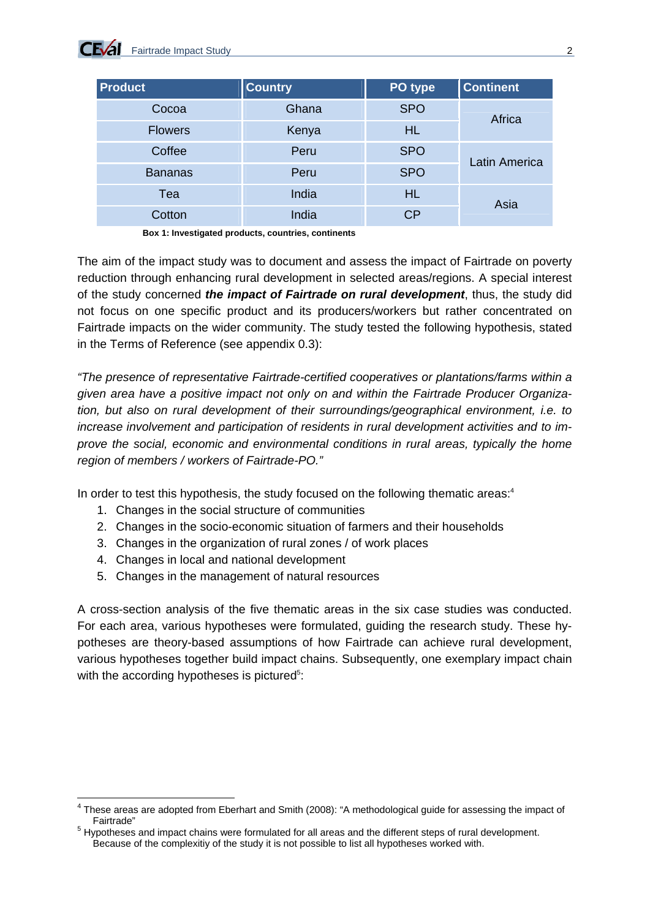| Product | Country | PO type | Continent |
|---|---|---|---|
| Cocoa | Ghana | SPO | Africa |
| Flowers | Kenya | HL | |
| Coffee | Peru | SPO | Latin America |
| Bananas | Peru | SPO | |
| Tea | India | HL | Asia |
| Cotton | India | CP | |

**Box 1: Investigated products, countries, continents**

The aim of the impact study was to document and assess the impact of Fairtrade on poverty reduction through enhancing rural development in selected areas/regions. A special interest of the study concerned ***the impact of Fairtrade on rural development***, thus, the study did not focus on one specific product and its producers/workers but rather concentrated on Fairtrade impacts on the wider community. The study tested the following hypothesis, stated in the Terms of Reference (see appendix 0.3):

*"The presence of representative Fairtrade-certified cooperatives or plantations/farms within a given area have a positive impact not only on and within the Fairtrade Producer Organization, but also on rural development of their surroundings/geographical environment, i.e. to increase involvement and participation of residents in rural development activities and to improve the social, economic and environmental conditions in rural areas, typically the home region of members / workers of Fairtrade-PO."*

In order to test this hypothesis, the study focused on the following thematic areas:[4]

1. Changes in the social structure of communities
2. Changes in the socio-economic situation of farmers and their households
3. Changes in the organization of rural zones / of work places
4. Changes in local and national development
5. Changes in the management of natural resources

A cross-section analysis of the five thematic areas in the six case studies was conducted. For each area, various hypotheses were formulated, guiding the research study. These hypotheses are theory-based assumptions of how Fairtrade can achieve rural development, various hypotheses together build impact chains. Subsequently, one exemplary impact chain with the according hypotheses is pictured[5]:

---

[4] These areas are adopted from Eberhart and Smith (2008): "A methodological guide for assessing the impact of Fairtrade"

[5] Hypotheses and impact chains were formulated for all areas and the different steps of rural development. Because of the complexitiy of the study it is not possible to list all hypotheses worked with.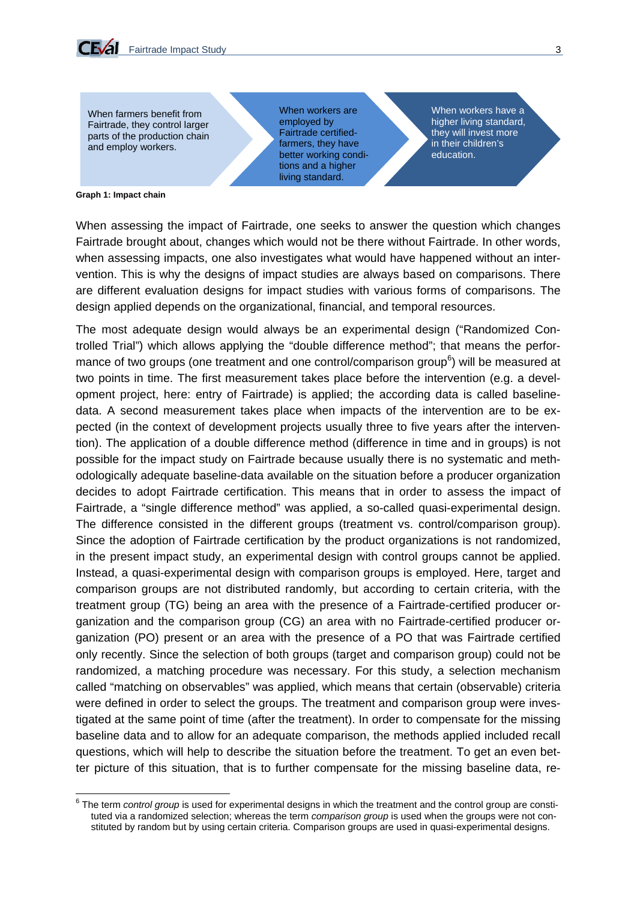When farmers benefit from Fairtrade, they control larger parts of the production chain and employ workers.

When workers are employed by Fairtrade certified-farmers, they have better working conditions and a higher living standard.

When workers have a higher living standard, they will invest more in their children's education.

**Graph 1: Impact chain**

When assessing the impact of Fairtrade, one seeks to answer the question which changes Fairtrade brought about, changes which would not be there without Fairtrade. In other words, when assessing impacts, one also investigates what would have happened without an intervention. This is why the designs of impact studies are always based on comparisons. There are different evaluation designs for impact studies with various forms of comparisons. The design applied depends on the organizational, financial, and temporal resources.

The most adequate design would always be an experimental design ("Randomized Controlled Trial") which allows applying the "double difference method"; that means the performance of two groups (one treatment and one control/comparison group[6]) will be measured at two points in time. The first measurement takes place before the intervention (e.g. a development project, here: entry of Fairtrade) is applied; the according data is called baseline-data. A second measurement takes place when impacts of the intervention are to be expected (in the context of development projects usually three to five years after the intervention). The application of a double difference method (difference in time and in groups) is not possible for the impact study on Fairtrade because usually there is no systematic and methodologically adequate baseline-data available on the situation before a producer organization decides to adopt Fairtrade certification. This means that in order to assess the impact of Fairtrade, a "single difference method" was applied, a so-called quasi-experimental design. The difference consisted in the different groups (treatment vs. control/comparison group). Since the adoption of Fairtrade certification by the product organizations is not randomized, in the present impact study, an experimental design with control groups cannot be applied. Instead, a quasi-experimental design with comparison groups is employed. Here, target and comparison groups are not distributed randomly, but according to certain criteria, with the treatment group (TG) being an area with the presence of a Fairtrade-certified producer organization and the comparison group (CG) an area with no Fairtrade-certified producer organization (PO) present or an area with the presence of a PO that was Fairtrade certified only recently. Since the selection of both groups (target and comparison group) could not be randomized, a matching procedure was necessary. For this study, a selection mechanism called "matching on observables" was applied, which means that certain (observable) criteria were defined in order to select the groups. The treatment and comparison group were investigated at the same point of time (after the treatment). In order to compensate for the missing baseline data and to allow for an adequate comparison, the methods applied included recall questions, which will help to describe the situation before the treatment. To get an even better picture of this situation, that is to further compensate for the missing baseline data, re-

[6] The term *control group* is used for experimental designs in which the treatment and the control group are constituted via a randomized selection; whereas the term *comparison group* is used when the groups were not constituted by random but by using certain criteria. Comparison groups are used in quasi-experimental designs.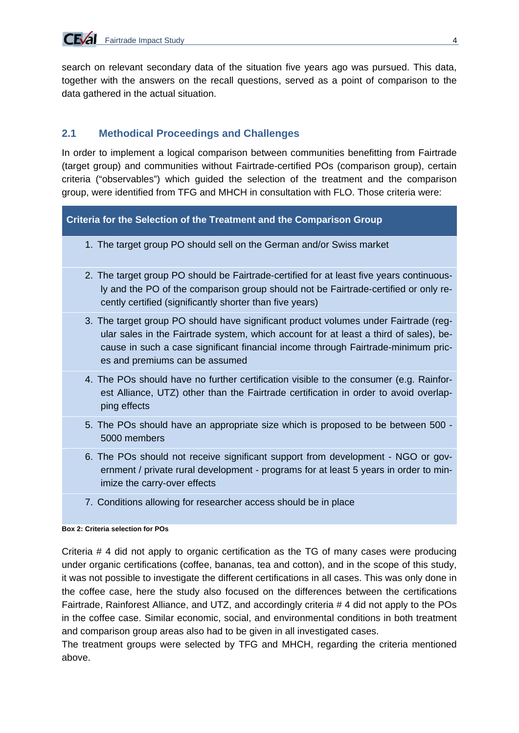search on relevant secondary data of the situation five years ago was pursued. This data, together with the answers on the recall questions, served as a point of comparison to the data gathered in the actual situation.

## 2.1 Methodical Proceedings and Challenges

In order to implement a logical comparison between communities benefitting from Fairtrade (target group) and communities without Fairtrade-certified POs (comparison group), certain criteria ("observables") which guided the selection of the treatment and the comparison group, were identified from TFG and MHCH in consultation with FLO. Those criteria were:

| Criteria for the Selection of the Treatment and the Comparison Group |
|---|
| 1. The target group PO should sell on the German and/or Swiss market |
| 2. The target group PO should be Fairtrade-certified for at least five years continuously and the PO of the comparison group should not be Fairtrade-certified or only recently certified (significantly shorter than five years) |
| 3. The target group PO should have significant product volumes under Fairtrade (regular sales in the Fairtrade system, which account for at least a third of sales), because in such a case significant financial income through Fairtrade-minimum prices and premiums can be assumed |
| 4. The POs should have no further certification visible to the consumer (e.g. Rainforest Alliance, UTZ) other than the Fairtrade certification in order to avoid overlapping effects |
| 5. The POs should have an appropriate size which is proposed to be between 500 - 5000 members |
| 6. The POs should not receive significant support from development - NGO or government / private rural development - programs for at least 5 years in order to minimize the carry-over effects |
| 7. Conditions allowing for researcher access should be in place |

**Box 2: Criteria selection for POs**

Criteria # 4 did not apply to organic certification as the TG of many cases were producing under organic certifications (coffee, bananas, tea and cotton), and in the scope of this study, it was not possible to investigate the different certifications in all cases. This was only done in the coffee case, here the study also focused on the differences between the certifications Fairtrade, Rainforest Alliance, and UTZ, and accordingly criteria # 4 did not apply to the POs in the coffee case. Similar economic, social, and environmental conditions in both treatment and comparison group areas also had to be given in all investigated cases.

The treatment groups were selected by TFG and MHCH, regarding the criteria mentioned above.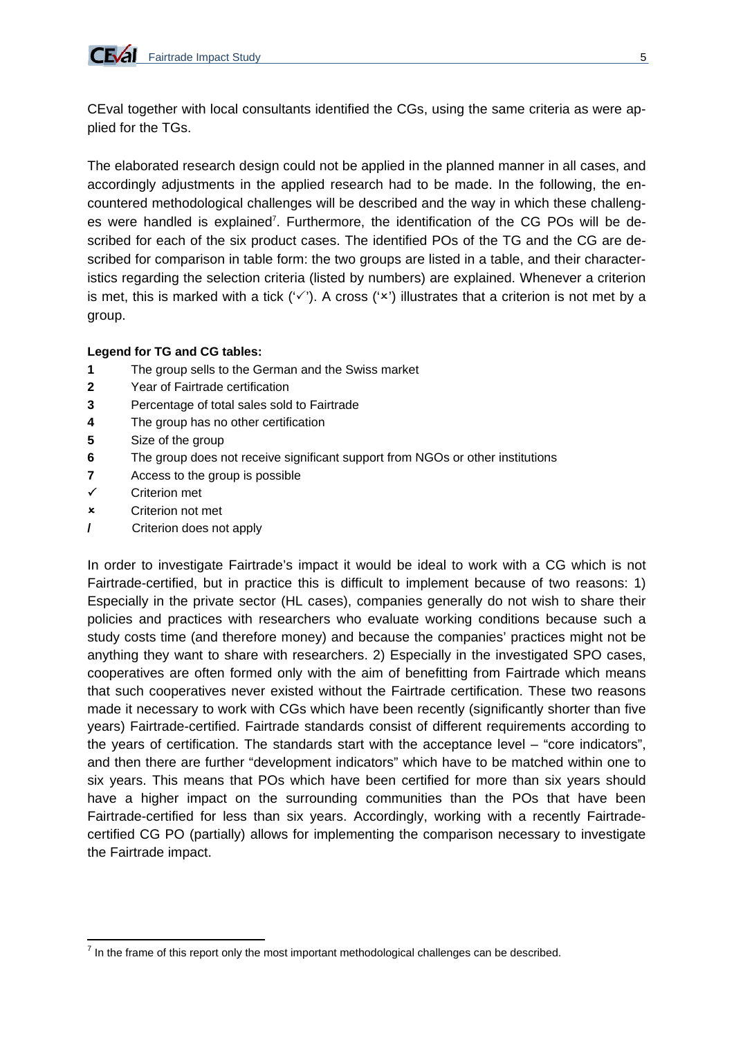CEval together with local consultants identified the CGs, using the same criteria as were applied for the TGs.

The elaborated research design could not be applied in the planned manner in all cases, and accordingly adjustments in the applied research had to be made. In the following, the encountered methodological challenges will be described and the way in which these challenges were handled is explained[7]. Furthermore, the identification of the CG POs will be described for each of the six product cases. The identified POs of the TG and the CG are described for comparison in table form: the two groups are listed in a table, and their characteristics regarding the selection criteria (listed by numbers) are explained. Whenever a criterion is met, this is marked with a tick ('✓'). A cross ('×') illustrates that a criterion is not met by a group.

**Legend for TG and CG tables:**

- **1** The group sells to the German and the Swiss market
- **2** Year of Fairtrade certification
- **3** Percentage of total sales sold to Fairtrade
- **4** The group has no other certification
- **5** Size of the group
- **6** The group does not receive significant support from NGOs or other institutions
- **7** Access to the group is possible
- ✓ Criterion met
- × Criterion not met
- **/** Criterion does not apply

In order to investigate Fairtrade's impact it would be ideal to work with a CG which is not Fairtrade-certified, but in practice this is difficult to implement because of two reasons: 1) Especially in the private sector (HL cases), companies generally do not wish to share their policies and practices with researchers who evaluate working conditions because such a study costs time (and therefore money) and because the companies' practices might not be anything they want to share with researchers. 2) Especially in the investigated SPO cases, cooperatives are often formed only with the aim of benefitting from Fairtrade which means that such cooperatives never existed without the Fairtrade certification. These two reasons made it necessary to work with CGs which have been recently (significantly shorter than five years) Fairtrade-certified. Fairtrade standards consist of different requirements according to the years of certification. The standards start with the acceptance level – "core indicators", and then there are further "development indicators" which have to be matched within one to six years. This means that POs which have been certified for more than six years should have a higher impact on the surrounding communities than the POs that have been Fairtrade-certified for less than six years. Accordingly, working with a recently Fairtrade-certified CG PO (partially) allows for implementing the comparison necessary to investigate the Fairtrade impact.

[7] In the frame of this report only the most important methodological challenges can be described.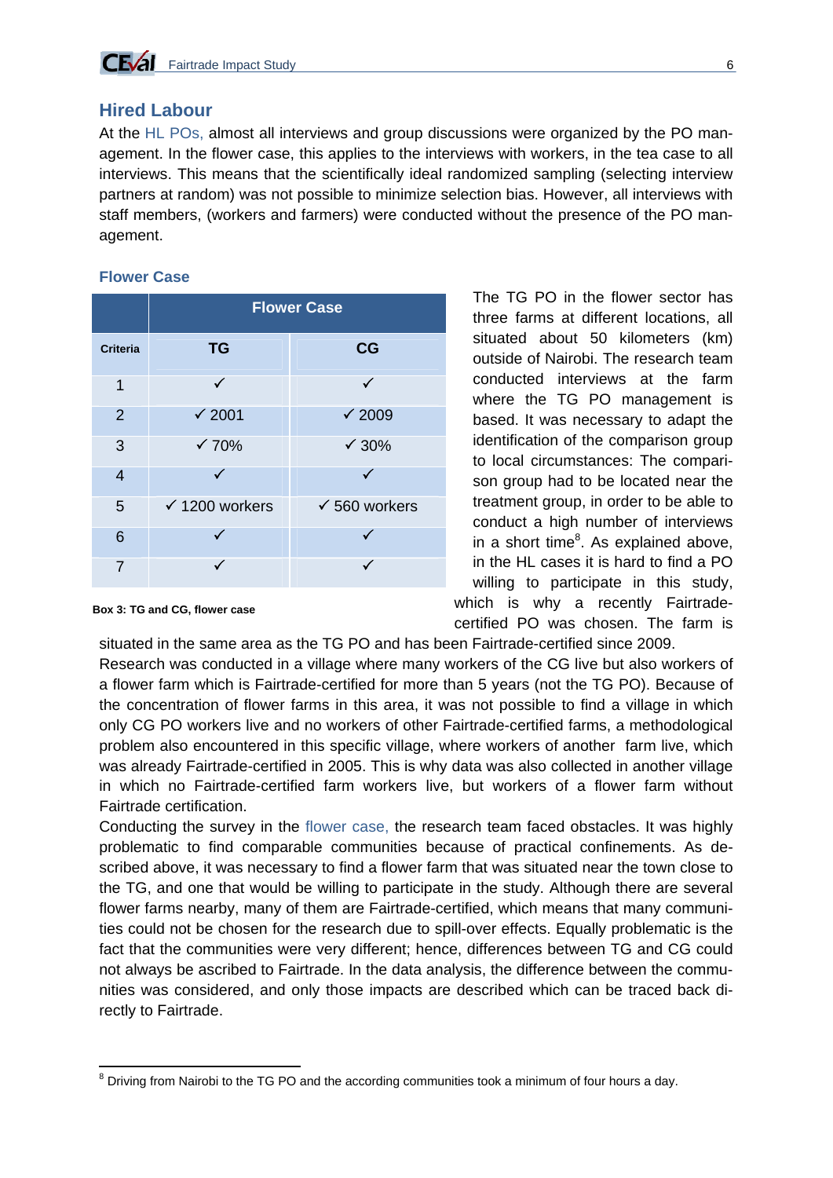## Hired Labour

At the HL POs, almost all interviews and group discussions were organized by the PO management. In the flower case, this applies to the interviews with workers, in the tea case to all interviews. This means that the scientifically ideal randomized sampling (selecting interview partners at random) was not possible to minimize selection bias. However, all interviews with staff members, (workers and farmers) were conducted without the presence of the PO management.

### Flower Case

| | Flower Case | |
|---|---|---|
| **Criteria** | **TG** | **CG** |
| 1 | ✓ | ✓ |
| 2 | ✓ 2001 | ✓ 2009 |
| 3 | ✓ 70% | ✓ 30% |
| 4 | ✓ | ✓ |
| 5 | ✓ 1200 workers | ✓ 560 workers |
| 6 | ✓ | ✓ |
| 7 | ✓ | ✓ |

**Box 3: TG and CG, flower case**

The TG PO in the flower sector has three farms at different locations, all situated about 50 kilometers (km) outside of Nairobi. The research team conducted interviews at the farm where the TG PO management is based. It was necessary to adapt the identification of the comparison group to local circumstances: The comparison group had to be located near the treatment group, in order to be able to conduct a high number of interviews in a short time[8]. As explained above, in the HL cases it is hard to find a PO willing to participate in this study, which is why a recently Fairtrade-certified PO was chosen. The farm is situated in the same area as the TG PO and has been Fairtrade-certified since 2009.

Research was conducted in a village where many workers of the CG live but also workers of a flower farm which is Fairtrade-certified for more than 5 years (not the TG PO). Because of the concentration of flower farms in this area, it was not possible to find a village in which only CG PO workers live and no workers of other Fairtrade-certified farms, a methodological problem also encountered in this specific village, where workers of another farm live, which was already Fairtrade-certified in 2005. This is why data was also collected in another village in which no Fairtrade-certified farm workers live, but workers of a flower farm without Fairtrade certification.

Conducting the survey in the flower case, the research team faced obstacles. It was highly problematic to find comparable communities because of practical confinements. As described above, it was necessary to find a flower farm that was situated near the town close to the TG, and one that would be willing to participate in the study. Although there are several flower farms nearby, many of them are Fairtrade-certified, which means that many communities could not be chosen for the research due to spill-over effects. Equally problematic is the fact that the communities were very different; hence, differences between TG and CG could not always be ascribed to Fairtrade. In the data analysis, the difference between the communities was considered, and only those impacts are described which can be traced back directly to Fairtrade.

[8] Driving from Nairobi to the TG PO and the according communities took a minimum of four hours a day.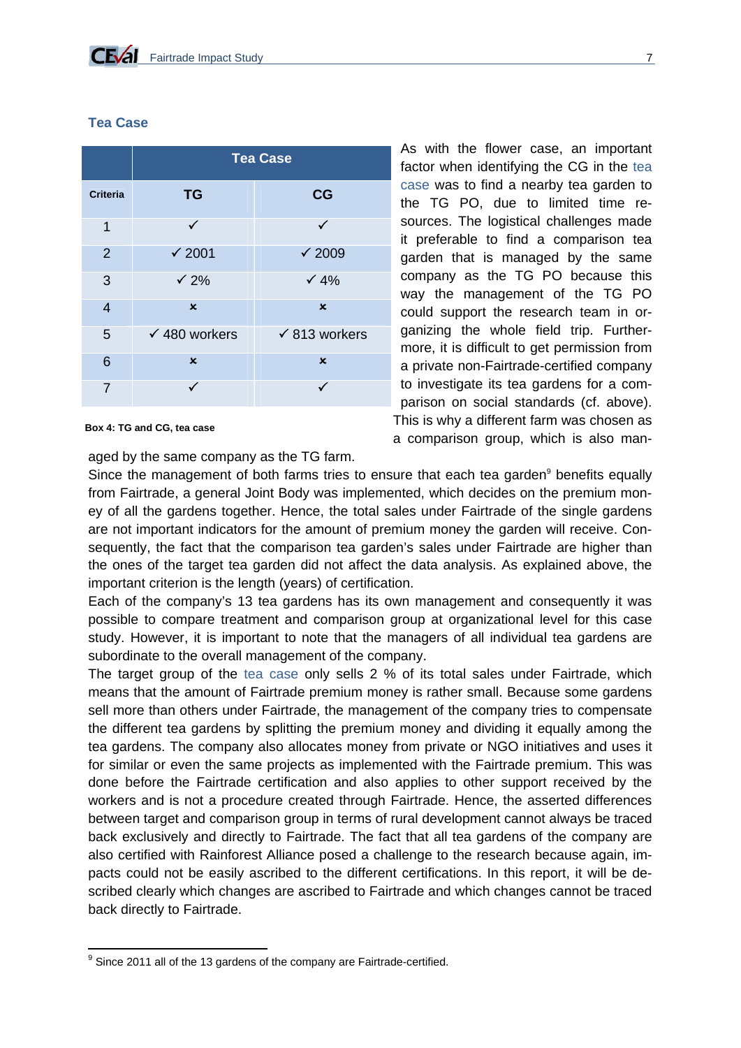### Tea Case

| | Tea Case | |
|---|---|---|
| Criteria | TG | CG |
| 1 | ✓ | ✓ |
| 2 | ✓ 2001 | ✓ 2009 |
| 3 | ✓ 2% | ✓ 4% |
| 4 | × | × |
| 5 | ✓ 480 workers | ✓ 813 workers |
| 6 | × | × |
| 7 | ✓ | ✓ |

**Box 4: TG and CG, tea case**

As with the flower case, an important factor when identifying the CG in the tea case was to find a nearby tea garden to the TG PO, due to limited time resources. The logistical challenges made it preferable to find a comparison tea garden that is managed by the same company as the TG PO because this way the management of the TG PO could support the research team in organizing the whole field trip. Furthermore, it is difficult to get permission from a private non-Fairtrade-certified company to investigate its tea gardens for a comparison on social standards (cf. above). This is why a different farm was chosen as a comparison group, which is also managed by the same company as the TG farm.

Since the management of both farms tries to ensure that each tea garden[9] benefits equally from Fairtrade, a general Joint Body was implemented, which decides on the premium money of all the gardens together. Hence, the total sales under Fairtrade of the single gardens are not important indicators for the amount of premium money the garden will receive. Consequently, the fact that the comparison tea garden's sales under Fairtrade are higher than the ones of the target tea garden did not affect the data analysis. As explained above, the important criterion is the length (years) of certification.

Each of the company's 13 tea gardens has its own management and consequently it was possible to compare treatment and comparison group at organizational level for this case study. However, it is important to note that the managers of all individual tea gardens are subordinate to the overall management of the company.

The target group of the tea case only sells 2 % of its total sales under Fairtrade, which means that the amount of Fairtrade premium money is rather small. Because some gardens sell more than others under Fairtrade, the management of the company tries to compensate the different tea gardens by splitting the premium money and dividing it equally among the tea gardens. The company also allocates money from private or NGO initiatives and uses it for similar or even the same projects as implemented with the Fairtrade premium. This was done before the Fairtrade certification and also applies to other support received by the workers and is not a procedure created through Fairtrade. Hence, the asserted differences between target and comparison group in terms of rural development cannot always be traced back exclusively and directly to Fairtrade. The fact that all tea gardens of the company are also certified with Rainforest Alliance posed a challenge to the research because again, impacts could not be easily ascribed to the different certifications. In this report, it will be described clearly which changes are ascribed to Fairtrade and which changes cannot be traced back directly to Fairtrade.

[9] Since 2011 all of the 13 gardens of the company are Fairtrade-certified.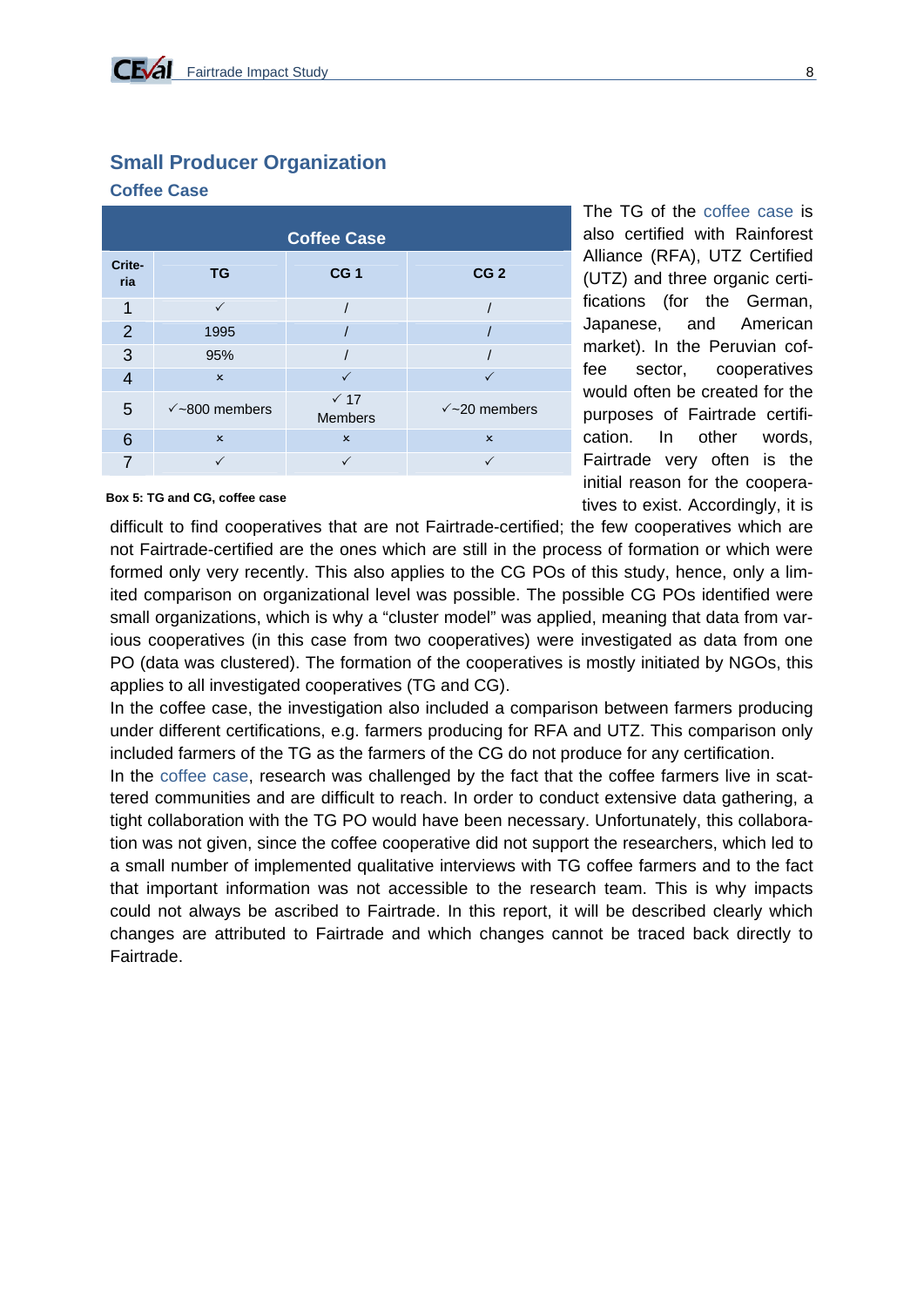## Small Producer Organization

### Coffee Case

| Coffee Case | | | |
|---|---|---|---|
| Criteria | TG | CG 1 | CG 2 |
| 1 | ✓ | / | / |
| 2 | 1995 | / | / |
| 3 | 95% | / | / |
| 4 | × | ✓ | ✓ |
| 5 | ✓~800 members | ✓ 17 Members | ✓~20 members |
| 6 | × | × | × |
| 7 | ✓ | ✓ | ✓ |

**Box 5: TG and CG, coffee case**

The TG of the coffee case is also certified with Rainforest Alliance (RFA), UTZ Certified (UTZ) and three organic certifications (for the German, Japanese, and American market). In the Peruvian coffee sector, cooperatives would often be created for the purposes of Fairtrade certification. In other words, Fairtrade very often is the initial reason for the cooperatives to exist. Accordingly, it is difficult to find cooperatives that are not Fairtrade-certified; the few cooperatives which are not Fairtrade-certified are the ones which are still in the process of formation or which were formed only very recently. This also applies to the CG POs of this study, hence, only a limited comparison on organizational level was possible. The possible CG POs identified were small organizations, which is why a "cluster model" was applied, meaning that data from various cooperatives (in this case from two cooperatives) were investigated as data from one PO (data was clustered). The formation of the cooperatives is mostly initiated by NGOs, this applies to all investigated cooperatives (TG and CG).

In the coffee case, the investigation also included a comparison between farmers producing under different certifications, e.g. farmers producing for RFA and UTZ. This comparison only included farmers of the TG as the farmers of the CG do not produce for any certification.

In the coffee case, research was challenged by the fact that the coffee farmers live in scattered communities and are difficult to reach. In order to conduct extensive data gathering, a tight collaboration with the TG PO would have been necessary. Unfortunately, this collaboration was not given, since the coffee cooperative did not support the researchers, which led to a small number of implemented qualitative interviews with TG coffee farmers and to the fact that important information was not accessible to the research team. This is why impacts could not always be ascribed to Fairtrade. In this report, it will be described clearly which changes are attributed to Fairtrade and which changes cannot be traced back directly to Fairtrade.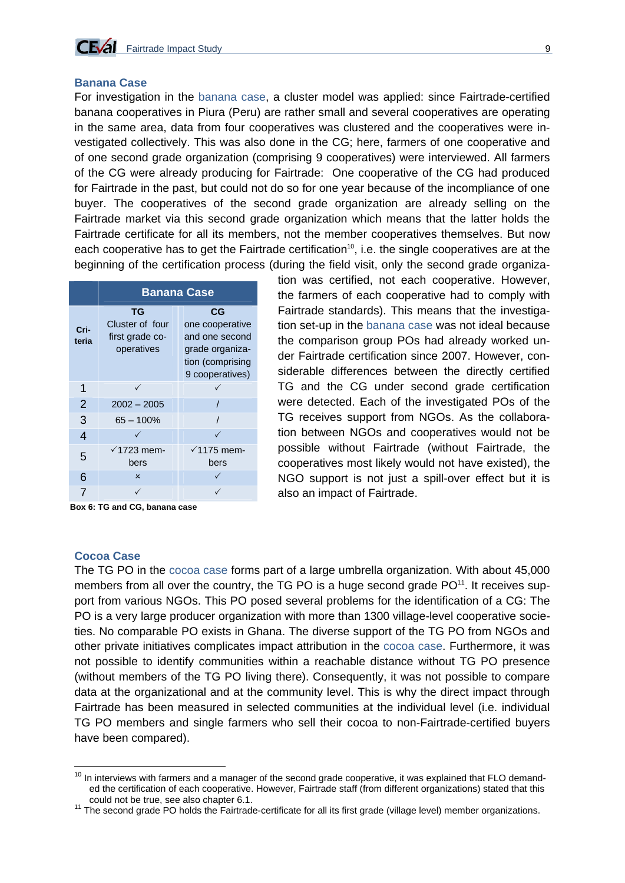### Banana Case

For investigation in the banana case, a cluster model was applied: since Fairtrade-certified banana cooperatives in Piura (Peru) are rather small and several cooperatives are operating in the same area, data from four cooperatives was clustered and the cooperatives were investigated collectively. This was also done in the CG; here, farmers of one cooperative and of one second grade organization (comprising 9 cooperatives) were interviewed. All farmers of the CG were already producing for Fairtrade: One cooperative of the CG had produced for Fairtrade in the past, but could not do so for one year because of the incompliance of one buyer. The cooperatives of the second grade organization are already selling on the Fairtrade market via this second grade organization which means that the latter holds the Fairtrade certificate for all its members, not the member cooperatives themselves. But now each cooperative has to get the Fairtrade certification[10], i.e. the single cooperatives are at the beginning of the certification process (during the field visit, only the second grade organization was certified, not each cooperative. However, the farmers of each cooperative had to comply with Fairtrade standards). This means that the investigation set-up in the banana case was not ideal because the comparison group POs had already worked under Fairtrade certification since 2007. However, considerable differences between the directly certified TG and the CG under second grade certification were detected. Each of the investigated POs of the TG receives support from NGOs. As the collaboration between NGOs and cooperatives would not be possible without Fairtrade (without Fairtrade, the cooperatives most likely would not have existed), the NGO support is not just a spill-over effect but it is also an impact of Fairtrade.

| | Banana Case | |
|---|---|---|
| Criteria | **TG** Cluster of four first grade cooperatives | **CG** one cooperative and one second grade organization (comprising 9 cooperatives) |
| 1 | ✓ | ✓ |
| 2 | 2002 – 2005 | / |
| 3 | 65 – 100% | / |
| 4 | ✓ | ✓ |
| 5 | ✓1723 members | ✓1175 members |
| 6 | × | ✓ |
| 7 | ✓ | ✓ |

**Box 6: TG and CG, banana case**

### Cocoa Case

The TG PO in the cocoa case forms part of a large umbrella organization. With about 45,000 members from all over the country, the TG PO is a huge second grade PO[11]. It receives support from various NGOs. This PO posed several problems for the identification of a CG: The PO is a very large producer organization with more than 1300 village-level cooperative societies. No comparable PO exists in Ghana. The diverse support of the TG PO from NGOs and other private initiatives complicates impact attribution in the cocoa case. Furthermore, it was not possible to identify communities within a reachable distance without TG PO presence (without members of the TG PO living there). Consequently, it was not possible to compare data at the organizational and at the community level. This is why the direct impact through Fairtrade has been measured in selected communities at the individual level (i.e. individual TG PO members and single farmers who sell their cocoa to non-Fairtrade-certified buyers have been compared).

---

[10] In interviews with farmers and a manager of the second grade cooperative, it was explained that FLO demanded the certification of each cooperative. However, Fairtrade staff (from different organizations) stated that this could not be true, see also chapter 6.1.

[11] The second grade PO holds the Fairtrade-certificate for all its first grade (village level) member organizations.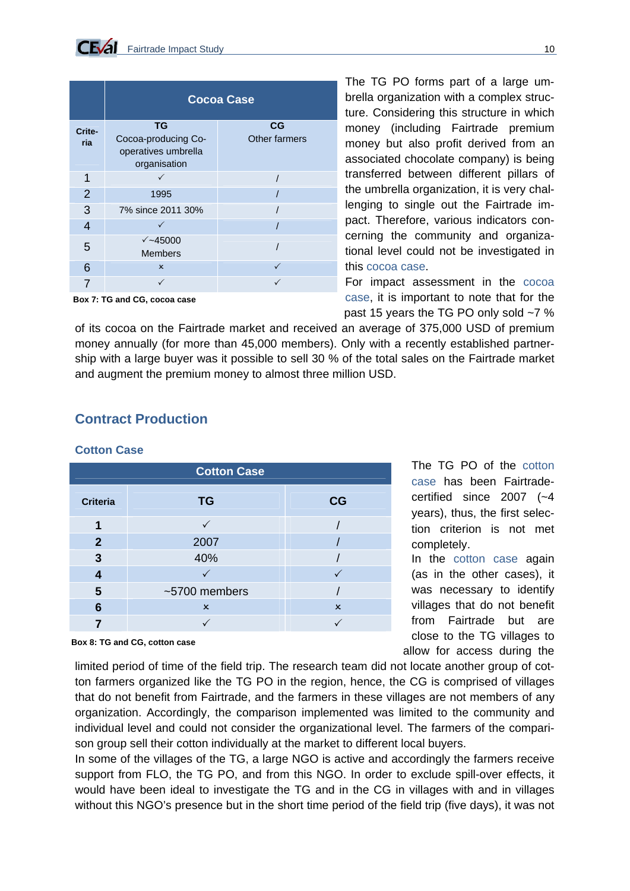| | Cocoa Case | |
|---|---|---|
| Criteria | TG<br>Cocoa-producing Co-operatives umbrella organisation | CG<br>Other farmers |
| 1 | ✓ | / |
| 2 | 1995 | / |
| 3 | 7% since 2011 30% | / |
| 4 | ✓ | / |
| 5 | ✓~45000 Members | / |
| 6 | × | ✓ |
| 7 | ✓ | ✓ |

**Box 7: TG and CG, cocoa case**

The TG PO forms part of a large umbrella organization with a complex structure. Considering this structure in which money (including Fairtrade premium money but also profit derived from an associated chocolate company) is being transferred between different pillars of the umbrella organization, it is very challenging to single out the Fairtrade impact. Therefore, various indicators concerning the community and organizational level could not be investigated in this cocoa case.

For impact assessment in the cocoa case, it is important to note that for the past 15 years the TG PO only sold ~7 % of its cocoa on the Fairtrade market and received an average of 375,000 USD of premium money annually (for more than 45,000 members). Only with a recently established partnership with a large buyer was it possible to sell 30 % of the total sales on the Fairtrade market and augment the premium money to almost three million USD.

## Contract Production

### Cotton Case

| Cotton Case | | |
|---|---|---|
| Criteria | TG | CG |
| 1 | ✓ | / |
| 2 | 2007 | / |
| 3 | 40% | / |
| 4 | ✓ | ✓ |
| 5 | ~5700 members | / |
| 6 | × | × |
| 7 | ✓ | ✓ |

**Box 8: TG and CG, cotton case**

The TG PO of the cotton case has been Fairtrade-certified since 2007 (~4 years), thus, the first selection criterion is not met completely.

In the cotton case again (as in the other cases), it was necessary to identify villages that do not benefit from Fairtrade but are close to the TG villages to allow for access during the limited period of time of the field trip. The research team did not locate another group of cotton farmers organized like the TG PO in the region, hence, the CG is comprised of villages that do not benefit from Fairtrade, and the farmers in these villages are not members of any organization. Accordingly, the comparison implemented was limited to the community and individual level and could not consider the organizational level. The farmers of the comparison group sell their cotton individually at the market to different local buyers.

In some of the villages of the TG, a large NGO is active and accordingly the farmers receive support from FLO, the TG PO, and from this NGO. In order to exclude spill-over effects, it would have been ideal to investigate the TG and in the CG in villages with and in villages without this NGO's presence but in the short time period of the field trip (five days), it was not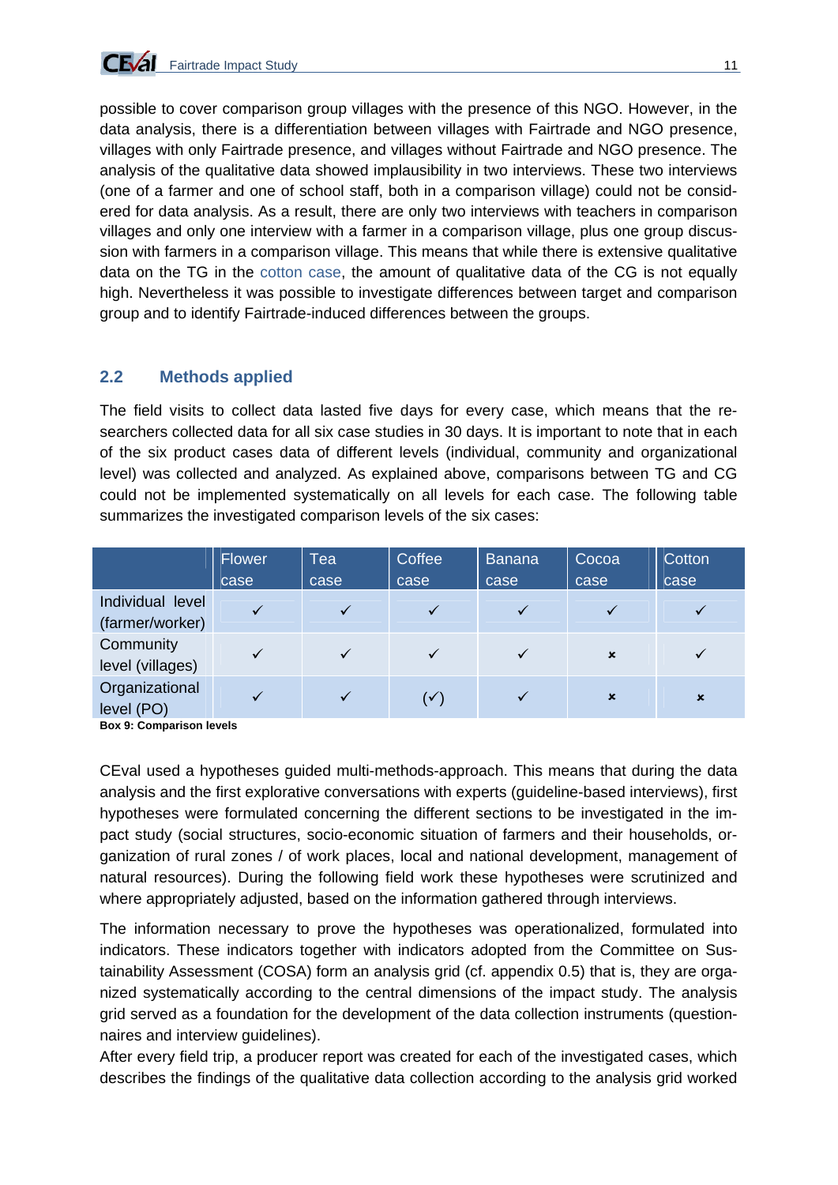possible to cover comparison group villages with the presence of this NGO. However, in the data analysis, there is a differentiation between villages with Fairtrade and NGO presence, villages with only Fairtrade presence, and villages without Fairtrade and NGO presence. The analysis of the qualitative data showed implausibility in two interviews. These two interviews (one of a farmer and one of school staff, both in a comparison village) could not be considered for data analysis. As a result, there are only two interviews with teachers in comparison villages and only one interview with a farmer in a comparison village, plus one group discussion with farmers in a comparison village. This means that while there is extensive qualitative data on the TG in the cotton case, the amount of qualitative data of the CG is not equally high. Nevertheless it was possible to investigate differences between target and comparison group and to identify Fairtrade-induced differences between the groups.

## 2.2 Methods applied

The field visits to collect data lasted five days for every case, which means that the researchers collected data for all six case studies in 30 days. It is important to note that in each of the six product cases data of different levels (individual, community and organizational level) was collected and analyzed. As explained above, comparisons between TG and CG could not be implemented systematically on all levels for each case. The following table summarizes the investigated comparison levels of the six cases:

| | Flower case | Tea case | Coffee case | Banana case | Cocoa case | Cotton case |
|---|---|---|---|---|---|---|
| Individual level (farmer/worker) | ✓ | ✓ | ✓ | ✓ | ✓ | ✓ |
| Community level (villages) | ✓ | ✓ | ✓ | ✓ | × | ✓ |
| Organizational level (PO) | ✓ | ✓ | (✓) | ✓ | × | × |

**Box 9: Comparison levels**

CEval used a hypotheses guided multi-methods-approach. This means that during the data analysis and the first explorative conversations with experts (guideline-based interviews), first hypotheses were formulated concerning the different sections to be investigated in the impact study (social structures, socio-economic situation of farmers and their households, organization of rural zones / of work places, local and national development, management of natural resources). During the following field work these hypotheses were scrutinized and where appropriately adjusted, based on the information gathered through interviews.

The information necessary to prove the hypotheses was operationalized, formulated into indicators. These indicators together with indicators adopted from the Committee on Sustainability Assessment (COSA) form an analysis grid (cf. appendix 0.5) that is, they are organized systematically according to the central dimensions of the impact study. The analysis grid served as a foundation for the development of the data collection instruments (questionnaires and interview guidelines).

After every field trip, a producer report was created for each of the investigated cases, which describes the findings of the qualitative data collection according to the analysis grid worked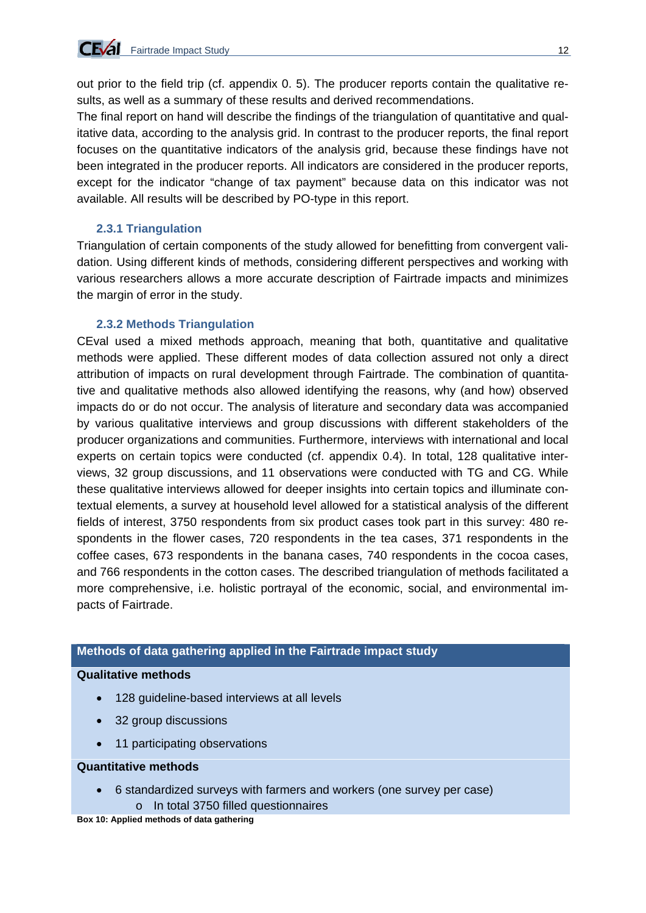out prior to the field trip (cf. appendix 0. 5). The producer reports contain the qualitative results, as well as a summary of these results and derived recommendations.

The final report on hand will describe the findings of the triangulation of quantitative and qualitative data, according to the analysis grid. In contrast to the producer reports, the final report focuses on the quantitative indicators of the analysis grid, because these findings have not been integrated in the producer reports. All indicators are considered in the producer reports, except for the indicator "change of tax payment" because data on this indicator was not available. All results will be described by PO-type in this report.

### 2.3.1 Triangulation

Triangulation of certain components of the study allowed for benefitting from convergent validation. Using different kinds of methods, considering different perspectives and working with various researchers allows a more accurate description of Fairtrade impacts and minimizes the margin of error in the study.

### 2.3.2 Methods Triangulation

CEval used a mixed methods approach, meaning that both, quantitative and qualitative methods were applied. These different modes of data collection assured not only a direct attribution of impacts on rural development through Fairtrade. The combination of quantitative and qualitative methods also allowed identifying the reasons, why (and how) observed impacts do or do not occur. The analysis of literature and secondary data was accompanied by various qualitative interviews and group discussions with different stakeholders of the producer organizations and communities. Furthermore, interviews with international and local experts on certain topics were conducted (cf. appendix 0.4). In total, 128 qualitative interviews, 32 group discussions, and 11 observations were conducted with TG and CG. While these qualitative interviews allowed for deeper insights into certain topics and illuminate contextual elements, a survey at household level allowed for a statistical analysis of the different fields of interest, 3750 respondents from six product cases took part in this survey: 480 respondents in the flower cases, 720 respondents in the tea cases, 371 respondents in the coffee cases, 673 respondents in the banana cases, 740 respondents in the cocoa cases, and 766 respondents in the cotton cases. The described triangulation of methods facilitated a more comprehensive, i.e. holistic portrayal of the economic, social, and environmental impacts of Fairtrade.

**Methods of data gathering applied in the Fairtrade impact study**

**Qualitative methods**

- 128 guideline-based interviews at all levels
- 32 group discussions
- 11 participating observations

**Quantitative methods**

- 6 standardized surveys with farmers and workers (one survey per case)
  - In total 3750 filled questionnaires

**Box 10: Applied methods of data gathering**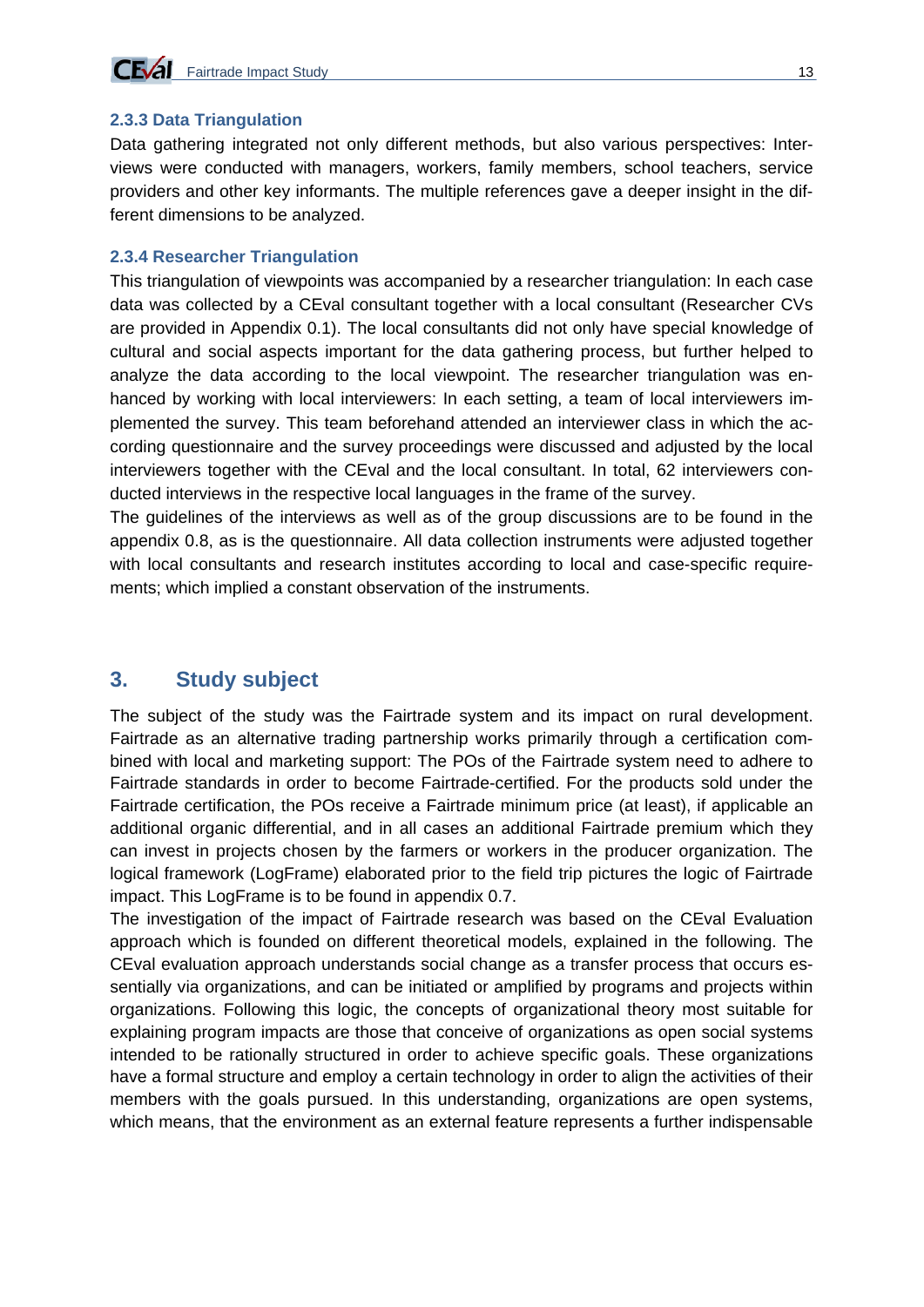### 2.3.3 Data Triangulation

Data gathering integrated not only different methods, but also various perspectives: Interviews were conducted with managers, workers, family members, school teachers, service providers and other key informants. The multiple references gave a deeper insight in the different dimensions to be analyzed.

### 2.3.4 Researcher Triangulation

This triangulation of viewpoints was accompanied by a researcher triangulation: In each case data was collected by a CEval consultant together with a local consultant (Researcher CVs are provided in Appendix 0.1). The local consultants did not only have special knowledge of cultural and social aspects important for the data gathering process, but further helped to analyze the data according to the local viewpoint. The researcher triangulation was enhanced by working with local interviewers: In each setting, a team of local interviewers implemented the survey. This team beforehand attended an interviewer class in which the according questionnaire and the survey proceedings were discussed and adjusted by the local interviewers together with the CEval and the local consultant. In total, 62 interviewers conducted interviews in the respective local languages in the frame of the survey.

The guidelines of the interviews as well as of the group discussions are to be found in the appendix 0.8, as is the questionnaire. All data collection instruments were adjusted together with local consultants and research institutes according to local and case-specific requirements; which implied a constant observation of the instruments.

## 3. Study subject

The subject of the study was the Fairtrade system and its impact on rural development. Fairtrade as an alternative trading partnership works primarily through a certification combined with local and marketing support: The POs of the Fairtrade system need to adhere to Fairtrade standards in order to become Fairtrade-certified. For the products sold under the Fairtrade certification, the POs receive a Fairtrade minimum price (at least), if applicable an additional organic differential, and in all cases an additional Fairtrade premium which they can invest in projects chosen by the farmers or workers in the producer organization. The logical framework (LogFrame) elaborated prior to the field trip pictures the logic of Fairtrade impact. This LogFrame is to be found in appendix 0.7.

The investigation of the impact of Fairtrade research was based on the CEval Evaluation approach which is founded on different theoretical models, explained in the following. The CEval evaluation approach understands social change as a transfer process that occurs essentially via organizations, and can be initiated or amplified by programs and projects within organizations. Following this logic, the concepts of organizational theory most suitable for explaining program impacts are those that conceive of organizations as open social systems intended to be rationally structured in order to achieve specific goals. These organizations have a formal structure and employ a certain technology in order to align the activities of their members with the goals pursued. In this understanding, organizations are open systems, which means, that the environment as an external feature represents a further indispensable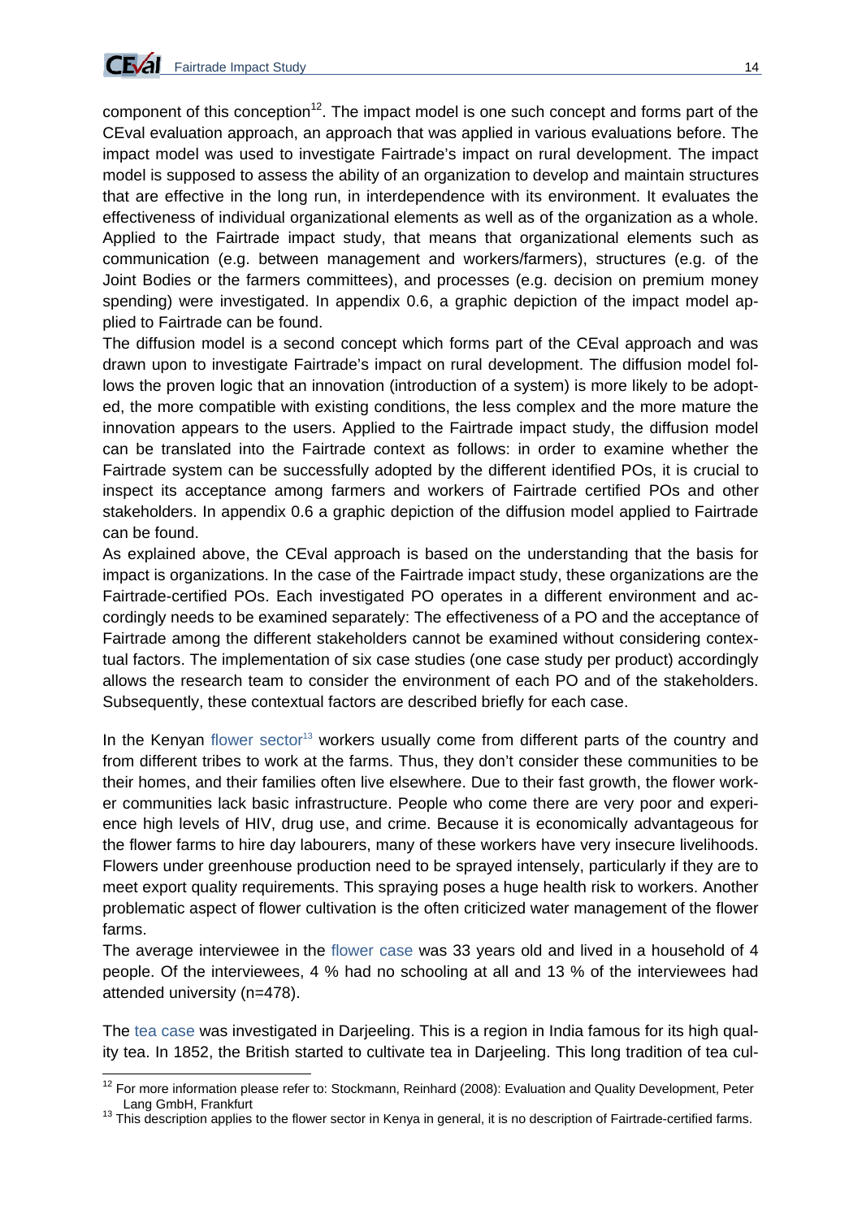component of this conception[12]. The impact model is one such concept and forms part of the CEval evaluation approach, an approach that was applied in various evaluations before. The impact model was used to investigate Fairtrade's impact on rural development. The impact model is supposed to assess the ability of an organization to develop and maintain structures that are effective in the long run, in interdependence with its environment. It evaluates the effectiveness of individual organizational elements as well as of the organization as a whole. Applied to the Fairtrade impact study, that means that organizational elements such as communication (e.g. between management and workers/farmers), structures (e.g. of the Joint Bodies or the farmers committees), and processes (e.g. decision on premium money spending) were investigated. In appendix 0.6, a graphic depiction of the impact model applied to Fairtrade can be found.

The diffusion model is a second concept which forms part of the CEval approach and was drawn upon to investigate Fairtrade's impact on rural development. The diffusion model follows the proven logic that an innovation (introduction of a system) is more likely to be adopted, the more compatible with existing conditions, the less complex and the more mature the innovation appears to the users. Applied to the Fairtrade impact study, the diffusion model can be translated into the Fairtrade context as follows: in order to examine whether the Fairtrade system can be successfully adopted by the different identified POs, it is crucial to inspect its acceptance among farmers and workers of Fairtrade certified POs and other stakeholders. In appendix 0.6 a graphic depiction of the diffusion model applied to Fairtrade can be found.

As explained above, the CEval approach is based on the understanding that the basis for impact is organizations. In the case of the Fairtrade impact study, these organizations are the Fairtrade-certified POs. Each investigated PO operates in a different environment and accordingly needs to be examined separately: The effectiveness of a PO and the acceptance of Fairtrade among the different stakeholders cannot be examined without considering contextual factors. The implementation of six case studies (one case study per product) accordingly allows the research team to consider the environment of each PO and of the stakeholders. Subsequently, these contextual factors are described briefly for each case.

In the Kenyan flower sector[13] workers usually come from different parts of the country and from different tribes to work at the farms. Thus, they don't consider these communities to be their homes, and their families often live elsewhere. Due to their fast growth, the flower worker communities lack basic infrastructure. People who come there are very poor and experience high levels of HIV, drug use, and crime. Because it is economically advantageous for the flower farms to hire day labourers, many of these workers have very insecure livelihoods. Flowers under greenhouse production need to be sprayed intensely, particularly if they are to meet export quality requirements. This spraying poses a huge health risk to workers. Another problematic aspect of flower cultivation is the often criticized water management of the flower farms.

The average interviewee in the flower case was 33 years old and lived in a household of 4 people. Of the interviewees, 4 % had no schooling at all and 13 % of the interviewees had attended university (n=478).

The tea case was investigated in Darjeeling. This is a region in India famous for its high quality tea. In 1852, the British started to cultivate tea in Darjeeling. This long tradition of tea cul-

[12] For more information please refer to: Stockmann, Reinhard (2008): Evaluation and Quality Development, Peter Lang GmbH, Frankfurt

[13] This description applies to the flower sector in Kenya in general, it is no description of Fairtrade-certified farms.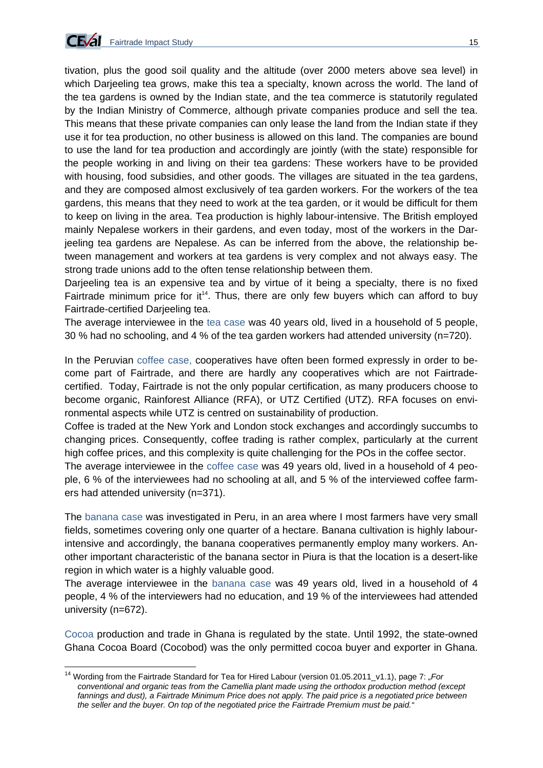tivation, plus the good soil quality and the altitude (over 2000 meters above sea level) in which Darjeeling tea grows, make this tea a specialty, known across the world. The land of the tea gardens is owned by the Indian state, and the tea commerce is statutorily regulated by the Indian Ministry of Commerce, although private companies produce and sell the tea. This means that these private companies can only lease the land from the Indian state if they use it for tea production, no other business is allowed on this land. The companies are bound to use the land for tea production and accordingly are jointly (with the state) responsible for the people working in and living on their tea gardens: These workers have to be provided with housing, food subsidies, and other goods. The villages are situated in the tea gardens, and they are composed almost exclusively of tea garden workers. For the workers of the tea gardens, this means that they need to work at the tea garden, or it would be difficult for them to keep on living in the area. Tea production is highly labour-intensive. The British employed mainly Nepalese workers in their gardens, and even today, most of the workers in the Darjeeling tea gardens are Nepalese. As can be inferred from the above, the relationship between management and workers at tea gardens is very complex and not always easy. The strong trade unions add to the often tense relationship between them.

Darjeeling tea is an expensive tea and by virtue of it being a specialty, there is no fixed Fairtrade minimum price for it[14]. Thus, there are only few buyers which can afford to buy Fairtrade-certified Darjeeling tea.

The average interviewee in the tea case was 40 years old, lived in a household of 5 people, 30 % had no schooling, and 4 % of the tea garden workers had attended university (n=720).

In the Peruvian coffee case, cooperatives have often been formed expressly in order to become part of Fairtrade, and there are hardly any cooperatives which are not Fairtrade-certified. Today, Fairtrade is not the only popular certification, as many producers choose to become organic, Rainforest Alliance (RFA), or UTZ Certified (UTZ). RFA focuses on environmental aspects while UTZ is centred on sustainability of production.

Coffee is traded at the New York and London stock exchanges and accordingly succumbs to changing prices. Consequently, coffee trading is rather complex, particularly at the current high coffee prices, and this complexity is quite challenging for the POs in the coffee sector.

The average interviewee in the coffee case was 49 years old, lived in a household of 4 people, 6 % of the interviewees had no schooling at all, and 5 % of the interviewed coffee farmers had attended university (n=371).

The banana case was investigated in Peru, in an area where I most farmers have very small fields, sometimes covering only one quarter of a hectare. Banana cultivation is highly labour-intensive and accordingly, the banana cooperatives permanently employ many workers. Another important characteristic of the banana sector in Piura is that the location is a desert-like region in which water is a highly valuable good.

The average interviewee in the banana case was 49 years old, lived in a household of 4 people, 4 % of the interviewers had no education, and 19 % of the interviewees had attended university (n=672).

Cocoa production and trade in Ghana is regulated by the state. Until 1992, the state-owned Ghana Cocoa Board (Cocobod) was the only permitted cocoa buyer and exporter in Ghana.

[14] Wording from the Fairtrade Standard for Tea for Hired Labour (version 01.05.2011_v1.1), page 7: *„For conventional and organic teas from the Camellia plant made using the orthodox production method (except fannings and dust), a Fairtrade Minimum Price does not apply. The paid price is a negotiated price between the seller and the buyer. On top of the negotiated price the Fairtrade Premium must be paid."*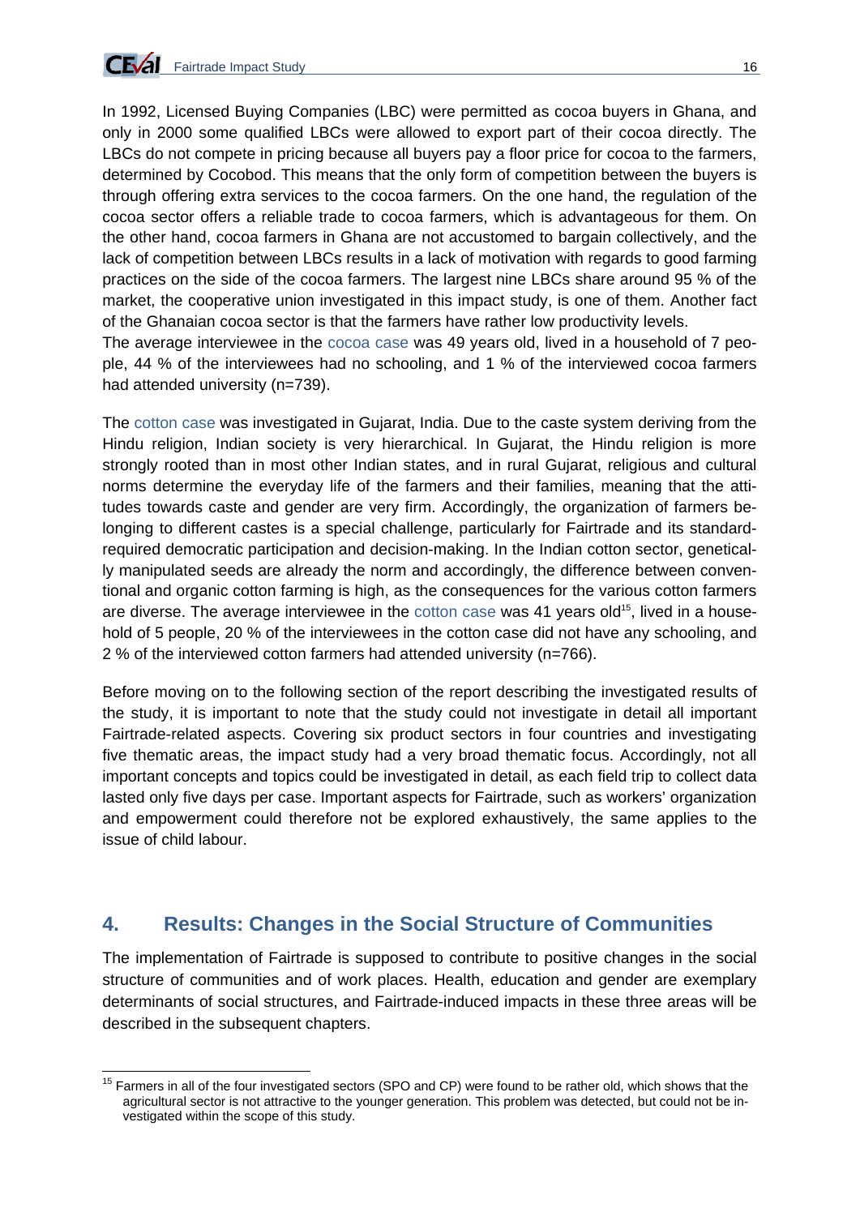In 1992, Licensed Buying Companies (LBC) were permitted as cocoa buyers in Ghana, and only in 2000 some qualified LBCs were allowed to export part of their cocoa directly. The LBCs do not compete in pricing because all buyers pay a floor price for cocoa to the farmers, determined by Cocobod. This means that the only form of competition between the buyers is through offering extra services to the cocoa farmers. On the one hand, the regulation of the cocoa sector offers a reliable trade to cocoa farmers, which is advantageous for them. On the other hand, cocoa farmers in Ghana are not accustomed to bargain collectively, and the lack of competition between LBCs results in a lack of motivation with regards to good farming practices on the side of the cocoa farmers. The largest nine LBCs share around 95 % of the market, the cooperative union investigated in this impact study, is one of them. Another fact of the Ghanaian cocoa sector is that the farmers have rather low productivity levels.
The average interviewee in the cocoa case was 49 years old, lived in a household of 7 people, 44 % of the interviewees had no schooling, and 1 % of the interviewed cocoa farmers had attended university (n=739).

The cotton case was investigated in Gujarat, India. Due to the caste system deriving from the Hindu religion, Indian society is very hierarchical. In Gujarat, the Hindu religion is more strongly rooted than in most other Indian states, and in rural Gujarat, religious and cultural norms determine the everyday life of the farmers and their families, meaning that the attitudes towards caste and gender are very firm. Accordingly, the organization of farmers belonging to different castes is a special challenge, particularly for Fairtrade and its standard-required democratic participation and decision-making. In the Indian cotton sector, genetically manipulated seeds are already the norm and accordingly, the difference between conventional and organic cotton farming is high, as the consequences for the various cotton farmers are diverse. The average interviewee in the cotton case was 41 years old[15], lived in a household of 5 people, 20 % of the interviewees in the cotton case did not have any schooling, and 2 % of the interviewed cotton farmers had attended university (n=766).

Before moving on to the following section of the report describing the investigated results of the study, it is important to note that the study could not investigate in detail all important Fairtrade-related aspects. Covering six product sectors in four countries and investigating five thematic areas, the impact study had a very broad thematic focus. Accordingly, not all important concepts and topics could be investigated in detail, as each field trip to collect data lasted only five days per case. Important aspects for Fairtrade, such as workers' organization and empowerment could therefore not be explored exhaustively, the same applies to the issue of child labour.

## 4. Results: Changes in the Social Structure of Communities

The implementation of Fairtrade is supposed to contribute to positive changes in the social structure of communities and of work places. Health, education and gender are exemplary determinants of social structures, and Fairtrade-induced impacts in these three areas will be described in the subsequent chapters.

[15] Farmers in all of the four investigated sectors (SPO and CP) were found to be rather old, which shows that the agricultural sector is not attractive to the younger generation. This problem was detected, but could not be investigated within the scope of this study.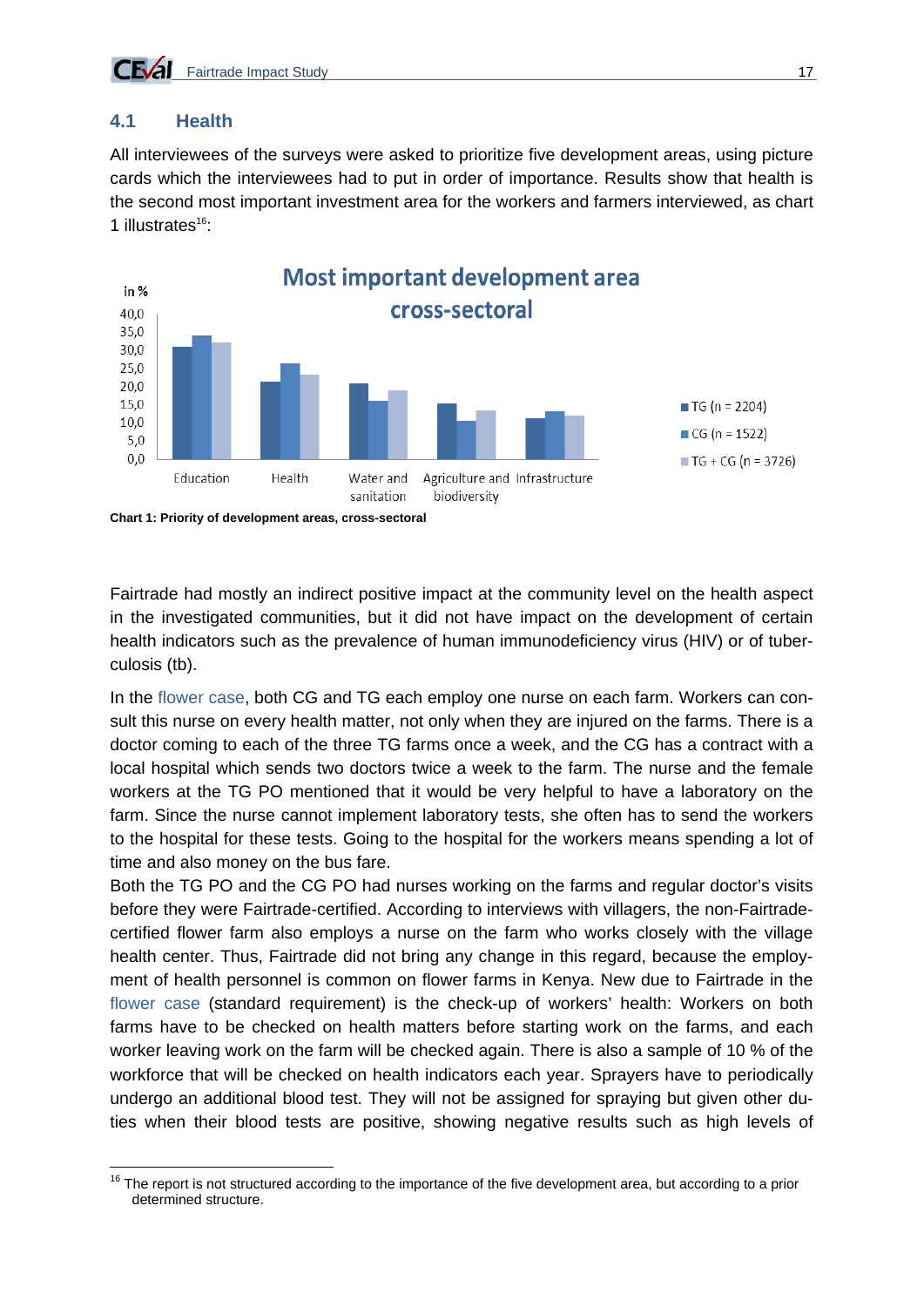## 4.1 Health

All interviewees of the surveys were asked to prioritize five development areas, using picture cards which the interviewees had to put in order of importance. Results show that health is the second most important investment area for the workers and farmers interviewed, as chart 1 illustrates[16]:

Most important development area
cross-sectoral

in %
40,0
35,0
30,0
25,0
20,0
15,0
10,0
5,0
0,0

Education
Health
Water and sanitation
Agriculture and biodiversity
Infrastructure

TG (n = 2204)
CG (n = 1522)
TG + CG (n = 3726)

**Chart 1: Priority of development areas, cross-sectoral**

Fairtrade had mostly an indirect positive impact at the community level on the health aspect in the investigated communities, but it did not have impact on the development of certain health indicators such as the prevalence of human immunodeficiency virus (HIV) or of tuberculosis (tb).

In the flower case, both CG and TG each employ one nurse on each farm. Workers can consult this nurse on every health matter, not only when they are injured on the farms. There is a doctor coming to each of the three TG farms once a week, and the CG has a contract with a local hospital which sends two doctors twice a week to the farm. The nurse and the female workers at the TG PO mentioned that it would be very helpful to have a laboratory on the farm. Since the nurse cannot implement laboratory tests, she often has to send the workers to the hospital for these tests. Going to the hospital for the workers means spending a lot of time and also money on the bus fare.

Both the TG PO and the CG PO had nurses working on the farms and regular doctor's visits before they were Fairtrade-certified. According to interviews with villagers, the non-Fairtrade-certified flower farm also employs a nurse on the farm who works closely with the village health center. Thus, Fairtrade did not bring any change in this regard, because the employment of health personnel is common on flower farms in Kenya. New due to Fairtrade in the flower case (standard requirement) is the check-up of workers' health: Workers on both farms have to be checked on health matters before starting work on the farms, and each worker leaving work on the farm will be checked again. There is also a sample of 10 % of the workforce that will be checked on health indicators each year. Sprayers have to periodically undergo an additional blood test. They will not be assigned for spraying but given other duties when their blood tests are positive, showing negative results such as high levels of

[16] The report is not structured according to the importance of the five development area, but according to a prior determined structure.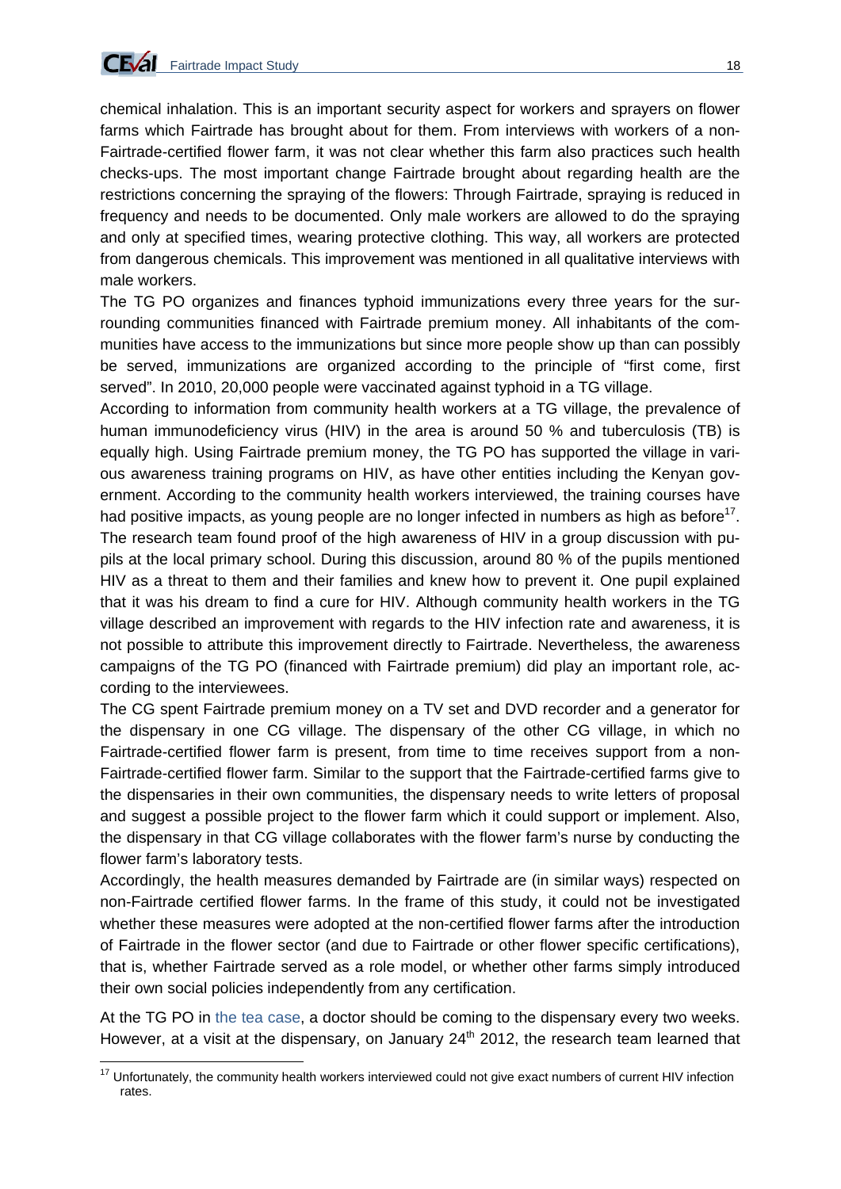chemical inhalation. This is an important security aspect for workers and sprayers on flower farms which Fairtrade has brought about for them. From interviews with workers of a non-Fairtrade-certified flower farm, it was not clear whether this farm also practices such health checks-ups. The most important change Fairtrade brought about regarding health are the restrictions concerning the spraying of the flowers: Through Fairtrade, spraying is reduced in frequency and needs to be documented. Only male workers are allowed to do the spraying and only at specified times, wearing protective clothing. This way, all workers are protected from dangerous chemicals. This improvement was mentioned in all qualitative interviews with male workers.

The TG PO organizes and finances typhoid immunizations every three years for the surrounding communities financed with Fairtrade premium money. All inhabitants of the communities have access to the immunizations but since more people show up than can possibly be served, immunizations are organized according to the principle of "first come, first served". In 2010, 20,000 people were vaccinated against typhoid in a TG village.

According to information from community health workers at a TG village, the prevalence of human immunodeficiency virus (HIV) in the area is around 50 % and tuberculosis (TB) is equally high. Using Fairtrade premium money, the TG PO has supported the village in various awareness training programs on HIV, as have other entities including the Kenyan government. According to the community health workers interviewed, the training courses have had positive impacts, as young people are no longer infected in numbers as high as before[17]. The research team found proof of the high awareness of HIV in a group discussion with pupils at the local primary school. During this discussion, around 80 % of the pupils mentioned HIV as a threat to them and their families and knew how to prevent it. One pupil explained that it was his dream to find a cure for HIV. Although community health workers in the TG village described an improvement with regards to the HIV infection rate and awareness, it is not possible to attribute this improvement directly to Fairtrade. Nevertheless, the awareness campaigns of the TG PO (financed with Fairtrade premium) did play an important role, according to the interviewees.

The CG spent Fairtrade premium money on a TV set and DVD recorder and a generator for the dispensary in one CG village. The dispensary of the other CG village, in which no Fairtrade-certified flower farm is present, from time to time receives support from a non-Fairtrade-certified flower farm. Similar to the support that the Fairtrade-certified farms give to the dispensaries in their own communities, the dispensary needs to write letters of proposal and suggest a possible project to the flower farm which it could support or implement. Also, the dispensary in that CG village collaborates with the flower farm's nurse by conducting the flower farm's laboratory tests.

Accordingly, the health measures demanded by Fairtrade are (in similar ways) respected on non-Fairtrade certified flower farms. In the frame of this study, it could not be investigated whether these measures were adopted at the non-certified flower farms after the introduction of Fairtrade in the flower sector (and due to Fairtrade or other flower specific certifications), that is, whether Fairtrade served as a role model, or whether other farms simply introduced their own social policies independently from any certification.

At the TG PO in the tea case, a doctor should be coming to the dispensary every two weeks. However, at a visit at the dispensary, on January 24th 2012, the research team learned that

[17] Unfortunately, the community health workers interviewed could not give exact numbers of current HIV infection rates.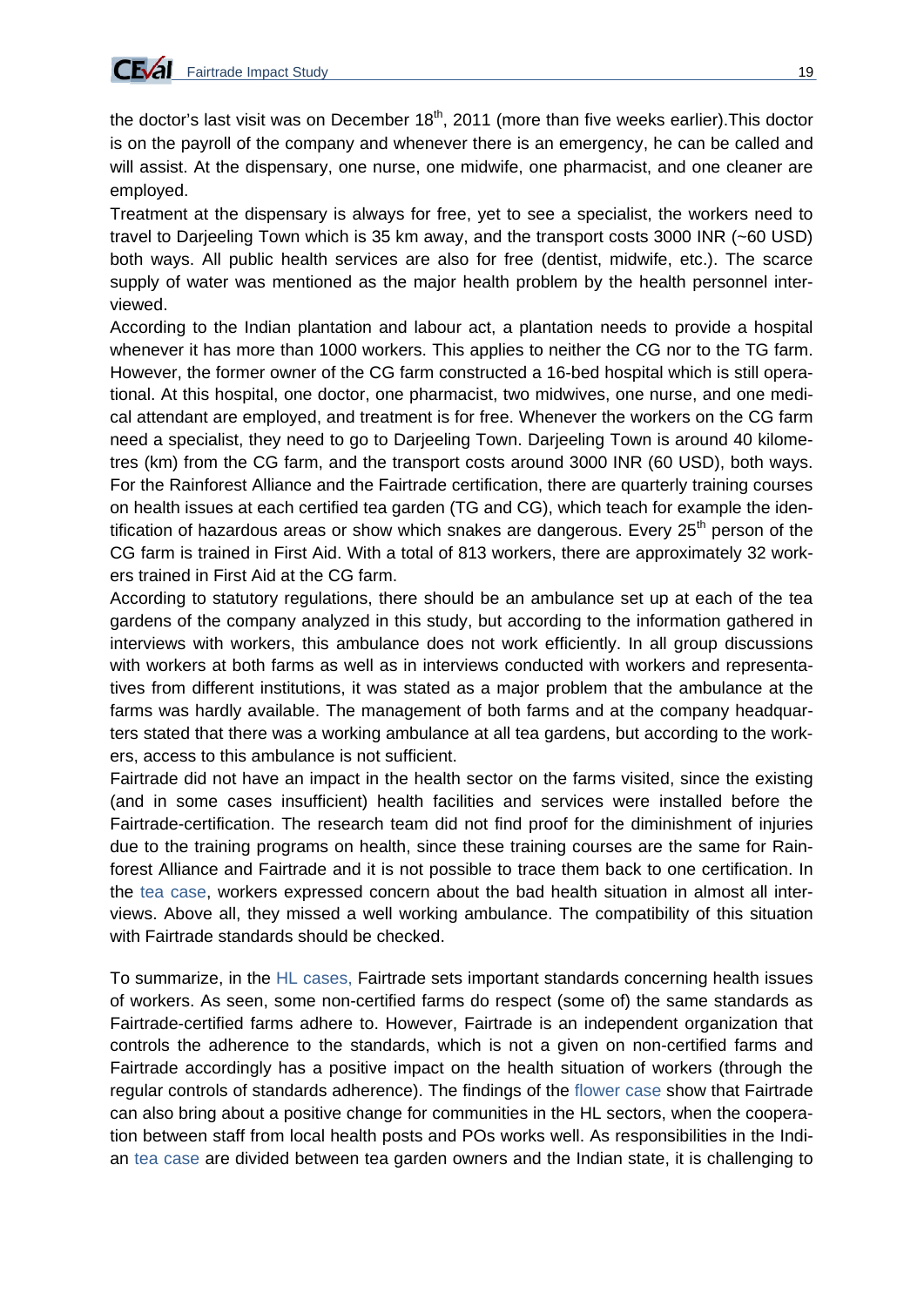the doctor's last visit was on December 18th, 2011 (more than five weeks earlier).This doctor is on the payroll of the company and whenever there is an emergency, he can be called and will assist. At the dispensary, one nurse, one midwife, one pharmacist, and one cleaner are employed.

Treatment at the dispensary is always for free, yet to see a specialist, the workers need to travel to Darjeeling Town which is 35 km away, and the transport costs 3000 INR (~60 USD) both ways. All public health services are also for free (dentist, midwife, etc.). The scarce supply of water was mentioned as the major health problem by the health personnel interviewed.

According to the Indian plantation and labour act, a plantation needs to provide a hospital whenever it has more than 1000 workers. This applies to neither the CG nor to the TG farm. However, the former owner of the CG farm constructed a 16-bed hospital which is still operational. At this hospital, one doctor, one pharmacist, two midwives, one nurse, and one medical attendant are employed, and treatment is for free. Whenever the workers on the CG farm need a specialist, they need to go to Darjeeling Town. Darjeeling Town is around 40 kilometres (km) from the CG farm, and the transport costs around 3000 INR (60 USD), both ways. For the Rainforest Alliance and the Fairtrade certification, there are quarterly training courses on health issues at each certified tea garden (TG and CG), which teach for example the identification of hazardous areas or show which snakes are dangerous. Every 25th person of the CG farm is trained in First Aid. With a total of 813 workers, there are approximately 32 workers trained in First Aid at the CG farm.

According to statutory regulations, there should be an ambulance set up at each of the tea gardens of the company analyzed in this study, but according to the information gathered in interviews with workers, this ambulance does not work efficiently. In all group discussions with workers at both farms as well as in interviews conducted with workers and representatives from different institutions, it was stated as a major problem that the ambulance at the farms was hardly available. The management of both farms and at the company headquarters stated that there was a working ambulance at all tea gardens, but according to the workers, access to this ambulance is not sufficient.

Fairtrade did not have an impact in the health sector on the farms visited, since the existing (and in some cases insufficient) health facilities and services were installed before the Fairtrade-certification. The research team did not find proof for the diminishment of injuries due to the training programs on health, since these training courses are the same for Rainforest Alliance and Fairtrade and it is not possible to trace them back to one certification. In the tea case, workers expressed concern about the bad health situation in almost all interviews. Above all, they missed a well working ambulance. The compatibility of this situation with Fairtrade standards should be checked.

To summarize, in the HL cases, Fairtrade sets important standards concerning health issues of workers. As seen, some non-certified farms do respect (some of) the same standards as Fairtrade-certified farms adhere to. However, Fairtrade is an independent organization that controls the adherence to the standards, which is not a given on non-certified farms and Fairtrade accordingly has a positive impact on the health situation of workers (through the regular controls of standards adherence). The findings of the flower case show that Fairtrade can also bring about a positive change for communities in the HL sectors, when the cooperation between staff from local health posts and POs works well. As responsibilities in the Indian tea case are divided between tea garden owners and the Indian state, it is challenging to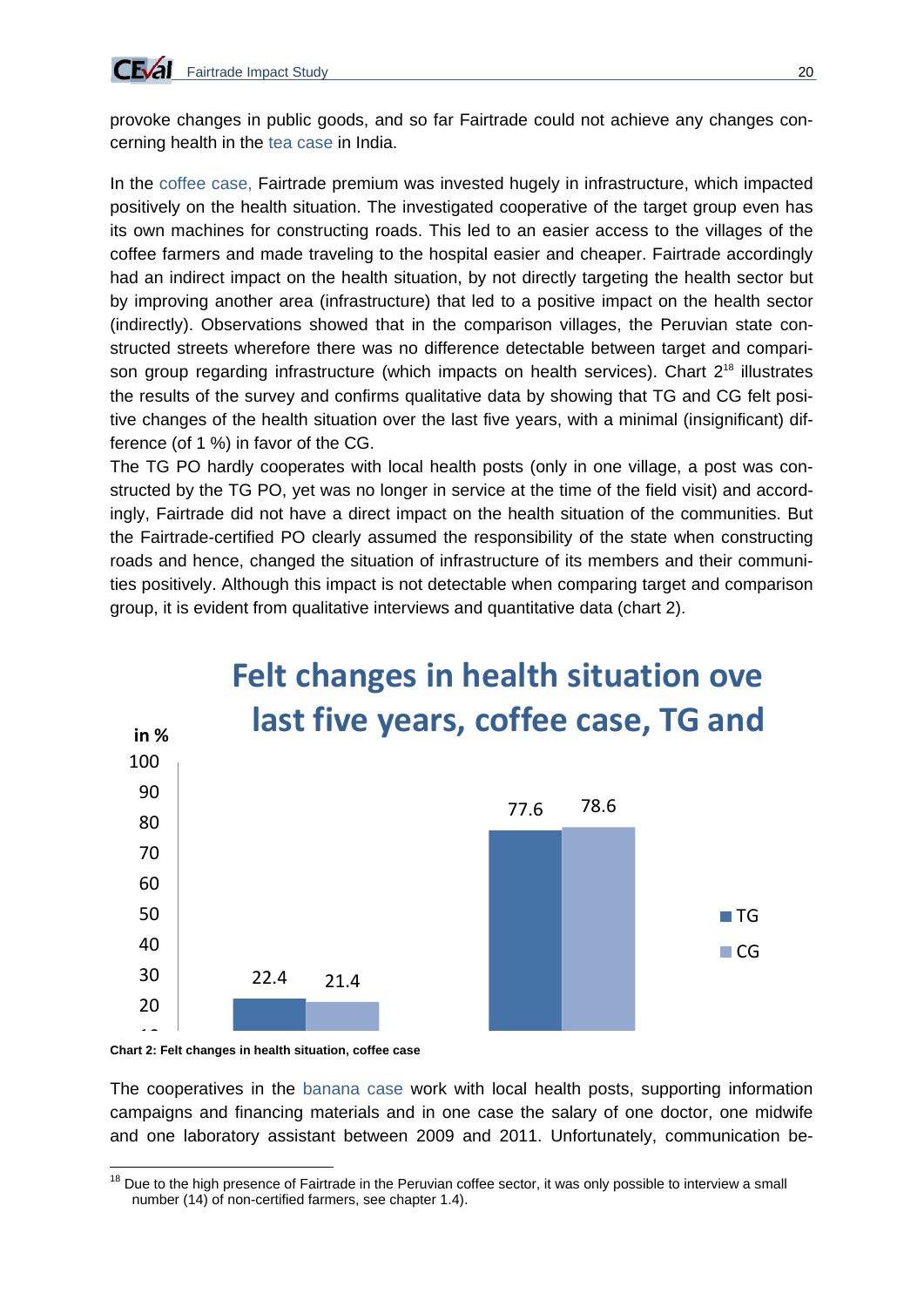provoke changes in public goods, and so far Fairtrade could not achieve any changes concerning health in the tea case in India.

In the coffee case, Fairtrade premium was invested hugely in infrastructure, which impacted positively on the health situation. The investigated cooperative of the target group even has its own machines for constructing roads. This led to an easier access to the villages of the coffee farmers and made traveling to the hospital easier and cheaper. Fairtrade accordingly had an indirect impact on the health situation, by not directly targeting the health sector but by improving another area (infrastructure) that led to a positive impact on the health sector (indirectly). Observations showed that in the comparison villages, the Peruvian state constructed streets wherefore there was no difference detectable between target and comparison group regarding infrastructure (which impacts on health services). Chart 2[18] illustrates the results of the survey and confirms qualitative data by showing that TG and CG felt positive changes of the health situation over the last five years, with a minimal (insignificant) difference (of 1 %) in favor of the CG.
The TG PO hardly cooperates with local health posts (only in one village, a post was constructed by the TG PO, yet was no longer in service at the time of the field visit) and accordingly, Fairtrade did not have a direct impact on the health situation of the communities. But the Fairtrade-certified PO clearly assumed the responsibility of the state when constructing roads and hence, changed the situation of infrastructure of its members and their communities positively. Although this impact is not detectable when comparing target and comparison group, it is evident from qualitative interviews and quantitative data (chart 2).

Felt changes in health situation ove last five years, coffee case, TG and

in %
100
90
80
70
60
50
40
30
20

22.4
21.4
77.6
78.6

TG
CG

**Chart 2: Felt changes in health situation, coffee case**

The cooperatives in the banana case work with local health posts, supporting information campaigns and financing materials and in one case the salary of one doctor, one midwife and one laboratory assistant between 2009 and 2011. Unfortunately, communication be-

[18] Due to the high presence of Fairtrade in the Peruvian coffee sector, it was only possible to interview a small number (14) of non-certified farmers, see chapter 1.4).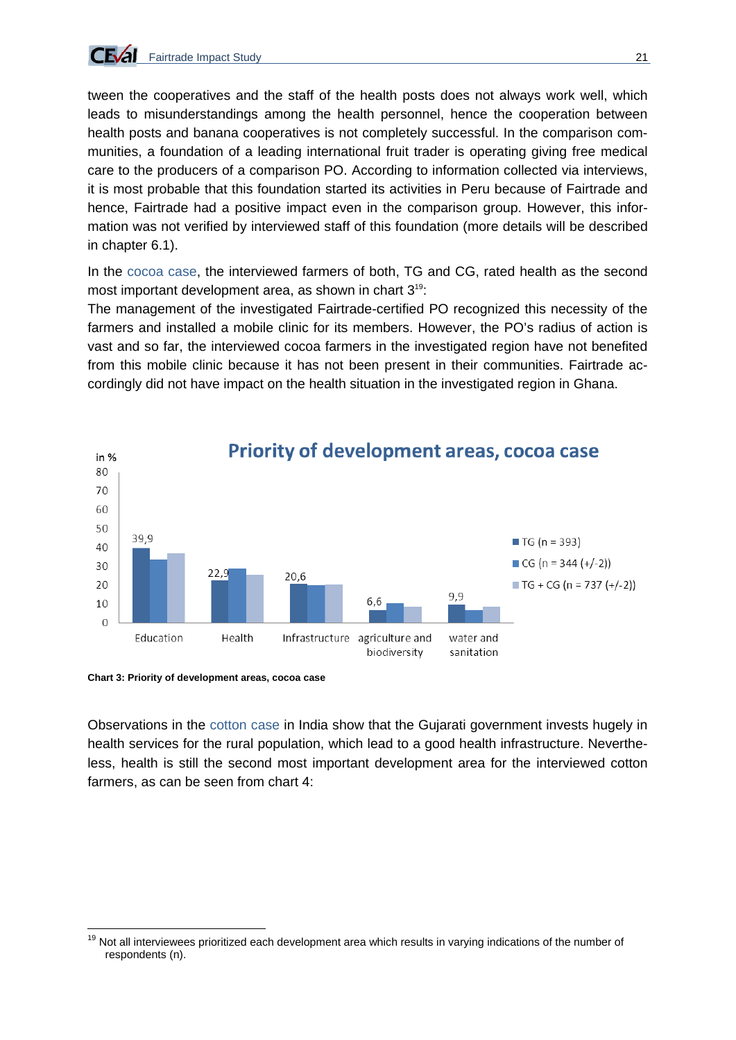tween the cooperatives and the staff of the health posts does not always work well, which leads to misunderstandings among the health personnel, hence the cooperation between health posts and banana cooperatives is not completely successful. In the comparison communities, a foundation of a leading international fruit trader is operating giving free medical care to the producers of a comparison PO. According to information collected via interviews, it is most probable that this foundation started its activities in Peru because of Fairtrade and hence, Fairtrade had a positive impact even in the comparison group. However, this information was not verified by interviewed staff of this foundation (more details will be described in chapter 6.1).

In the cocoa case, the interviewed farmers of both, TG and CG, rated health as the second most important development area, as shown in chart 3[19]:
The management of the investigated Fairtrade-certified PO recognized this necessity of the farmers and installed a mobile clinic for its members. However, the PO's radius of action is vast and so far, the interviewed cocoa farmers in the investigated region have not benefited from this mobile clinic because it has not been present in their communities. Fairtrade accordingly did not have impact on the health situation in the investigated region in Ghana.

Priority of development areas, cocoa case

in %
80
70
60
50
40
30
20
10
0

39,9
22,9
20,6
6,6
9,9

Education
Health
Infrastructure
agriculture and biodiversity
water and sanitation

TG (n = 393)
CG (n = 344 (+/-2))
TG + CG (n = 737 (+/-2))

**Chart 3: Priority of development areas, cocoa case**

Observations in the cotton case in India show that the Gujarati government invests hugely in health services for the rural population, which lead to a good health infrastructure. Nevertheless, health is still the second most important development area for the interviewed cotton farmers, as can be seen from chart 4:

[19] Not all interviewees prioritized each development area which results in varying indications of the number of respondents (n).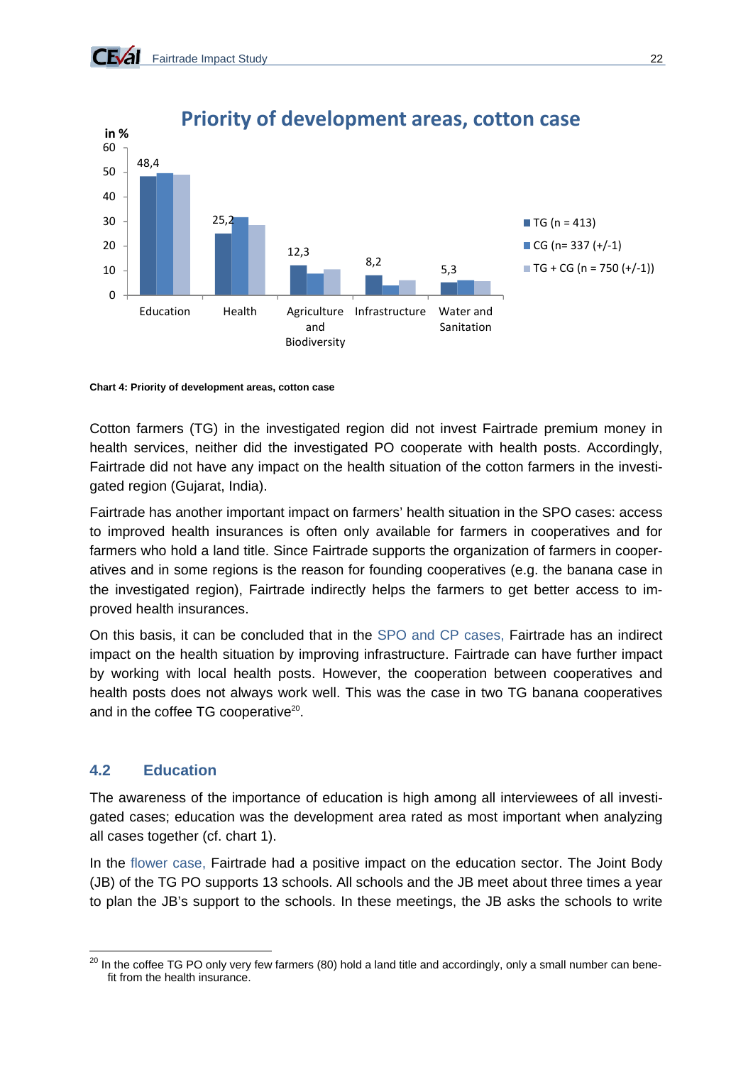Priority of development areas, cotton case

in %

60
50
40
30
20
10
0

48,4
25,2
12,3
8,2
5,3

Education
Health
Agriculture and Biodiversity
Infrastructure
Water and Sanitation

TG (n = 413)
CG (n= 337 (+/-1)
TG + CG (n = 750 (+/-1))

**Chart 4: Priority of development areas, cotton case**

Cotton farmers (TG) in the investigated region did not invest Fairtrade premium money in health services, neither did the investigated PO cooperate with health posts. Accordingly, Fairtrade did not have any impact on the health situation of the cotton farmers in the investigated region (Gujarat, India).

Fairtrade has another important impact on farmers' health situation in the SPO cases: access to improved health insurances is often only available for farmers in cooperatives and for farmers who hold a land title. Since Fairtrade supports the organization of farmers in cooperatives and in some regions is the reason for founding cooperatives (e.g. the banana case in the investigated region), Fairtrade indirectly helps the farmers to get better access to improved health insurances.

On this basis, it can be concluded that in the SPO and CP cases, Fairtrade has an indirect impact on the health situation by improving infrastructure. Fairtrade can have further impact by working with local health posts. However, the cooperation between cooperatives and health posts does not always work well. This was the case in two TG banana cooperatives and in the coffee TG cooperative[20].

## 4.2 Education

The awareness of the importance of education is high among all interviewees of all investigated cases; education was the development area rated as most important when analyzing all cases together (cf. chart 1).

In the flower case, Fairtrade had a positive impact on the education sector. The Joint Body (JB) of the TG PO supports 13 schools. All schools and the JB meet about three times a year to plan the JB's support to the schools. In these meetings, the JB asks the schools to write

[20] In the coffee TG PO only very few farmers (80) hold a land title and accordingly, only a small number can benefit from the health insurance.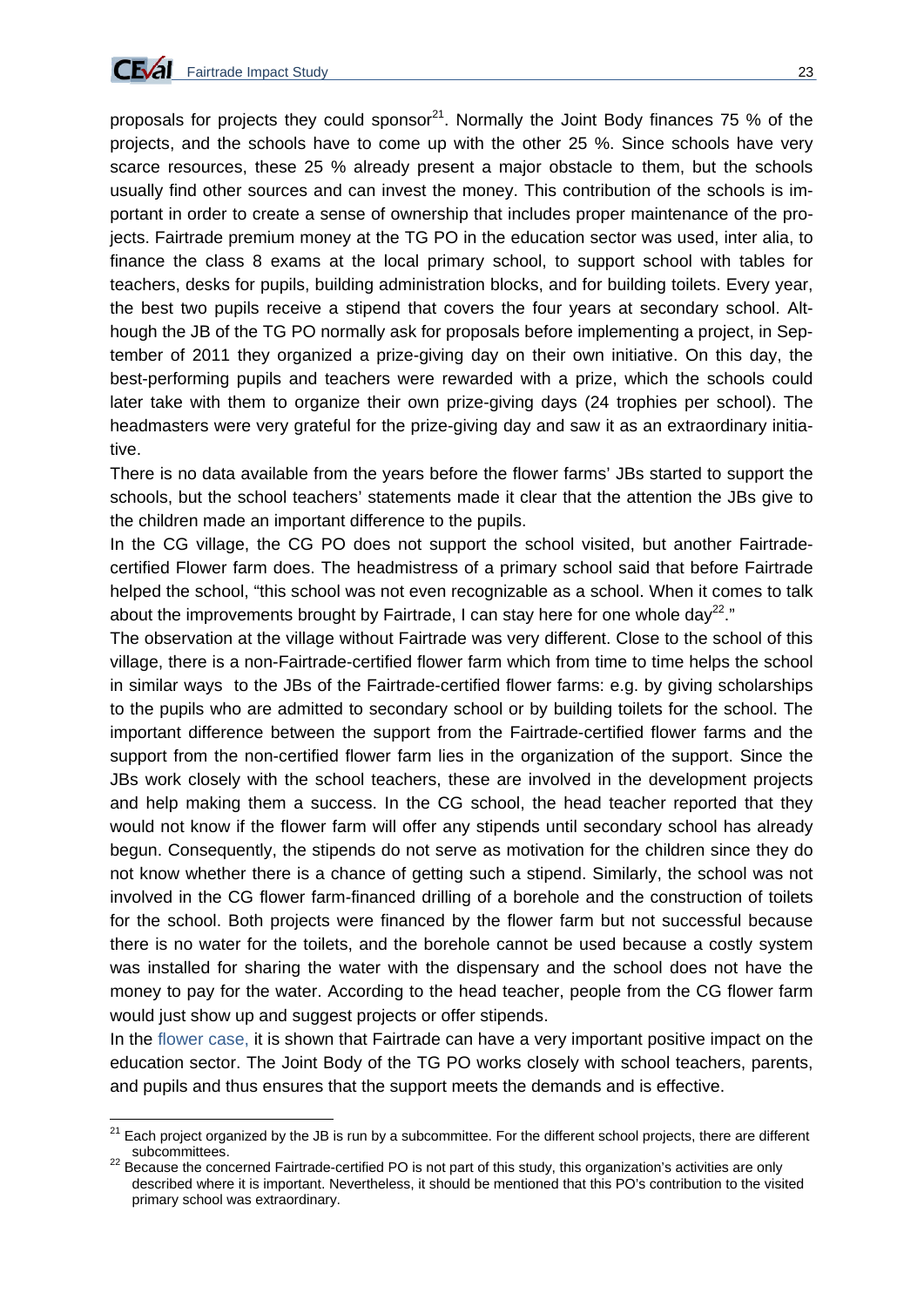proposals for projects they could sponsor[21]. Normally the Joint Body finances 75 % of the projects, and the schools have to come up with the other 25 %. Since schools have very scarce resources, these 25 % already present a major obstacle to them, but the schools usually find other sources and can invest the money. This contribution of the schools is important in order to create a sense of ownership that includes proper maintenance of the projects. Fairtrade premium money at the TG PO in the education sector was used, inter alia, to finance the class 8 exams at the local primary school, to support school with tables for teachers, desks for pupils, building administration blocks, and for building toilets. Every year, the best two pupils receive a stipend that covers the four years at secondary school. Although the JB of the TG PO normally ask for proposals before implementing a project, in September of 2011 they organized a prize-giving day on their own initiative. On this day, the best-performing pupils and teachers were rewarded with a prize, which the schools could later take with them to organize their own prize-giving days (24 trophies per school). The headmasters were very grateful for the prize-giving day and saw it as an extraordinary initiative.

There is no data available from the years before the flower farms' JBs started to support the schools, but the school teachers' statements made it clear that the attention the JBs give to the children made an important difference to the pupils.

In the CG village, the CG PO does not support the school visited, but another Fairtrade-certified Flower farm does. The headmistress of a primary school said that before Fairtrade helped the school, "this school was not even recognizable as a school. When it comes to talk about the improvements brought by Fairtrade, I can stay here for one whole day[22]."

The observation at the village without Fairtrade was very different. Close to the school of this village, there is a non-Fairtrade-certified flower farm which from time to time helps the school in similar ways to the JBs of the Fairtrade-certified flower farms: e.g. by giving scholarships to the pupils who are admitted to secondary school or by building toilets for the school. The important difference between the support from the Fairtrade-certified flower farms and the support from the non-certified flower farm lies in the organization of the support. Since the JBs work closely with the school teachers, these are involved in the development projects and help making them a success. In the CG school, the head teacher reported that they would not know if the flower farm will offer any stipends until secondary school has already begun. Consequently, the stipends do not serve as motivation for the children since they do not know whether there is a chance of getting such a stipend. Similarly, the school was not involved in the CG flower farm-financed drilling of a borehole and the construction of toilets for the school. Both projects were financed by the flower farm but not successful because there is no water for the toilets, and the borehole cannot be used because a costly system was installed for sharing the water with the dispensary and the school does not have the money to pay for the water. According to the head teacher, people from the CG flower farm would just show up and suggest projects or offer stipends.

In the flower case, it is shown that Fairtrade can have a very important positive impact on the education sector. The Joint Body of the TG PO works closely with school teachers, parents, and pupils and thus ensures that the support meets the demands and is effective.

---

[21] Each project organized by the JB is run by a subcommittee. For the different school projects, there are different subcommittees.

[22] Because the concerned Fairtrade-certified PO is not part of this study, this organization's activities are only described where it is important. Nevertheless, it should be mentioned that this PO's contribution to the visited primary school was extraordinary.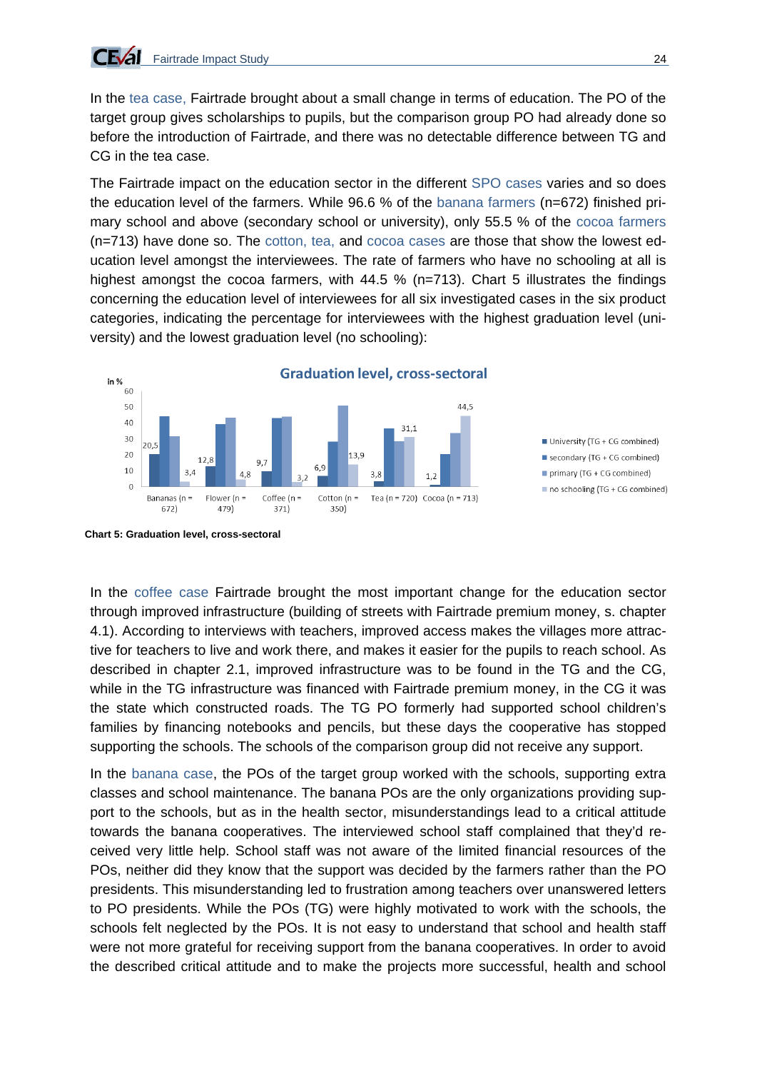In the tea case, Fairtrade brought about a small change in terms of education. The PO of the target group gives scholarships to pupils, but the comparison group PO had already done so before the introduction of Fairtrade, and there was no detectable difference between TG and CG in the tea case.

The Fairtrade impact on the education sector in the different SPO cases varies and so does the education level of the farmers. While 96.6 % of the banana farmers (n=672) finished primary school and above (secondary school or university), only 55.5 % of the cocoa farmers (n=713) have done so. The cotton, tea, and cocoa cases are those that show the lowest education level amongst the interviewees. The rate of farmers who have no schooling at all is highest amongst the cocoa farmers, with 44.5 % (n=713). Chart 5 illustrates the findings concerning the education level of interviewees for all six investigated cases in the six product categories, indicating the percentage for interviewees with the highest graduation level (university) and the lowest graduation level (no schooling):

Graduation level, cross-sectoral

in %

60
50
40
30
20
10
0

20,5
3,4
12,8
4,8
9,7
3,2
6,9
13,9
3,8
31,1
1,2
44,5

Bananas (n = 672)
Flower (n = 479)
Coffee (n = 371)
Cotton (n = 350)
Tea (n = 720)
Cocoa (n = 713)

University (TG + CG combined)
secondary (TG + CG combined)
primary (TG + CG combined)
no schooling (TG + CG combined)

**Chart 5: Graduation level, cross-sectoral**

In the coffee case Fairtrade brought the most important change for the education sector through improved infrastructure (building of streets with Fairtrade premium money, s. chapter 4.1). According to interviews with teachers, improved access makes the villages more attractive for teachers to live and work there, and makes it easier for the pupils to reach school. As described in chapter 2.1, improved infrastructure was to be found in the TG and the CG, while in the TG infrastructure was financed with Fairtrade premium money, in the CG it was the state which constructed roads. The TG PO formerly had supported school children's families by financing notebooks and pencils, but these days the cooperative has stopped supporting the schools. The schools of the comparison group did not receive any support.

In the banana case, the POs of the target group worked with the schools, supporting extra classes and school maintenance. The banana POs are the only organizations providing support to the schools, but as in the health sector, misunderstandings lead to a critical attitude towards the banana cooperatives. The interviewed school staff complained that they'd received very little help. School staff was not aware of the limited financial resources of the POs, neither did they know that the support was decided by the farmers rather than the PO presidents. This misunderstanding led to frustration among teachers over unanswered letters to PO presidents. While the POs (TG) were highly motivated to work with the schools, the schools felt neglected by the POs. It is not easy to understand that school and health staff were not more grateful for receiving support from the banana cooperatives. In order to avoid the described critical attitude and to make the projects more successful, health and school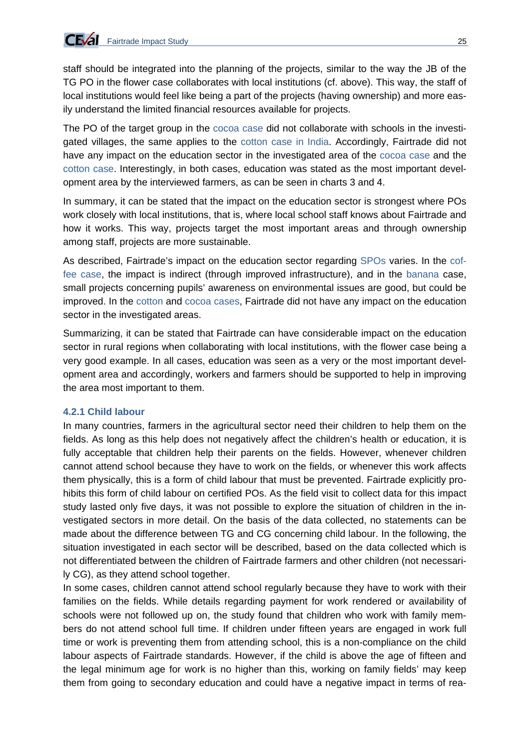staff should be integrated into the planning of the projects, similar to the way the JB of the TG PO in the flower case collaborates with local institutions (cf. above). This way, the staff of local institutions would feel like being a part of the projects (having ownership) and more easily understand the limited financial resources available for projects.

The PO of the target group in the cocoa case did not collaborate with schools in the investigated villages, the same applies to the cotton case in India. Accordingly, Fairtrade did not have any impact on the education sector in the investigated area of the cocoa case and the cotton case. Interestingly, in both cases, education was stated as the most important development area by the interviewed farmers, as can be seen in charts 3 and 4.

In summary, it can be stated that the impact on the education sector is strongest where POs work closely with local institutions, that is, where local school staff knows about Fairtrade and how it works. This way, projects target the most important areas and through ownership among staff, projects are more sustainable.

As described, Fairtrade's impact on the education sector regarding SPOs varies. In the coffee case, the impact is indirect (through improved infrastructure), and in the banana case, small projects concerning pupils' awareness on environmental issues are good, but could be improved. In the cotton and cocoa cases, Fairtrade did not have any impact on the education sector in the investigated areas.

Summarizing, it can be stated that Fairtrade can have considerable impact on the education sector in rural regions when collaborating with local institutions, with the flower case being a very good example. In all cases, education was seen as a very or the most important development area and accordingly, workers and farmers should be supported to help in improving the area most important to them.

### 4.2.1 Child labour

In many countries, farmers in the agricultural sector need their children to help them on the fields. As long as this help does not negatively affect the children's health or education, it is fully acceptable that children help their parents on the fields. However, whenever children cannot attend school because they have to work on the fields, or whenever this work affects them physically, this is a form of child labour that must be prevented. Fairtrade explicitly prohibits this form of child labour on certified POs. As the field visit to collect data for this impact study lasted only five days, it was not possible to explore the situation of children in the investigated sectors in more detail. On the basis of the data collected, no statements can be made about the difference between TG and CG concerning child labour. In the following, the situation investigated in each sector will be described, based on the data collected which is not differentiated between the children of Fairtrade farmers and other children (not necessarily CG), as they attend school together.

In some cases, children cannot attend school regularly because they have to work with their families on the fields. While details regarding payment for work rendered or availability of schools were not followed up on, the study found that children who work with family members do not attend school full time. If children under fifteen years are engaged in work full time or work is preventing them from attending school, this is a non-compliance on the child labour aspects of Fairtrade standards. However, if the child is above the age of fifteen and the legal minimum age for work is no higher than this, working on family fields' may keep them from going to secondary education and could have a negative impact in terms of rea-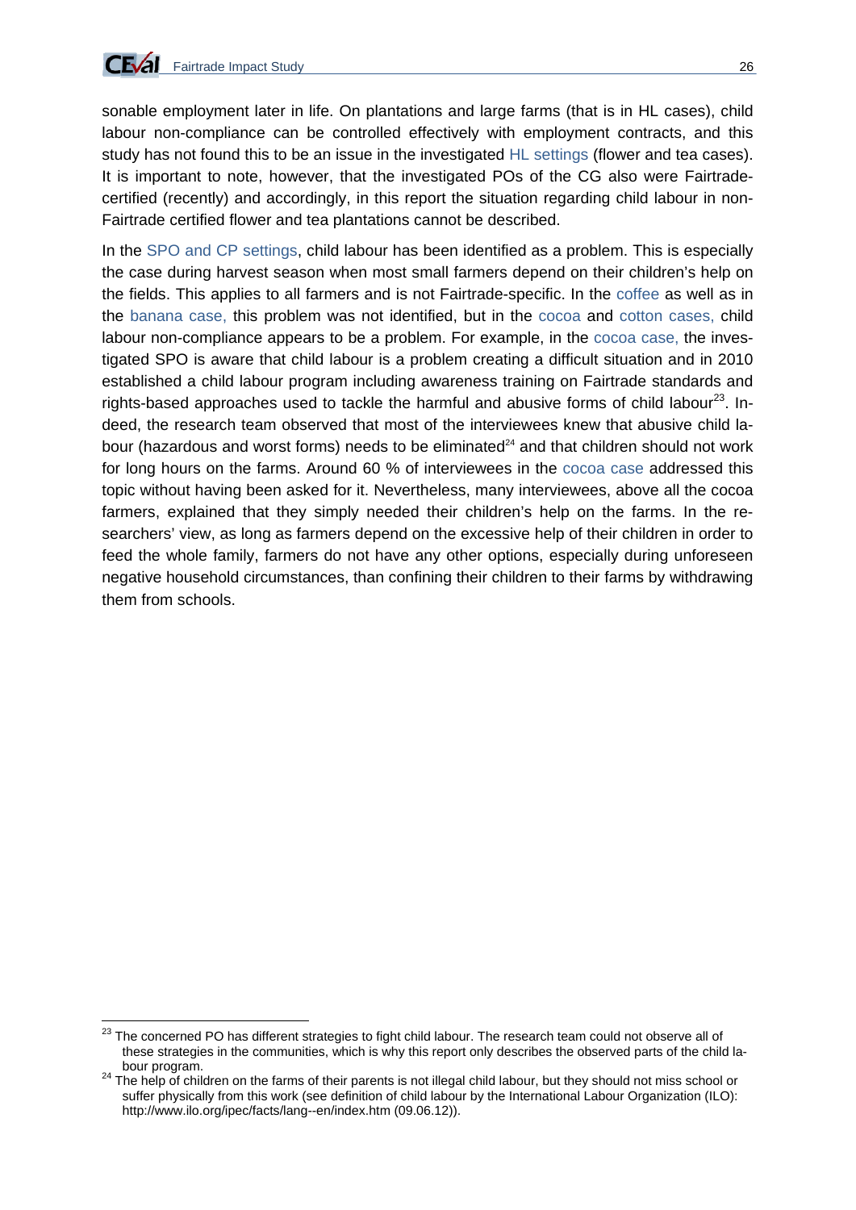sonable employment later in life. On plantations and large farms (that is in HL cases), child labour non-compliance can be controlled effectively with employment contracts, and this study has not found this to be an issue in the investigated HL settings (flower and tea cases). It is important to note, however, that the investigated POs of the CG also were Fairtrade-certified (recently) and accordingly, in this report the situation regarding child labour in non-Fairtrade certified flower and tea plantations cannot be described.

In the SPO and CP settings, child labour has been identified as a problem. This is especially the case during harvest season when most small farmers depend on their children's help on the fields. This applies to all farmers and is not Fairtrade-specific. In the coffee as well as in the banana case, this problem was not identified, but in the cocoa and cotton cases, child labour non-compliance appears to be a problem. For example, in the cocoa case, the investigated SPO is aware that child labour is a problem creating a difficult situation and in 2010 established a child labour program including awareness training on Fairtrade standards and rights-based approaches used to tackle the harmful and abusive forms of child labour[23]. Indeed, the research team observed that most of the interviewees knew that abusive child labour (hazardous and worst forms) needs to be eliminated[24] and that children should not work for long hours on the farms. Around 60 % of interviewees in the cocoa case addressed this topic without having been asked for it. Nevertheless, many interviewees, above all the cocoa farmers, explained that they simply needed their children's help on the farms. In the researchers' view, as long as farmers depend on the excessive help of their children in order to feed the whole family, farmers do not have any other options, especially during unforeseen negative household circumstances, than confining their children to their farms by withdrawing them from schools.

---

[23] The concerned PO has different strategies to fight child labour. The research team could not observe all of these strategies in the communities, which is why this report only describes the observed parts of the child labour program.

[24] The help of children on the farms of their parents is not illegal child labour, but they should not miss school or suffer physically from this work (see definition of child labour by the International Labour Organization (ILO): http://www.ilo.org/ipec/facts/lang--en/index.htm (09.06.12)).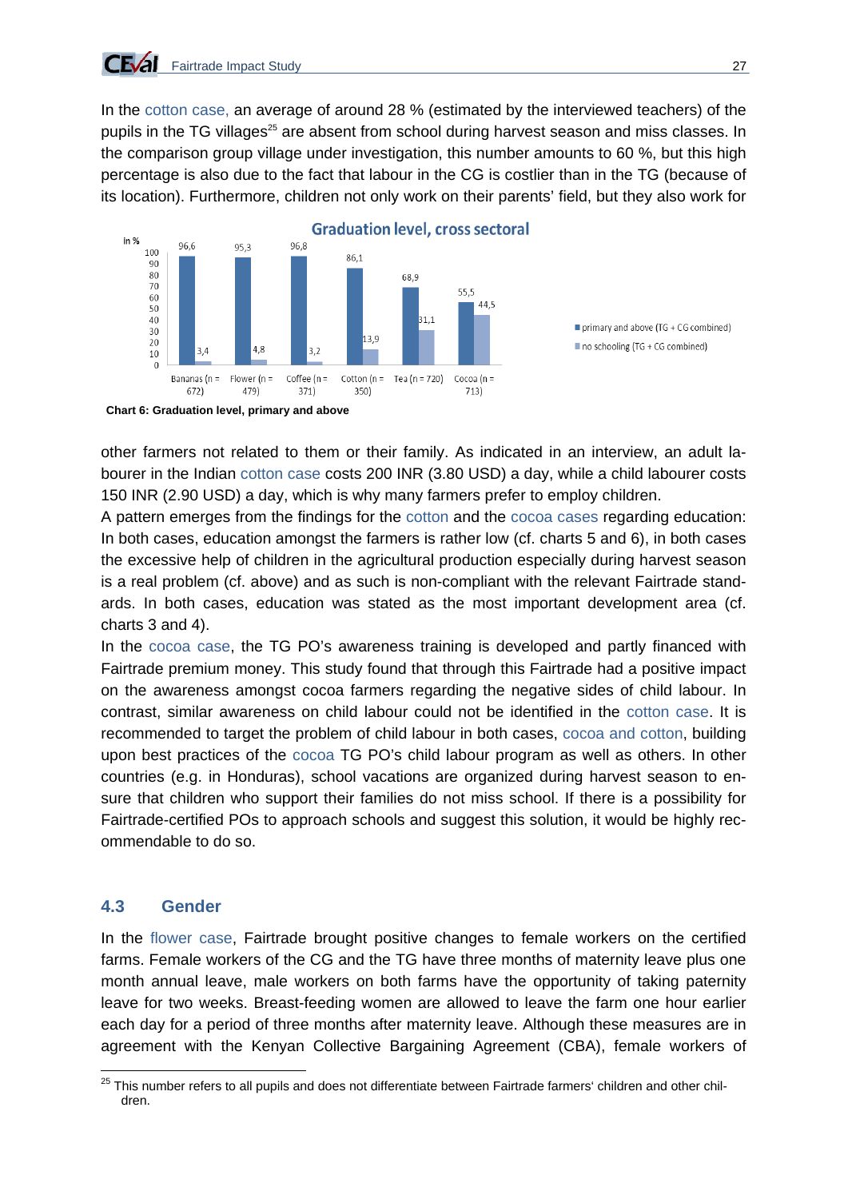In the cotton case, an average of around 28 % (estimated by the interviewed teachers) of the pupils in the TG villages[25] are absent from school during harvest season and miss classes. In the comparison group village under investigation, this number amounts to 60 %, but this high percentage is also due to the fact that labour in the CG is costlier than in the TG (because of its location). Furthermore, children not only work on their parents' field, but they also work for

Graduation level, cross sectoral

in %

100
90
80
70
60
50
40
30
20
10
0

96,6
3,4
Bananas (n = 672)

95,3
4,8
Flower (n = 479)

96,8
3,2
Coffee (n = 371)

86,1
13,9
Cotton (n = 350)

68,9
31,1
Tea (n = 720)

55,5
44,5
Cocoa (n = 713)

primary and above (TG + CG combined)
no schooling (TG + CG combined)

**Chart 6: Graduation level, primary and above**

other farmers not related to them or their family. As indicated in an interview, an adult labourer in the Indian cotton case costs 200 INR (3.80 USD) a day, while a child labourer costs 150 INR (2.90 USD) a day, which is why many farmers prefer to employ children.

A pattern emerges from the findings for the cotton and the cocoa cases regarding education: In both cases, education amongst the farmers is rather low (cf. charts 5 and 6), in both cases the excessive help of children in the agricultural production especially during harvest season is a real problem (cf. above) and as such is non-compliant with the relevant Fairtrade standards. In both cases, education was stated as the most important development area (cf. charts 3 and 4).

In the cocoa case, the TG PO's awareness training is developed and partly financed with Fairtrade premium money. This study found that through this Fairtrade had a positive impact on the awareness amongst cocoa farmers regarding the negative sides of child labour. In contrast, similar awareness on child labour could not be identified in the cotton case. It is recommended to target the problem of child labour in both cases, cocoa and cotton, building upon best practices of the cocoa TG PO's child labour program as well as others. In other countries (e.g. in Honduras), school vacations are organized during harvest season to ensure that children who support their families do not miss school. If there is a possibility for Fairtrade-certified POs to approach schools and suggest this solution, it would be highly recommendable to do so.

## 4.3 Gender

In the flower case, Fairtrade brought positive changes to female workers on the certified farms. Female workers of the CG and the TG have three months of maternity leave plus one month annual leave, male workers on both farms have the opportunity of taking paternity leave for two weeks. Breast-feeding women are allowed to leave the farm one hour earlier each day for a period of three months after maternity leave. Although these measures are in agreement with the Kenyan Collective Bargaining Agreement (CBA), female workers of

[25] This number refers to all pupils and does not differentiate between Fairtrade farmers' children and other children.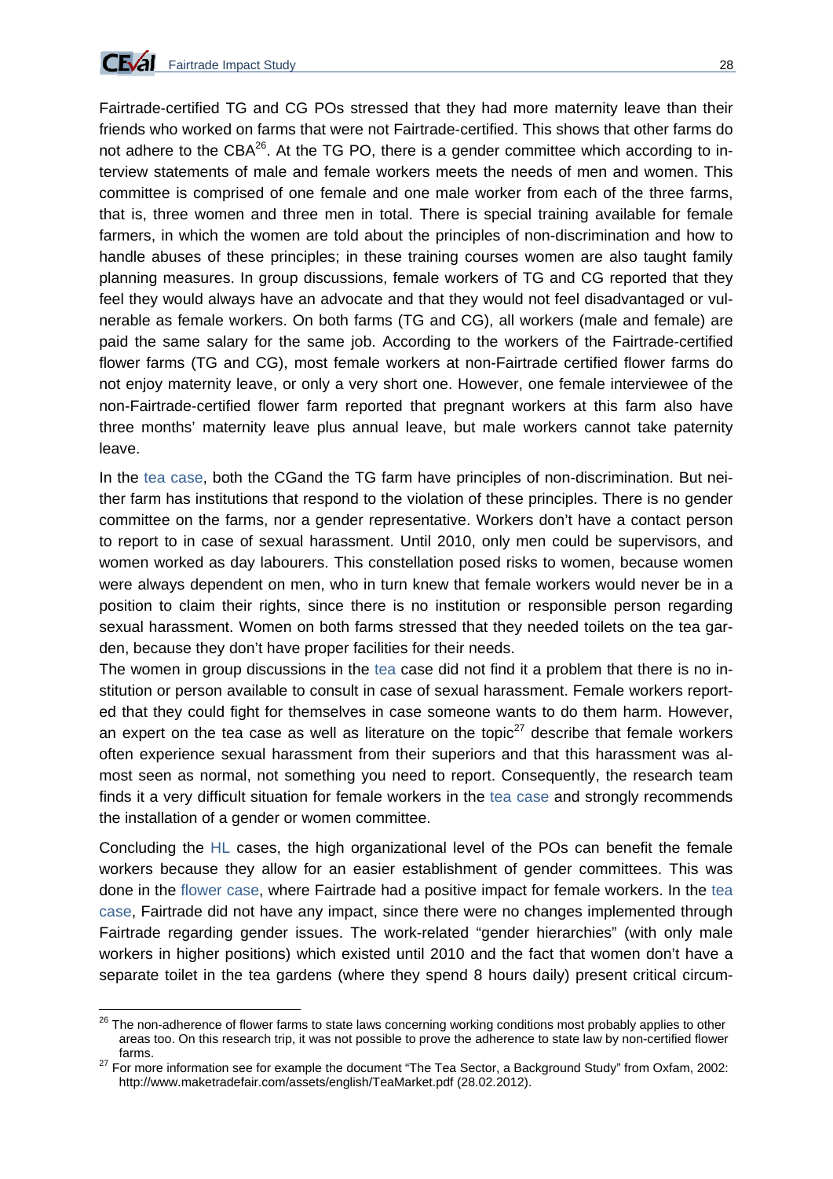Fairtrade-certified TG and CG POs stressed that they had more maternity leave than their friends who worked on farms that were not Fairtrade-certified. This shows that other farms do not adhere to the CBA[26]. At the TG PO, there is a gender committee which according to interview statements of male and female workers meets the needs of men and women. This committee is comprised of one female and one male worker from each of the three farms, that is, three women and three men in total. There is special training available for female farmers, in which the women are told about the principles of non-discrimination and how to handle abuses of these principles; in these training courses women are also taught family planning measures. In group discussions, female workers of TG and CG reported that they feel they would always have an advocate and that they would not feel disadvantaged or vulnerable as female workers. On both farms (TG and CG), all workers (male and female) are paid the same salary for the same job. According to the workers of the Fairtrade-certified flower farms (TG and CG), most female workers at non-Fairtrade certified flower farms do not enjoy maternity leave, or only a very short one. However, one female interviewee of the non-Fairtrade-certified flower farm reported that pregnant workers at this farm also have three months' maternity leave plus annual leave, but male workers cannot take paternity leave.

In the tea case, both the CGand the TG farm have principles of non-discrimination. But neither farm has institutions that respond to the violation of these principles. There is no gender committee on the farms, nor a gender representative. Workers don't have a contact person to report to in case of sexual harassment. Until 2010, only men could be supervisors, and women worked as day labourers. This constellation posed risks to women, because women were always dependent on men, who in turn knew that female workers would never be in a position to claim their rights, since there is no institution or responsible person regarding sexual harassment. Women on both farms stressed that they needed toilets on the tea garden, because they don't have proper facilities for their needs.

The women in group discussions in the tea case did not find it a problem that there is no institution or person available to consult in case of sexual harassment. Female workers reported that they could fight for themselves in case someone wants to do them harm. However, an expert on the tea case as well as literature on the topic[27] describe that female workers often experience sexual harassment from their superiors and that this harassment was almost seen as normal, not something you need to report. Consequently, the research team finds it a very difficult situation for female workers in the tea case and strongly recommends the installation of a gender or women committee.

Concluding the HL cases, the high organizational level of the POs can benefit the female workers because they allow for an easier establishment of gender committees. This was done in the flower case, where Fairtrade had a positive impact for female workers. In the tea case, Fairtrade did not have any impact, since there were no changes implemented through Fairtrade regarding gender issues. The work-related "gender hierarchies" (with only male workers in higher positions) which existed until 2010 and the fact that women don't have a separate toilet in the tea gardens (where they spend 8 hours daily) present critical circum-

[26] The non-adherence of flower farms to state laws concerning working conditions most probably applies to other areas too. On this research trip, it was not possible to prove the adherence to state law by non-certified flower farms.

[27] For more information see for example the document "The Tea Sector, a Background Study" from Oxfam, 2002: http://www.maketradefair.com/assets/english/TeaMarket.pdf (28.02.2012).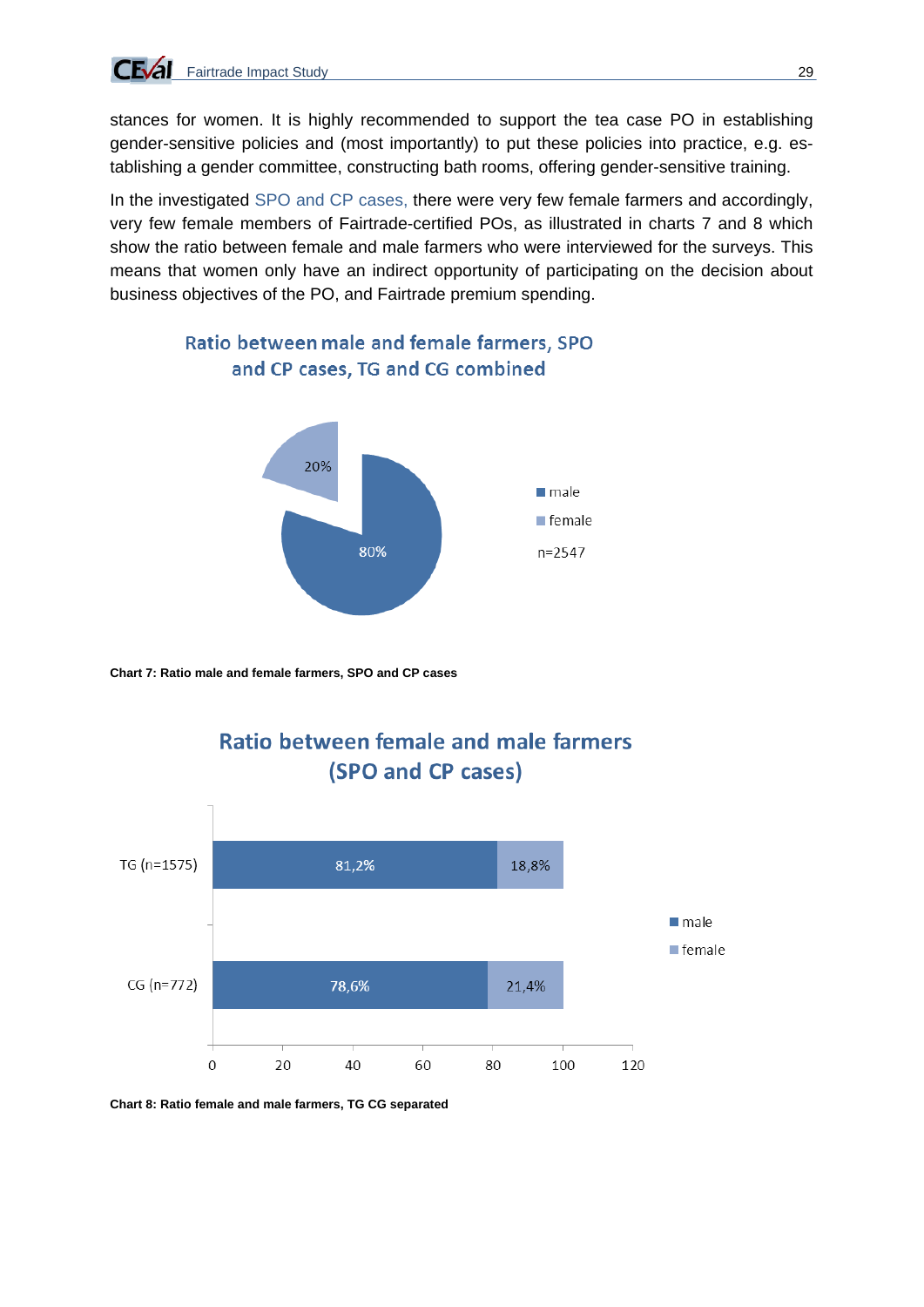stances for women. It is highly recommended to support the tea case PO in establishing gender-sensitive policies and (most importantly) to put these policies into practice, e.g. establishing a gender committee, constructing bath rooms, offering gender-sensitive training.

In the investigated SPO and CP cases, there were very few female farmers and accordingly, very few female members of Fairtrade-certified POs, as illustrated in charts 7 and 8 which show the ratio between female and male farmers who were interviewed for the surveys. This means that women only have an indirect opportunity of participating on the decision about business objectives of the PO, and Fairtrade premium spending.

Ratio between male and female farmers, SPO and CP cases, TG and CG combined

20%
80%
male
female
n=2547

**Chart 7: Ratio male and female farmers, SPO and CP cases**

Ratio between female and male farmers (SPO and CP cases)

TG (n=1575)
81,2%
18,8%
CG (n=772)
78,6%
21,4%
0
20
40
60
80
100
120
male
female

**Chart 8: Ratio female and male farmers, TG CG separated**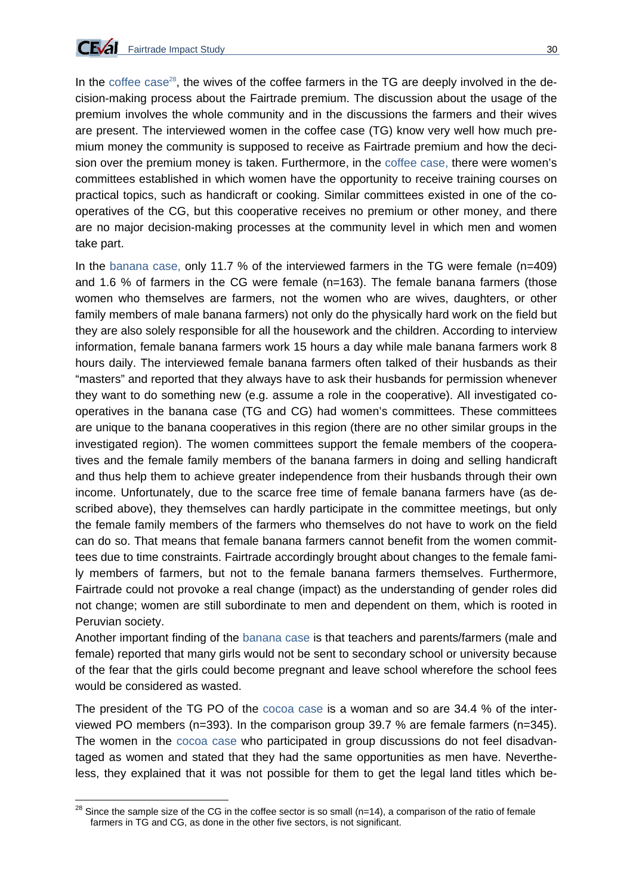In the coffee case[28], the wives of the coffee farmers in the TG are deeply involved in the decision-making process about the Fairtrade premium. The discussion about the usage of the premium involves the whole community and in the discussions the farmers and their wives are present. The interviewed women in the coffee case (TG) know very well how much premium money the community is supposed to receive as Fairtrade premium and how the decision over the premium money is taken. Furthermore, in the coffee case, there were women's committees established in which women have the opportunity to receive training courses on practical topics, such as handicraft or cooking. Similar committees existed in one of the cooperatives of the CG, but this cooperative receives no premium or other money, and there are no major decision-making processes at the community level in which men and women take part.

In the banana case, only 11.7 % of the interviewed farmers in the TG were female (n=409) and 1.6 % of farmers in the CG were female (n=163). The female banana farmers (those women who themselves are farmers, not the women who are wives, daughters, or other family members of male banana farmers) not only do the physically hard work on the field but they are also solely responsible for all the housework and the children. According to interview information, female banana farmers work 15 hours a day while male banana farmers work 8 hours daily. The interviewed female banana farmers often talked of their husbands as their "masters" and reported that they always have to ask their husbands for permission whenever they want to do something new (e.g. assume a role in the cooperative). All investigated cooperatives in the banana case (TG and CG) had women's committees. These committees are unique to the banana cooperatives in this region (there are no other similar groups in the investigated region). The women committees support the female members of the cooperatives and the female family members of the banana farmers in doing and selling handicraft and thus help them to achieve greater independence from their husbands through their own income. Unfortunately, due to the scarce free time of female banana farmers have (as described above), they themselves can hardly participate in the committee meetings, but only the female family members of the farmers who themselves do not have to work on the field can do so. That means that female banana farmers cannot benefit from the women committees due to time constraints. Fairtrade accordingly brought about changes to the female family members of farmers, but not to the female banana farmers themselves. Furthermore, Fairtrade could not provoke a real change (impact) as the understanding of gender roles did not change; women are still subordinate to men and dependent on them, which is rooted in Peruvian society.
Another important finding of the banana case is that teachers and parents/farmers (male and female) reported that many girls would not be sent to secondary school or university because of the fear that the girls could become pregnant and leave school wherefore the school fees would be considered as wasted.

The president of the TG PO of the cocoa case is a woman and so are 34.4 % of the interviewed PO members (n=393). In the comparison group 39.7 % are female farmers (n=345). The women in the cocoa case who participated in group discussions do not feel disadvantaged as women and stated that they had the same opportunities as men have. Nevertheless, they explained that it was not possible for them to get the legal land titles which be-

[28] Since the sample size of the CG in the coffee sector is so small (n=14), a comparison of the ratio of female farmers in TG and CG, as done in the other five sectors, is not significant.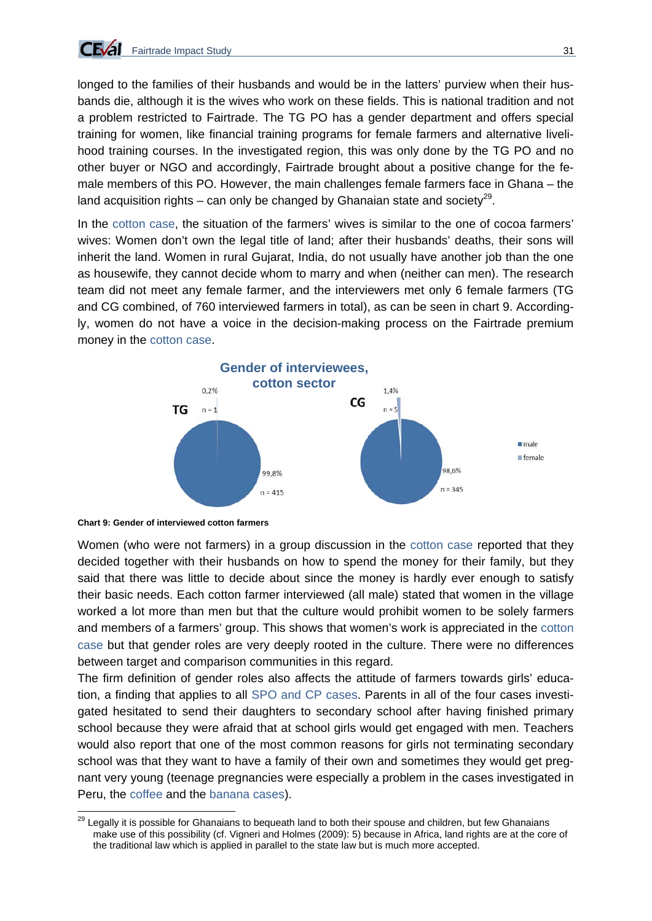longed to the families of their husbands and would be in the latters' purview when their husbands die, although it is the wives who work on these fields. This is national tradition and not a problem restricted to Fairtrade. The TG PO has a gender department and offers special training for women, like financial training programs for female farmers and alternative livelihood training courses. In the investigated region, this was only done by the TG PO and no other buyer or NGO and accordingly, Fairtrade brought about a positive change for the female members of this PO. However, the main challenges female farmers face in Ghana – the land acquisition rights – can only be changed by Ghanaian state and society[29].

In the cotton case, the situation of the farmers' wives is similar to the one of cocoa farmers' wives: Women don't own the legal title of land; after their husbands' deaths, their sons will inherit the land. Women in rural Gujarat, India, do not usually have another job than the one as housewife, they cannot decide whom to marry and when (neither can men). The research team did not meet any female farmer, and the interviewers met only 6 female farmers (TG and CG combined, of 760 interviewed farmers in total), as can be seen in chart 9. Accordingly, women do not have a voice in the decision-making process on the Fairtrade premium money in the cotton case.

Gender of interviewees, cotton sector

TG
0,2%
n = 1
99,8%
n = 415

CG
1,4%
n = 5
98,6%
n = 345

male
female

**Chart 9: Gender of interviewed cotton farmers**

Women (who were not farmers) in a group discussion in the cotton case reported that they decided together with their husbands on how to spend the money for their family, but they said that there was little to decide about since the money is hardly ever enough to satisfy their basic needs. Each cotton farmer interviewed (all male) stated that women in the village worked a lot more than men but that the culture would prohibit women to be solely farmers and members of a farmers' group. This shows that women's work is appreciated in the cotton case but that gender roles are very deeply rooted in the culture. There were no differences between target and comparison communities in this regard.

The firm definition of gender roles also affects the attitude of farmers towards girls' education, a finding that applies to all SPO and CP cases. Parents in all of the four cases investigated hesitated to send their daughters to secondary school after having finished primary school because they were afraid that at school girls would get engaged with men. Teachers would also report that one of the most common reasons for girls not terminating secondary school was that they want to have a family of their own and sometimes they would get pregnant very young (teenage pregnancies were especially a problem in the cases investigated in Peru, the coffee and the banana cases).

---

[29] Legally it is possible for Ghanaians to bequeath land to both their spouse and children, but few Ghanaians make use of this possibility (cf. Vigneri and Holmes (2009): 5) because in Africa, land rights are at the core of the traditional law which is applied in parallel to the state law but is much more accepted.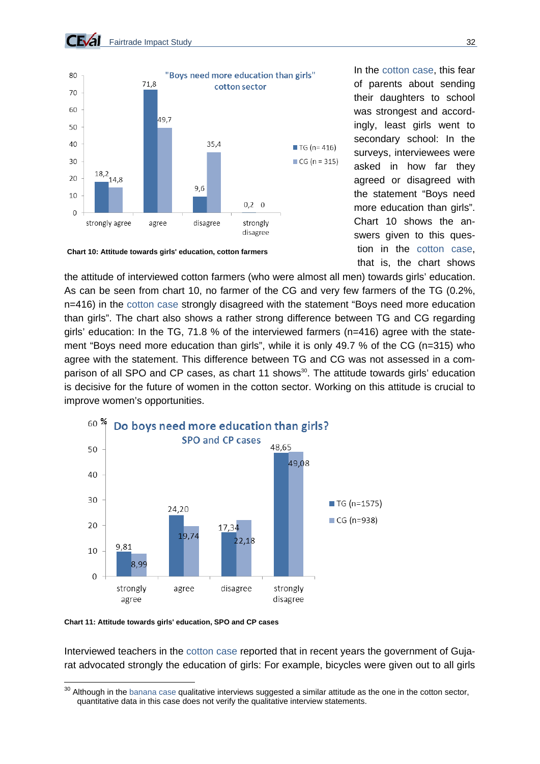"Boys need more education than girls"
cotton sector

80
70
60
50
40
30
20
10
0

71,8
49,7
35,4
18,2
14,8
9,6
0,2
0

strongly agree
agree
disagree
strongly disagree

TG (n= 416)
CG (n = 315)

**Chart 10: Attitude towards girls' education, cotton farmers**

In the cotton case, this fear of parents about sending their daughters to school was strongest and accordingly, least girls went to secondary school: In the surveys, interviewees were asked in how far they agreed or disagreed with the statement "Boys need more education than girls". Chart 10 shows the answers given to this question in the cotton case, that is, the chart shows the attitude of interviewed cotton farmers (who were almost all men) towards girls' education. As can be seen from chart 10, no farmer of the CG and very few farmers of the TG (0.2%, n=416) in the cotton case strongly disagreed with the statement "Boys need more education than girls". The chart also shows a rather strong difference between TG and CG regarding girls' education: In the TG, 71.8 % of the interviewed farmers (n=416) agree with the statement "Boys need more education than girls", while it is only 49.7 % of the CG (n=315) who agree with the statement. This difference between TG and CG was not assessed in a comparison of all SPO and CP cases, as chart 11 shows[30]. The attitude towards girls' education is decisive for the future of women in the cotton sector. Working on this attitude is crucial to improve women's opportunities.

Do boys need more education than girls?
SPO and CP cases

60 %
50
40
30
20
10
0

9,81
8,99
24,20
19,74
17,34
22,18
48,65
49,08

strongly agree
agree
disagree
strongly disagree

TG (n=1575)
CG (n=938)

**Chart 11: Attitude towards girls' education, SPO and CP cases**

Interviewed teachers in the cotton case reported that in recent years the government of Gujarat advocated strongly the education of girls: For example, bicycles were given out to all girls

[30] Although in the banana case qualitative interviews suggested a similar attitude as the one in the cotton sector, quantitative data in this case does not verify the qualitative interview statements.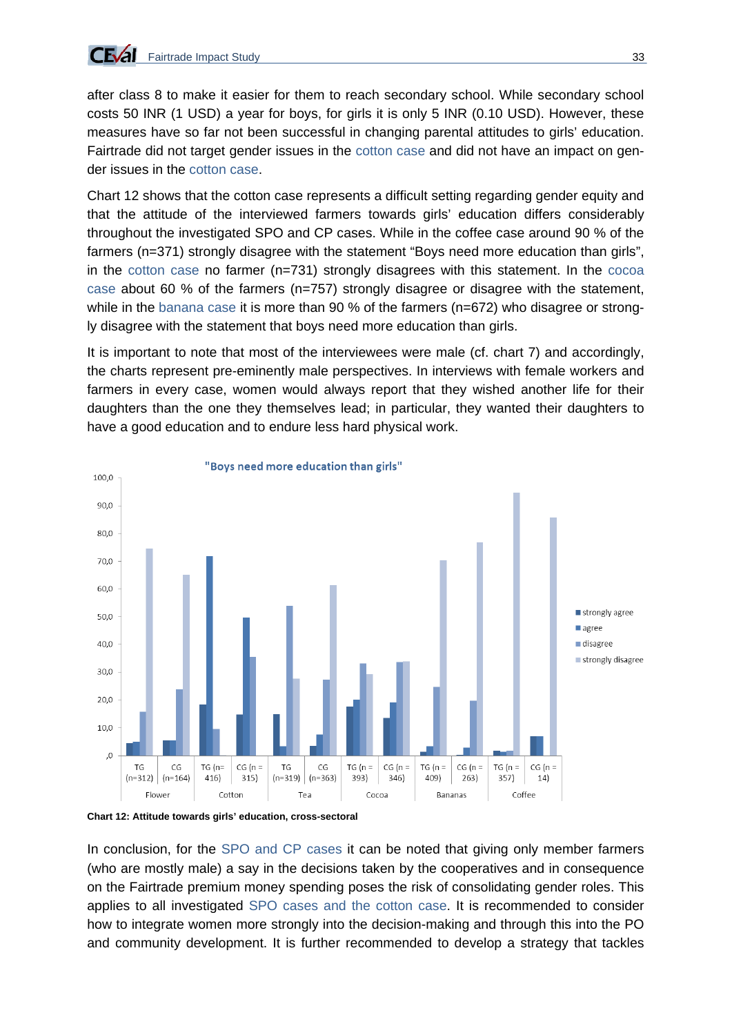after class 8 to make it easier for them to reach secondary school. While secondary school costs 50 INR (1 USD) a year for boys, for girls it is only 5 INR (0.10 USD). However, these measures have so far not been successful in changing parental attitudes to girls' education. Fairtrade did not target gender issues in the cotton case and did not have an impact on gender issues in the cotton case.

Chart 12 shows that the cotton case represents a difficult setting regarding gender equity and that the attitude of the interviewed farmers towards girls' education differs considerably throughout the investigated SPO and CP cases. While in the coffee case around 90 % of the farmers (n=371) strongly disagree with the statement "Boys need more education than girls", in the cotton case no farmer (n=731) strongly disagrees with this statement. In the cocoa case about 60 % of the farmers (n=757) strongly disagree or disagree with the statement, while in the banana case it is more than 90 % of the farmers (n=672) who disagree or strongly disagree with the statement that boys need more education than girls.

It is important to note that most of the interviewees were male (cf. chart 7) and accordingly, the charts represent pre-eminently male perspectives. In interviews with female workers and farmers in every case, women would always report that they wished another life for their daughters than the one they themselves lead; in particular, they wanted their daughters to have a good education and to endure less hard physical work.

"Boys need more education than girls"

100,0
90,0
80,0
70,0
60,0
50,0
40,0
30,0
20,0
10,0
,0

TG (n=312) | CG (n=164) | TG (n= 416) | CG (n = 315) | TG (n=319) | CG (n=363) | TG (n = 393) | CG (n = 346) | TG (n = 409) | CG (n = 263) | TG (n = 357) | CG (n = 14)

Flower | Cotton | Tea | Cocoa | Bananas | Coffee

strongly agree
agree
disagree
strongly disagree

**Chart 12: Attitude towards girls' education, cross-sectoral**

In conclusion, for the SPO and CP cases it can be noted that giving only member farmers (who are mostly male) a say in the decisions taken by the cooperatives and in consequence on the Fairtrade premium money spending poses the risk of consolidating gender roles. This applies to all investigated SPO cases and the cotton case. It is recommended to consider how to integrate women more strongly into the decision-making and through this into the PO and community development. It is further recommended to develop a strategy that tackles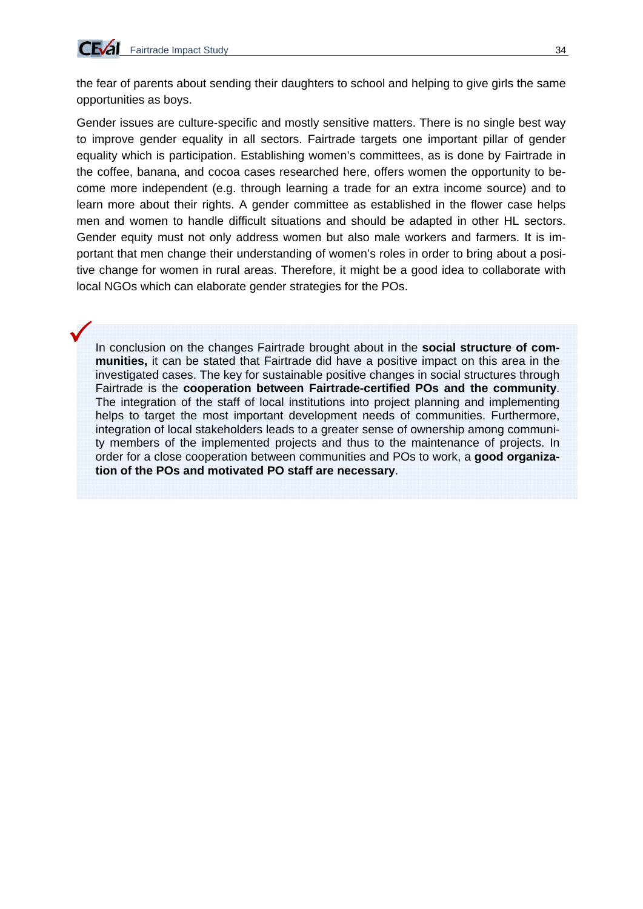the fear of parents about sending their daughters to school and helping to give girls the same opportunities as boys.

Gender issues are culture-specific and mostly sensitive matters. There is no single best way to improve gender equality in all sectors. Fairtrade targets one important pillar of gender equality which is participation. Establishing women's committees, as is done by Fairtrade in the coffee, banana, and cocoa cases researched here, offers women the opportunity to become more independent (e.g. through learning a trade for an extra income source) and to learn more about their rights. A gender committee as established in the flower case helps men and women to handle difficult situations and should be adapted in other HL sectors. Gender equity must not only address women but also male workers and farmers. It is important that men change their understanding of women's roles in order to bring about a positive change for women in rural areas. Therefore, it might be a good idea to collaborate with local NGOs which can elaborate gender strategies for the POs.

> In conclusion on the changes Fairtrade brought about in the **social structure of communities,** it can be stated that Fairtrade did have a positive impact on this area in the investigated cases. The key for sustainable positive changes in social structures through Fairtrade is the **cooperation between Fairtrade-certified POs and the community**. The integration of the staff of local institutions into project planning and implementing helps to target the most important development needs of communities. Furthermore, integration of local stakeholders leads to a greater sense of ownership among community members of the implemented projects and thus to the maintenance of projects. In order for a close cooperation between communities and POs to work, a **good organization of the POs and motivated PO staff are necessary**.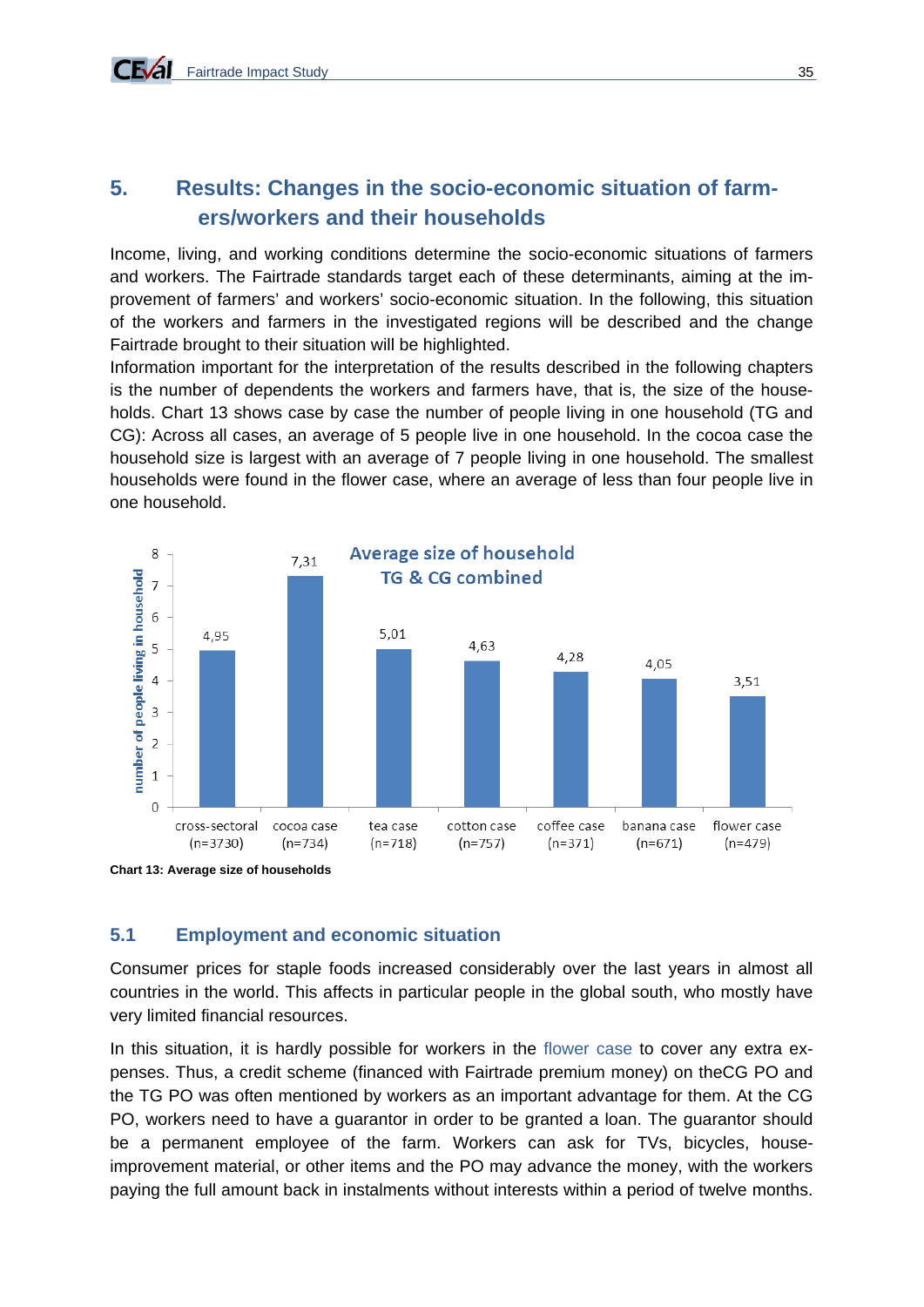# 5. Results: Changes in the socio-economic situation of farmers/workers and their households

Income, living, and working conditions determine the socio-economic situations of farmers and workers. The Fairtrade standards target each of these determinants, aiming at the improvement of farmers' and workers' socio-economic situation. In the following, this situation of the workers and farmers in the investigated regions will be described and the change Fairtrade brought to their situation will be highlighted.

Information important for the interpretation of the results described in the following chapters is the number of dependents the workers and farmers have, that is, the size of the households. Chart 13 shows case by case the number of people living in one household (TG and CG): Across all cases, an average of 5 people live in one household. In the cocoa case the household size is largest with an average of 7 people living in one household. The smallest households were found in the flower case, where an average of less than four people live in one household.

**Average size of household TG & CG combined**

| | cross-sectoral (n=3730) | cocoa case (n=734) | tea case (n=718) | cotton case (n=757) | coffee case (n=371) | banana case (n=671) | flower case (n=479) |
|---|---|---|---|---|---|---|---|
| number of people living in household | 4,95 | 7,31 | 5,01 | 4,63 | 4,28 | 4,05 | 3,51 |

**Chart 13: Average size of households**

## 5.1 Employment and economic situation

Consumer prices for staple foods increased considerably over the last years in almost all countries in the world. This affects in particular people in the global south, who mostly have very limited financial resources.

In this situation, it is hardly possible for workers in the flower case to cover any extra expenses. Thus, a credit scheme (financed with Fairtrade premium money) on theCG PO and the TG PO was often mentioned by workers as an important advantage for them. At the CG PO, workers need to have a guarantor in order to be granted a loan. The guarantor should be a permanent employee of the farm. Workers can ask for TVs, bicycles, house-improvement material, or other items and the PO may advance the money, with the workers paying the full amount back in instalments without interests within a period of twelve months.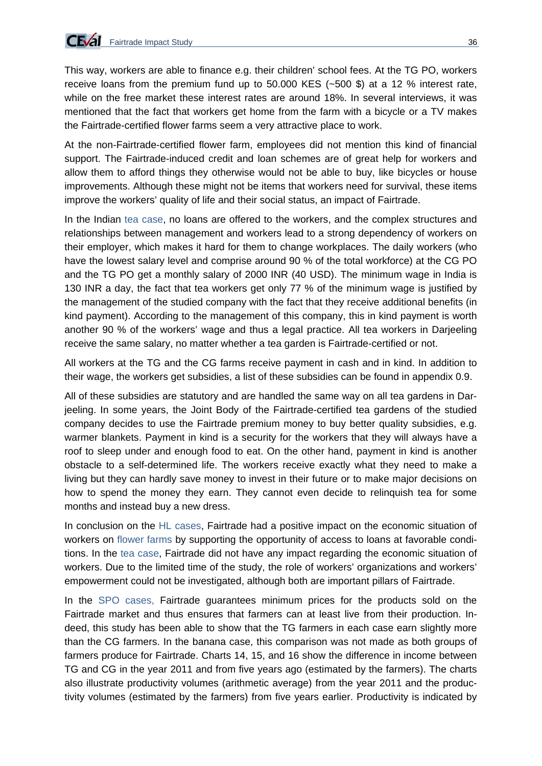This way, workers are able to finance e.g. their children' school fees. At the TG PO, workers receive loans from the premium fund up to 50.000 KES (~500 $) at a 12 % interest rate, while on the free market these interest rates are around 18%. In several interviews, it was mentioned that the fact that workers get home from the farm with a bicycle or a TV makes the Fairtrade-certified flower farms seem a very attractive place to work.

At the non-Fairtrade-certified flower farm, employees did not mention this kind of financial support. The Fairtrade-induced credit and loan schemes are of great help for workers and allow them to afford things they otherwise would not be able to buy, like bicycles or house improvements. Although these might not be items that workers need for survival, these items improve the workers' quality of life and their social status, an impact of Fairtrade.

In the Indian tea case, no loans are offered to the workers, and the complex structures and relationships between management and workers lead to a strong dependency of workers on their employer, which makes it hard for them to change workplaces. The daily workers (who have the lowest salary level and comprise around 90 % of the total workforce) at the CG PO and the TG PO get a monthly salary of 2000 INR (40 USD). The minimum wage in India is 130 INR a day, the fact that tea workers get only 77 % of the minimum wage is justified by the management of the studied company with the fact that they receive additional benefits (in kind payment). According to the management of this company, this in kind payment is worth another 90 % of the workers' wage and thus a legal practice. All tea workers in Darjeeling receive the same salary, no matter whether a tea garden is Fairtrade-certified or not.

All workers at the TG and the CG farms receive payment in cash and in kind. In addition to their wage, the workers get subsidies, a list of these subsidies can be found in appendix 0.9.

All of these subsidies are statutory and are handled the same way on all tea gardens in Darjeeling. In some years, the Joint Body of the Fairtrade-certified tea gardens of the studied company decides to use the Fairtrade premium money to buy better quality subsidies, e.g. warmer blankets. Payment in kind is a security for the workers that they will always have a roof to sleep under and enough food to eat. On the other hand, payment in kind is another obstacle to a self-determined life. The workers receive exactly what they need to make a living but they can hardly save money to invest in their future or to make major decisions on how to spend the money they earn. They cannot even decide to relinquish tea for some months and instead buy a new dress.

In conclusion on the HL cases, Fairtrade had a positive impact on the economic situation of workers on flower farms by supporting the opportunity of access to loans at favorable conditions. In the tea case, Fairtrade did not have any impact regarding the economic situation of workers. Due to the limited time of the study, the role of workers' organizations and workers' empowerment could not be investigated, although both are important pillars of Fairtrade.

In the SPO cases, Fairtrade guarantees minimum prices for the products sold on the Fairtrade market and thus ensures that farmers can at least live from their production. Indeed, this study has been able to show that the TG farmers in each case earn slightly more than the CG farmers. In the banana case, this comparison was not made as both groups of farmers produce for Fairtrade. Charts 14, 15, and 16 show the difference in income between TG and CG in the year 2011 and from five years ago (estimated by the farmers). The charts also illustrate productivity volumes (arithmetic average) from the year 2011 and the productivity volumes (estimated by the farmers) from five years earlier. Productivity is indicated by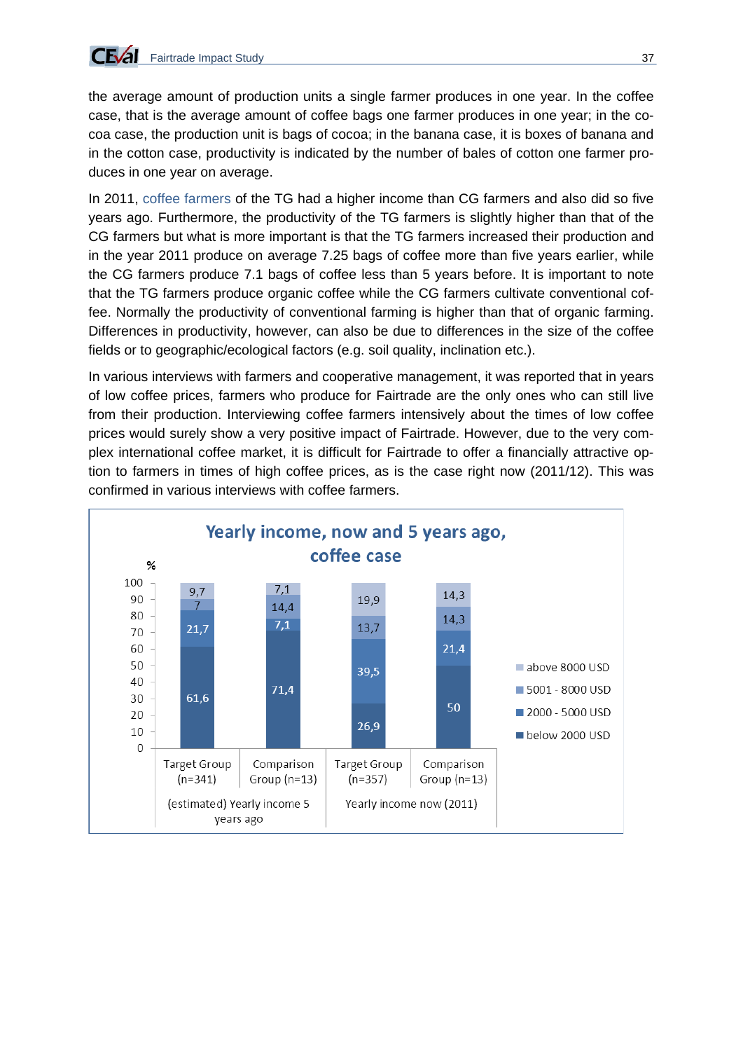the average amount of production units a single farmer produces in one year. In the coffee case, that is the average amount of coffee bags one farmer produces in one year; in the cocoa case, the production unit is bags of cocoa; in the banana case, it is boxes of banana and in the cotton case, productivity is indicated by the number of bales of cotton one farmer produces in one year on average.

In 2011, coffee farmers of the TG had a higher income than CG farmers and also did so five years ago. Furthermore, the productivity of the TG farmers is slightly higher than that of the CG farmers but what is more important is that the TG farmers increased their production and in the year 2011 produce on average 7.25 bags of coffee more than five years earlier, while the CG farmers produce 7.1 bags of coffee less than 5 years before. It is important to note that the TG farmers produce organic coffee while the CG farmers cultivate conventional coffee. Normally the productivity of conventional farming is higher than that of organic farming. Differences in productivity, however, can also be due to differences in the size of the coffee fields or to geographic/ecological factors (e.g. soil quality, inclination etc.).

In various interviews with farmers and cooperative management, it was reported that in years of low coffee prices, farmers who produce for Fairtrade are the only ones who can still live from their production. Interviewing coffee farmers intensively about the times of low coffee prices would surely show a very positive impact of Fairtrade. However, due to the very complex international coffee market, it is difficult for Fairtrade to offer a financially attractive option to farmers in times of high coffee prices, as is the case right now (2011/12). This was confirmed in various interviews with coffee farmers.

Yearly income, now and 5 years ago, coffee case

%

100
90
80
70
60
50
40
30
20
10
0

9,7
7
21,7
61,6

7,1
14,4
7,1
71,4

19,9
13,7
39,5
26,9

14,3
14,3
21,4
50

Target Group (n=341)
Comparison Group (n=13)
Target Group (n=357)
Comparison Group (n=13)

(estimated) Yearly income 5 years ago
Yearly income now (2011)

above 8000 USD
5001 - 8000 USD
2000 - 5000 USD
below 2000 USD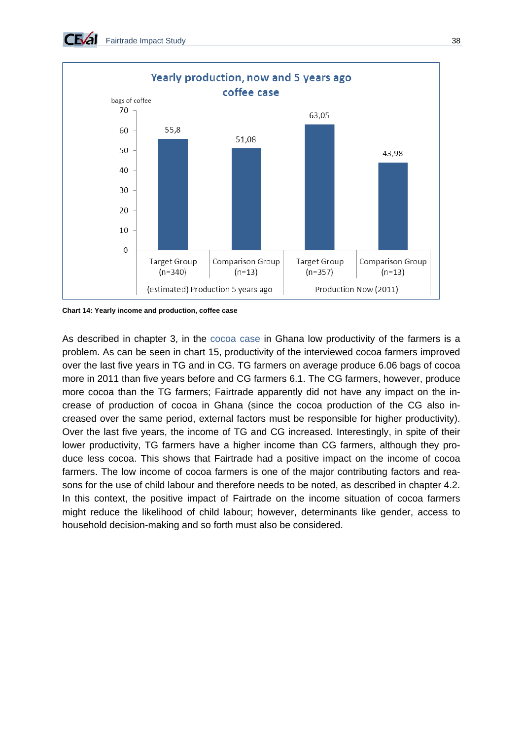Yearly production, now and 5 years ago
coffee case

bags of coffee

70
60
50
40
30
20
10
0

55,8
51,08
63,05
43,98

Target Group (n=340)
Comparison Group (n=13)
Target Group (n=357)
Comparison Group (n=13)

(estimated) Production 5 years ago
Production Now (2011)

**Chart 14: Yearly income and production, coffee case**

As described in chapter 3, in the cocoa case in Ghana low productivity of the farmers is a problem. As can be seen in chart 15, productivity of the interviewed cocoa farmers improved over the last five years in TG and in CG. TG farmers on average produce 6.06 bags of cocoa more in 2011 than five years before and CG farmers 6.1. The CG farmers, however, produce more cocoa than the TG farmers; Fairtrade apparently did not have any impact on the increase of production of cocoa in Ghana (since the cocoa production of the CG also increased over the same period, external factors must be responsible for higher productivity). Over the last five years, the income of TG and CG increased. Interestingly, in spite of their lower productivity, TG farmers have a higher income than CG farmers, although they produce less cocoa. This shows that Fairtrade had a positive impact on the income of cocoa farmers. The low income of cocoa farmers is one of the major contributing factors and reasons for the use of child labour and therefore needs to be noted, as described in chapter 4.2. In this context, the positive impact of Fairtrade on the income situation of cocoa farmers might reduce the likelihood of child labour; however, determinants like gender, access to household decision-making and so forth must also be considered.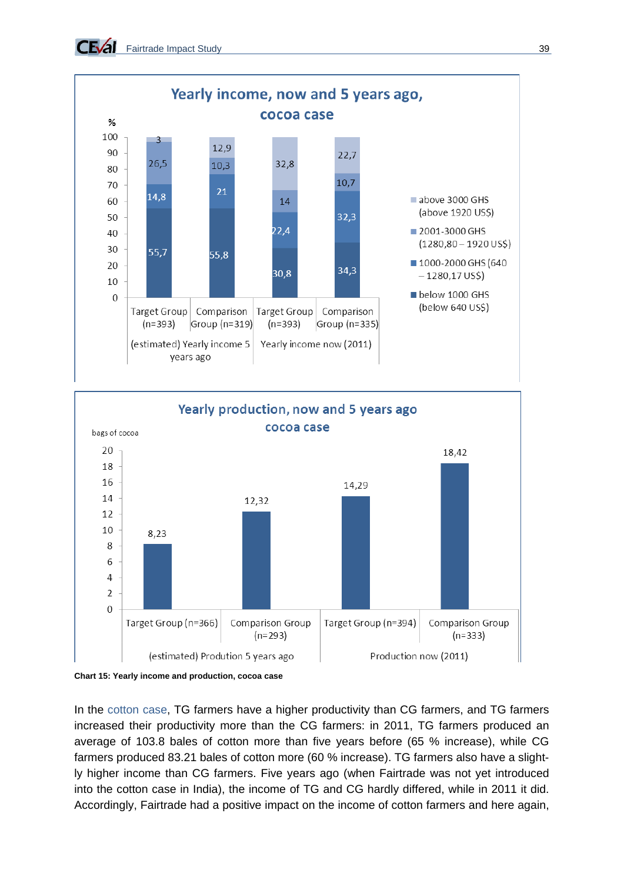Yearly income, now and 5 years ago, cocoa case

%

100
90
80
70
60
50
40
30
20
10
0

3
26,5
14,8
55,7

12,9
10,3
21
55,8

32,8
14
22,4
30,8

22,7
10,7
32,3
34,3

Target Group (n=393)
Comparison Group (n=319)
Target Group (n=393)
Comparison Group (n=335)

(estimated) Yearly income 5 years ago
Yearly income now (2011)

above 3000 GHS (above 1920 US$)
2001-3000 GHS (1280,80 – 1920 US$)
1000-2000 GHS (640 – 1280,17 US$)
below 1000 GHS (below 640 US$)

Yearly production, now and 5 years ago cocoa case

bags of cocoa

20
18
16
14
12
10
8
6
4
2
0

8,23
12,32
14,29
18,42

Target Group (n=366)
Comparison Group (n=293)
Target Group (n=394)
Comparison Group (n=333)

(estimated) Prodution 5 years ago
Production now (2011)

**Chart 15: Yearly income and production, cocoa case**

In the cotton case, TG farmers have a higher productivity than CG farmers, and TG farmers increased their productivity more than the CG farmers: in 2011, TG farmers produced an average of 103.8 bales of cotton more than five years before (65 % increase), while CG farmers produced 83.21 bales of cotton more (60 % increase). TG farmers also have a slightly higher income than CG farmers. Five years ago (when Fairtrade was not yet introduced into the cotton case in India), the income of TG and CG hardly differed, while in 2011 it did. Accordingly, Fairtrade had a positive impact on the income of cotton farmers and here again,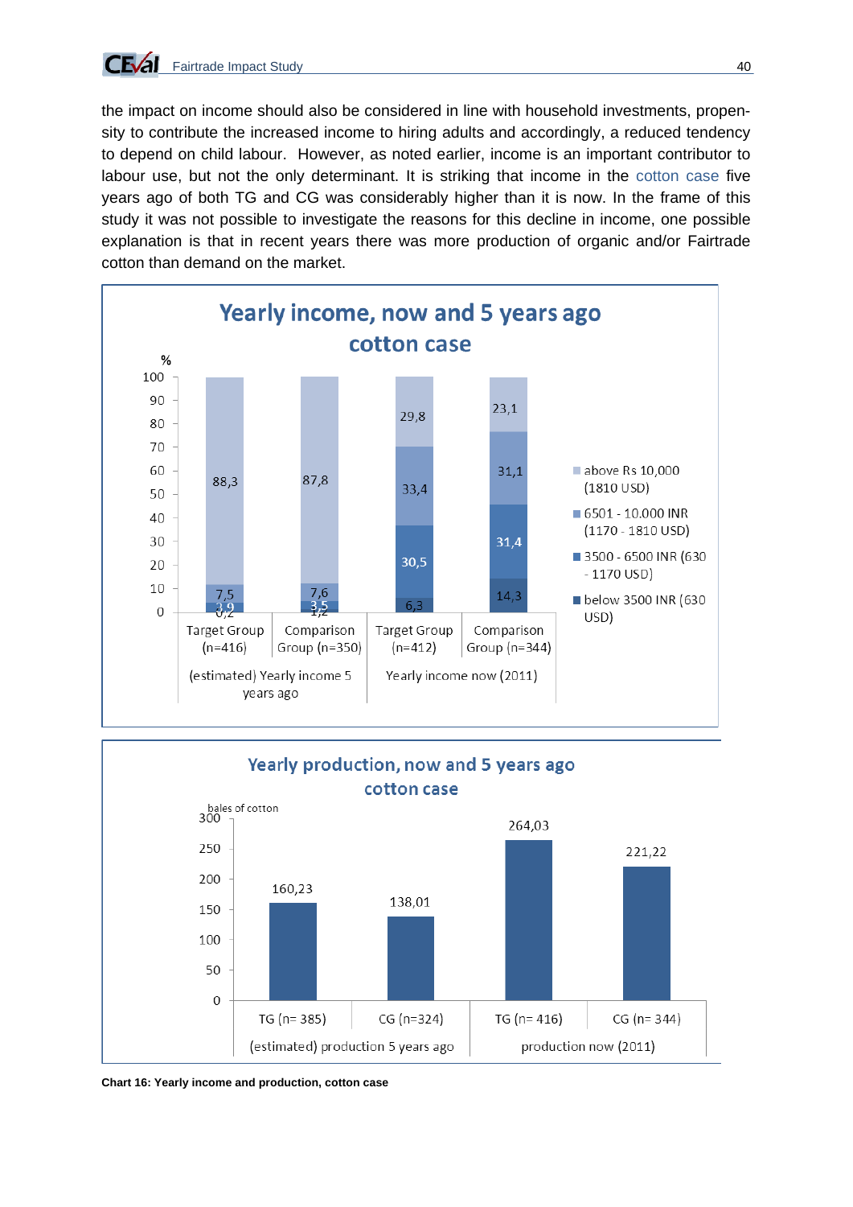the impact on income should also be considered in line with household investments, propensity to contribute the increased income to hiring adults and accordingly, a reduced tendency to depend on child labour. However, as noted earlier, income is an important contributor to labour use, but not the only determinant. It is striking that income in the cotton case five years ago of both TG and CG was considerably higher than it is now. In the frame of this study it was not possible to investigate the reasons for this decline in income, one possible explanation is that in recent years there was more production of organic and/or Fairtrade cotton than demand on the market.

Yearly income, now and 5 years ago
cotton case

%
100
90
80
70
60
50
40
30
20
10
0

88,3
7,5
3,9
0,2

87,8
7,6
3,5
1,2

29,8
33,4
30,5
6,3

23,1
31,1
31,4
14,3

Target Group (n=416)
Comparison Group (n=350)
(estimated) Yearly income 5 years ago

Target Group (n=412)
Comparison Group (n=344)
Yearly income now (2011)

above Rs 10,000 (1810 USD)
6501 - 10.000 INR (1170 - 1810 USD)
3500 - 6500 INR (630 - 1170 USD)
below 3500 INR (630 USD)

Yearly production, now and 5 years ago
cotton case

bales of cotton
300
250
200
150
100
50
0

160,23
138,01
264,03
221,22

TG (n= 385)
CG (n=324)
(estimated) production 5 years ago

TG (n= 416)
CG (n= 344)
production now (2011)

**Chart 16: Yearly income and production, cotton case**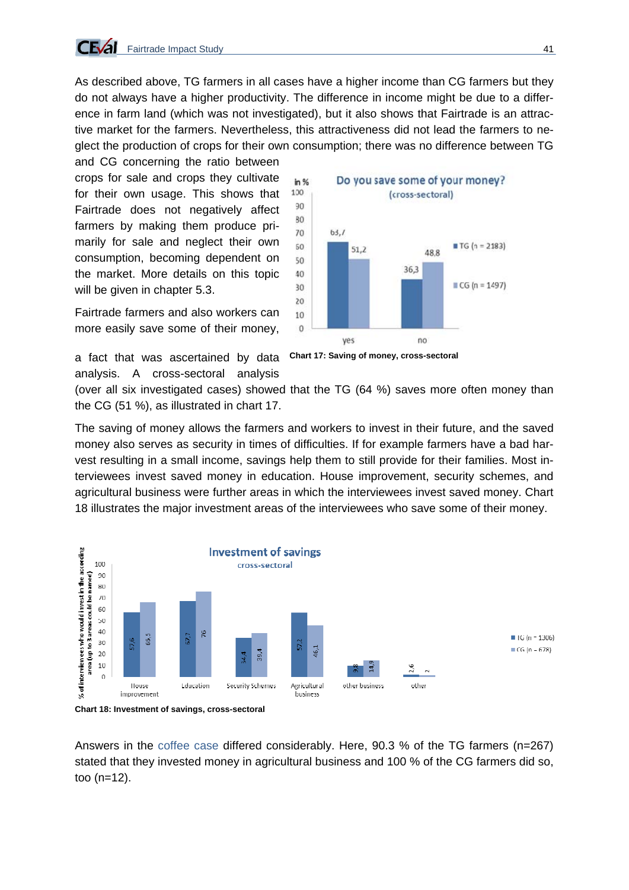As described above, TG farmers in all cases have a higher income than CG farmers but they do not always have a higher productivity. The difference in income might be due to a difference in farm land (which was not investigated), but it also shows that Fairtrade is an attractive market for the farmers. Nevertheless, this attractiveness did not lead the farmers to neglect the production of crops for their own consumption; there was no difference between TG and CG concerning the ratio between crops for sale and crops they cultivate for their own usage. This shows that Fairtrade does not negatively affect farmers by making them produce primarily for sale and neglect their own consumption, becoming dependent on the market. More details on this topic will be given in chapter 5.3.

Fairtrade farmers and also workers can more easily save some of their money, a fact that was ascertained by data analysis. A cross-sectoral analysis (over all six investigated cases) showed that the TG (64 %) saves more often money than the CG (51 %), as illustrated in chart 17.

Do you save some of your money?
(cross-sectoral)

in %
100
90
80
70
60
50
40
30
20
10
0

63,7
51,2
36,3
48.8

yes
no

TG (n = 2183)
CG (n = 1497)

**Chart 17: Saving of money, cross-sectoral**

The saving of money allows the farmers and workers to invest in their future, and the saved money also serves as security in times of difficulties. If for example farmers have a bad harvest resulting in a small income, savings help them to still provide for their families. Most interviewees invest saved money in education. House improvement, security schemes, and agricultural business were further areas in which the interviewees invest saved money. Chart 18 illustrates the major investment areas of the interviewees who save some of their money.

Investment of savings
cross-sectoral

% of interviewees who would invest in the according area (up to 3 areas could be named)

100
90
80
70
60
50
40
30
20
10
0

57,6
65,5
67,7
76
34,4
39,4
57,2
46,1
9,8
14,9
2,6
2

House improvement
Education
Security Schemes
Agricultural business
other business
other

TG (n = 1306)
CG (n = 678)

**Chart 18: Investment of savings, cross-sectoral**

Answers in the coffee case differed considerably. Here, 90.3 % of the TG farmers (n=267) stated that they invested money in agricultural business and 100 % of the CG farmers did so, too (n=12).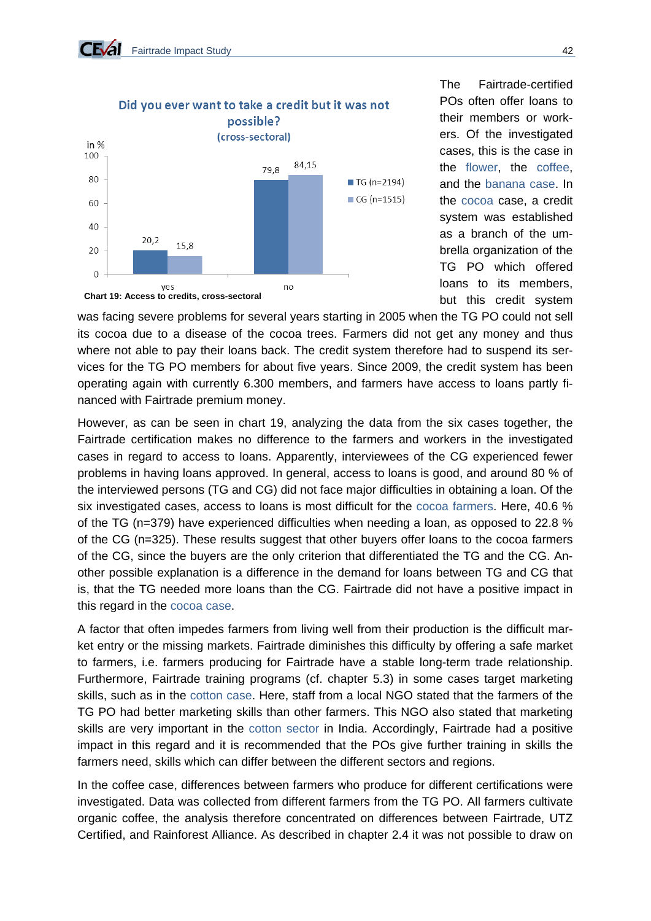Did you ever want to take a credit but it was not possible?
(cross-sectoral)

in %
100
80
60
40
20
0

20,2
15,8
79,8
84,15

yes
no

TG (n=2194)
CG (n=1515)

**Chart 19: Access to credits, cross-sectoral**

The Fairtrade-certified POs often offer loans to their members or workers. Of the investigated cases, this is the case in the flower, the coffee, and the banana case. In the cocoa case, a credit system was established as a branch of the umbrella organization of the TG PO which offered loans to its members, but this credit system was facing severe problems for several years starting in 2005 when the TG PO could not sell its cocoa due to a disease of the cocoa trees. Farmers did not get any money and thus where not able to pay their loans back. The credit system therefore had to suspend its services for the TG PO members for about five years. Since 2009, the credit system has been operating again with currently 6.300 members, and farmers have access to loans partly financed with Fairtrade premium money.

However, as can be seen in chart 19, analyzing the data from the six cases together, the Fairtrade certification makes no difference to the farmers and workers in the investigated cases in regard to access to loans. Apparently, interviewees of the CG experienced fewer problems in having loans approved. In general, access to loans is good, and around 80 % of the interviewed persons (TG and CG) did not face major difficulties in obtaining a loan. Of the six investigated cases, access to loans is most difficult for the cocoa farmers. Here, 40.6 % of the TG (n=379) have experienced difficulties when needing a loan, as opposed to 22.8 % of the CG (n=325). These results suggest that other buyers offer loans to the cocoa farmers of the CG, since the buyers are the only criterion that differentiated the TG and the CG. Another possible explanation is a difference in the demand for loans between TG and CG that is, that the TG needed more loans than the CG. Fairtrade did not have a positive impact in this regard in the cocoa case.

A factor that often impedes farmers from living well from their production is the difficult market entry or the missing markets. Fairtrade diminishes this difficulty by offering a safe market to farmers, i.e. farmers producing for Fairtrade have a stable long-term trade relationship. Furthermore, Fairtrade training programs (cf. chapter 5.3) in some cases target marketing skills, such as in the cotton case. Here, staff from a local NGO stated that the farmers of the TG PO had better marketing skills than other farmers. This NGO also stated that marketing skills are very important in the cotton sector in India. Accordingly, Fairtrade had a positive impact in this regard and it is recommended that the POs give further training in skills the farmers need, skills which can differ between the different sectors and regions.

In the coffee case, differences between farmers who produce for different certifications were investigated. Data was collected from different farmers from the TG PO. All farmers cultivate organic coffee, the analysis therefore concentrated on differences between Fairtrade, UTZ Certified, and Rainforest Alliance. As described in chapter 2.4 it was not possible to draw on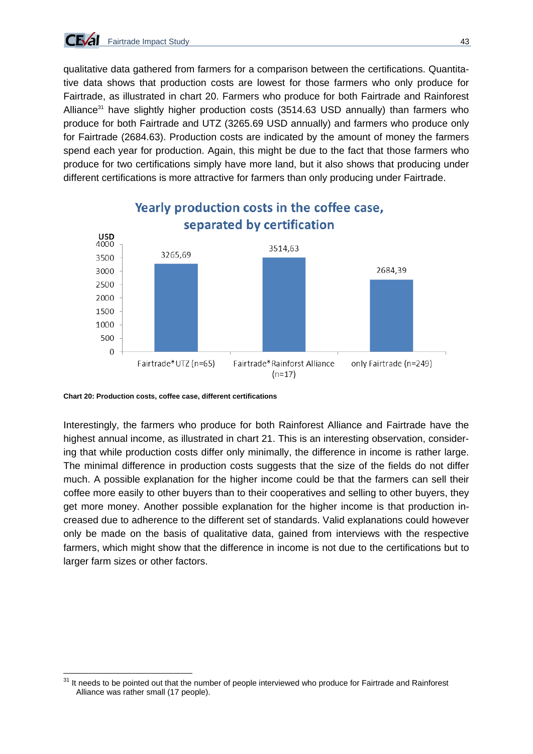qualitative data gathered from farmers for a comparison between the certifications. Quantitative data shows that production costs are lowest for those farmers who only produce for Fairtrade, as illustrated in chart 20. Farmers who produce for both Fairtrade and Rainforest Alliance[31] have slightly higher production costs (3514.63 USD annually) than farmers who produce for both Fairtrade and UTZ (3265.69 USD annually) and farmers who produce only for Fairtrade (2684.63). Production costs are indicated by the amount of money the farmers spend each year for production. Again, this might be due to the fact that those farmers who produce for two certifications simply have more land, but it also shows that producing under different certifications is more attractive for farmers than only producing under Fairtrade.

Yearly production costs in the coffee case, separated by certification

USD

4000
3500
3000
2500
2000
1500
1000
500
0

3265,69
3514,63
2684,39

Fairtrade*UTZ (n=65)
Fairtrade*Rainforst Alliance (n=17)
only Fairtrade (n=249)

**Chart 20: Production costs, coffee case, different certifications**

Interestingly, the farmers who produce for both Rainforest Alliance and Fairtrade have the highest annual income, as illustrated in chart 21. This is an interesting observation, considering that while production costs differ only minimally, the difference in income is rather large. The minimal difference in production costs suggests that the size of the fields do not differ much. A possible explanation for the higher income could be that the farmers can sell their coffee more easily to other buyers than to their cooperatives and selling to other buyers, they get more money. Another possible explanation for the higher income is that production increased due to adherence to the different set of standards. Valid explanations could however only be made on the basis of qualitative data, gained from interviews with the respective farmers, which might show that the difference in income is not due to the certifications but to larger farm sizes or other factors.

[31] It needs to be pointed out that the number of people interviewed who produce for Fairtrade and Rainforest Alliance was rather small (17 people).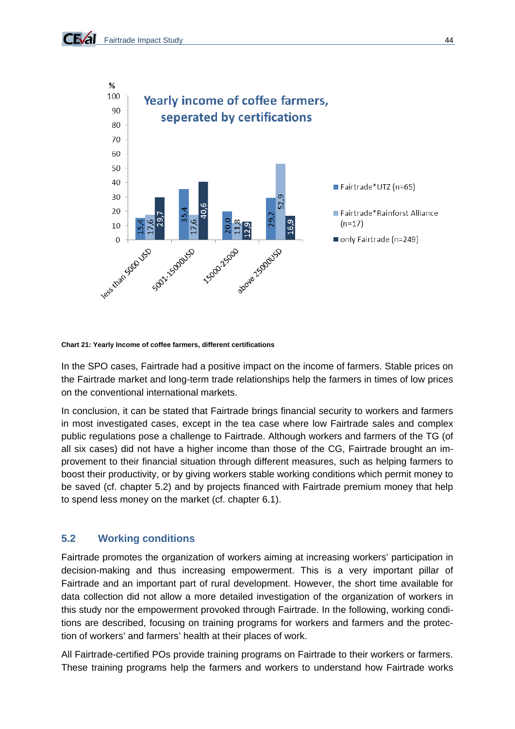%

100
90
80
70
60
50
40
30
20
10
0

Yearly income of coffee farmers, seperated by certifications

15,4
17,6
29,7
35,4
17,6
40,6
20,0
11,8
12,9
29,2
52,9
16,9

less than 5000 USD
5001-15000USD
15000-25000
above 25000USD

Fairtrade*UTZ (n=65)
Fairtrade*Rainforst Alliance (n=17)
only Fairtrade (n=249)

**Chart 21: Yearly Income of coffee farmers, different certifications**

In the SPO cases, Fairtrade had a positive impact on the income of farmers. Stable prices on the Fairtrade market and long-term trade relationships help the farmers in times of low prices on the conventional international markets.

In conclusion, it can be stated that Fairtrade brings financial security to workers and farmers in most investigated cases, except in the tea case where low Fairtrade sales and complex public regulations pose a challenge to Fairtrade. Although workers and farmers of the TG (of all six cases) did not have a higher income than those of the CG, Fairtrade brought an improvement to their financial situation through different measures, such as helping farmers to boost their productivity, or by giving workers stable working conditions which permit money to be saved (cf. chapter 5.2) and by projects financed with Fairtrade premium money that help to spend less money on the market (cf. chapter 6.1).

## 5.2 Working conditions

Fairtrade promotes the organization of workers aiming at increasing workers' participation in decision-making and thus increasing empowerment. This is a very important pillar of Fairtrade and an important part of rural development. However, the short time available for data collection did not allow a more detailed investigation of the organization of workers in this study nor the empowerment provoked through Fairtrade. In the following, working conditions are described, focusing on training programs for workers and farmers and the protection of workers' and farmers' health at their places of work.

All Fairtrade-certified POs provide training programs on Fairtrade to their workers or farmers. These training programs help the farmers and workers to understand how Fairtrade works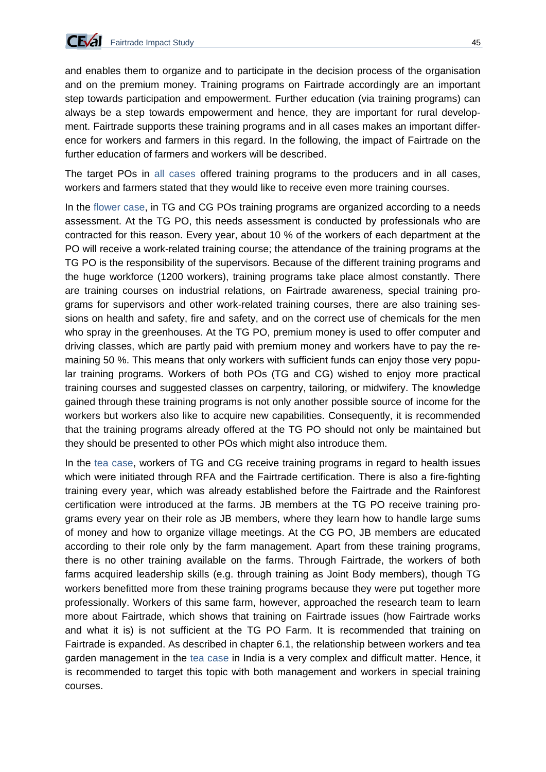and enables them to organize and to participate in the decision process of the organisation and on the premium money. Training programs on Fairtrade accordingly are an important step towards participation and empowerment. Further education (via training programs) can always be a step towards empowerment and hence, they are important for rural development. Fairtrade supports these training programs and in all cases makes an important difference for workers and farmers in this regard. In the following, the impact of Fairtrade on the further education of farmers and workers will be described.

The target POs in all cases offered training programs to the producers and in all cases, workers and farmers stated that they would like to receive even more training courses.

In the flower case, in TG and CG POs training programs are organized according to a needs assessment. At the TG PO, this needs assessment is conducted by professionals who are contracted for this reason. Every year, about 10 % of the workers of each department at the PO will receive a work-related training course; the attendance of the training programs at the TG PO is the responsibility of the supervisors. Because of the different training programs and the huge workforce (1200 workers), training programs take place almost constantly. There are training courses on industrial relations, on Fairtrade awareness, special training programs for supervisors and other work-related training courses, there are also training sessions on health and safety, fire and safety, and on the correct use of chemicals for the men who spray in the greenhouses. At the TG PO, premium money is used to offer computer and driving classes, which are partly paid with premium money and workers have to pay the remaining 50 %. This means that only workers with sufficient funds can enjoy those very popular training programs. Workers of both POs (TG and CG) wished to enjoy more practical training courses and suggested classes on carpentry, tailoring, or midwifery. The knowledge gained through these training programs is not only another possible source of income for the workers but workers also like to acquire new capabilities. Consequently, it is recommended that the training programs already offered at the TG PO should not only be maintained but they should be presented to other POs which might also introduce them.

In the tea case, workers of TG and CG receive training programs in regard to health issues which were initiated through RFA and the Fairtrade certification. There is also a fire-fighting training every year, which was already established before the Fairtrade and the Rainforest certification were introduced at the farms. JB members at the TG PO receive training programs every year on their role as JB members, where they learn how to handle large sums of money and how to organize village meetings. At the CG PO, JB members are educated according to their role only by the farm management. Apart from these training programs, there is no other training available on the farms. Through Fairtrade, the workers of both farms acquired leadership skills (e.g. through training as Joint Body members), though TG workers benefitted more from these training programs because they were put together more professionally. Workers of this same farm, however, approached the research team to learn more about Fairtrade, which shows that training on Fairtrade issues (how Fairtrade works and what it is) is not sufficient at the TG PO Farm. It is recommended that training on Fairtrade is expanded. As described in chapter 6.1, the relationship between workers and tea garden management in the tea case in India is a very complex and difficult matter. Hence, it is recommended to target this topic with both management and workers in special training courses.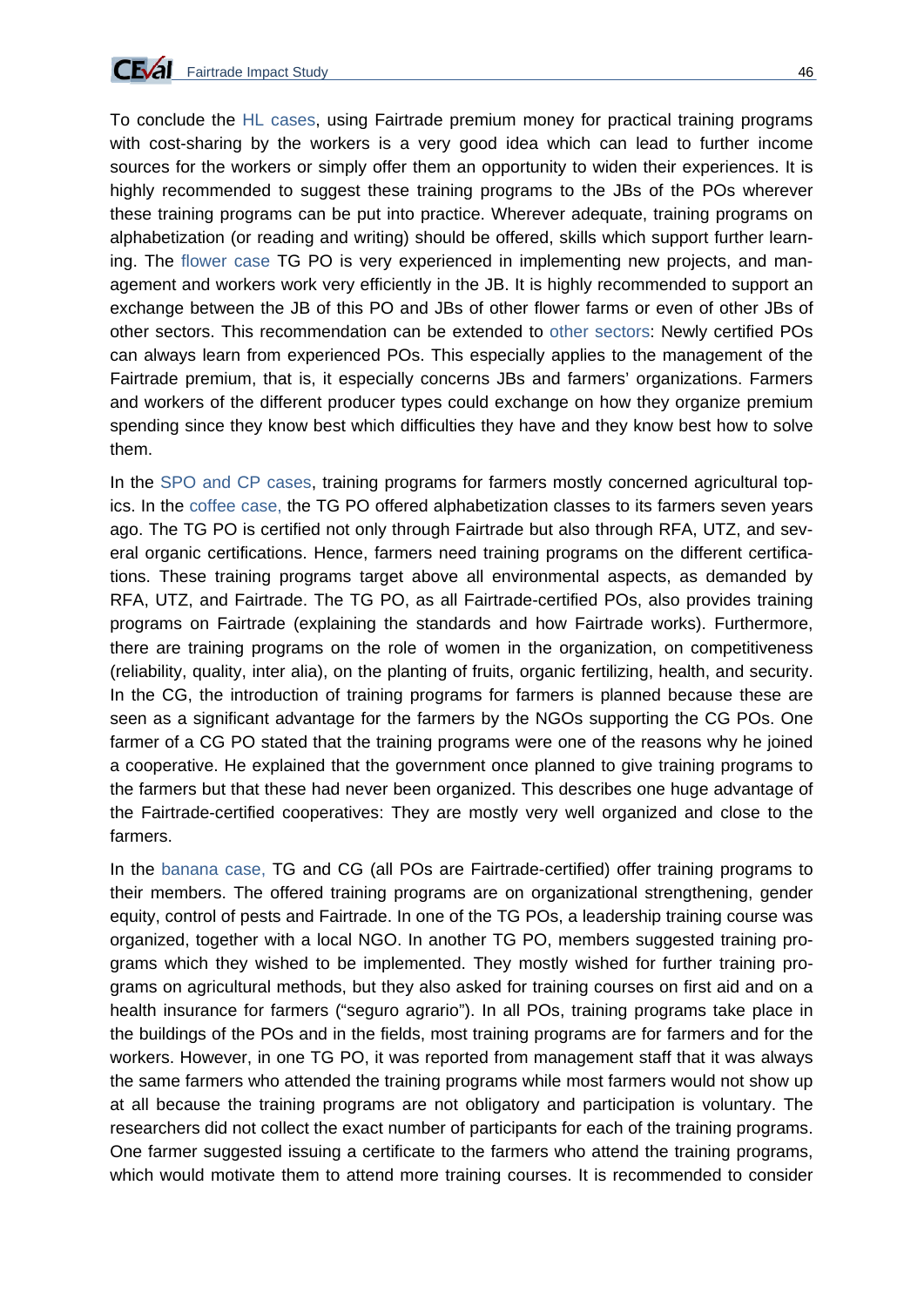To conclude the HL cases, using Fairtrade premium money for practical training programs with cost-sharing by the workers is a very good idea which can lead to further income sources for the workers or simply offer them an opportunity to widen their experiences. It is highly recommended to suggest these training programs to the JBs of the POs wherever these training programs can be put into practice. Wherever adequate, training programs on alphabetization (or reading and writing) should be offered, skills which support further learning. The flower case TG PO is very experienced in implementing new projects, and management and workers work very efficiently in the JB. It is highly recommended to support an exchange between the JB of this PO and JBs of other flower farms or even of other JBs of other sectors. This recommendation can be extended to other sectors: Newly certified POs can always learn from experienced POs. This especially applies to the management of the Fairtrade premium, that is, it especially concerns JBs and farmers' organizations. Farmers and workers of the different producer types could exchange on how they organize premium spending since they know best which difficulties they have and they know best how to solve them.

In the SPO and CP cases, training programs for farmers mostly concerned agricultural topics. In the coffee case, the TG PO offered alphabetization classes to its farmers seven years ago. The TG PO is certified not only through Fairtrade but also through RFA, UTZ, and several organic certifications. Hence, farmers need training programs on the different certifications. These training programs target above all environmental aspects, as demanded by RFA, UTZ, and Fairtrade. The TG PO, as all Fairtrade-certified POs, also provides training programs on Fairtrade (explaining the standards and how Fairtrade works). Furthermore, there are training programs on the role of women in the organization, on competitiveness (reliability, quality, inter alia), on the planting of fruits, organic fertilizing, health, and security. In the CG, the introduction of training programs for farmers is planned because these are seen as a significant advantage for the farmers by the NGOs supporting the CG POs. One farmer of a CG PO stated that the training programs were one of the reasons why he joined a cooperative. He explained that the government once planned to give training programs to the farmers but that these had never been organized. This describes one huge advantage of the Fairtrade-certified cooperatives: They are mostly very well organized and close to the farmers.

In the banana case, TG and CG (all POs are Fairtrade-certified) offer training programs to their members. The offered training programs are on organizational strengthening, gender equity, control of pests and Fairtrade. In one of the TG POs, a leadership training course was organized, together with a local NGO. In another TG PO, members suggested training programs which they wished to be implemented. They mostly wished for further training programs on agricultural methods, but they also asked for training courses on first aid and on a health insurance for farmers ("seguro agrario"). In all POs, training programs take place in the buildings of the POs and in the fields, most training programs are for farmers and for the workers. However, in one TG PO, it was reported from management staff that it was always the same farmers who attended the training programs while most farmers would not show up at all because the training programs are not obligatory and participation is voluntary. The researchers did not collect the exact number of participants for each of the training programs. One farmer suggested issuing a certificate to the farmers who attend the training programs, which would motivate them to attend more training courses. It is recommended to consider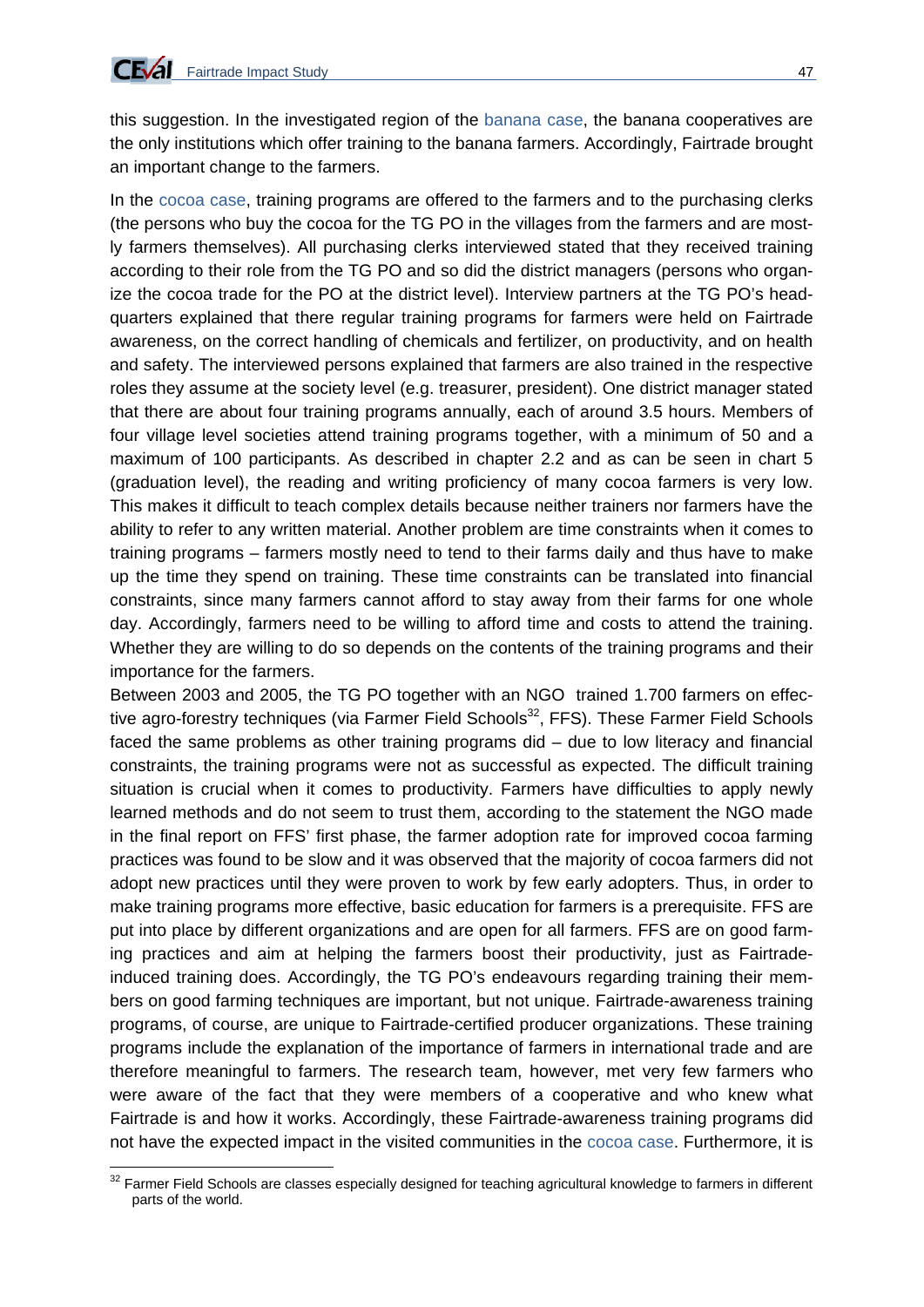this suggestion. In the investigated region of the banana case, the banana cooperatives are the only institutions which offer training to the banana farmers. Accordingly, Fairtrade brought an important change to the farmers.

In the cocoa case, training programs are offered to the farmers and to the purchasing clerks (the persons who buy the cocoa for the TG PO in the villages from the farmers and are mostly farmers themselves). All purchasing clerks interviewed stated that they received training according to their role from the TG PO and so did the district managers (persons who organize the cocoa trade for the PO at the district level). Interview partners at the TG PO's headquarters explained that there regular training programs for farmers were held on Fairtrade awareness, on the correct handling of chemicals and fertilizer, on productivity, and on health and safety. The interviewed persons explained that farmers are also trained in the respective roles they assume at the society level (e.g. treasurer, president). One district manager stated that there are about four training programs annually, each of around 3.5 hours. Members of four village level societies attend training programs together, with a minimum of 50 and a maximum of 100 participants. As described in chapter 2.2 and as can be seen in chart 5 (graduation level), the reading and writing proficiency of many cocoa farmers is very low. This makes it difficult to teach complex details because neither trainers nor farmers have the ability to refer to any written material. Another problem are time constraints when it comes to training programs – farmers mostly need to tend to their farms daily and thus have to make up the time they spend on training. These time constraints can be translated into financial constraints, since many farmers cannot afford to stay away from their farms for one whole day. Accordingly, farmers need to be willing to afford time and costs to attend the training. Whether they are willing to do so depends on the contents of the training programs and their importance for the farmers.

Between 2003 and 2005, the TG PO together with an NGO trained 1.700 farmers on effective agro-forestry techniques (via Farmer Field Schools[32], FFS). These Farmer Field Schools faced the same problems as other training programs did – due to low literacy and financial constraints, the training programs were not as successful as expected. The difficult training situation is crucial when it comes to productivity. Farmers have difficulties to apply newly learned methods and do not seem to trust them, according to the statement the NGO made in the final report on FFS' first phase, the farmer adoption rate for improved cocoa farming practices was found to be slow and it was observed that the majority of cocoa farmers did not adopt new practices until they were proven to work by few early adopters. Thus, in order to make training programs more effective, basic education for farmers is a prerequisite. FFS are put into place by different organizations and are open for all farmers. FFS are on good farming practices and aim at helping the farmers boost their productivity, just as Fairtrade-induced training does. Accordingly, the TG PO's endeavours regarding training their members on good farming techniques are important, but not unique. Fairtrade-awareness training programs, of course, are unique to Fairtrade-certified producer organizations. These training programs include the explanation of the importance of farmers in international trade and are therefore meaningful to farmers. The research team, however, met very few farmers who were aware of the fact that they were members of a cooperative and who knew what Fairtrade is and how it works. Accordingly, these Fairtrade-awareness training programs did not have the expected impact in the visited communities in the cocoa case. Furthermore, it is

[32] Farmer Field Schools are classes especially designed for teaching agricultural knowledge to farmers in different parts of the world.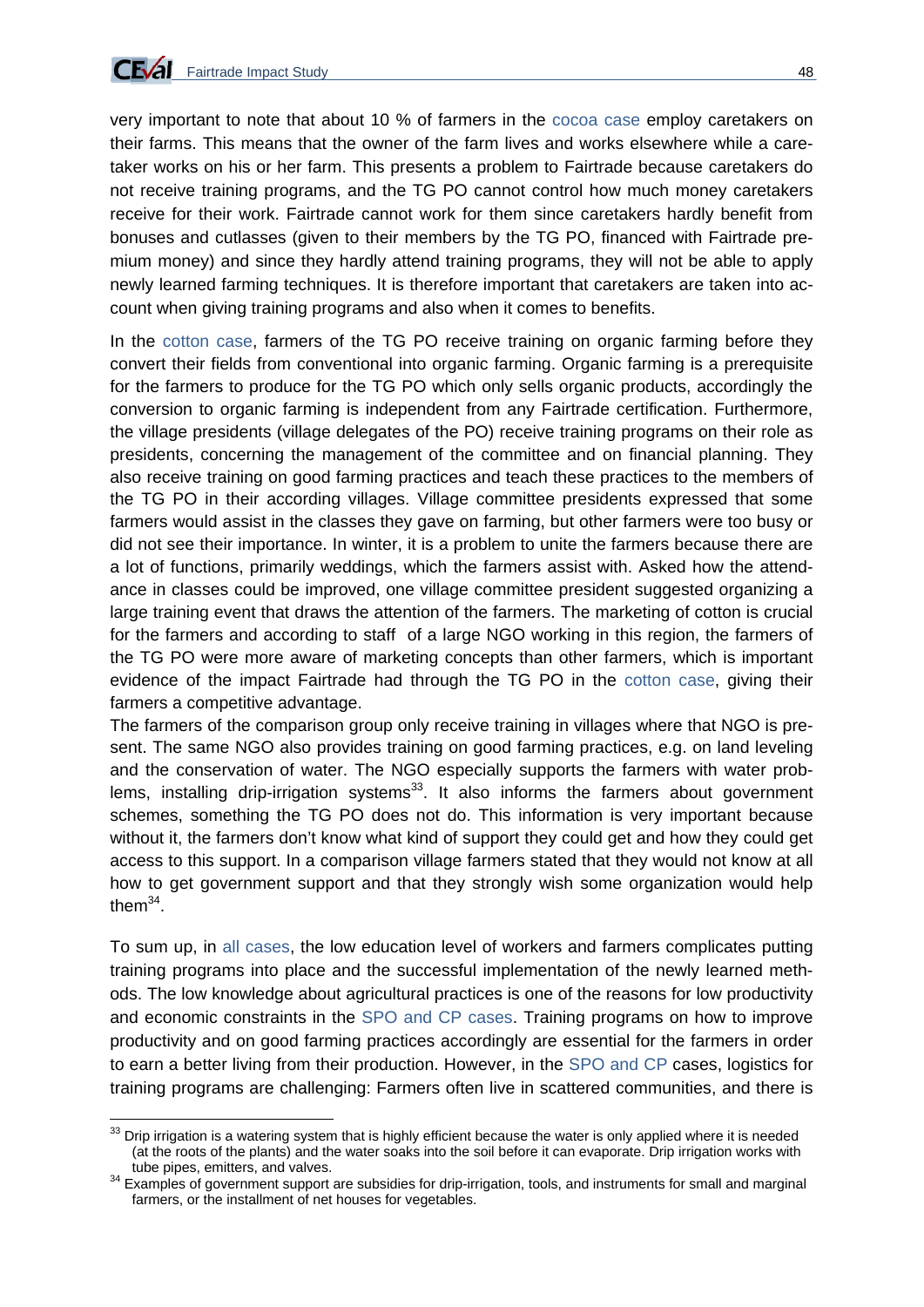very important to note that about 10 % of farmers in the cocoa case employ caretakers on their farms. This means that the owner of the farm lives and works elsewhere while a caretaker works on his or her farm. This presents a problem to Fairtrade because caretakers do not receive training programs, and the TG PO cannot control how much money caretakers receive for their work. Fairtrade cannot work for them since caretakers hardly benefit from bonuses and cutlasses (given to their members by the TG PO, financed with Fairtrade premium money) and since they hardly attend training programs, they will not be able to apply newly learned farming techniques. It is therefore important that caretakers are taken into account when giving training programs and also when it comes to benefits.

In the cotton case, farmers of the TG PO receive training on organic farming before they convert their fields from conventional into organic farming. Organic farming is a prerequisite for the farmers to produce for the TG PO which only sells organic products, accordingly the conversion to organic farming is independent from any Fairtrade certification. Furthermore, the village presidents (village delegates of the PO) receive training programs on their role as presidents, concerning the management of the committee and on financial planning. They also receive training on good farming practices and teach these practices to the members of the TG PO in their according villages. Village committee presidents expressed that some farmers would assist in the classes they gave on farming, but other farmers were too busy or did not see their importance. In winter, it is a problem to unite the farmers because there are a lot of functions, primarily weddings, which the farmers assist with. Asked how the attendance in classes could be improved, one village committee president suggested organizing a large training event that draws the attention of the farmers. The marketing of cotton is crucial for the farmers and according to staff of a large NGO working in this region, the farmers of the TG PO were more aware of marketing concepts than other farmers, which is important evidence of the impact Fairtrade had through the TG PO in the cotton case, giving their farmers a competitive advantage.

The farmers of the comparison group only receive training in villages where that NGO is present. The same NGO also provides training on good farming practices, e.g. on land leveling and the conservation of water. The NGO especially supports the farmers with water problems, installing drip-irrigation systems[33]. It also informs the farmers about government schemes, something the TG PO does not do. This information is very important because without it, the farmers don't know what kind of support they could get and how they could get access to this support. In a comparison village farmers stated that they would not know at all how to get government support and that they strongly wish some organization would help them[34].

To sum up, in all cases, the low education level of workers and farmers complicates putting training programs into place and the successful implementation of the newly learned methods. The low knowledge about agricultural practices is one of the reasons for low productivity and economic constraints in the SPO and CP cases. Training programs on how to improve productivity and on good farming practices accordingly are essential for the farmers in order to earn a better living from their production. However, in the SPO and CP cases, logistics for training programs are challenging: Farmers often live in scattered communities, and there is

[33] Drip irrigation is a watering system that is highly efficient because the water is only applied where it is needed (at the roots of the plants) and the water soaks into the soil before it can evaporate. Drip irrigation works with tube pipes, emitters, and valves.

[34] Examples of government support are subsidies for drip-irrigation, tools, and instruments for small and marginal farmers, or the installment of net houses for vegetables.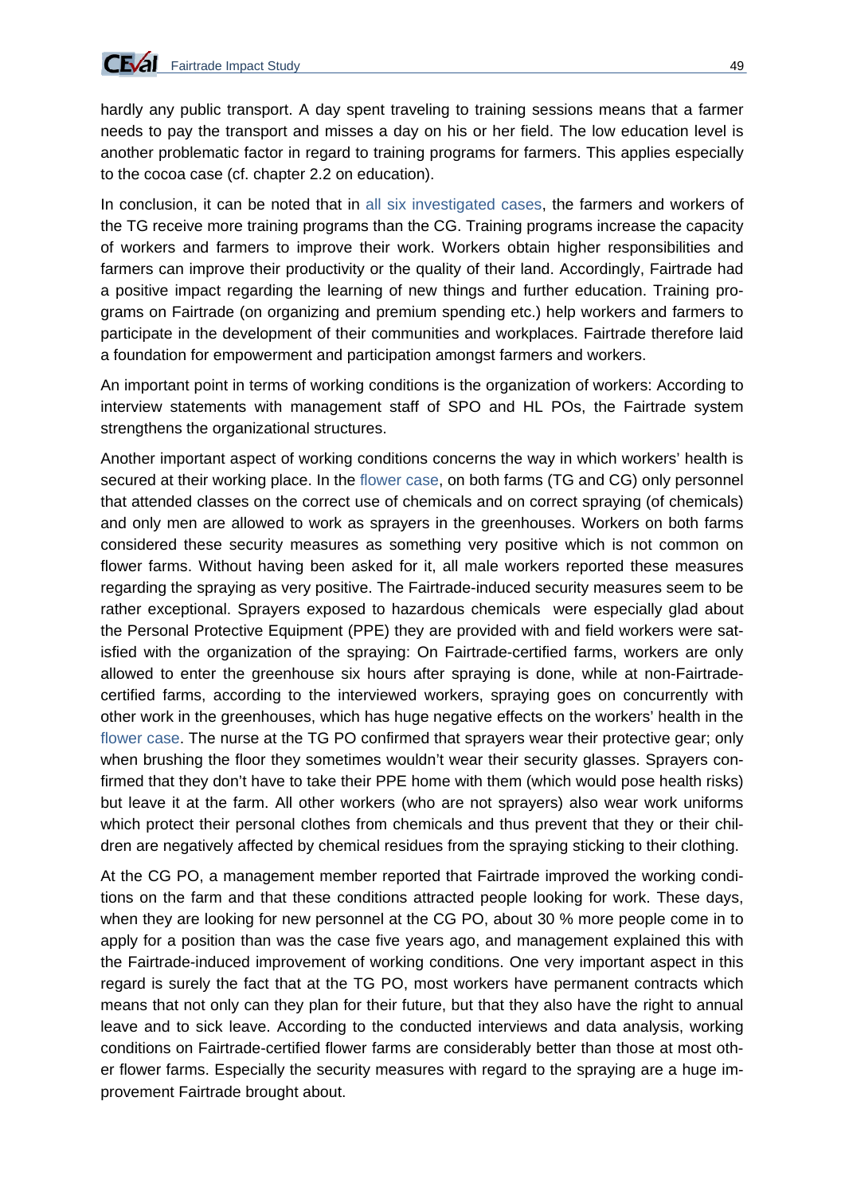hardly any public transport. A day spent traveling to training sessions means that a farmer needs to pay the transport and misses a day on his or her field. The low education level is another problematic factor in regard to training programs for farmers. This applies especially to the cocoa case (cf. chapter 2.2 on education).

In conclusion, it can be noted that in all six investigated cases, the farmers and workers of the TG receive more training programs than the CG. Training programs increase the capacity of workers and farmers to improve their work. Workers obtain higher responsibilities and farmers can improve their productivity or the quality of their land. Accordingly, Fairtrade had a positive impact regarding the learning of new things and further education. Training programs on Fairtrade (on organizing and premium spending etc.) help workers and farmers to participate in the development of their communities and workplaces. Fairtrade therefore laid a foundation for empowerment and participation amongst farmers and workers.

An important point in terms of working conditions is the organization of workers: According to interview statements with management staff of SPO and HL POs, the Fairtrade system strengthens the organizational structures.

Another important aspect of working conditions concerns the way in which workers' health is secured at their working place. In the flower case, on both farms (TG and CG) only personnel that attended classes on the correct use of chemicals and on correct spraying (of chemicals) and only men are allowed to work as sprayers in the greenhouses. Workers on both farms considered these security measures as something very positive which is not common on flower farms. Without having been asked for it, all male workers reported these measures regarding the spraying as very positive. The Fairtrade-induced security measures seem to be rather exceptional. Sprayers exposed to hazardous chemicals were especially glad about the Personal Protective Equipment (PPE) they are provided with and field workers were satisfied with the organization of the spraying: On Fairtrade-certified farms, workers are only allowed to enter the greenhouse six hours after spraying is done, while at non-Fairtrade-certified farms, according to the interviewed workers, spraying goes on concurrently with other work in the greenhouses, which has huge negative effects on the workers' health in the flower case. The nurse at the TG PO confirmed that sprayers wear their protective gear; only when brushing the floor they sometimes wouldn't wear their security glasses. Sprayers confirmed that they don't have to take their PPE home with them (which would pose health risks) but leave it at the farm. All other workers (who are not sprayers) also wear work uniforms which protect their personal clothes from chemicals and thus prevent that they or their children are negatively affected by chemical residues from the spraying sticking to their clothing.

At the CG PO, a management member reported that Fairtrade improved the working conditions on the farm and that these conditions attracted people looking for work. These days, when they are looking for new personnel at the CG PO, about 30 % more people come in to apply for a position than was the case five years ago, and management explained this with the Fairtrade-induced improvement of working conditions. One very important aspect in this regard is surely the fact that at the TG PO, most workers have permanent contracts which means that not only can they plan for their future, but that they also have the right to annual leave and to sick leave. According to the conducted interviews and data analysis, working conditions on Fairtrade-certified flower farms are considerably better than those at most other flower farms. Especially the security measures with regard to the spraying are a huge improvement Fairtrade brought about.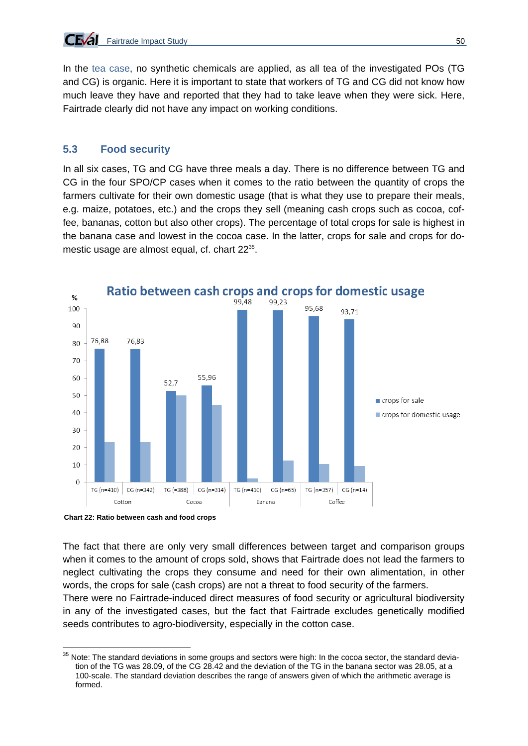In the tea case, no synthetic chemicals are applied, as all tea of the investigated POs (TG and CG) is organic. Here it is important to state that workers of TG and CG did not know how much leave they have and reported that they had to take leave when they were sick. Here, Fairtrade clearly did not have any impact on working conditions.

## 5.3 Food security

In all six cases, TG and CG have three meals a day. There is no difference between TG and CG in the four SPO/CP cases when it comes to the ratio between the quantity of crops the farmers cultivate for their own domestic usage (that is what they use to prepare their meals, e.g. maize, potatoes, etc.) and the crops they sell (meaning cash crops such as cocoa, coffee, bananas, cotton but also other crops). The percentage of total crops for sale is highest in the banana case and lowest in the cocoa case. In the latter, crops for sale and crops for domestic usage are almost equal, cf. chart 22[35].

Ratio between cash crops and crops for domestic usage

%

100
90
80
70
60
50
40
30
20
10
0

76,88
76,83
52,7
55,96
99,48
99,23
95,68
93,71

TG (n=410) CG (n=342) TG (=388) CG (n=314) TG (n=410) CG (n=65) TG (n=357) CG (n=14)

Cotton Cocoa Banana Coffee

crops for sale
crops for domestic usage

**Chart 22: Ratio between cash and food crops**

The fact that there are only very small differences between target and comparison groups when it comes to the amount of crops sold, shows that Fairtrade does not lead the farmers to neglect cultivating the crops they consume and need for their own alimentation, in other words, the crops for sale (cash crops) are not a threat to food security of the farmers.

There were no Fairtrade-induced direct measures of food security or agricultural biodiversity in any of the investigated cases, but the fact that Fairtrade excludes genetically modified seeds contributes to agro-biodiversity, especially in the cotton case.

[35] Note: The standard deviations in some groups and sectors were high: In the cocoa sector, the standard deviation of the TG was 28.09, of the CG 28.42 and the deviation of the TG in the banana sector was 28.05, at a 100-scale. The standard deviation describes the range of answers given of which the arithmetic average is formed.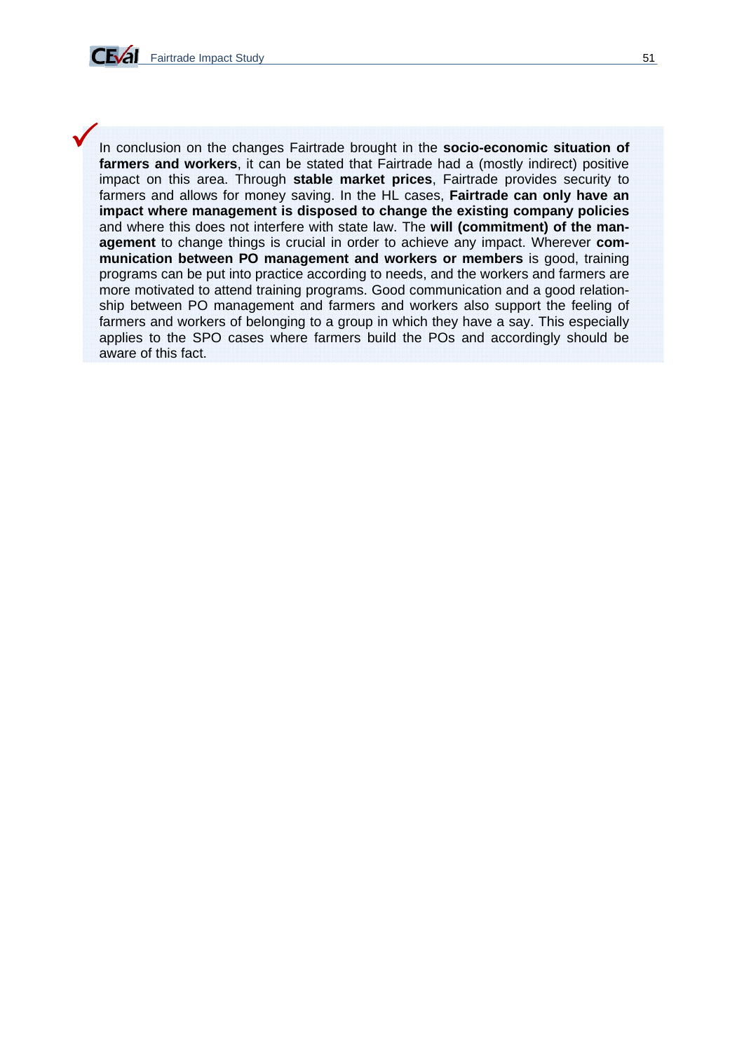In conclusion on the changes Fairtrade brought in the **socio-economic situation of farmers and workers**, it can be stated that Fairtrade had a (mostly indirect) positive impact on this area. Through **stable market prices**, Fairtrade provides security to farmers and allows for money saving. In the HL cases, **Fairtrade can only have an impact where management is disposed to change the existing company policies** and where this does not interfere with state law. The **will (commitment) of the management** to change things is crucial in order to achieve any impact. Wherever **communication between PO management and workers or members** is good, training programs can be put into practice according to needs, and the workers and farmers are more motivated to attend training programs. Good communication and a good relationship between PO management and farmers and workers also support the feeling of farmers and workers of belonging to a group in which they have a say. This especially applies to the SPO cases where farmers build the POs and accordingly should be aware of this fact.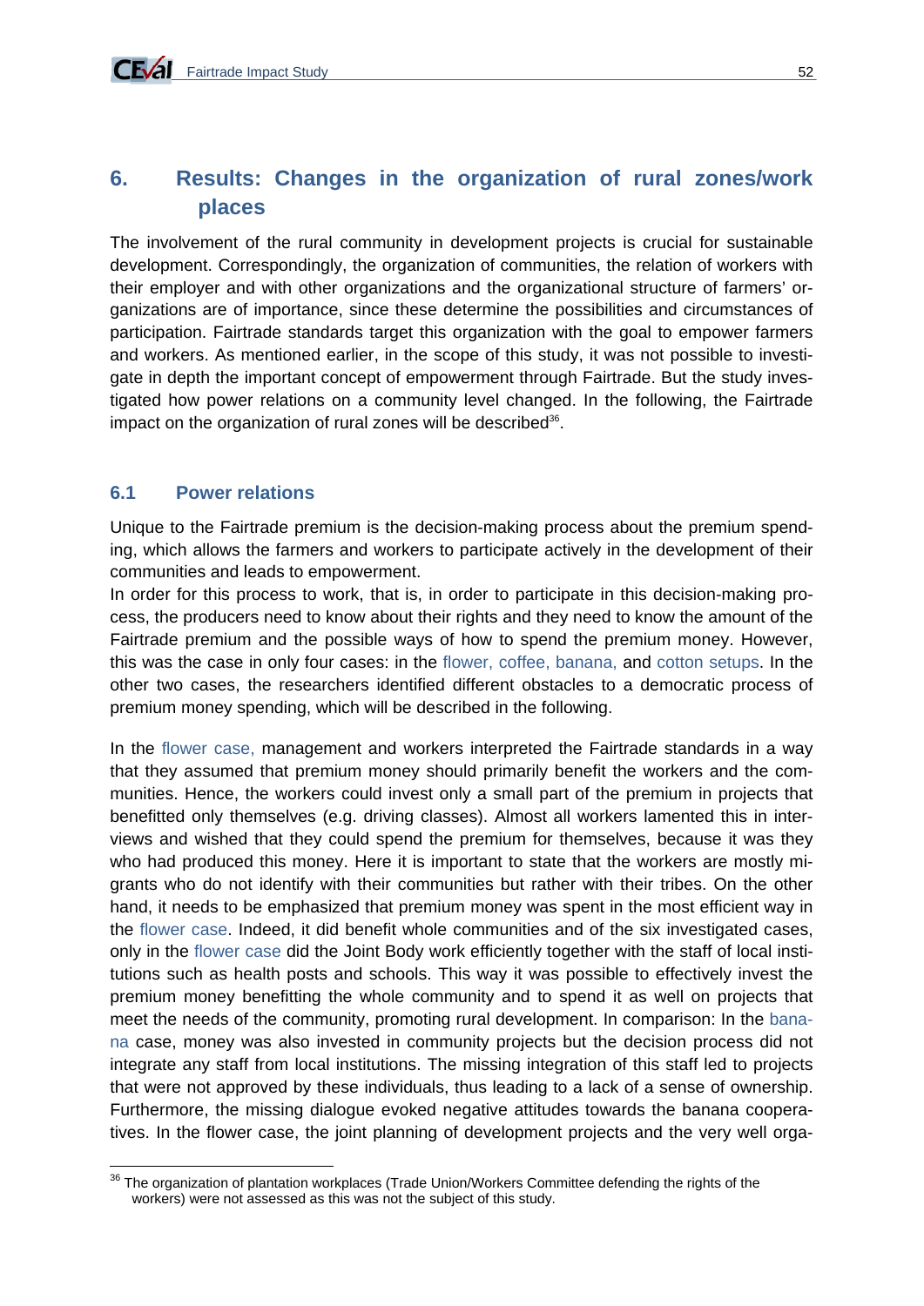# 6. Results: Changes in the organization of rural zones/work places

The involvement of the rural community in development projects is crucial for sustainable development. Correspondingly, the organization of communities, the relation of workers with their employer and with other organizations and the organizational structure of farmers' organizations are of importance, since these determine the possibilities and circumstances of participation. Fairtrade standards target this organization with the goal to empower farmers and workers. As mentioned earlier, in the scope of this study, it was not possible to investigate in depth the important concept of empowerment through Fairtrade. But the study investigated how power relations on a community level changed. In the following, the Fairtrade impact on the organization of rural zones will be described[36].

## 6.1 Power relations

Unique to the Fairtrade premium is the decision-making process about the premium spending, which allows the farmers and workers to participate actively in the development of their communities and leads to empowerment.

In order for this process to work, that is, in order to participate in this decision-making process, the producers need to know about their rights and they need to know the amount of the Fairtrade premium and the possible ways of how to spend the premium money. However, this was the case in only four cases: in the flower, coffee, banana, and cotton setups. In the other two cases, the researchers identified different obstacles to a democratic process of premium money spending, which will be described in the following.

In the flower case, management and workers interpreted the Fairtrade standards in a way that they assumed that premium money should primarily benefit the workers and the communities. Hence, the workers could invest only a small part of the premium in projects that benefitted only themselves (e.g. driving classes). Almost all workers lamented this in interviews and wished that they could spend the premium for themselves, because it was they who had produced this money. Here it is important to state that the workers are mostly migrants who do not identify with their communities but rather with their tribes. On the other hand, it needs to be emphasized that premium money was spent in the most efficient way in the flower case. Indeed, it did benefit whole communities and of the six investigated cases, only in the flower case did the Joint Body work efficiently together with the staff of local institutions such as health posts and schools. This way it was possible to effectively invest the premium money benefitting the whole community and to spend it as well on projects that meet the needs of the community, promoting rural development. In comparison: In the banana case, money was also invested in community projects but the decision process did not integrate any staff from local institutions. The missing integration of this staff led to projects that were not approved by these individuals, thus leading to a lack of a sense of ownership. Furthermore, the missing dialogue evoked negative attitudes towards the banana cooperatives. In the flower case, the joint planning of development projects and the very well orga-

[36] The organization of plantation workplaces (Trade Union/Workers Committee defending the rights of the workers) were not assessed as this was not the subject of this study.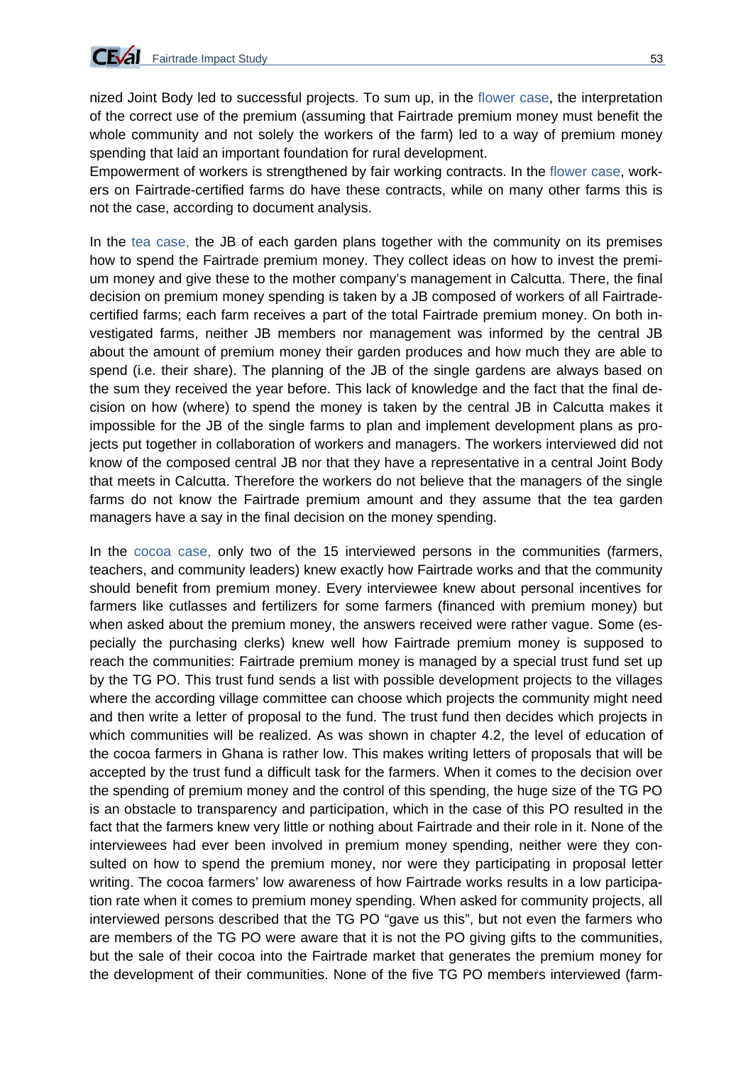nized Joint Body led to successful projects. To sum up, in the flower case, the interpretation of the correct use of the premium (assuming that Fairtrade premium money must benefit the whole community and not solely the workers of the farm) led to a way of premium money spending that laid an important foundation for rural development.
Empowerment of workers is strengthened by fair working contracts. In the flower case, workers on Fairtrade-certified farms do have these contracts, while on many other farms this is not the case, according to document analysis.

In the tea case, the JB of each garden plans together with the community on its premises how to spend the Fairtrade premium money. They collect ideas on how to invest the premium money and give these to the mother company's management in Calcutta. There, the final decision on premium money spending is taken by a JB composed of workers of all Fairtrade-certified farms; each farm receives a part of the total Fairtrade premium money. On both investigated farms, neither JB members nor management was informed by the central JB about the amount of premium money their garden produces and how much they are able to spend (i.e. their share). The planning of the JB of the single gardens are always based on the sum they received the year before. This lack of knowledge and the fact that the final decision on how (where) to spend the money is taken by the central JB in Calcutta makes it impossible for the JB of the single farms to plan and implement development plans as projects put together in collaboration of workers and managers. The workers interviewed did not know of the composed central JB nor that they have a representative in a central Joint Body that meets in Calcutta. Therefore the workers do not believe that the managers of the single farms do not know the Fairtrade premium amount and they assume that the tea garden managers have a say in the final decision on the money spending.

In the cocoa case, only two of the 15 interviewed persons in the communities (farmers, teachers, and community leaders) knew exactly how Fairtrade works and that the community should benefit from premium money. Every interviewee knew about personal incentives for farmers like cutlasses and fertilizers for some farmers (financed with premium money) but when asked about the premium money, the answers received were rather vague. Some (especially the purchasing clerks) knew well how Fairtrade premium money is supposed to reach the communities: Fairtrade premium money is managed by a special trust fund set up by the TG PO. This trust fund sends a list with possible development projects to the villages where the according village committee can choose which projects the community might need and then write a letter of proposal to the fund. The trust fund then decides which projects in which communities will be realized. As was shown in chapter 4.2, the level of education of the cocoa farmers in Ghana is rather low. This makes writing letters of proposals that will be accepted by the trust fund a difficult task for the farmers. When it comes to the decision over the spending of premium money and the control of this spending, the huge size of the TG PO is an obstacle to transparency and participation, which in the case of this PO resulted in the fact that the farmers knew very little or nothing about Fairtrade and their role in it. None of the interviewees had ever been involved in premium money spending, neither were they consulted on how to spend the premium money, nor were they participating in proposal letter writing. The cocoa farmers' low awareness of how Fairtrade works results in a low participation rate when it comes to premium money spending. When asked for community projects, all interviewed persons described that the TG PO "gave us this", but not even the farmers who are members of the TG PO were aware that it is not the PO giving gifts to the communities, but the sale of their cocoa into the Fairtrade market that generates the premium money for the development of their communities. None of the five TG PO members interviewed (farm-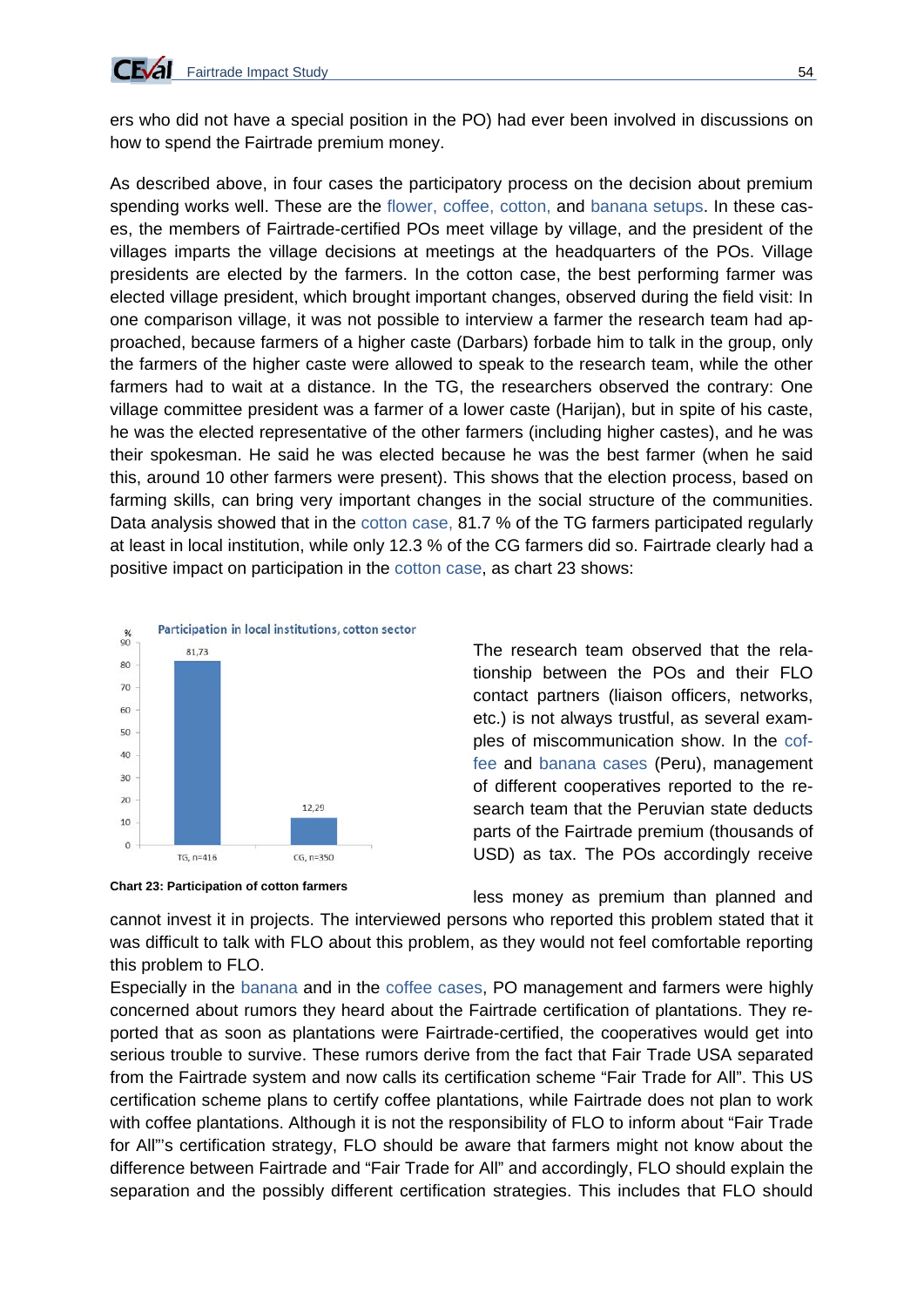ers who did not have a special position in the PO) had ever been involved in discussions on how to spend the Fairtrade premium money.

As described above, in four cases the participatory process on the decision about premium spending works well. These are the flower, coffee, cotton, and banana setups. In these cases, the members of Fairtrade-certified POs meet village by village, and the president of the villages imparts the village decisions at meetings at the headquarters of the POs. Village presidents are elected by the farmers. In the cotton case, the best performing farmer was elected village president, which brought important changes, observed during the field visit: In one comparison village, it was not possible to interview a farmer the research team had approached, because farmers of a higher caste (Darbars) forbade him to talk in the group, only the farmers of the higher caste were allowed to speak to the research team, while the other farmers had to wait at a distance. In the TG, the researchers observed the contrary: One village committee president was a farmer of a lower caste (Harijan), but in spite of his caste, he was the elected representative of the other farmers (including higher castes), and he was their spokesman. He said he was elected because he was the best farmer (when he said this, around 10 other farmers were present). This shows that the election process, based on farming skills, can bring very important changes in the social structure of the communities. Data analysis showed that in the cotton case, 81.7 % of the TG farmers participated regularly at least in local institution, while only 12.3 % of the CG farmers did so. Fairtrade clearly had a positive impact on participation in the cotton case, as chart 23 shows:

Participation in local institutions, cotton sector

%

90
80
70
60
50
40
30
20
10
0

81,73

12,29

TG, n=416

CG, n=350

**Chart 23: Participation of cotton farmers**

The research team observed that the relationship between the POs and their FLO contact partners (liaison officers, networks, etc.) is not always trustful, as several examples of miscommunication show. In the coffee and banana cases (Peru), management of different cooperatives reported to the research team that the Peruvian state deducts parts of the Fairtrade premium (thousands of USD) as tax. The POs accordingly receive less money as premium than planned and cannot invest it in projects. The interviewed persons who reported this problem stated that it was difficult to talk with FLO about this problem, as they would not feel comfortable reporting this problem to FLO.

Especially in the banana and in the coffee cases, PO management and farmers were highly concerned about rumors they heard about the Fairtrade certification of plantations. They reported that as soon as plantations were Fairtrade-certified, the cooperatives would get into serious trouble to survive. These rumors derive from the fact that Fair Trade USA separated from the Fairtrade system and now calls its certification scheme "Fair Trade for All". This US certification scheme plans to certify coffee plantations, while Fairtrade does not plan to work with coffee plantations. Although it is not the responsibility of FLO to inform about "Fair Trade for All"'s certification strategy, FLO should be aware that farmers might not know about the difference between Fairtrade and "Fair Trade for All" and accordingly, FLO should explain the separation and the possibly different certification strategies. This includes that FLO should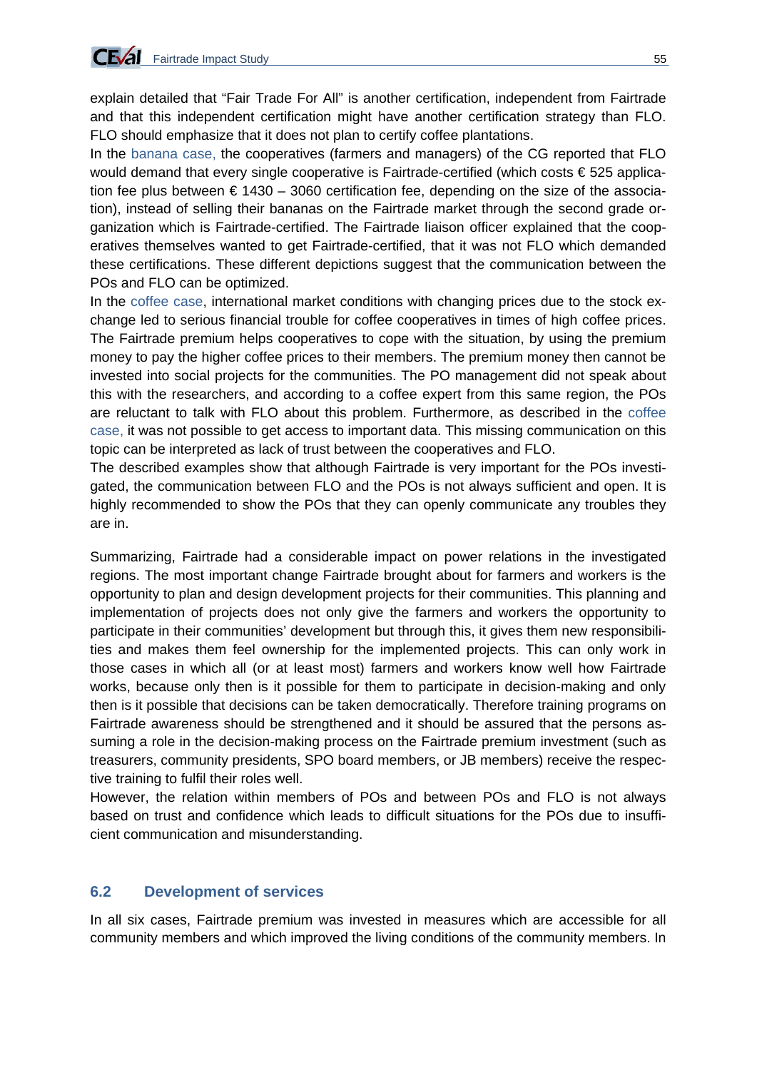explain detailed that “Fair Trade For All” is another certification, independent from Fairtrade and that this independent certification might have another certification strategy than FLO. FLO should emphasize that it does not plan to certify coffee plantations.

In the banana case, the cooperatives (farmers and managers) of the CG reported that FLO would demand that every single cooperative is Fairtrade-certified (which costs € 525 application fee plus between € 1430 – 3060 certification fee, depending on the size of the association), instead of selling their bananas on the Fairtrade market through the second grade organization which is Fairtrade-certified. The Fairtrade liaison officer explained that the cooperatives themselves wanted to get Fairtrade-certified, that it was not FLO which demanded these certifications. These different depictions suggest that the communication between the POs and FLO can be optimized.

In the coffee case, international market conditions with changing prices due to the stock exchange led to serious financial trouble for coffee cooperatives in times of high coffee prices. The Fairtrade premium helps cooperatives to cope with the situation, by using the premium money to pay the higher coffee prices to their members. The premium money then cannot be invested into social projects for the communities. The PO management did not speak about this with the researchers, and according to a coffee expert from this same region, the POs are reluctant to talk with FLO about this problem. Furthermore, as described in the coffee case, it was not possible to get access to important data. This missing communication on this topic can be interpreted as lack of trust between the cooperatives and FLO.

The described examples show that although Fairtrade is very important for the POs investigated, the communication between FLO and the POs is not always sufficient and open. It is highly recommended to show the POs that they can openly communicate any troubles they are in.

Summarizing, Fairtrade had a considerable impact on power relations in the investigated regions. The most important change Fairtrade brought about for farmers and workers is the opportunity to plan and design development projects for their communities. This planning and implementation of projects does not only give the farmers and workers the opportunity to participate in their communities' development but through this, it gives them new responsibilities and makes them feel ownership for the implemented projects. This can only work in those cases in which all (or at least most) farmers and workers know well how Fairtrade works, because only then is it possible for them to participate in decision-making and only then is it possible that decisions can be taken democratically. Therefore training programs on Fairtrade awareness should be strengthened and it should be assured that the persons assuming a role in the decision-making process on the Fairtrade premium investment (such as treasurers, community presidents, SPO board members, or JB members) receive the respective training to fulfil their roles well.

However, the relation within members of POs and between POs and FLO is not always based on trust and confidence which leads to difficult situations for the POs due to insufficient communication and misunderstanding.

## 6.2 Development of services

In all six cases, Fairtrade premium was invested in measures which are accessible for all community members and which improved the living conditions of the community members. In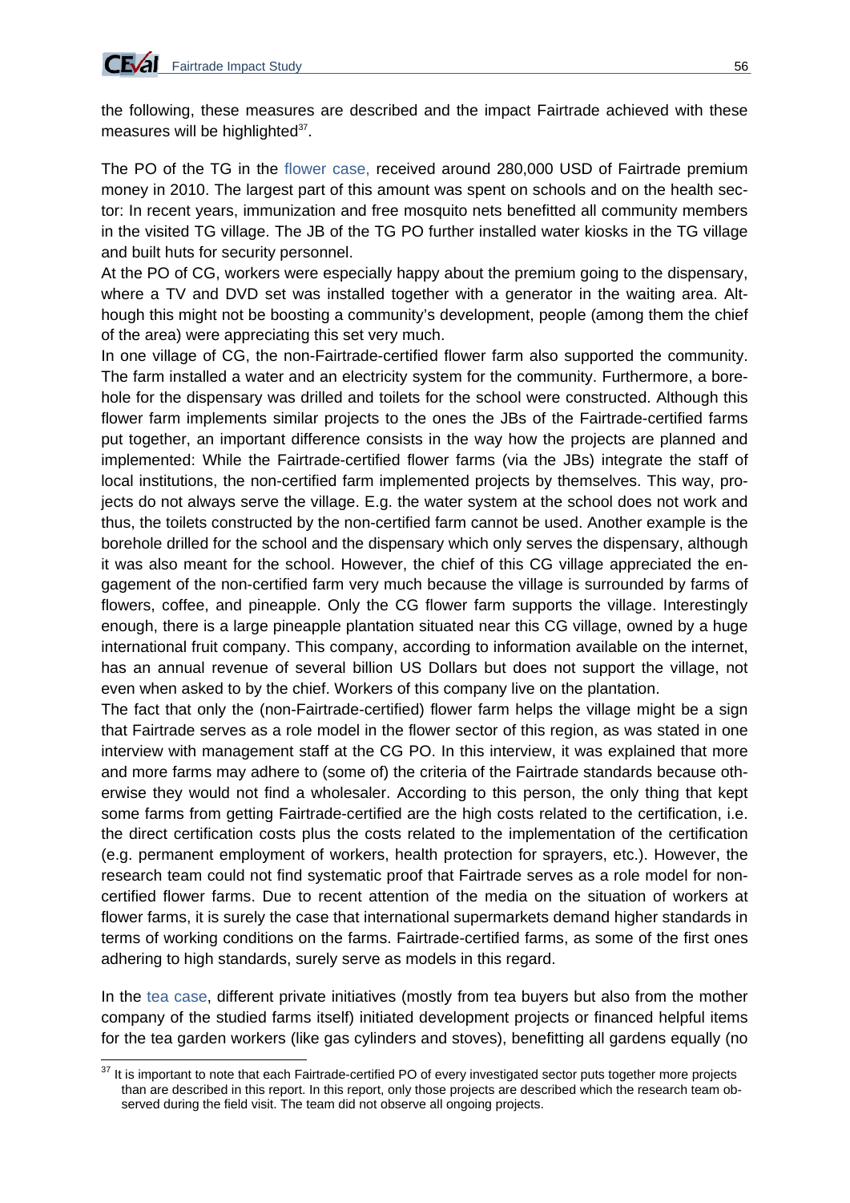the following, these measures are described and the impact Fairtrade achieved with these measures will be highlighted[37].

The PO of the TG in the flower case, received around 280,000 USD of Fairtrade premium money in 2010. The largest part of this amount was spent on schools and on the health sector: In recent years, immunization and free mosquito nets benefitted all community members in the visited TG village. The JB of the TG PO further installed water kiosks in the TG village and built huts for security personnel.

At the PO of CG, workers were especially happy about the premium going to the dispensary, where a TV and DVD set was installed together with a generator in the waiting area. Although this might not be boosting a community's development, people (among them the chief of the area) were appreciating this set very much.

In one village of CG, the non-Fairtrade-certified flower farm also supported the community. The farm installed a water and an electricity system for the community. Furthermore, a borehole for the dispensary was drilled and toilets for the school were constructed. Although this flower farm implements similar projects to the ones the JBs of the Fairtrade-certified farms put together, an important difference consists in the way how the projects are planned and implemented: While the Fairtrade-certified flower farms (via the JBs) integrate the staff of local institutions, the non-certified farm implemented projects by themselves. This way, projects do not always serve the village. E.g. the water system at the school does not work and thus, the toilets constructed by the non-certified farm cannot be used. Another example is the borehole drilled for the school and the dispensary which only serves the dispensary, although it was also meant for the school. However, the chief of this CG village appreciated the engagement of the non-certified farm very much because the village is surrounded by farms of flowers, coffee, and pineapple. Only the CG flower farm supports the village. Interestingly enough, there is a large pineapple plantation situated near this CG village, owned by a huge international fruit company. This company, according to information available on the internet, has an annual revenue of several billion US Dollars but does not support the village, not even when asked to by the chief. Workers of this company live on the plantation.

The fact that only the (non-Fairtrade-certified) flower farm helps the village might be a sign that Fairtrade serves as a role model in the flower sector of this region, as was stated in one interview with management staff at the CG PO. In this interview, it was explained that more and more farms may adhere to (some of) the criteria of the Fairtrade standards because otherwise they would not find a wholesaler. According to this person, the only thing that kept some farms from getting Fairtrade-certified are the high costs related to the certification, i.e. the direct certification costs plus the costs related to the implementation of the certification (e.g. permanent employment of workers, health protection for sprayers, etc.). However, the research team could not find systematic proof that Fairtrade serves as a role model for non-certified flower farms. Due to recent attention of the media on the situation of workers at flower farms, it is surely the case that international supermarkets demand higher standards in terms of working conditions on the farms. Fairtrade-certified farms, as some of the first ones adhering to high standards, surely serve as models in this regard.

In the tea case, different private initiatives (mostly from tea buyers but also from the mother company of the studied farms itself) initiated development projects or financed helpful items for the tea garden workers (like gas cylinders and stoves), benefitting all gardens equally (no

[37] It is important to note that each Fairtrade-certified PO of every investigated sector puts together more projects than are described in this report. In this report, only those projects are described which the research team observed during the field visit. The team did not observe all ongoing projects.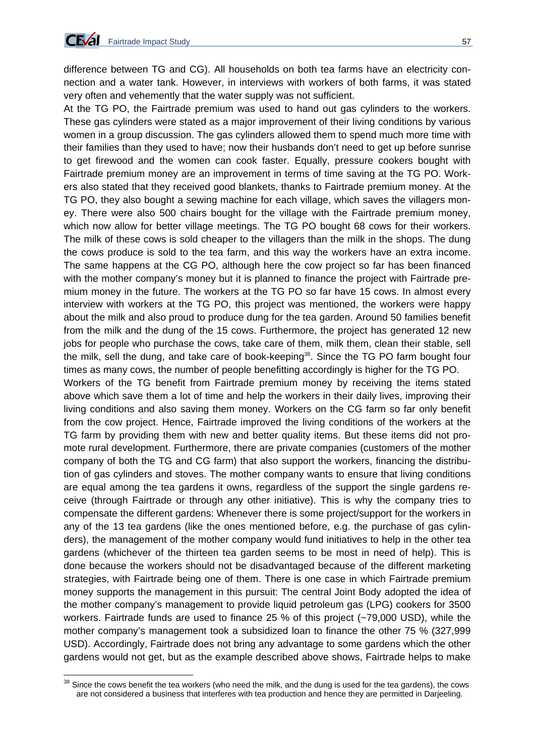difference between TG and CG). All households on both tea farms have an electricity connection and a water tank. However, in interviews with workers of both farms, it was stated very often and vehemently that the water supply was not sufficient.

At the TG PO, the Fairtrade premium was used to hand out gas cylinders to the workers. These gas cylinders were stated as a major improvement of their living conditions by various women in a group discussion. The gas cylinders allowed them to spend much more time with their families than they used to have; now their husbands don't need to get up before sunrise to get firewood and the women can cook faster. Equally, pressure cookers bought with Fairtrade premium money are an improvement in terms of time saving at the TG PO. Workers also stated that they received good blankets, thanks to Fairtrade premium money. At the TG PO, they also bought a sewing machine for each village, which saves the villagers money. There were also 500 chairs bought for the village with the Fairtrade premium money, which now allow for better village meetings. The TG PO bought 68 cows for their workers. The milk of these cows is sold cheaper to the villagers than the milk in the shops. The dung the cows produce is sold to the tea farm, and this way the workers have an extra income. The same happens at the CG PO, although here the cow project so far has been financed with the mother company's money but it is planned to finance the project with Fairtrade premium money in the future. The workers at the TG PO so far have 15 cows. In almost every interview with workers at the TG PO, this project was mentioned, the workers were happy about the milk and also proud to produce dung for the tea garden. Around 50 families benefit from the milk and the dung of the 15 cows. Furthermore, the project has generated 12 new jobs for people who purchase the cows, take care of them, milk them, clean their stable, sell the milk, sell the dung, and take care of book-keeping[38]. Since the TG PO farm bought four times as many cows, the number of people benefitting accordingly is higher for the TG PO.

Workers of the TG benefit from Fairtrade premium money by receiving the items stated above which save them a lot of time and help the workers in their daily lives, improving their living conditions and also saving them money. Workers on the CG farm so far only benefit from the cow project. Hence, Fairtrade improved the living conditions of the workers at the TG farm by providing them with new and better quality items. But these items did not promote rural development. Furthermore, there are private companies (customers of the mother company of both the TG and CG farm) that also support the workers, financing the distribution of gas cylinders and stoves. The mother company wants to ensure that living conditions are equal among the tea gardens it owns, regardless of the support the single gardens receive (through Fairtrade or through any other initiative). This is why the company tries to compensate the different gardens: Whenever there is some project/support for the workers in any of the 13 tea gardens (like the ones mentioned before, e.g. the purchase of gas cylinders), the management of the mother company would fund initiatives to help in the other tea gardens (whichever of the thirteen tea garden seems to be most in need of help). This is done because the workers should not be disadvantaged because of the different marketing strategies, with Fairtrade being one of them. There is one case in which Fairtrade premium money supports the management in this pursuit: The central Joint Body adopted the idea of the mother company's management to provide liquid petroleum gas (LPG) cookers for 3500 workers. Fairtrade funds are used to finance 25 % of this project (~79,000 USD), while the mother company's management took a subsidized loan to finance the other 75 % (327,999 USD). Accordingly, Fairtrade does not bring any advantage to some gardens which the other gardens would not get, but as the example described above shows, Fairtrade helps to make

---

[38] Since the cows benefit the tea workers (who need the milk, and the dung is used for the tea gardens), the cows are not considered a business that interferes with tea production and hence they are permitted in Darjeeling.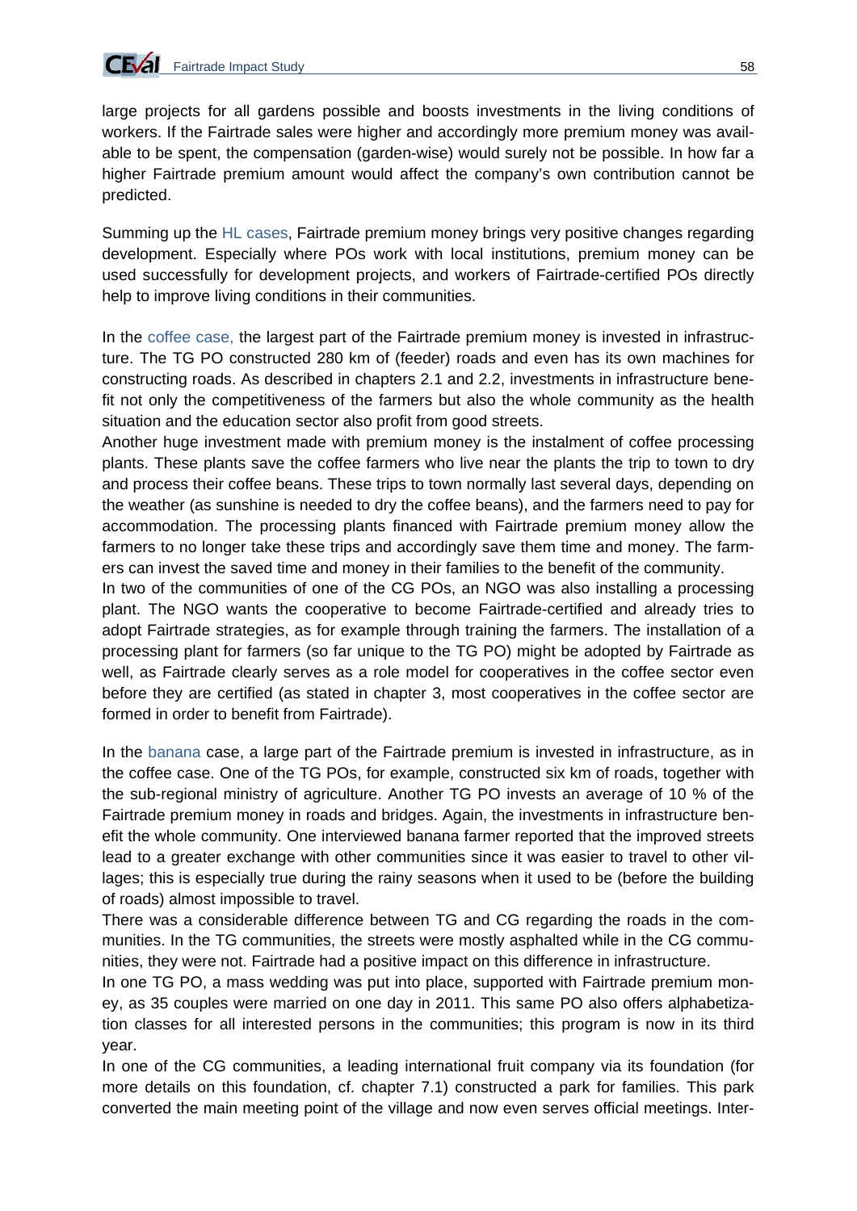large projects for all gardens possible and boosts investments in the living conditions of workers. If the Fairtrade sales were higher and accordingly more premium money was available to be spent, the compensation (garden-wise) would surely not be possible. In how far a higher Fairtrade premium amount would affect the company's own contribution cannot be predicted.

Summing up the HL cases, Fairtrade premium money brings very positive changes regarding development. Especially where POs work with local institutions, premium money can be used successfully for development projects, and workers of Fairtrade-certified POs directly help to improve living conditions in their communities.

In the coffee case, the largest part of the Fairtrade premium money is invested in infrastructure. The TG PO constructed 280 km of (feeder) roads and even has its own machines for constructing roads. As described in chapters 2.1 and 2.2, investments in infrastructure benefit not only the competitiveness of the farmers but also the whole community as the health situation and the education sector also profit from good streets.

Another huge investment made with premium money is the instalment of coffee processing plants. These plants save the coffee farmers who live near the plants the trip to town to dry and process their coffee beans. These trips to town normally last several days, depending on the weather (as sunshine is needed to dry the coffee beans), and the farmers need to pay for accommodation. The processing plants financed with Fairtrade premium money allow the farmers to no longer take these trips and accordingly save them time and money. The farmers can invest the saved time and money in their families to the benefit of the community.

In two of the communities of one of the CG POs, an NGO was also installing a processing plant. The NGO wants the cooperative to become Fairtrade-certified and already tries to adopt Fairtrade strategies, as for example through training the farmers. The installation of a processing plant for farmers (so far unique to the TG PO) might be adopted by Fairtrade as well, as Fairtrade clearly serves as a role model for cooperatives in the coffee sector even before they are certified (as stated in chapter 3, most cooperatives in the coffee sector are formed in order to benefit from Fairtrade).

In the banana case, a large part of the Fairtrade premium is invested in infrastructure, as in the coffee case. One of the TG POs, for example, constructed six km of roads, together with the sub-regional ministry of agriculture. Another TG PO invests an average of 10 % of the Fairtrade premium money in roads and bridges. Again, the investments in infrastructure benefit the whole community. One interviewed banana farmer reported that the improved streets lead to a greater exchange with other communities since it was easier to travel to other villages; this is especially true during the rainy seasons when it used to be (before the building of roads) almost impossible to travel.

There was a considerable difference between TG and CG regarding the roads in the communities. In the TG communities, the streets were mostly asphalted while in the CG communities, they were not. Fairtrade had a positive impact on this difference in infrastructure.

In one TG PO, a mass wedding was put into place, supported with Fairtrade premium money, as 35 couples were married on one day in 2011. This same PO also offers alphabetization classes for all interested persons in the communities; this program is now in its third year.

In one of the CG communities, a leading international fruit company via its foundation (for more details on this foundation, cf. chapter 7.1) constructed a park for families. This park converted the main meeting point of the village and now even serves official meetings. Inter-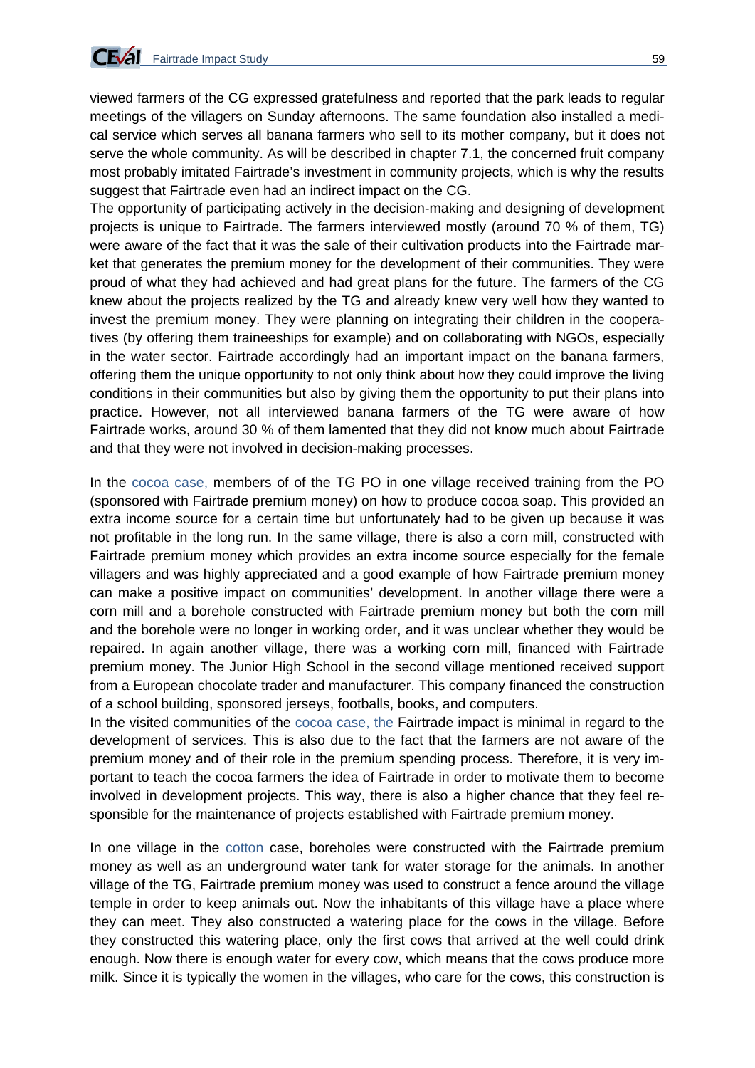viewed farmers of the CG expressed gratefulness and reported that the park leads to regular meetings of the villagers on Sunday afternoons. The same foundation also installed a medical service which serves all banana farmers who sell to its mother company, but it does not serve the whole community. As will be described in chapter 7.1, the concerned fruit company most probably imitated Fairtrade's investment in community projects, which is why the results suggest that Fairtrade even had an indirect impact on the CG.

The opportunity of participating actively in the decision-making and designing of development projects is unique to Fairtrade. The farmers interviewed mostly (around 70 % of them, TG) were aware of the fact that it was the sale of their cultivation products into the Fairtrade market that generates the premium money for the development of their communities. They were proud of what they had achieved and had great plans for the future. The farmers of the CG knew about the projects realized by the TG and already knew very well how they wanted to invest the premium money. They were planning on integrating their children in the cooperatives (by offering them traineeships for example) and on collaborating with NGOs, especially in the water sector. Fairtrade accordingly had an important impact on the banana farmers, offering them the unique opportunity to not only think about how they could improve the living conditions in their communities but also by giving them the opportunity to put their plans into practice. However, not all interviewed banana farmers of the TG were aware of how Fairtrade works, around 30 % of them lamented that they did not know much about Fairtrade and that they were not involved in decision-making processes.

In the cocoa case, members of of the TG PO in one village received training from the PO (sponsored with Fairtrade premium money) on how to produce cocoa soap. This provided an extra income source for a certain time but unfortunately had to be given up because it was not profitable in the long run. In the same village, there is also a corn mill, constructed with Fairtrade premium money which provides an extra income source especially for the female villagers and was highly appreciated and a good example of how Fairtrade premium money can make a positive impact on communities' development. In another village there were a corn mill and a borehole constructed with Fairtrade premium money but both the corn mill and the borehole were no longer in working order, and it was unclear whether they would be repaired. In again another village, there was a working corn mill, financed with Fairtrade premium money. The Junior High School in the second village mentioned received support from a European chocolate trader and manufacturer. This company financed the construction of a school building, sponsored jerseys, footballs, books, and computers.

In the visited communities of the cocoa case, the Fairtrade impact is minimal in regard to the development of services. This is also due to the fact that the farmers are not aware of the premium money and of their role in the premium spending process. Therefore, it is very important to teach the cocoa farmers the idea of Fairtrade in order to motivate them to become involved in development projects. This way, there is also a higher chance that they feel responsible for the maintenance of projects established with Fairtrade premium money.

In one village in the cotton case, boreholes were constructed with the Fairtrade premium money as well as an underground water tank for water storage for the animals. In another village of the TG, Fairtrade premium money was used to construct a fence around the village temple in order to keep animals out. Now the inhabitants of this village have a place where they can meet. They also constructed a watering place for the cows in the village. Before they constructed this watering place, only the first cows that arrived at the well could drink enough. Now there is enough water for every cow, which means that the cows produce more milk. Since it is typically the women in the villages, who care for the cows, this construction is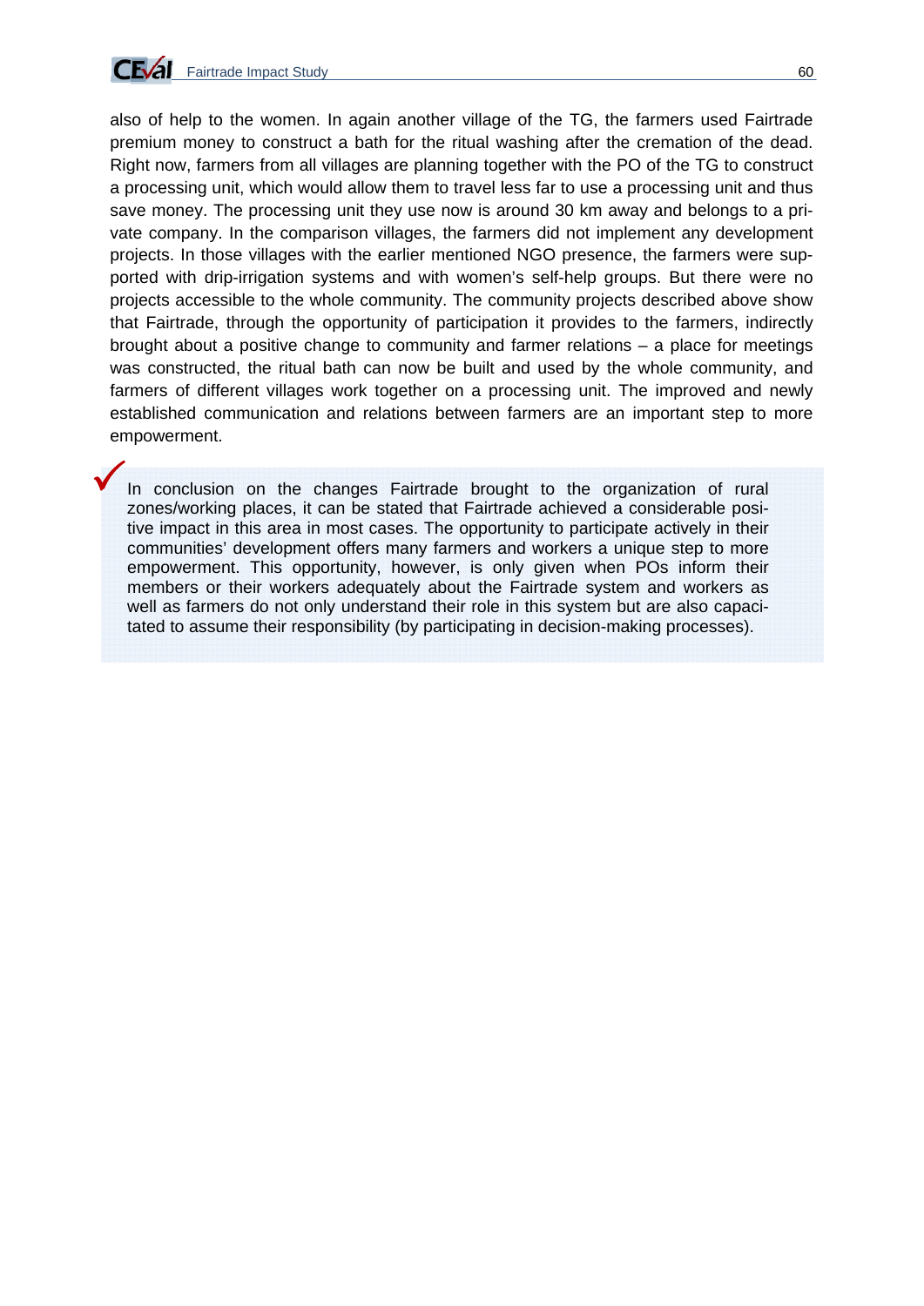also of help to the women. In again another village of the TG, the farmers used Fairtrade premium money to construct a bath for the ritual washing after the cremation of the dead. Right now, farmers from all villages are planning together with the PO of the TG to construct a processing unit, which would allow them to travel less far to use a processing unit and thus save money. The processing unit they use now is around 30 km away and belongs to a private company. In the comparison villages, the farmers did not implement any development projects. In those villages with the earlier mentioned NGO presence, the farmers were supported with drip-irrigation systems and with women's self-help groups. But there were no projects accessible to the whole community. The community projects described above show that Fairtrade, through the opportunity of participation it provides to the farmers, indirectly brought about a positive change to community and farmer relations – a place for meetings was constructed, the ritual bath can now be built and used by the whole community, and farmers of different villages work together on a processing unit. The improved and newly established communication and relations between farmers are an important step to more empowerment.

> ✓ In conclusion on the changes Fairtrade brought to the organization of rural zones/working places, it can be stated that Fairtrade achieved a considerable positive impact in this area in most cases. The opportunity to participate actively in their communities' development offers many farmers and workers a unique step to more empowerment. This opportunity, however, is only given when POs inform their members or their workers adequately about the Fairtrade system and workers as well as farmers do not only understand their role in this system but are also capacitated to assume their responsibility (by participating in decision-making processes).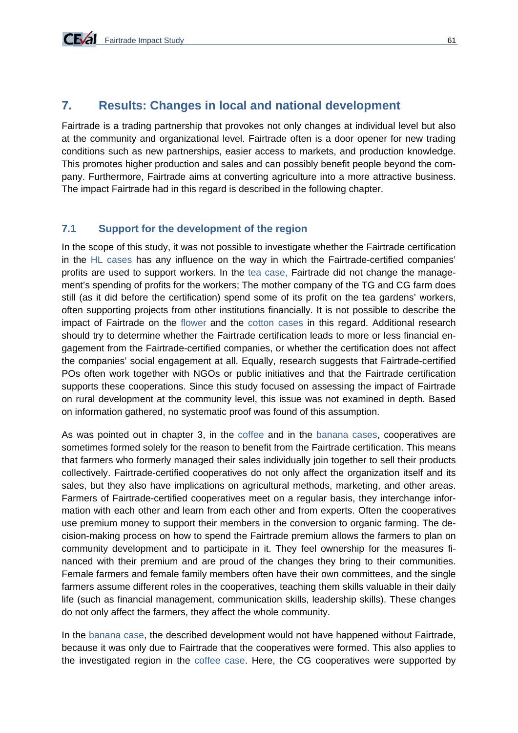# 7. Results: Changes in local and national development

Fairtrade is a trading partnership that provokes not only changes at individual level but also at the community and organizational level. Fairtrade often is a door opener for new trading conditions such as new partnerships, easier access to markets, and production knowledge. This promotes higher production and sales and can possibly benefit people beyond the company. Furthermore, Fairtrade aims at converting agriculture into a more attractive business. The impact Fairtrade had in this regard is described in the following chapter.

## 7.1 Support for the development of the region

In the scope of this study, it was not possible to investigate whether the Fairtrade certification in the HL cases has any influence on the way in which the Fairtrade-certified companies' profits are used to support workers. In the tea case, Fairtrade did not change the management's spending of profits for the workers; The mother company of the TG and CG farm does still (as it did before the certification) spend some of its profit on the tea gardens' workers, often supporting projects from other institutions financially. It is not possible to describe the impact of Fairtrade on the flower and the cotton cases in this regard. Additional research should try to determine whether the Fairtrade certification leads to more or less financial engagement from the Fairtrade-certified companies, or whether the certification does not affect the companies' social engagement at all. Equally, research suggests that Fairtrade-certified POs often work together with NGOs or public initiatives and that the Fairtrade certification supports these cooperations. Since this study focused on assessing the impact of Fairtrade on rural development at the community level, this issue was not examined in depth. Based on information gathered, no systematic proof was found of this assumption.

As was pointed out in chapter 3, in the coffee and in the banana cases, cooperatives are sometimes formed solely for the reason to benefit from the Fairtrade certification. This means that farmers who formerly managed their sales individually join together to sell their products collectively. Fairtrade-certified cooperatives do not only affect the organization itself and its sales, but they also have implications on agricultural methods, marketing, and other areas. Farmers of Fairtrade-certified cooperatives meet on a regular basis, they interchange information with each other and learn from each other and from experts. Often the cooperatives use premium money to support their members in the conversion to organic farming. The decision-making process on how to spend the Fairtrade premium allows the farmers to plan on community development and to participate in it. They feel ownership for the measures financed with their premium and are proud of the changes they bring to their communities. Female farmers and female family members often have their own committees, and the single farmers assume different roles in the cooperatives, teaching them skills valuable in their daily life (such as financial management, communication skills, leadership skills). These changes do not only affect the farmers, they affect the whole community.

In the banana case, the described development would not have happened without Fairtrade, because it was only due to Fairtrade that the cooperatives were formed. This also applies to the investigated region in the coffee case. Here, the CG cooperatives were supported by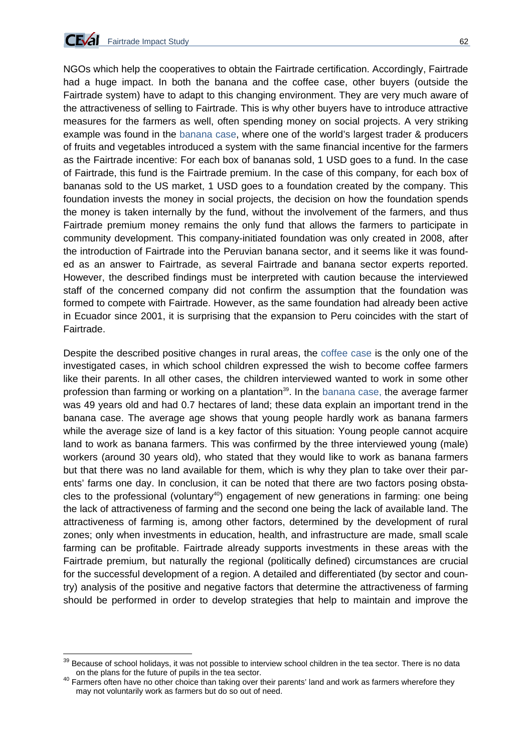NGOs which help the cooperatives to obtain the Fairtrade certification. Accordingly, Fairtrade had a huge impact. In both the banana and the coffee case, other buyers (outside the Fairtrade system) have to adapt to this changing environment. They are very much aware of the attractiveness of selling to Fairtrade. This is why other buyers have to introduce attractive measures for the farmers as well, often spending money on social projects. A very striking example was found in the banana case, where one of the world's largest trader & producers of fruits and vegetables introduced a system with the same financial incentive for the farmers as the Fairtrade incentive: For each box of bananas sold, 1 USD goes to a fund. In the case of Fairtrade, this fund is the Fairtrade premium. In the case of this company, for each box of bananas sold to the US market, 1 USD goes to a foundation created by the company. This foundation invests the money in social projects, the decision on how the foundation spends the money is taken internally by the fund, without the involvement of the farmers, and thus Fairtrade premium money remains the only fund that allows the farmers to participate in community development. This company-initiated foundation was only created in 2008, after the introduction of Fairtrade into the Peruvian banana sector, and it seems like it was founded as an answer to Fairtrade, as several Fairtrade and banana sector experts reported. However, the described findings must be interpreted with caution because the interviewed staff of the concerned company did not confirm the assumption that the foundation was formed to compete with Fairtrade. However, as the same foundation had already been active in Ecuador since 2001, it is surprising that the expansion to Peru coincides with the start of Fairtrade.

Despite the described positive changes in rural areas, the coffee case is the only one of the investigated cases, in which school children expressed the wish to become coffee farmers like their parents. In all other cases, the children interviewed wanted to work in some other profession than farming or working on a plantation[39]. In the banana case, the average farmer was 49 years old and had 0.7 hectares of land; these data explain an important trend in the banana case. The average age shows that young people hardly work as banana farmers while the average size of land is a key factor of this situation: Young people cannot acquire land to work as banana farmers. This was confirmed by the three interviewed young (male) workers (around 30 years old), who stated that they would like to work as banana farmers but that there was no land available for them, which is why they plan to take over their parents' farms one day. In conclusion, it can be noted that there are two factors posing obstacles to the professional (voluntary[40]) engagement of new generations in farming: one being the lack of attractiveness of farming and the second one being the lack of available land. The attractiveness of farming is, among other factors, determined by the development of rural zones; only when investments in education, health, and infrastructure are made, small scale farming can be profitable. Fairtrade already supports investments in these areas with the Fairtrade premium, but naturally the regional (politically defined) circumstances are crucial for the successful development of a region. A detailed and differentiated (by sector and country) analysis of the positive and negative factors that determine the attractiveness of farming should be performed in order to develop strategies that help to maintain and improve the

---

[39] Because of school holidays, it was not possible to interview school children in the tea sector. There is no data on the plans for the future of pupils in the tea sector.

[40] Farmers often have no other choice than taking over their parents' land and work as farmers wherefore they may not voluntarily work as farmers but do so out of need.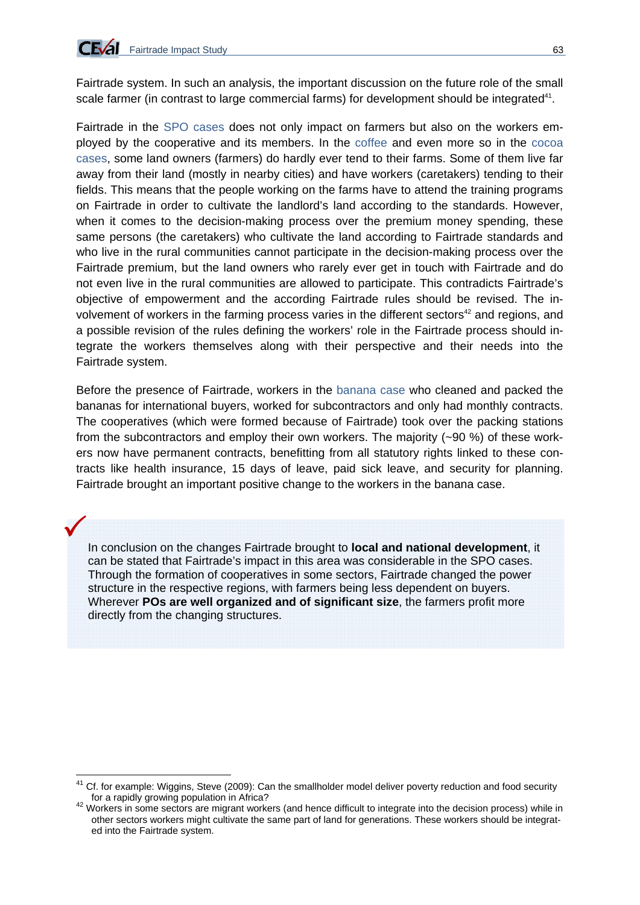Fairtrade system. In such an analysis, the important discussion on the future role of the small scale farmer (in contrast to large commercial farms) for development should be integrated[41].

Fairtrade in the SPO cases does not only impact on farmers but also on the workers employed by the cooperative and its members. In the coffee and even more so in the cocoa cases, some land owners (farmers) do hardly ever tend to their farms. Some of them live far away from their land (mostly in nearby cities) and have workers (caretakers) tending to their fields. This means that the people working on the farms have to attend the training programs on Fairtrade in order to cultivate the landlord's land according to the standards. However, when it comes to the decision-making process over the premium money spending, these same persons (the caretakers) who cultivate the land according to Fairtrade standards and who live in the rural communities cannot participate in the decision-making process over the Fairtrade premium, but the land owners who rarely ever get in touch with Fairtrade and do not even live in the rural communities are allowed to participate. This contradicts Fairtrade's objective of empowerment and the according Fairtrade rules should be revised. The involvement of workers in the farming process varies in the different sectors[42] and regions, and a possible revision of the rules defining the workers' role in the Fairtrade process should integrate the workers themselves along with their perspective and their needs into the Fairtrade system.

Before the presence of Fairtrade, workers in the banana case who cleaned and packed the bananas for international buyers, worked for subcontractors and only had monthly contracts. The cooperatives (which were formed because of Fairtrade) took over the packing stations from the subcontractors and employ their own workers. The majority (~90 %) of these workers now have permanent contracts, benefitting from all statutory rights linked to these contracts like health insurance, 15 days of leave, paid sick leave, and security for planning. Fairtrade brought an important positive change to the workers in the banana case.

In conclusion on the changes Fairtrade brought to **local and national development**, it can be stated that Fairtrade's impact in this area was considerable in the SPO cases. Through the formation of cooperatives in some sectors, Fairtrade changed the power structure in the respective regions, with farmers being less dependent on buyers. Wherever **POs are well organized and of significant size**, the farmers profit more directly from the changing structures.

---

[41] Cf. for example: Wiggins, Steve (2009): Can the smallholder model deliver poverty reduction and food security for a rapidly growing population in Africa?

[42] Workers in some sectors are migrant workers (and hence difficult to integrate into the decision process) while in other sectors workers might cultivate the same part of land for generations. These workers should be integrated into the Fairtrade system.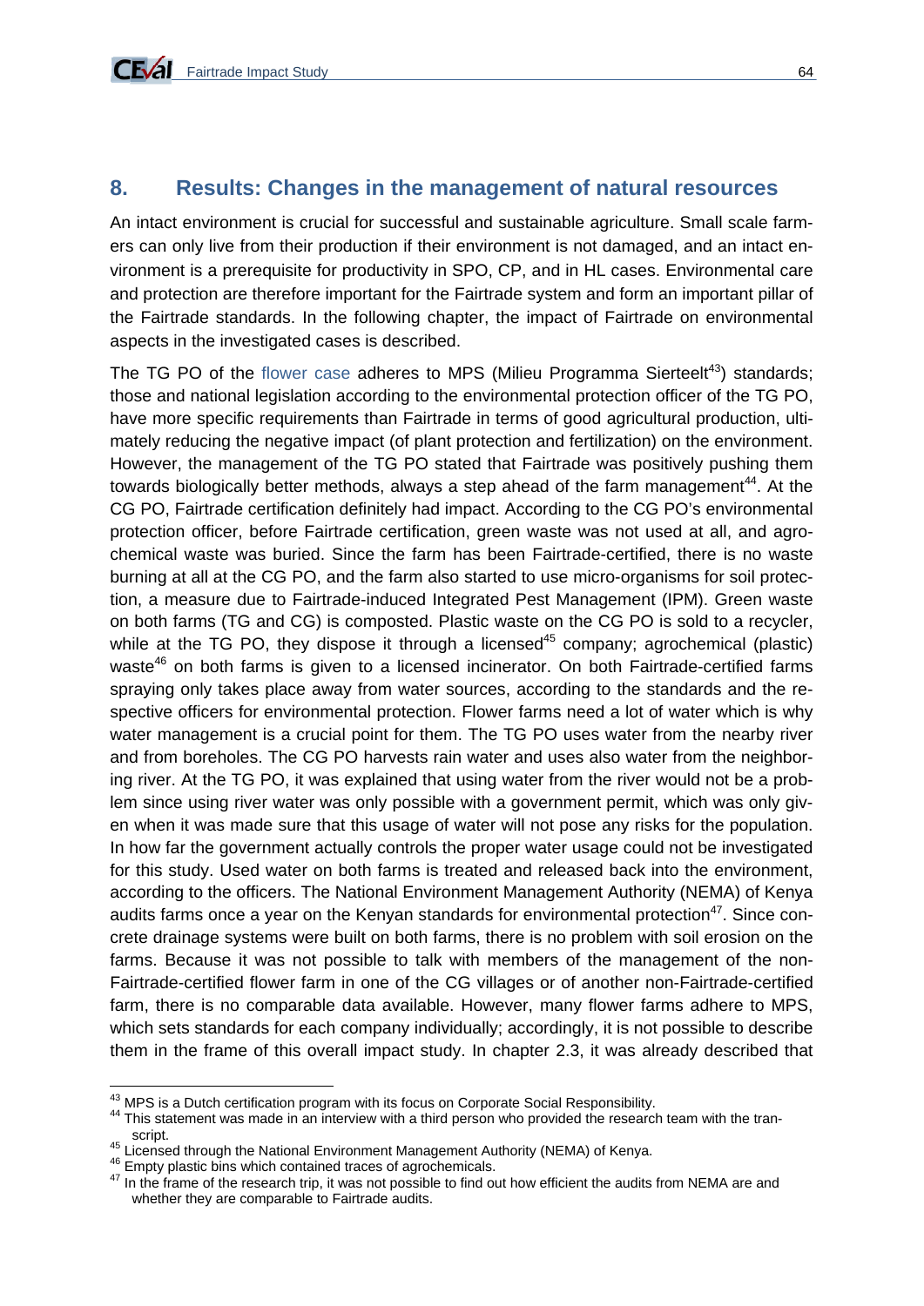## 8. Results: Changes in the management of natural resources

An intact environment is crucial for successful and sustainable agriculture. Small scale farmers can only live from their production if their environment is not damaged, and an intact environment is a prerequisite for productivity in SPO, CP, and in HL cases. Environmental care and protection are therefore important for the Fairtrade system and form an important pillar of the Fairtrade standards. In the following chapter, the impact of Fairtrade on environmental aspects in the investigated cases is described.

The TG PO of the flower case adheres to MPS (Milieu Programma Sierteelt[43]) standards; those and national legislation according to the environmental protection officer of the TG PO, have more specific requirements than Fairtrade in terms of good agricultural production, ultimately reducing the negative impact (of plant protection and fertilization) on the environment. However, the management of the TG PO stated that Fairtrade was positively pushing them towards biologically better methods, always a step ahead of the farm management[44]. At the CG PO, Fairtrade certification definitely had impact. According to the CG PO's environmental protection officer, before Fairtrade certification, green waste was not used at all, and agrochemical waste was buried. Since the farm has been Fairtrade-certified, there is no waste burning at all at the CG PO, and the farm also started to use micro-organisms for soil protection, a measure due to Fairtrade-induced Integrated Pest Management (IPM). Green waste on both farms (TG and CG) is composted. Plastic waste on the CG PO is sold to a recycler, while at the TG PO, they dispose it through a licensed[45] company; agrochemical (plastic) waste[46] on both farms is given to a licensed incinerator. On both Fairtrade-certified farms spraying only takes place away from water sources, according to the standards and the respective officers for environmental protection. Flower farms need a lot of water which is why water management is a crucial point for them. The TG PO uses water from the nearby river and from boreholes. The CG PO harvests rain water and uses also water from the neighboring river. At the TG PO, it was explained that using water from the river would not be a problem since using river water was only possible with a government permit, which was only given when it was made sure that this usage of water will not pose any risks for the population. In how far the government actually controls the proper water usage could not be investigated for this study. Used water on both farms is treated and released back into the environment, according to the officers. The National Environment Management Authority (NEMA) of Kenya audits farms once a year on the Kenyan standards for environmental protection[47]. Since concrete drainage systems were built on both farms, there is no problem with soil erosion on the farms. Because it was not possible to talk with members of the management of the non-Fairtrade-certified flower farm in one of the CG villages or of another non-Fairtrade-certified farm, there is no comparable data available. However, many flower farms adhere to MPS, which sets standards for each company individually; accordingly, it is not possible to describe them in the frame of this overall impact study. In chapter 2.3, it was already described that

[43] MPS is a Dutch certification program with its focus on Corporate Social Responsibility.

[44] This statement was made in an interview with a third person who provided the research team with the transcript.

[45] Licensed through the National Environment Management Authority (NEMA) of Kenya.

[46] Empty plastic bins which contained traces of agrochemicals.

[47] In the frame of the research trip, it was not possible to find out how efficient the audits from NEMA are and whether they are comparable to Fairtrade audits.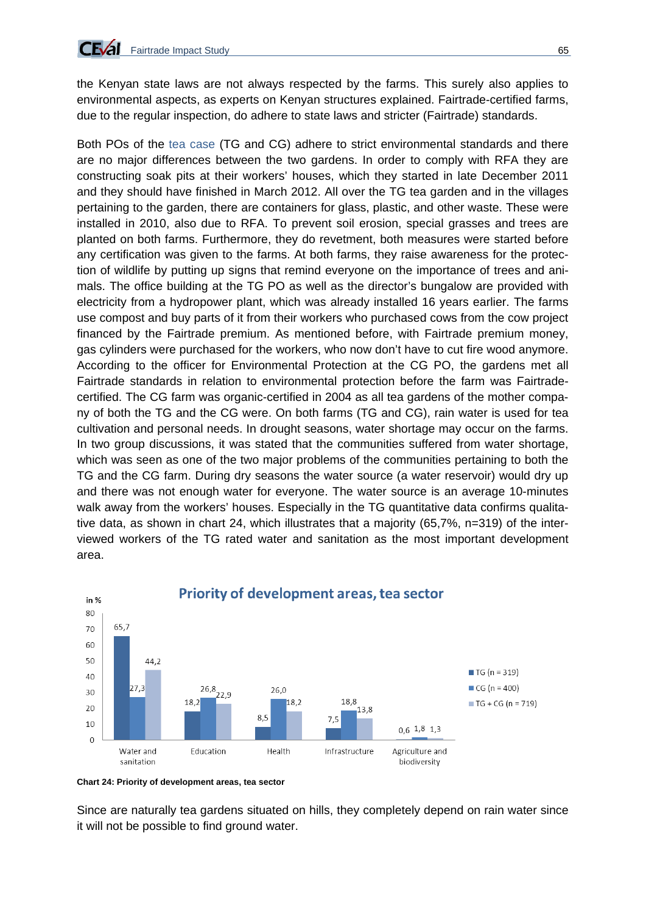the Kenyan state laws are not always respected by the farms. This surely also applies to environmental aspects, as experts on Kenyan structures explained. Fairtrade-certified farms, due to the regular inspection, do adhere to state laws and stricter (Fairtrade) standards.

Both POs of the tea case (TG and CG) adhere to strict environmental standards and there are no major differences between the two gardens. In order to comply with RFA they are constructing soak pits at their workers' houses, which they started in late December 2011 and they should have finished in March 2012. All over the TG tea garden and in the villages pertaining to the garden, there are containers for glass, plastic, and other waste. These were installed in 2010, also due to RFA. To prevent soil erosion, special grasses and trees are planted on both farms. Furthermore, they do revetment, both measures were started before any certification was given to the farms. At both farms, they raise awareness for the protection of wildlife by putting up signs that remind everyone on the importance of trees and animals. The office building at the TG PO as well as the director's bungalow are provided with electricity from a hydropower plant, which was already installed 16 years earlier. The farms use compost and buy parts of it from their workers who purchased cows from the cow project financed by the Fairtrade premium. As mentioned before, with Fairtrade premium money, gas cylinders were purchased for the workers, who now don't have to cut fire wood anymore. According to the officer for Environmental Protection at the CG PO, the gardens met all Fairtrade standards in relation to environmental protection before the farm was Fairtrade-certified. The CG farm was organic-certified in 2004 as all tea gardens of the mother company of both the TG and the CG were. On both farms (TG and CG), rain water is used for tea cultivation and personal needs. In drought seasons, water shortage may occur on the farms. In two group discussions, it was stated that the communities suffered from water shortage, which was seen as one of the two major problems of the communities pertaining to both the TG and the CG farm. During dry seasons the water source (a water reservoir) would dry up and there was not enough water for everyone. The water source is an average 10-minutes walk away from the workers' houses. Especially in the TG quantitative data confirms qualitative data, as shown in chart 24, which illustrates that a majority (65,7%, n=319) of the interviewed workers of the TG rated water and sanitation as the most important development area.

Priority of development areas, tea sector

in %

80
70
60
50
40
30
20
10
0

Water and sanitation: 65,7 / 27,3 / 44,2
Education: 18,2 / 26,8 / 22,9
Health: 8,5 / 26,0 / 18,2
Infrastructure: 7,5 / 18,8 / 13,8
Agriculture and biodiversity: 0,6 / 1,8 / 1,3

TG (n = 319)
CG (n = 400)
TG + CG (n = 719)

**Chart 24: Priority of development areas, tea sector**

Since are naturally tea gardens situated on hills, they completely depend on rain water since it will not be possible to find ground water.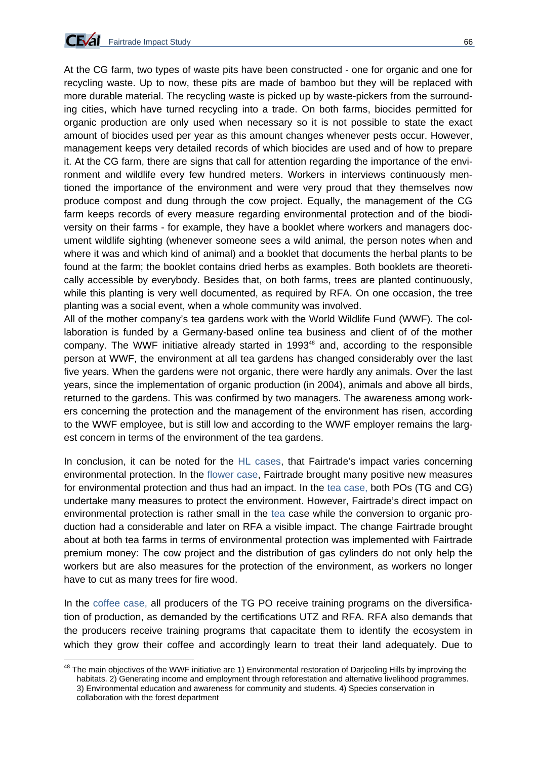At the CG farm, two types of waste pits have been constructed - one for organic and one for recycling waste. Up to now, these pits are made of bamboo but they will be replaced with more durable material. The recycling waste is picked up by waste-pickers from the surrounding cities, which have turned recycling into a trade. On both farms, biocides permitted for organic production are only used when necessary so it is not possible to state the exact amount of biocides used per year as this amount changes whenever pests occur. However, management keeps very detailed records of which biocides are used and of how to prepare it. At the CG farm, there are signs that call for attention regarding the importance of the environment and wildlife every few hundred meters. Workers in interviews continuously mentioned the importance of the environment and were very proud that they themselves now produce compost and dung through the cow project. Equally, the management of the CG farm keeps records of every measure regarding environmental protection and of the biodiversity on their farms - for example, they have a booklet where workers and managers document wildlife sighting (whenever someone sees a wild animal, the person notes when and where it was and which kind of animal) and a booklet that documents the herbal plants to be found at the farm; the booklet contains dried herbs as examples. Both booklets are theoretically accessible by everybody. Besides that, on both farms, trees are planted continuously, while this planting is very well documented, as required by RFA. On one occasion, the tree planting was a social event, when a whole community was involved.

All of the mother company's tea gardens work with the World Wildlife Fund (WWF). The collaboration is funded by a Germany-based online tea business and client of of the mother company. The WWF initiative already started in 1993[48] and, according to the responsible person at WWF, the environment at all tea gardens has changed considerably over the last five years. When the gardens were not organic, there were hardly any animals. Over the last years, since the implementation of organic production (in 2004), animals and above all birds, returned to the gardens. This was confirmed by two managers. The awareness among workers concerning the protection and the management of the environment has risen, according to the WWF employee, but is still low and according to the WWF employer remains the largest concern in terms of the environment of the tea gardens.

In conclusion, it can be noted for the HL cases, that Fairtrade's impact varies concerning environmental protection. In the flower case, Fairtrade brought many positive new measures for environmental protection and thus had an impact. In the tea case, both POs (TG and CG) undertake many measures to protect the environment. However, Fairtrade's direct impact on environmental protection is rather small in the tea case while the conversion to organic production had a considerable and later on RFA a visible impact. The change Fairtrade brought about at both tea farms in terms of environmental protection was implemented with Fairtrade premium money: The cow project and the distribution of gas cylinders do not only help the workers but are also measures for the protection of the environment, as workers no longer have to cut as many trees for fire wood.

In the coffee case, all producers of the TG PO receive training programs on the diversification of production, as demanded by the certifications UTZ and RFA. RFA also demands that the producers receive training programs that capacitate them to identify the ecosystem in which they grow their coffee and accordingly learn to treat their land adequately. Due to

[48] The main objectives of the WWF initiative are 1) Environmental restoration of Darjeeling Hills by improving the habitats. 2) Generating income and employment through reforestation and alternative livelihood programmes. 3) Environmental education and awareness for community and students. 4) Species conservation in collaboration with the forest department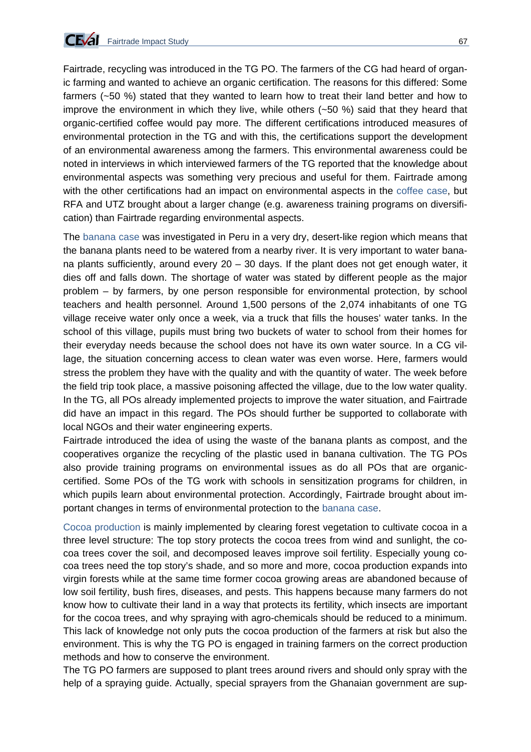Fairtrade, recycling was introduced in the TG PO. The farmers of the CG had heard of organic farming and wanted to achieve an organic certification. The reasons for this differed: Some farmers (~50 %) stated that they wanted to learn how to treat their land better and how to improve the environment in which they live, while others (~50 %) said that they heard that organic-certified coffee would pay more. The different certifications introduced measures of environmental protection in the TG and with this, the certifications support the development of an environmental awareness among the farmers. This environmental awareness could be noted in interviews in which interviewed farmers of the TG reported that the knowledge about environmental aspects was something very precious and useful for them. Fairtrade among with the other certifications had an impact on environmental aspects in the coffee case, but RFA and UTZ brought about a larger change (e.g. awareness training programs on diversification) than Fairtrade regarding environmental aspects.

The banana case was investigated in Peru in a very dry, desert-like region which means that the banana plants need to be watered from a nearby river. It is very important to water banana plants sufficiently, around every 20 – 30 days. If the plant does not get enough water, it dies off and falls down. The shortage of water was stated by different people as the major problem – by farmers, by one person responsible for environmental protection, by school teachers and health personnel. Around 1,500 persons of the 2,074 inhabitants of one TG village receive water only once a week, via a truck that fills the houses' water tanks. In the school of this village, pupils must bring two buckets of water to school from their homes for their everyday needs because the school does not have its own water source. In a CG village, the situation concerning access to clean water was even worse. Here, farmers would stress the problem they have with the quality and with the quantity of water. The week before the field trip took place, a massive poisoning affected the village, due to the low water quality. In the TG, all POs already implemented projects to improve the water situation, and Fairtrade did have an impact in this regard. The POs should further be supported to collaborate with local NGOs and their water engineering experts.

Fairtrade introduced the idea of using the waste of the banana plants as compost, and the cooperatives organize the recycling of the plastic used in banana cultivation. The TG POs also provide training programs on environmental issues as do all POs that are organic-certified. Some POs of the TG work with schools in sensitization programs for children, in which pupils learn about environmental protection. Accordingly, Fairtrade brought about important changes in terms of environmental protection to the banana case.

Cocoa production is mainly implemented by clearing forest vegetation to cultivate cocoa in a three level structure: The top story protects the cocoa trees from wind and sunlight, the cocoa trees cover the soil, and decomposed leaves improve soil fertility. Especially young cocoa trees need the top story's shade, and so more and more, cocoa production expands into virgin forests while at the same time former cocoa growing areas are abandoned because of low soil fertility, bush fires, diseases, and pests. This happens because many farmers do not know how to cultivate their land in a way that protects its fertility, which insects are important for the cocoa trees, and why spraying with agro-chemicals should be reduced to a minimum. This lack of knowledge not only puts the cocoa production of the farmers at risk but also the environment. This is why the TG PO is engaged in training farmers on the correct production methods and how to conserve the environment.

The TG PO farmers are supposed to plant trees around rivers and should only spray with the help of a spraying guide. Actually, special sprayers from the Ghanaian government are sup-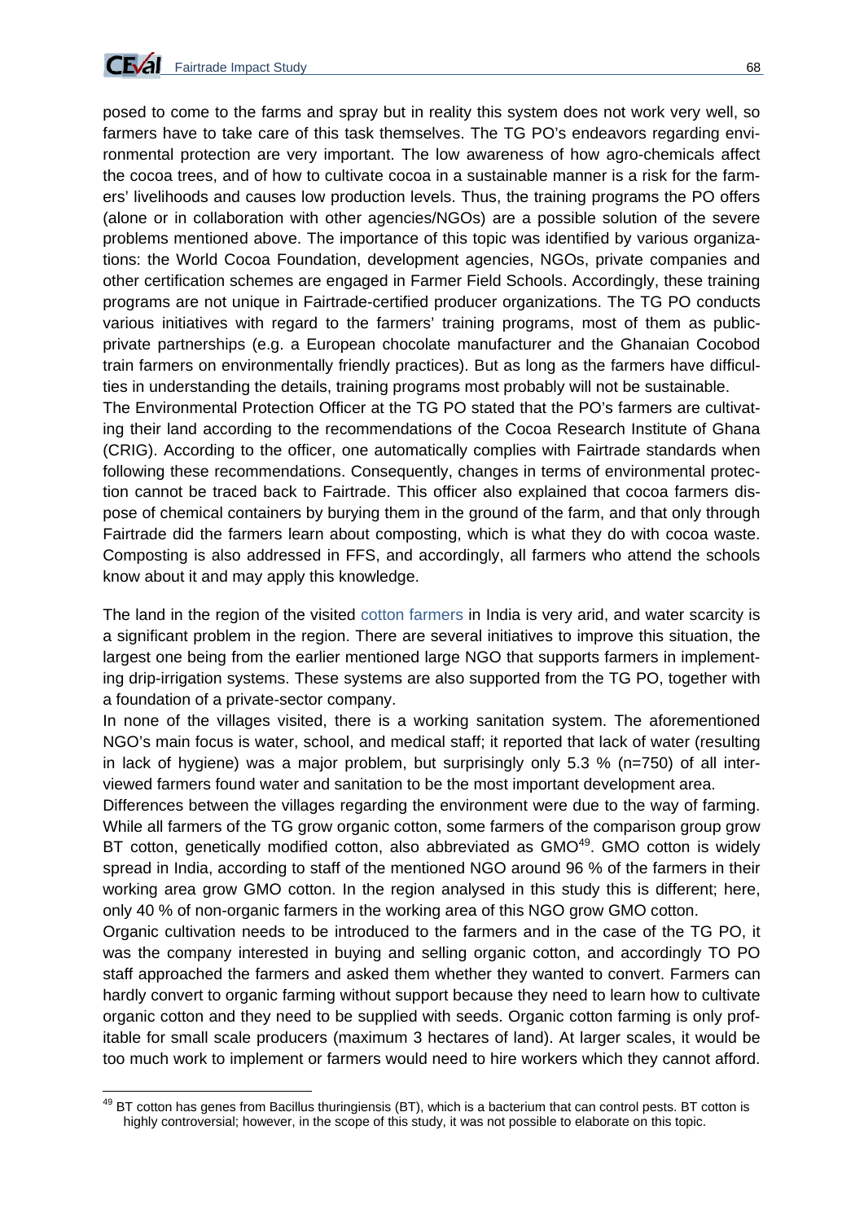posed to come to the farms and spray but in reality this system does not work very well, so farmers have to take care of this task themselves. The TG PO's endeavors regarding environmental protection are very important. The low awareness of how agro-chemicals affect the cocoa trees, and of how to cultivate cocoa in a sustainable manner is a risk for the farmers' livelihoods and causes low production levels. Thus, the training programs the PO offers (alone or in collaboration with other agencies/NGOs) are a possible solution of the severe problems mentioned above. The importance of this topic was identified by various organizations: the World Cocoa Foundation, development agencies, NGOs, private companies and other certification schemes are engaged in Farmer Field Schools. Accordingly, these training programs are not unique in Fairtrade-certified producer organizations. The TG PO conducts various initiatives with regard to the farmers' training programs, most of them as public-private partnerships (e.g. a European chocolate manufacturer and the Ghanaian Cocobod train farmers on environmentally friendly practices). But as long as the farmers have difficulties in understanding the details, training programs most probably will not be sustainable.

The Environmental Protection Officer at the TG PO stated that the PO's farmers are cultivating their land according to the recommendations of the Cocoa Research Institute of Ghana (CRIG). According to the officer, one automatically complies with Fairtrade standards when following these recommendations. Consequently, changes in terms of environmental protection cannot be traced back to Fairtrade. This officer also explained that cocoa farmers dispose of chemical containers by burying them in the ground of the farm, and that only through Fairtrade did the farmers learn about composting, which is what they do with cocoa waste. Composting is also addressed in FFS, and accordingly, all farmers who attend the schools know about it and may apply this knowledge.

The land in the region of the visited cotton farmers in India is very arid, and water scarcity is a significant problem in the region. There are several initiatives to improve this situation, the largest one being from the earlier mentioned large NGO that supports farmers in implementing drip-irrigation systems. These systems are also supported from the TG PO, together with a foundation of a private-sector company.

In none of the villages visited, there is a working sanitation system. The aforementioned NGO's main focus is water, school, and medical staff; it reported that lack of water (resulting in lack of hygiene) was a major problem, but surprisingly only 5.3 % (n=750) of all interviewed farmers found water and sanitation to be the most important development area.

Differences between the villages regarding the environment were due to the way of farming. While all farmers of the TG grow organic cotton, some farmers of the comparison group grow BT cotton, genetically modified cotton, also abbreviated as GMO[49]. GMO cotton is widely spread in India, according to staff of the mentioned NGO around 96 % of the farmers in their working area grow GMO cotton. In the region analysed in this study this is different; here, only 40 % of non-organic farmers in the working area of this NGO grow GMO cotton.

Organic cultivation needs to be introduced to the farmers and in the case of the TG PO, it was the company interested in buying and selling organic cotton, and accordingly TO PO staff approached the farmers and asked them whether they wanted to convert. Farmers can hardly convert to organic farming without support because they need to learn how to cultivate organic cotton and they need to be supplied with seeds. Organic cotton farming is only profitable for small scale producers (maximum 3 hectares of land). At larger scales, it would be too much work to implement or farmers would need to hire workers which they cannot afford.

[49] BT cotton has genes from Bacillus thuringiensis (BT), which is a bacterium that can control pests. BT cotton is highly controversial; however, in the scope of this study, it was not possible to elaborate on this topic.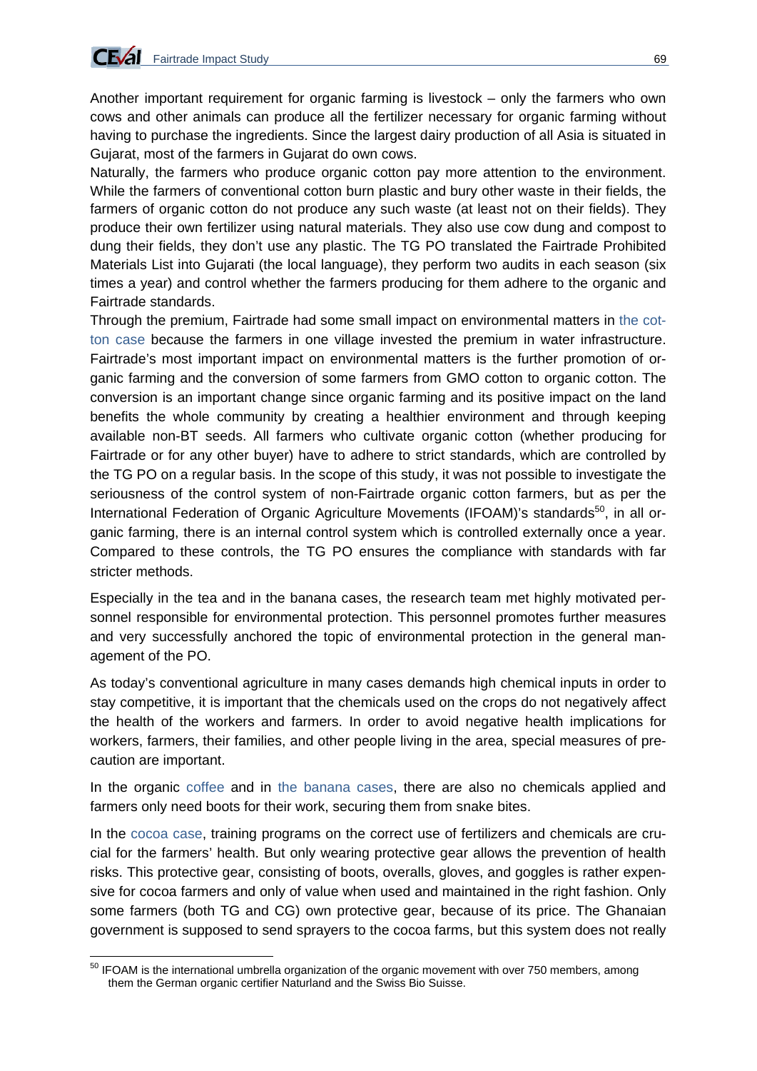Another important requirement for organic farming is livestock – only the farmers who own cows and other animals can produce all the fertilizer necessary for organic farming without having to purchase the ingredients. Since the largest dairy production of all Asia is situated in Gujarat, most of the farmers in Gujarat do own cows.

Naturally, the farmers who produce organic cotton pay more attention to the environment. While the farmers of conventional cotton burn plastic and bury other waste in their fields, the farmers of organic cotton do not produce any such waste (at least not on their fields). They produce their own fertilizer using natural materials. They also use cow dung and compost to dung their fields, they don't use any plastic. The TG PO translated the Fairtrade Prohibited Materials List into Gujarati (the local language), they perform two audits in each season (six times a year) and control whether the farmers producing for them adhere to the organic and Fairtrade standards.

Through the premium, Fairtrade had some small impact on environmental matters in the cotton case because the farmers in one village invested the premium in water infrastructure. Fairtrade's most important impact on environmental matters is the further promotion of organic farming and the conversion of some farmers from GMO cotton to organic cotton. The conversion is an important change since organic farming and its positive impact on the land benefits the whole community by creating a healthier environment and through keeping available non-BT seeds. All farmers who cultivate organic cotton (whether producing for Fairtrade or for any other buyer) have to adhere to strict standards, which are controlled by the TG PO on a regular basis. In the scope of this study, it was not possible to investigate the seriousness of the control system of non-Fairtrade organic cotton farmers, but as per the International Federation of Organic Agriculture Movements (IFOAM)'s standards[50], in all organic farming, there is an internal control system which is controlled externally once a year. Compared to these controls, the TG PO ensures the compliance with standards with far stricter methods.

Especially in the tea and in the banana cases, the research team met highly motivated personnel responsible for environmental protection. This personnel promotes further measures and very successfully anchored the topic of environmental protection in the general management of the PO.

As today's conventional agriculture in many cases demands high chemical inputs in order to stay competitive, it is important that the chemicals used on the crops do not negatively affect the health of the workers and farmers. In order to avoid negative health implications for workers, farmers, their families, and other people living in the area, special measures of precaution are important.

In the organic coffee and in the banana cases, there are also no chemicals applied and farmers only need boots for their work, securing them from snake bites.

In the cocoa case, training programs on the correct use of fertilizers and chemicals are crucial for the farmers' health. But only wearing protective gear allows the prevention of health risks. This protective gear, consisting of boots, overalls, gloves, and goggles is rather expensive for cocoa farmers and only of value when used and maintained in the right fashion. Only some farmers (both TG and CG) own protective gear, because of its price. The Ghanaian government is supposed to send sprayers to the cocoa farms, but this system does not really

[50] IFOAM is the international umbrella organization of the organic movement with over 750 members, among them the German organic certifier Naturland and the Swiss Bio Suisse.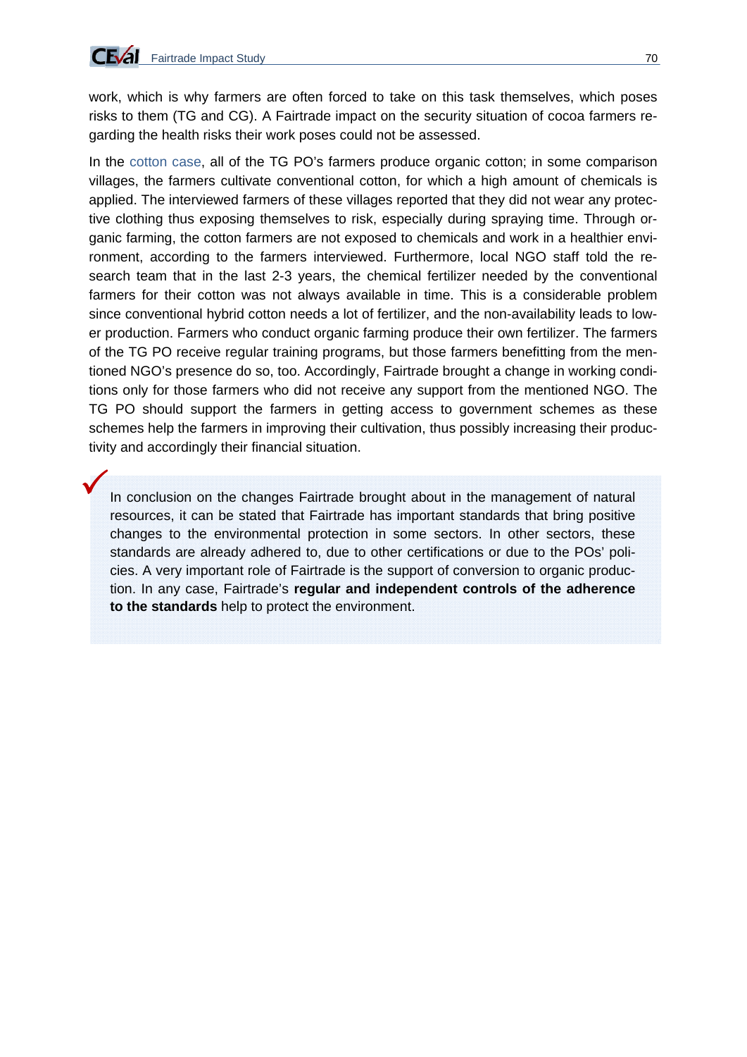work, which is why farmers are often forced to take on this task themselves, which poses risks to them (TG and CG). A Fairtrade impact on the security situation of cocoa farmers regarding the health risks their work poses could not be assessed.

In the cotton case, all of the TG PO's farmers produce organic cotton; in some comparison villages, the farmers cultivate conventional cotton, for which a high amount of chemicals is applied. The interviewed farmers of these villages reported that they did not wear any protective clothing thus exposing themselves to risk, especially during spraying time. Through organic farming, the cotton farmers are not exposed to chemicals and work in a healthier environment, according to the farmers interviewed. Furthermore, local NGO staff told the research team that in the last 2-3 years, the chemical fertilizer needed by the conventional farmers for their cotton was not always available in time. This is a considerable problem since conventional hybrid cotton needs a lot of fertilizer, and the non-availability leads to lower production. Farmers who conduct organic farming produce their own fertilizer. The farmers of the TG PO receive regular training programs, but those farmers benefitting from the mentioned NGO's presence do so, too. Accordingly, Fairtrade brought a change in working conditions only for those farmers who did not receive any support from the mentioned NGO. The TG PO should support the farmers in getting access to government schemes as these schemes help the farmers in improving their cultivation, thus possibly increasing their productivity and accordingly their financial situation.

> ✓ In conclusion on the changes Fairtrade brought about in the management of natural resources, it can be stated that Fairtrade has important standards that bring positive changes to the environmental protection in some sectors. In other sectors, these standards are already adhered to, due to other certifications or due to the POs' policies. A very important role of Fairtrade is the support of conversion to organic production. In any case, Fairtrade's **regular and independent controls of the adherence to the standards** help to protect the environment.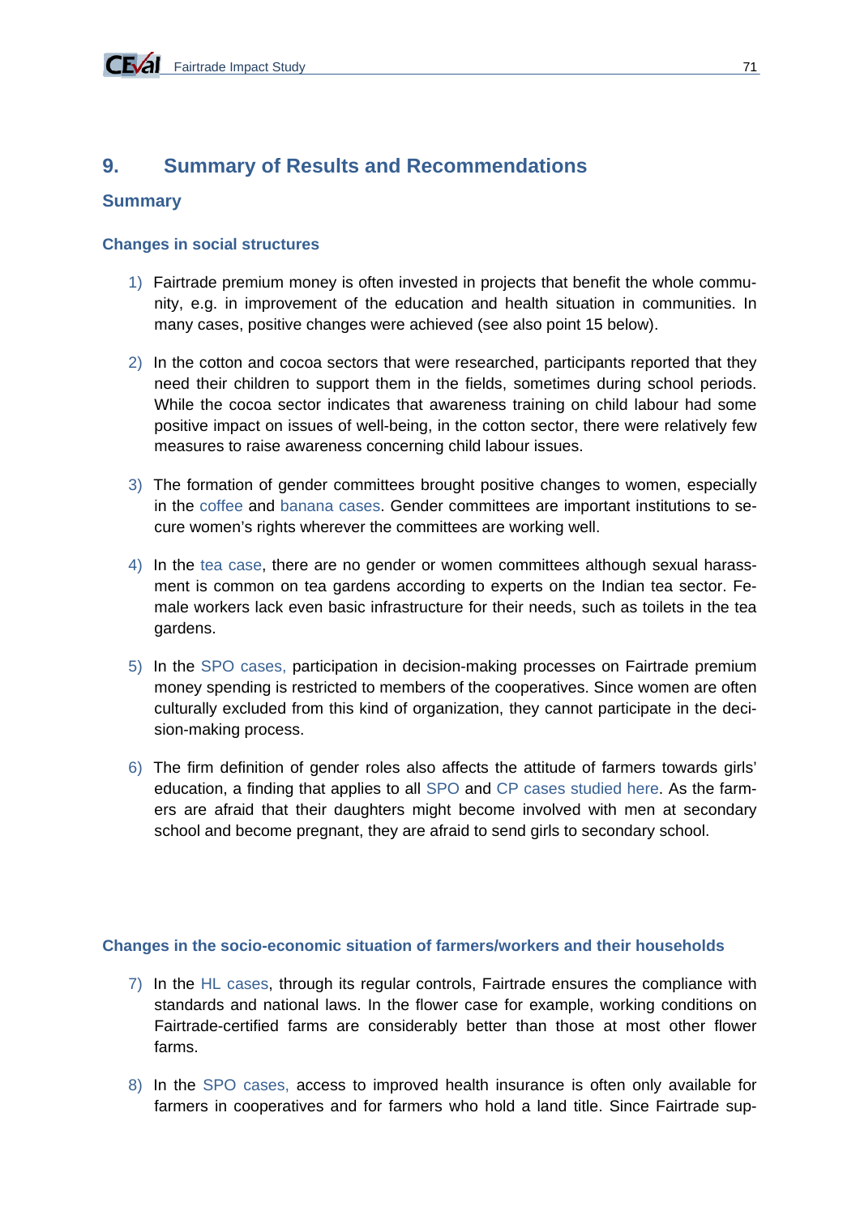# 9. Summary of Results and Recommendations

## Summary

### Changes in social structures

1) Fairtrade premium money is often invested in projects that benefit the whole community, e.g. in improvement of the education and health situation in communities. In many cases, positive changes were achieved (see also point 15 below).

2) In the cotton and cocoa sectors that were researched, participants reported that they need their children to support them in the fields, sometimes during school periods. While the cocoa sector indicates that awareness training on child labour had some positive impact on issues of well-being, in the cotton sector, there were relatively few measures to raise awareness concerning child labour issues.

3) The formation of gender committees brought positive changes to women, especially in the coffee and banana cases. Gender committees are important institutions to secure women's rights wherever the committees are working well.

4) In the tea case, there are no gender or women committees although sexual harassment is common on tea gardens according to experts on the Indian tea sector. Female workers lack even basic infrastructure for their needs, such as toilets in the tea gardens.

5) In the SPO cases, participation in decision-making processes on Fairtrade premium money spending is restricted to members of the cooperatives. Since women are often culturally excluded from this kind of organization, they cannot participate in the decision-making process.

6) The firm definition of gender roles also affects the attitude of farmers towards girls' education, a finding that applies to all SPO and CP cases studied here. As the farmers are afraid that their daughters might become involved with men at secondary school and become pregnant, they are afraid to send girls to secondary school.

### Changes in the socio-economic situation of farmers/workers and their households

7) In the HL cases, through its regular controls, Fairtrade ensures the compliance with standards and national laws. In the flower case for example, working conditions on Fairtrade-certified farms are considerably better than those at most other flower farms.

8) In the SPO cases, access to improved health insurance is often only available for farmers in cooperatives and for farmers who hold a land title. Since Fairtrade sup-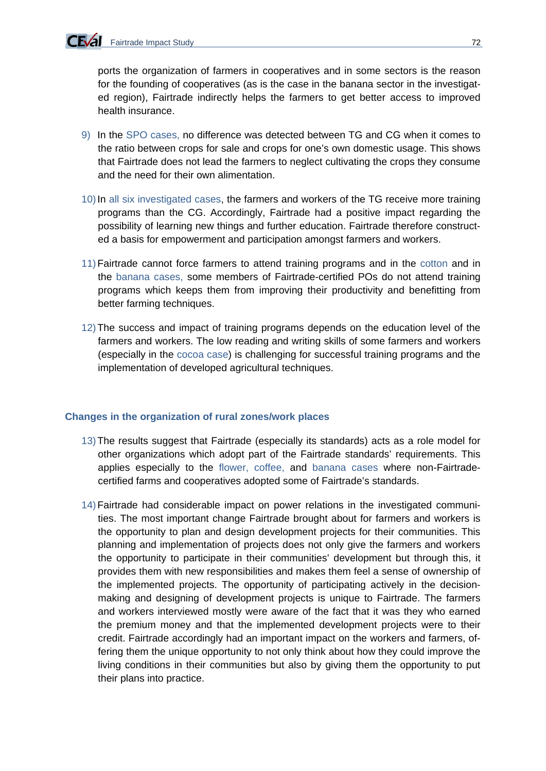ports the organization of farmers in cooperatives and in some sectors is the reason for the founding of cooperatives (as is the case in the banana sector in the investigated region), Fairtrade indirectly helps the farmers to get better access to improved health insurance.

9) In the SPO cases, no difference was detected between TG and CG when it comes to the ratio between crops for sale and crops for one's own domestic usage. This shows that Fairtrade does not lead the farmers to neglect cultivating the crops they consume and the need for their own alimentation.

10) In all six investigated cases, the farmers and workers of the TG receive more training programs than the CG. Accordingly, Fairtrade had a positive impact regarding the possibility of learning new things and further education. Fairtrade therefore constructed a basis for empowerment and participation amongst farmers and workers.

11) Fairtrade cannot force farmers to attend training programs and in the cotton and in the banana cases, some members of Fairtrade-certified POs do not attend training programs which keeps them from improving their productivity and benefitting from better farming techniques.

12) The success and impact of training programs depends on the education level of the farmers and workers. The low reading and writing skills of some farmers and workers (especially in the cocoa case) is challenging for successful training programs and the implementation of developed agricultural techniques.

### Changes in the organization of rural zones/work places

13) The results suggest that Fairtrade (especially its standards) acts as a role model for other organizations which adopt part of the Fairtrade standards' requirements. This applies especially to the flower, coffee, and banana cases where non-Fairtrade-certified farms and cooperatives adopted some of Fairtrade's standards.

14) Fairtrade had considerable impact on power relations in the investigated communities. The most important change Fairtrade brought about for farmers and workers is the opportunity to plan and design development projects for their communities. This planning and implementation of projects does not only give the farmers and workers the opportunity to participate in their communities' development but through this, it provides them with new responsibilities and makes them feel a sense of ownership of the implemented projects. The opportunity of participating actively in the decision-making and designing of development projects is unique to Fairtrade. The farmers and workers interviewed mostly were aware of the fact that it was they who earned the premium money and that the implemented development projects were to their credit. Fairtrade accordingly had an important impact on the workers and farmers, offering them the unique opportunity to not only think about how they could improve the living conditions in their communities but also by giving them the opportunity to put their plans into practice.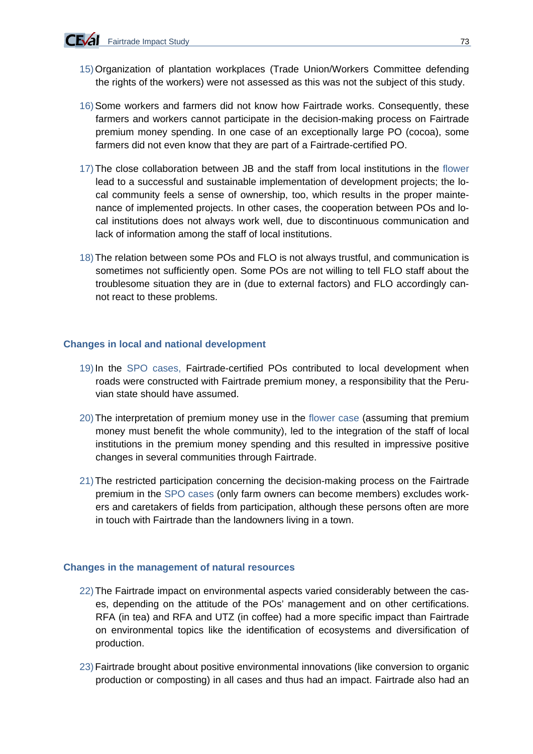15) Organization of plantation workplaces (Trade Union/Workers Committee defending the rights of the workers) were not assessed as this was not the subject of this study.

16) Some workers and farmers did not know how Fairtrade works. Consequently, these farmers and workers cannot participate in the decision-making process on Fairtrade premium money spending. In one case of an exceptionally large PO (cocoa), some farmers did not even know that they are part of a Fairtrade-certified PO.

17) The close collaboration between JB and the staff from local institutions in the flower lead to a successful and sustainable implementation of development projects; the local community feels a sense of ownership, too, which results in the proper maintenance of implemented projects. In other cases, the cooperation between POs and local institutions does not always work well, due to discontinuous communication and lack of information among the staff of local institutions.

18) The relation between some POs and FLO is not always trustful, and communication is sometimes not sufficiently open. Some POs are not willing to tell FLO staff about the troublesome situation they are in (due to external factors) and FLO accordingly cannot react to these problems.

### Changes in local and national development

19) In the SPO cases, Fairtrade-certified POs contributed to local development when roads were constructed with Fairtrade premium money, a responsibility that the Peruvian state should have assumed.

20) The interpretation of premium money use in the flower case (assuming that premium money must benefit the whole community), led to the integration of the staff of local institutions in the premium money spending and this resulted in impressive positive changes in several communities through Fairtrade.

21) The restricted participation concerning the decision-making process on the Fairtrade premium in the SPO cases (only farm owners can become members) excludes workers and caretakers of fields from participation, although these persons often are more in touch with Fairtrade than the landowners living in a town.

### Changes in the management of natural resources

22) The Fairtrade impact on environmental aspects varied considerably between the cases, depending on the attitude of the POs' management and on other certifications. RFA (in tea) and RFA and UTZ (in coffee) had a more specific impact than Fairtrade on environmental topics like the identification of ecosystems and diversification of production.

23) Fairtrade brought about positive environmental innovations (like conversion to organic production or composting) in all cases and thus had an impact. Fairtrade also had an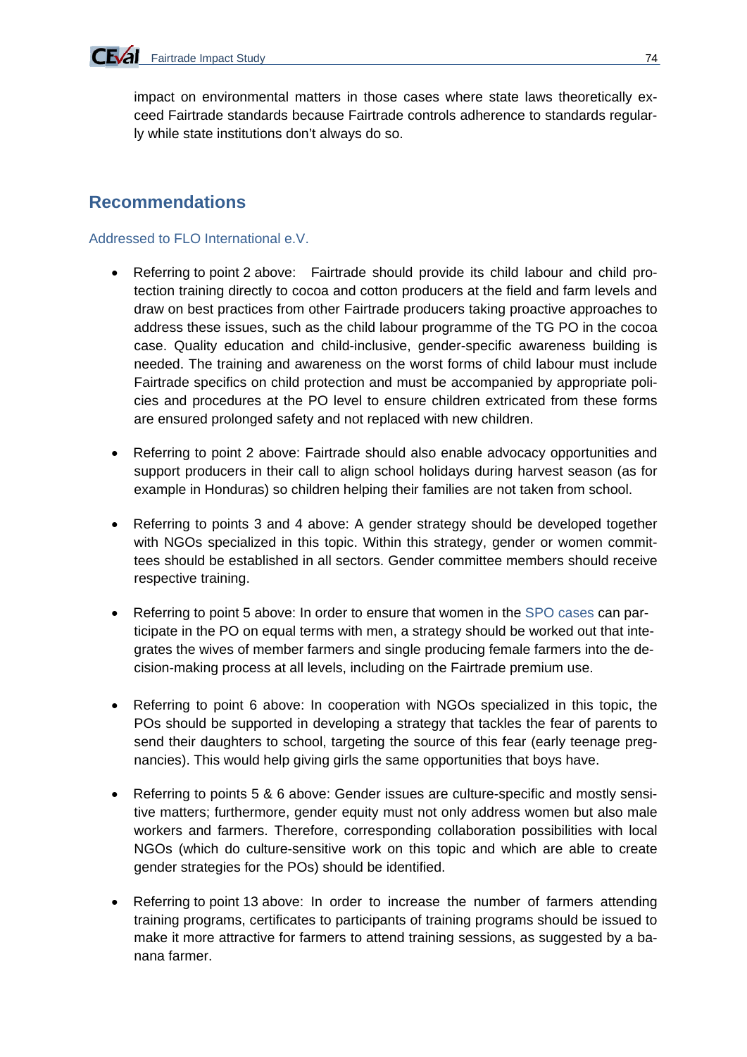impact on environmental matters in those cases where state laws theoretically exceed Fairtrade standards because Fairtrade controls adherence to standards regularly while state institutions don't always do so.

## Recommendations

### Addressed to FLO International e.V.

- Referring to point 2 above: Fairtrade should provide its child labour and child protection training directly to cocoa and cotton producers at the field and farm levels and draw on best practices from other Fairtrade producers taking proactive approaches to address these issues, such as the child labour programme of the TG PO in the cocoa case. Quality education and child-inclusive, gender-specific awareness building is needed. The training and awareness on the worst forms of child labour must include Fairtrade specifics on child protection and must be accompanied by appropriate policies and procedures at the PO level to ensure children extricated from these forms are ensured prolonged safety and not replaced with new children.

- Referring to point 2 above: Fairtrade should also enable advocacy opportunities and support producers in their call to align school holidays during harvest season (as for example in Honduras) so children helping their families are not taken from school.

- Referring to points 3 and 4 above: A gender strategy should be developed together with NGOs specialized in this topic. Within this strategy, gender or women committees should be established in all sectors. Gender committee members should receive respective training.

- Referring to point 5 above: In order to ensure that women in the SPO cases can participate in the PO on equal terms with men, a strategy should be worked out that integrates the wives of member farmers and single producing female farmers into the decision-making process at all levels, including on the Fairtrade premium use.

- Referring to point 6 above: In cooperation with NGOs specialized in this topic, the POs should be supported in developing a strategy that tackles the fear of parents to send their daughters to school, targeting the source of this fear (early teenage pregnancies). This would help giving girls the same opportunities that boys have.

- Referring to points 5 & 6 above: Gender issues are culture-specific and mostly sensitive matters; furthermore, gender equity must not only address women but also male workers and farmers. Therefore, corresponding collaboration possibilities with local NGOs (which do culture-sensitive work on this topic and which are able to create gender strategies for the POs) should be identified.

- Referring to point 13 above: In order to increase the number of farmers attending training programs, certificates to participants of training programs should be issued to make it more attractive for farmers to attend training sessions, as suggested by a banana farmer.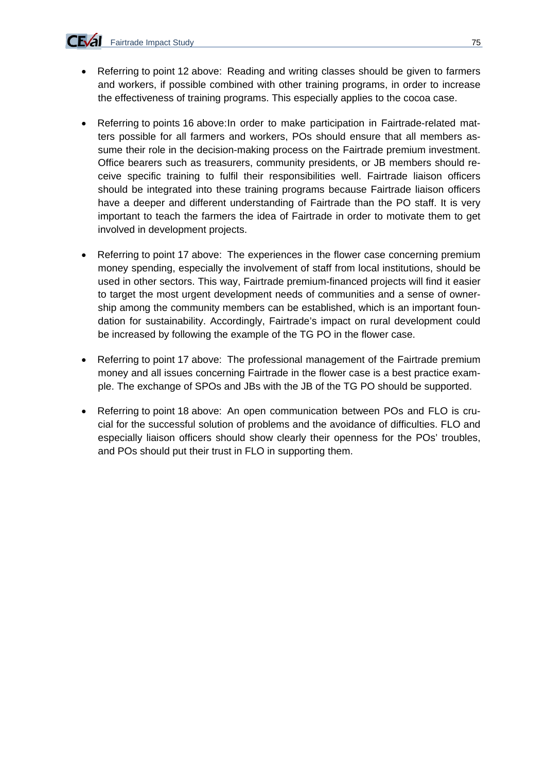- Referring to point 12 above: Reading and writing classes should be given to farmers and workers, if possible combined with other training programs, in order to increase the effectiveness of training programs. This especially applies to the cocoa case.

- Referring to points 16 above:In order to make participation in Fairtrade-related matters possible for all farmers and workers, POs should ensure that all members assume their role in the decision-making process on the Fairtrade premium investment. Office bearers such as treasurers, community presidents, or JB members should receive specific training to fulfil their responsibilities well. Fairtrade liaison officers should be integrated into these training programs because Fairtrade liaison officers have a deeper and different understanding of Fairtrade than the PO staff. It is very important to teach the farmers the idea of Fairtrade in order to motivate them to get involved in development projects.

- Referring to point 17 above: The experiences in the flower case concerning premium money spending, especially the involvement of staff from local institutions, should be used in other sectors. This way, Fairtrade premium-financed projects will find it easier to target the most urgent development needs of communities and a sense of ownership among the community members can be established, which is an important foundation for sustainability. Accordingly, Fairtrade's impact on rural development could be increased by following the example of the TG PO in the flower case.

- Referring to point 17 above: The professional management of the Fairtrade premium money and all issues concerning Fairtrade in the flower case is a best practice example. The exchange of SPOs and JBs with the JB of the TG PO should be supported.

- Referring to point 18 above: An open communication between POs and FLO is crucial for the successful solution of problems and the avoidance of difficulties. FLO and especially liaison officers should show clearly their openness for the POs' troubles, and POs should put their trust in FLO in supporting them.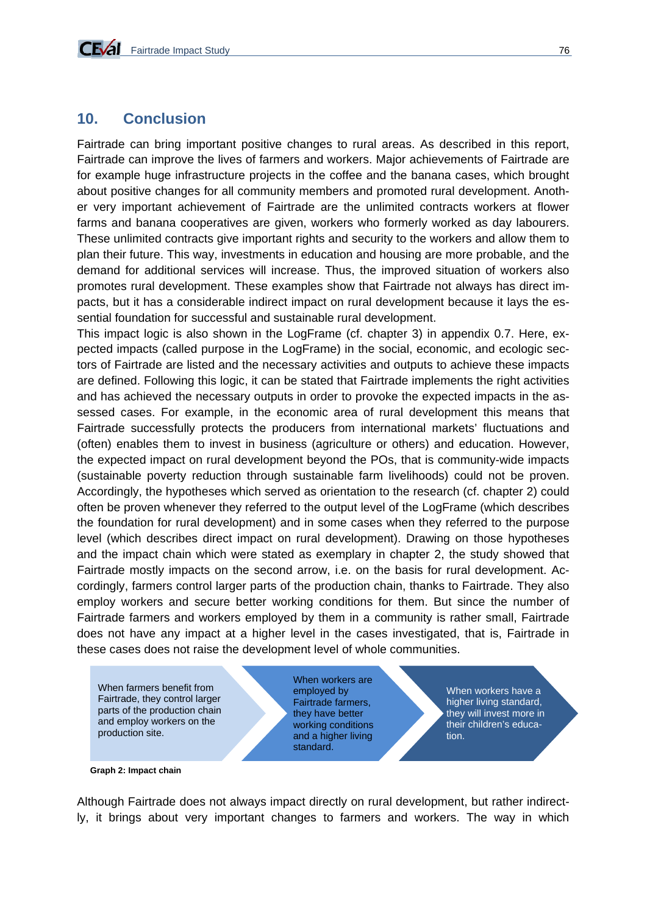## 10. Conclusion

Fairtrade can bring important positive changes to rural areas. As described in this report, Fairtrade can improve the lives of farmers and workers. Major achievements of Fairtrade are for example huge infrastructure projects in the coffee and the banana cases, which brought about positive changes for all community members and promoted rural development. Another very important achievement of Fairtrade are the unlimited contracts workers at flower farms and banana cooperatives are given, workers who formerly worked as day labourers. These unlimited contracts give important rights and security to the workers and allow them to plan their future. This way, investments in education and housing are more probable, and the demand for additional services will increase. Thus, the improved situation of workers also promotes rural development. These examples show that Fairtrade not always has direct impacts, but it has a considerable indirect impact on rural development because it lays the essential foundation for successful and sustainable rural development.

This impact logic is also shown in the LogFrame (cf. chapter 3) in appendix 0.7. Here, expected impacts (called purpose in the LogFrame) in the social, economic, and ecologic sectors of Fairtrade are listed and the necessary activities and outputs to achieve these impacts are defined. Following this logic, it can be stated that Fairtrade implements the right activities and has achieved the necessary outputs in order to provoke the expected impacts in the assessed cases. For example, in the economic area of rural development this means that Fairtrade successfully protects the producers from international markets' fluctuations and (often) enables them to invest in business (agriculture or others) and education. However, the expected impact on rural development beyond the POs, that is community-wide impacts (sustainable poverty reduction through sustainable farm livelihoods) could not be proven. Accordingly, the hypotheses which served as orientation to the research (cf. chapter 2) could often be proven whenever they referred to the output level of the LogFrame (which describes the foundation for rural development) and in some cases when they referred to the purpose level (which describes direct impact on rural development). Drawing on those hypotheses and the impact chain which were stated as exemplary in chapter 2, the study showed that Fairtrade mostly impacts on the second arrow, i.e. on the basis for rural development. Accordingly, farmers control larger parts of the production chain, thanks to Fairtrade. They also employ workers and secure better working conditions for them. But since the number of Fairtrade farmers and workers employed by them in a community is rather small, Fairtrade does not have any impact at a higher level in the cases investigated, that is, Fairtrade in these cases does not raise the development level of whole communities.

When farmers benefit from Fairtrade, they control larger parts of the production chain and employ workers on the production site.

When workers are employed by Fairtrade farmers, they have better working conditions and a higher living standard.

When workers have a higher living standard, they will invest more in their children's education.

**Graph 2: Impact chain**

Although Fairtrade does not always impact directly on rural development, but rather indirectly, it brings about very important changes to farmers and workers. The way in which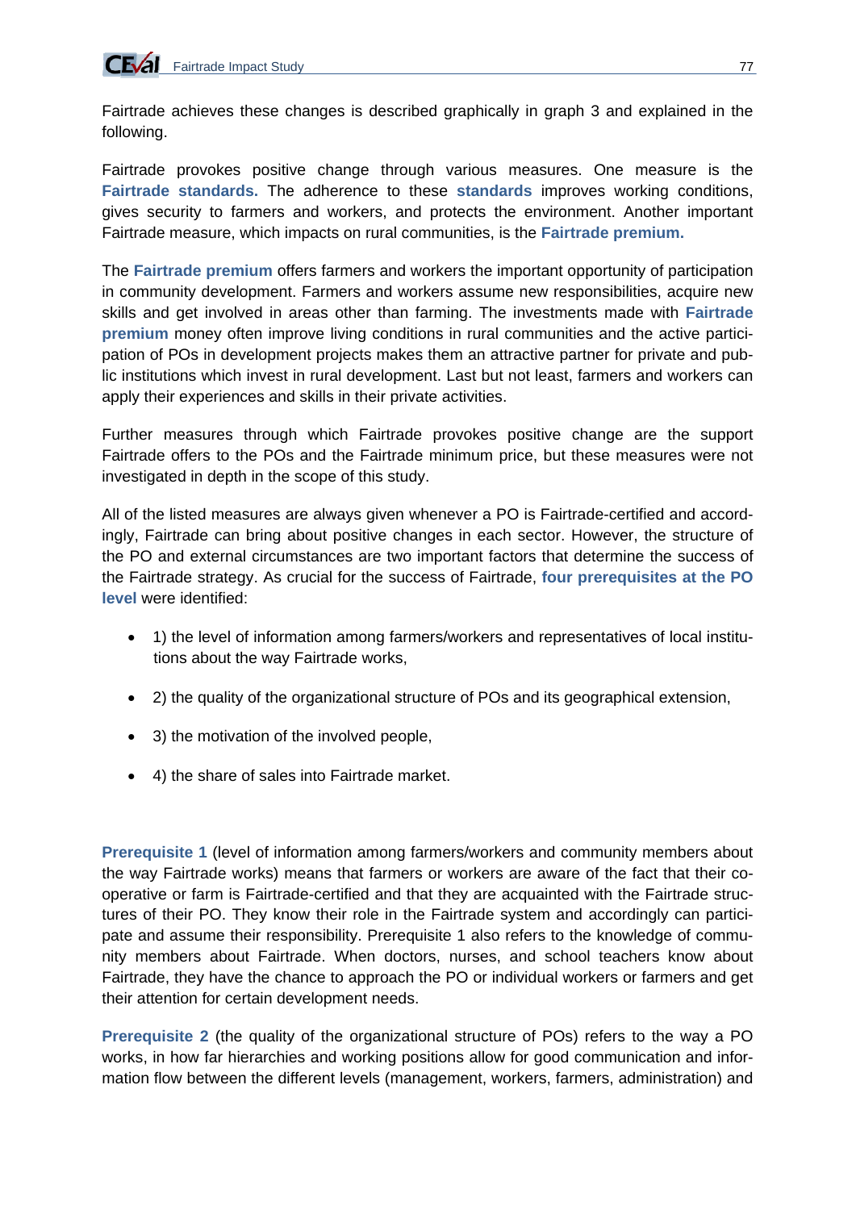Fairtrade achieves these changes is described graphically in graph 3 and explained in the following.

Fairtrade provokes positive change through various measures. One measure is the **Fairtrade standards.** The adherence to these **standards** improves working conditions, gives security to farmers and workers, and protects the environment. Another important Fairtrade measure, which impacts on rural communities, is the **Fairtrade premium.**

The **Fairtrade premium** offers farmers and workers the important opportunity of participation in community development. Farmers and workers assume new responsibilities, acquire new skills and get involved in areas other than farming. The investments made with **Fairtrade premium** money often improve living conditions in rural communities and the active participation of POs in development projects makes them an attractive partner for private and public institutions which invest in rural development. Last but not least, farmers and workers can apply their experiences and skills in their private activities.

Further measures through which Fairtrade provokes positive change are the support Fairtrade offers to the POs and the Fairtrade minimum price, but these measures were not investigated in depth in the scope of this study.

All of the listed measures are always given whenever a PO is Fairtrade-certified and accordingly, Fairtrade can bring about positive changes in each sector. However, the structure of the PO and external circumstances are two important factors that determine the success of the Fairtrade strategy. As crucial for the success of Fairtrade, **four prerequisites at the PO level** were identified:

- 1) the level of information among farmers/workers and representatives of local institutions about the way Fairtrade works,
- 2) the quality of the organizational structure of POs and its geographical extension,
- 3) the motivation of the involved people,
- 4) the share of sales into Fairtrade market.

**Prerequisite 1** (level of information among farmers/workers and community members about the way Fairtrade works) means that farmers or workers are aware of the fact that their cooperative or farm is Fairtrade-certified and that they are acquainted with the Fairtrade structures of their PO. They know their role in the Fairtrade system and accordingly can participate and assume their responsibility. Prerequisite 1 also refers to the knowledge of community members about Fairtrade. When doctors, nurses, and school teachers know about Fairtrade, they have the chance to approach the PO or individual workers or farmers and get their attention for certain development needs.

**Prerequisite 2** (the quality of the organizational structure of POs) refers to the way a PO works, in how far hierarchies and working positions allow for good communication and information flow between the different levels (management, workers, farmers, administration) and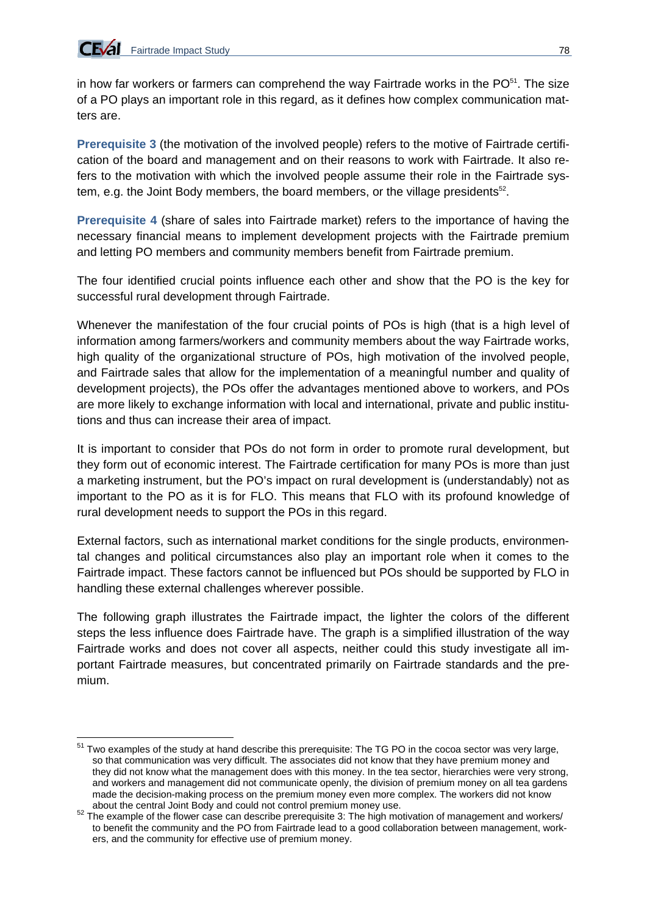in how far workers or farmers can comprehend the way Fairtrade works in the PO[51]. The size of a PO plays an important role in this regard, as it defines how complex communication matters are.

**Prerequisite 3** (the motivation of the involved people) refers to the motive of Fairtrade certification of the board and management and on their reasons to work with Fairtrade. It also refers to the motivation with which the involved people assume their role in the Fairtrade system, e.g. the Joint Body members, the board members, or the village presidents[52].

**Prerequisite 4** (share of sales into Fairtrade market) refers to the importance of having the necessary financial means to implement development projects with the Fairtrade premium and letting PO members and community members benefit from Fairtrade premium.

The four identified crucial points influence each other and show that the PO is the key for successful rural development through Fairtrade.

Whenever the manifestation of the four crucial points of POs is high (that is a high level of information among farmers/workers and community members about the way Fairtrade works, high quality of the organizational structure of POs, high motivation of the involved people, and Fairtrade sales that allow for the implementation of a meaningful number and quality of development projects), the POs offer the advantages mentioned above to workers, and POs are more likely to exchange information with local and international, private and public institutions and thus can increase their area of impact.

It is important to consider that POs do not form in order to promote rural development, but they form out of economic interest. The Fairtrade certification for many POs is more than just a marketing instrument, but the PO's impact on rural development is (understandably) not as important to the PO as it is for FLO. This means that FLO with its profound knowledge of rural development needs to support the POs in this regard.

External factors, such as international market conditions for the single products, environmental changes and political circumstances also play an important role when it comes to the Fairtrade impact. These factors cannot be influenced but POs should be supported by FLO in handling these external challenges wherever possible.

The following graph illustrates the Fairtrade impact, the lighter the colors of the different steps the less influence does Fairtrade have. The graph is a simplified illustration of the way Fairtrade works and does not cover all aspects, neither could this study investigate all important Fairtrade measures, but concentrated primarily on Fairtrade standards and the premium.

[51] Two examples of the study at hand describe this prerequisite: The TG PO in the cocoa sector was very large, so that communication was very difficult. The associates did not know that they have premium money and they did not know what the management does with this money. In the tea sector, hierarchies were very strong, and workers and management did not communicate openly, the division of premium money on all tea gardens made the decision-making process on the premium money even more complex. The workers did not know about the central Joint Body and could not control premium money use.

[52] The example of the flower case can describe prerequisite 3: The high motivation of management and workers/ to benefit the community and the PO from Fairtrade lead to a good collaboration between management, workers, and the community for effective use of premium money.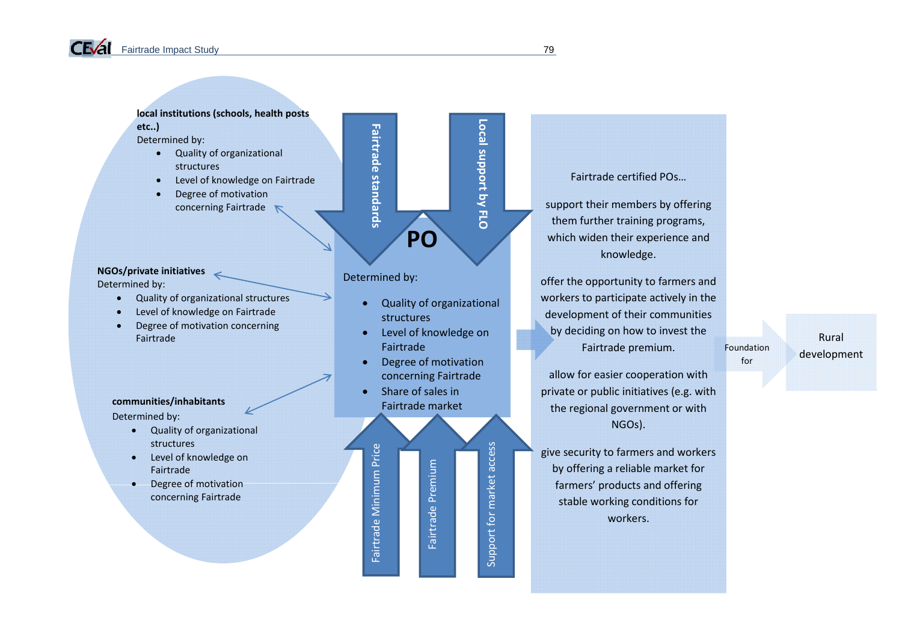local institutions (schools, health posts etc..)
Determined by:
- Quality of organizational structures
- Level of knowledge on Fairtrade
- Degree of motivation concerning Fairtrade

NGOs/private initiatives
Determined by:
- Quality of organizational structures
- Level of knowledge on Fairtrade
- Degree of motivation concerning Fairtrade

communities/inhabitants
Determined by:
- Quality of organizational structures
- Level of knowledge on Fairtrade
- Degree of motivation concerning Fairtrade

Fairtrade standards

Local support by FLO

PO

Determined by:
- Quality of organizational structures
- Level of knowledge on Fairtrade
- Degree of motivation concerning Fairtrade
- Share of sales in Fairtrade market

Fairtrade Minimum Price

Fairtrade Premium

Support for market access

Fairtrade certified POs…

support their members by offering them further training programs, which widen their experience and knowledge.

offer the opportunity to farmers and workers to participate actively in the development of their communities by deciding on how to invest the Fairtrade premium.

allow for easier cooperation with private or public initiatives (e.g. with the regional government or with NGOs).

give security to farmers and workers by offering a reliable market for farmers' products and offering stable working conditions for workers.

Foundation for

Rural development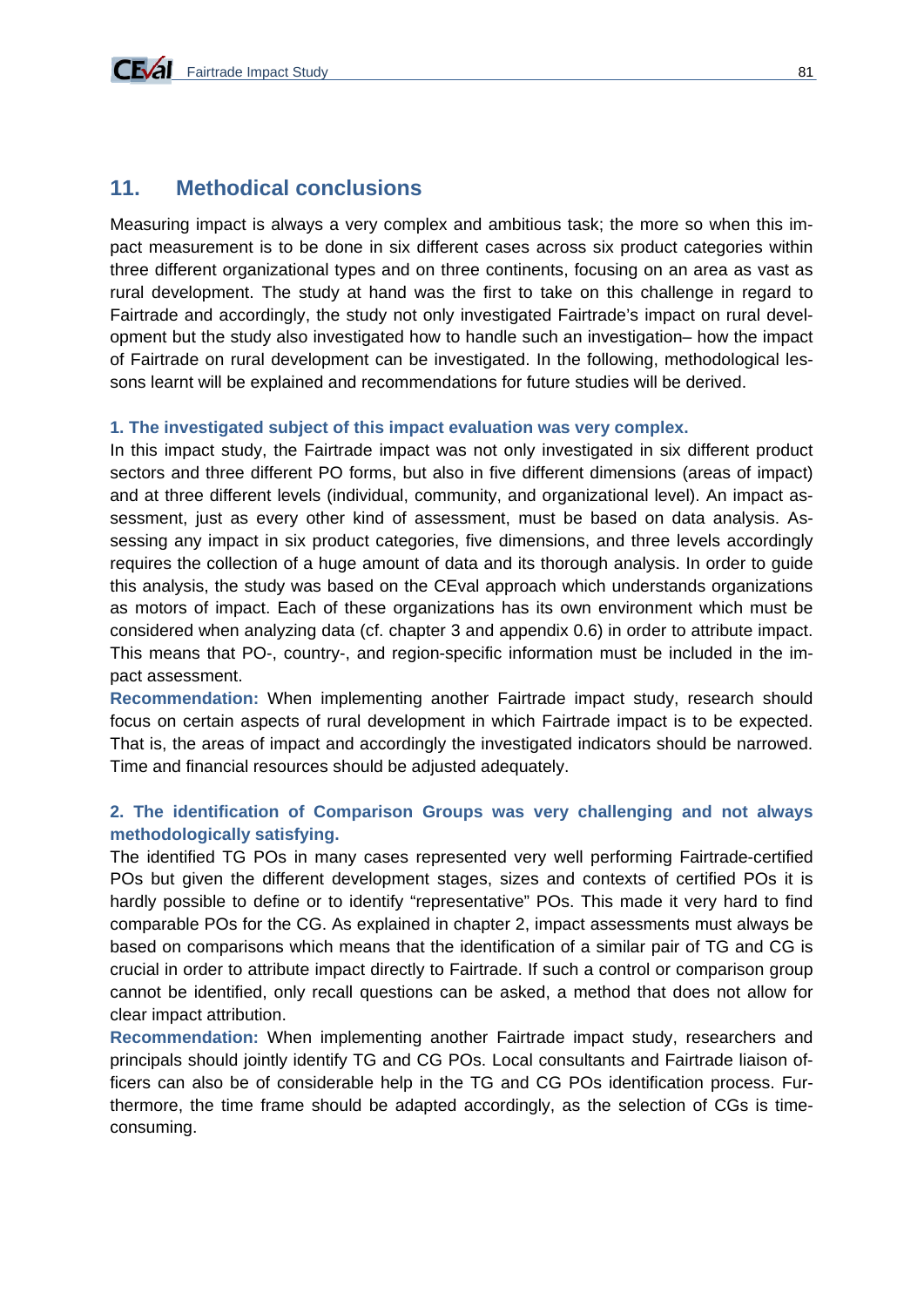## 11. Methodical conclusions

Measuring impact is always a very complex and ambitious task; the more so when this impact measurement is to be done in six different cases across six product categories within three different organizational types and on three continents, focusing on an area as vast as rural development. The study at hand was the first to take on this challenge in regard to Fairtrade and accordingly, the study not only investigated Fairtrade's impact on rural development but the study also investigated how to handle such an investigation– how the impact of Fairtrade on rural development can be investigated. In the following, methodological lessons learnt will be explained and recommendations for future studies will be derived.

**1. The investigated subject of this impact evaluation was very complex.**

In this impact study, the Fairtrade impact was not only investigated in six different product sectors and three different PO forms, but also in five different dimensions (areas of impact) and at three different levels (individual, community, and organizational level). An impact assessment, just as every other kind of assessment, must be based on data analysis. Assessing any impact in six product categories, five dimensions, and three levels accordingly requires the collection of a huge amount of data and its thorough analysis. In order to guide this analysis, the study was based on the CEval approach which understands organizations as motors of impact. Each of these organizations has its own environment which must be considered when analyzing data (cf. chapter 3 and appendix 0.6) in order to attribute impact. This means that PO-, country-, and region-specific information must be included in the impact assessment.

**Recommendation:** When implementing another Fairtrade impact study, research should focus on certain aspects of rural development in which Fairtrade impact is to be expected. That is, the areas of impact and accordingly the investigated indicators should be narrowed. Time and financial resources should be adjusted adequately.

**2. The identification of Comparison Groups was very challenging and not always methodologically satisfying.**

The identified TG POs in many cases represented very well performing Fairtrade-certified POs but given the different development stages, sizes and contexts of certified POs it is hardly possible to define or to identify "representative" POs. This made it very hard to find comparable POs for the CG. As explained in chapter 2, impact assessments must always be based on comparisons which means that the identification of a similar pair of TG and CG is crucial in order to attribute impact directly to Fairtrade. If such a control or comparison group cannot be identified, only recall questions can be asked, a method that does not allow for clear impact attribution.

**Recommendation:** When implementing another Fairtrade impact study, researchers and principals should jointly identify TG and CG POs. Local consultants and Fairtrade liaison officers can also be of considerable help in the TG and CG POs identification process. Furthermore, the time frame should be adapted accordingly, as the selection of CGs is time-consuming.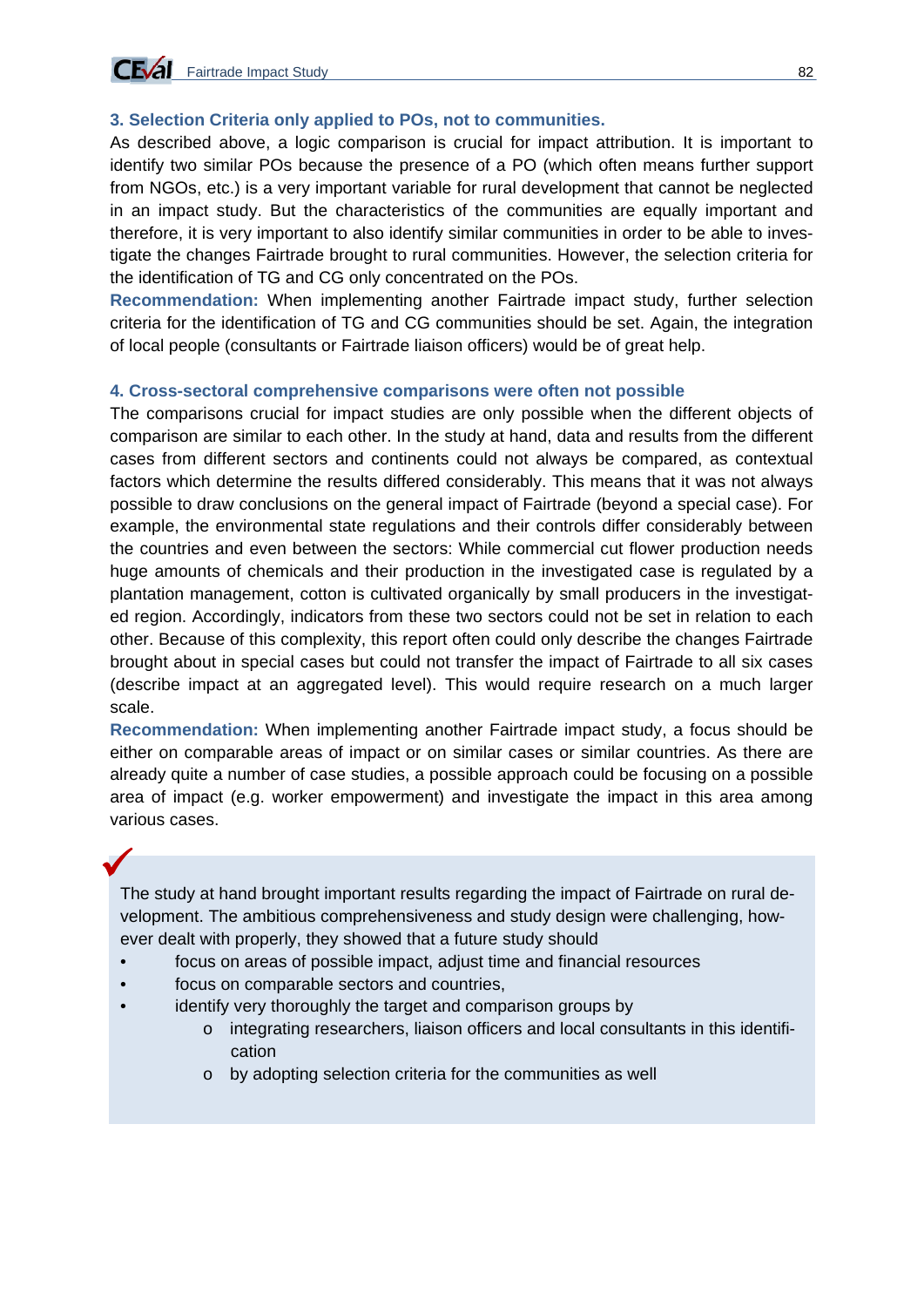### 3. Selection Criteria only applied to POs, not to communities.

As described above, a logic comparison is crucial for impact attribution. It is important to identify two similar POs because the presence of a PO (which often means further support from NGOs, etc.) is a very important variable for rural development that cannot be neglected in an impact study. But the characteristics of the communities are equally important and therefore, it is very important to also identify similar communities in order to be able to investigate the changes Fairtrade brought to rural communities. However, the selection criteria for the identification of TG and CG only concentrated on the POs.

**Recommendation:** When implementing another Fairtrade impact study, further selection criteria for the identification of TG and CG communities should be set. Again, the integration of local people (consultants or Fairtrade liaison officers) would be of great help.

### 4. Cross-sectoral comprehensive comparisons were often not possible

The comparisons crucial for impact studies are only possible when the different objects of comparison are similar to each other. In the study at hand, data and results from the different cases from different sectors and continents could not always be compared, as contextual factors which determine the results differed considerably. This means that it was not always possible to draw conclusions on the general impact of Fairtrade (beyond a special case). For example, the environmental state regulations and their controls differ considerably between the countries and even between the sectors: While commercial cut flower production needs huge amounts of chemicals and their production in the investigated case is regulated by a plantation management, cotton is cultivated organically by small producers in the investigated region. Accordingly, indicators from these two sectors could not be set in relation to each other. Because of this complexity, this report often could only describe the changes Fairtrade brought about in special cases but could not transfer the impact of Fairtrade to all six cases (describe impact at an aggregated level). This would require research on a much larger scale.

**Recommendation:** When implementing another Fairtrade impact study, a focus should be either on comparable areas of impact or on similar cases or similar countries. As there are already quite a number of case studies, a possible approach could be focusing on a possible area of impact (e.g. worker empowerment) and investigate the impact in this area among various cases.

✓

The study at hand brought important results regarding the impact of Fairtrade on rural development. The ambitious comprehensiveness and study design were challenging, however dealt with properly, they showed that a future study should

- focus on areas of possible impact, adjust time and financial resources
- focus on comparable sectors and countries,
- identify very thoroughly the target and comparison groups by
  - integrating researchers, liaison officers and local consultants in this identification
  - by adopting selection criteria for the communities as well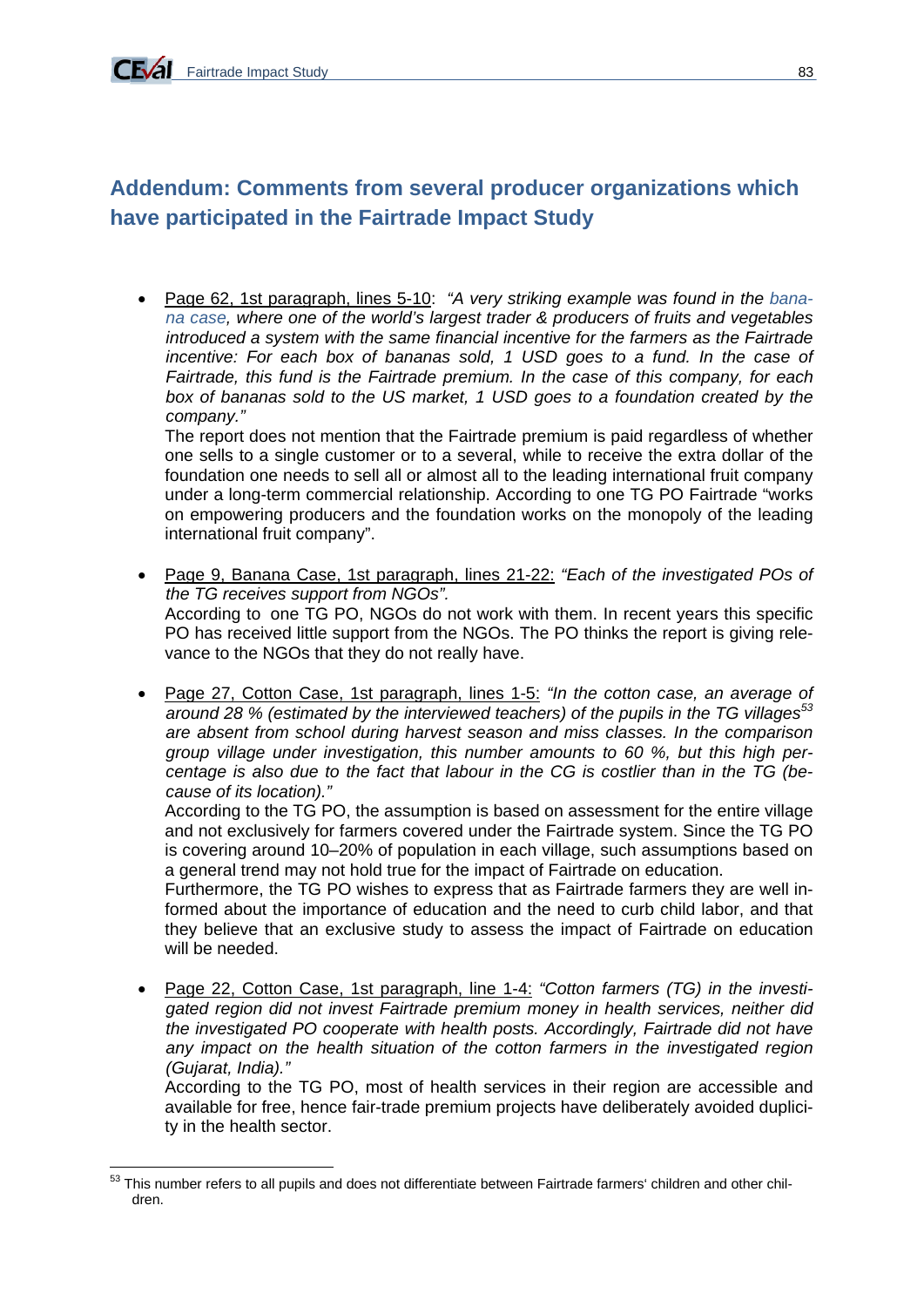## Addendum: Comments from several producer organizations which have participated in the Fairtrade Impact Study

- Page 62, 1st paragraph, lines 5-10: *"A very striking example was found in the banana case, where one of the world's largest trader & producers of fruits and vegetables introduced a system with the same financial incentive for the farmers as the Fairtrade incentive: For each box of bananas sold, 1 USD goes to a fund. In the case of Fairtrade, this fund is the Fairtrade premium. In the case of this company, for each box of bananas sold to the US market, 1 USD goes to a foundation created by the company."*
  The report does not mention that the Fairtrade premium is paid regardless of whether one sells to a single customer or to a several, while to receive the extra dollar of the foundation one needs to sell all or almost all to the leading international fruit company under a long-term commercial relationship. According to one TG PO Fairtrade "works on empowering producers and the foundation works on the monopoly of the leading international fruit company".

- Page 9, Banana Case, 1st paragraph, lines 21-22: *"Each of the investigated POs of the TG receives support from NGOs".*
  According to one TG PO, NGOs do not work with them. In recent years this specific PO has received little support from the NGOs. The PO thinks the report is giving relevance to the NGOs that they do not really have.

- Page 27, Cotton Case, 1st paragraph, lines 1-5: *"In the cotton case, an average of around 28 % (estimated by the interviewed teachers) of the pupils in the TG villages[53] are absent from school during harvest season and miss classes. In the comparison group village under investigation, this number amounts to 60 %, but this high percentage is also due to the fact that labour in the CG is costlier than in the TG (because of its location)."*
  According to the TG PO, the assumption is based on assessment for the entire village and not exclusively for farmers covered under the Fairtrade system. Since the TG PO is covering around 10–20% of population in each village, such assumptions based on a general trend may not hold true for the impact of Fairtrade on education.
  Furthermore, the TG PO wishes to express that as Fairtrade farmers they are well informed about the importance of education and the need to curb child labor, and that they believe that an exclusive study to assess the impact of Fairtrade on education will be needed.

- Page 22, Cotton Case, 1st paragraph, line 1-4: *"Cotton farmers (TG) in the investigated region did not invest Fairtrade premium money in health services, neither did the investigated PO cooperate with health posts. Accordingly, Fairtrade did not have any impact on the health situation of the cotton farmers in the investigated region (Gujarat, India)."*
  According to the TG PO, most of health services in their region are accessible and available for free, hence fair-trade premium projects have deliberately avoided duplicity in the health sector.

[53] This number refers to all pupils and does not differentiate between Fairtrade farmers' children and other children.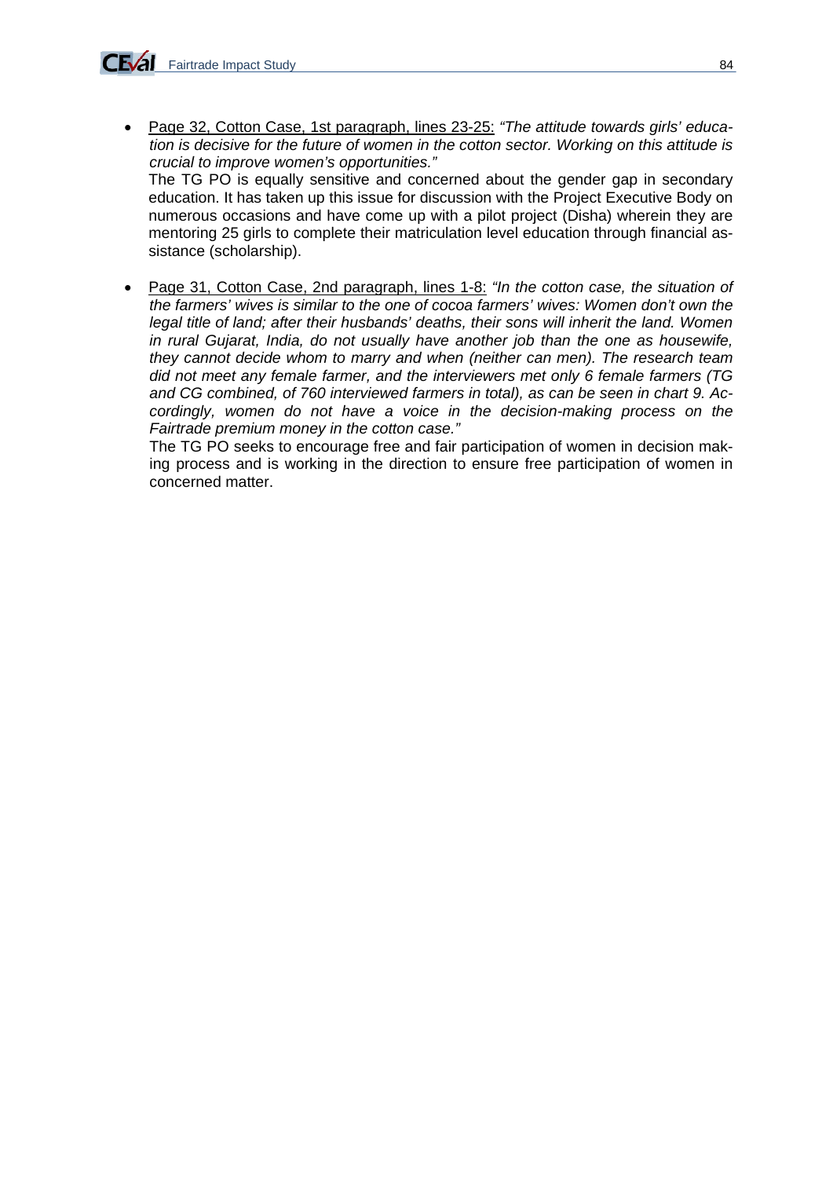- <u>Page 32, Cotton Case, 1st paragraph, lines 23-25:</u> *"The attitude towards girls' education is decisive for the future of women in the cotton sector. Working on this attitude is crucial to improve women's opportunities."*
  The TG PO is equally sensitive and concerned about the gender gap in secondary education. It has taken up this issue for discussion with the Project Executive Body on numerous occasions and have come up with a pilot project (Disha) wherein they are mentoring 25 girls to complete their matriculation level education through financial assistance (scholarship).

- <u>Page 31, Cotton Case, 2nd paragraph, lines 1-8:</u> *"In the cotton case, the situation of the farmers' wives is similar to the one of cocoa farmers' wives: Women don't own the legal title of land; after their husbands' deaths, their sons will inherit the land. Women in rural Gujarat, India, do not usually have another job than the one as housewife, they cannot decide whom to marry and when (neither can men). The research team did not meet any female farmer, and the interviewers met only 6 female farmers (TG and CG combined, of 760 interviewed farmers in total), as can be seen in chart 9. Accordingly, women do not have a voice in the decision-making process on the Fairtrade premium money in the cotton case."*
  The TG PO seeks to encourage free and fair participation of women in decision making process and is working in the direction to ensure free participation of women in concerned matter.